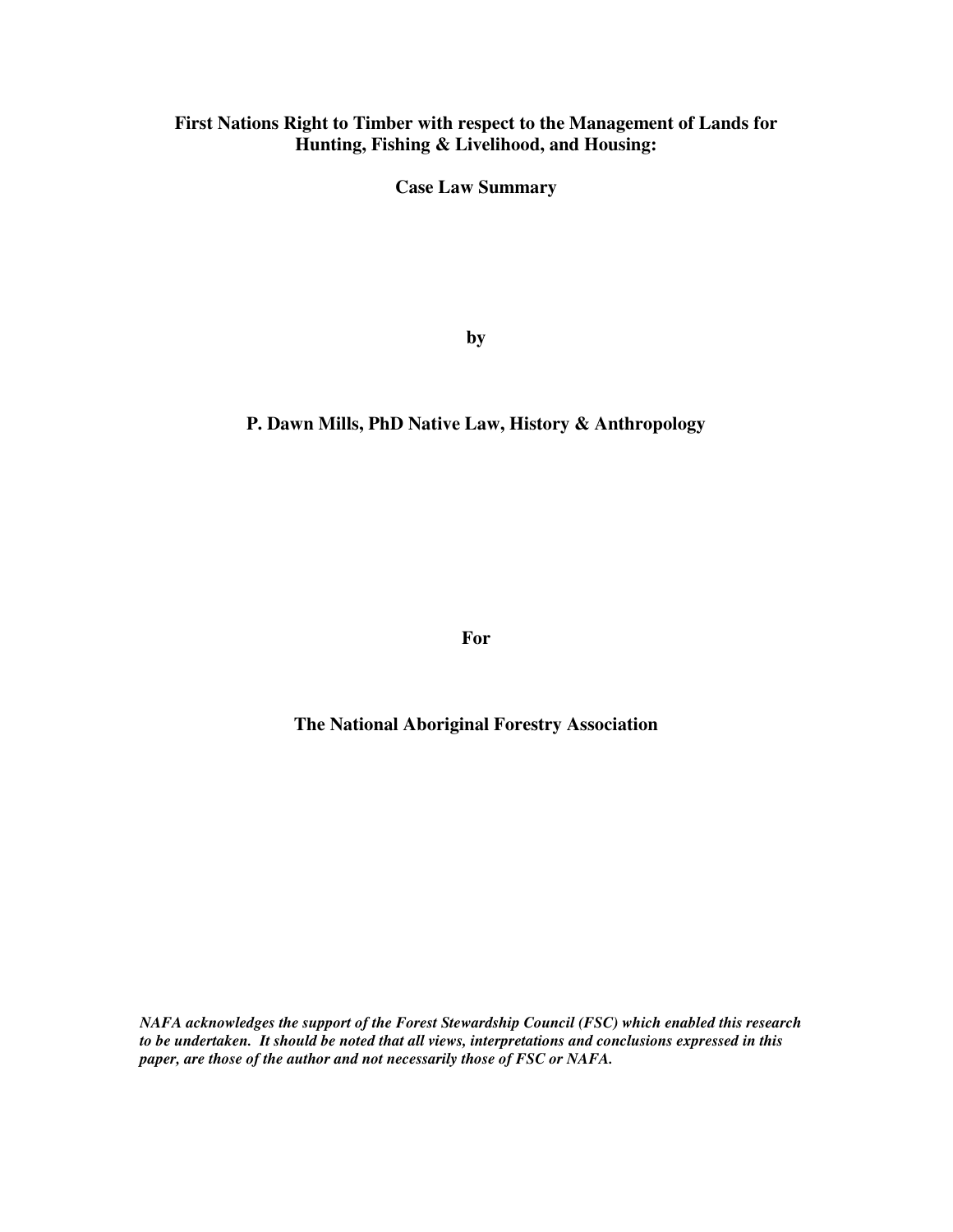# First Nations Right to Timber with respect to the Management of Lands for Hunting, Fishing & Livelihood, and Housing:

## Case Law Summary

**by**

**P. Dawn Mills, PhD Native Law, History & Anthropology**

**For**

**The National Aboriginal Forestry Association**

***NAFA acknowledges the support of the Forest Stewardship Council (FSC) which enabled this research to be undertaken. It should be noted that all views, interpretations and conclusions expressed in this paper, are those of the author and not necessarily those of FSC or NAFA.***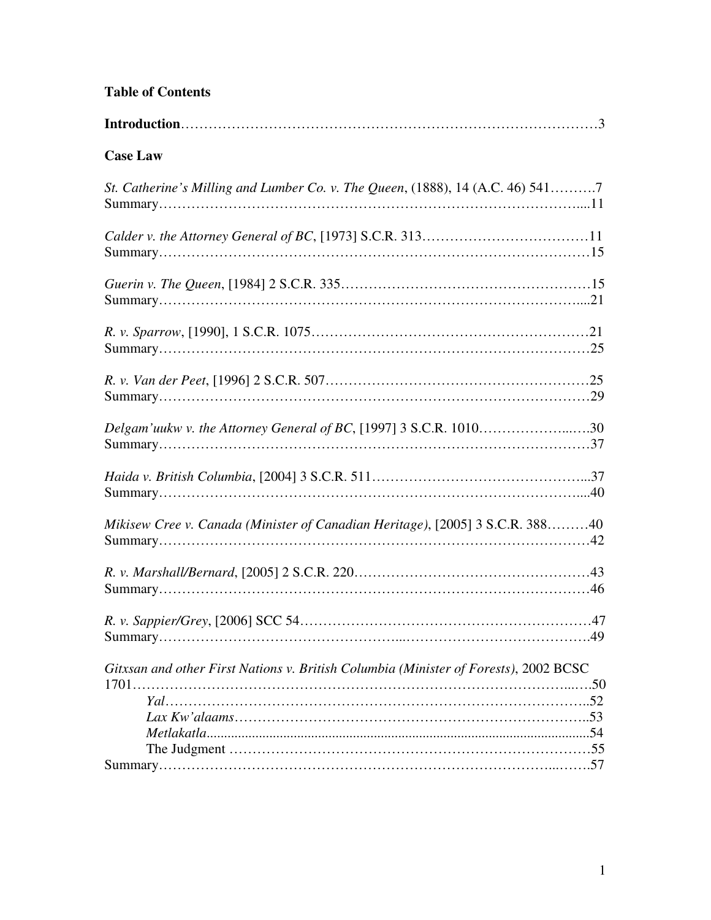**Table of Contents**

**Introduction**……………………………………………………………………………3

**Case Law**

*St. Catherine's Milling and Lumber Co. v. The Queen*, (1888), 14 (A.C. 46) 541……….7
Summary…………………………………………………………………………….....11

*Calder v. the Attorney General of BC*, [1973] S.C.R. 313………………………………11
Summary……………………………………………………………………………15

*Guerin v. The Queen*, [1984] 2 S.C.R. 335………………………………………………15
Summary……………………………………………………………………………....21

*R. v. Sparrow*, [1990], 1 S.C.R. 1075……………………………………………………21
Summary……………………………………………………………………………25

*R. v. Van der Peet*, [1996] 2 S.C.R. 507…………………………………………………25
Summary……………………………………………………………………………29

*Delgam'uukw v. the Attorney General of BC*, [1997] 3 S.C.R. 1010……………...….30
Summary……………………………………………………………………………37

*Haida v. British Columbia*, [2004] 3 S.C.R. 511……………………………………...37
Summary…………………………………………………………………………....40

*Mikisew Cree v. Canada (Minister of Canadian Heritage)*, [2005] 3 S.C.R. 388………40
Summary……………………………………………………………………………42

*R. v. Marshall/Bernard*, [2005] 2 S.C.R. 220……………………………………………43
Summary……………………………………………………………………………46

*R. v. Sappier/Grey*, [2006] SCC 54………………………………………………………47
Summary…………………………………………...………………………………49

*Gitxsan and other First Nations v. British Columbia (Minister of Forests)*, 2002 BCSC 1701…………………………………………………………………………………...….50

- *Yal*…………………………………………………………………………………..52
- *Lax Kw'alaams*……………………………………………………………………..53
- *Metlakatla*..............................................................................................................54
- The Judgment ……………………………………………………………………55

Summary………………………………………………………………………...…….57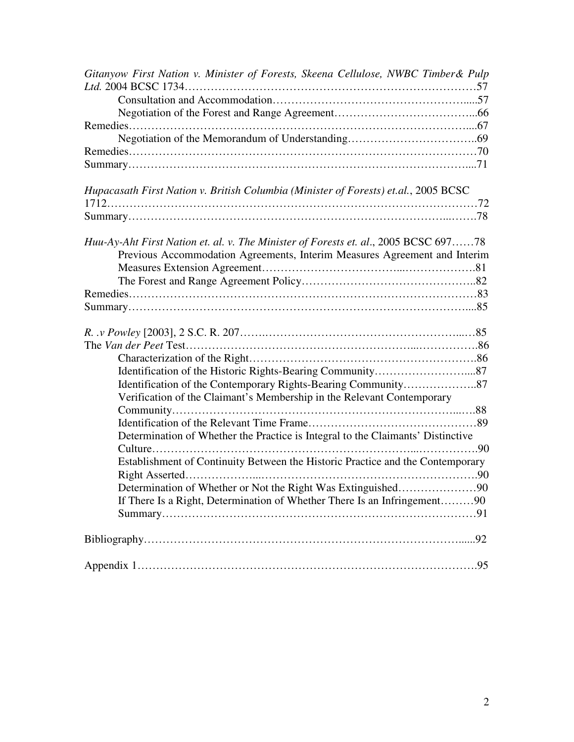*Gitanyow First Nation v. Minister of Forests, Skeena Cellulose, NWBC Timber& Pulp Ltd.* 2004 BCSC 1734……………………………………………………………………57

Consultation and Accommodation…………………………………………….....57

Negotiation of the Forest and Range Agreement………………………………...66

Remedies…………………………………………………………………………….....67

Negotiation of the Memorandum of Understanding……………………………..69

Remedies………………………………………………………………………………70

Summary……………………………………………………………………………....71

*Hupacasath First Nation v. British Columbia (Minister of Forests) et.al.*, 2005 BCSC 1712……………………………………………………………………………………72

Summary…………………………………………………………………………...…….78

*Huu-Ay-Aht First Nation et. al. v. The Minister of Forests et. al*., 2005 BCSC 697……78

Previous Accommodation Agreements, Interim Measures Agreement and Interim Measures Extension Agreement………………………………...……………….81

The Forest and Range Agreement Policy……………………………………….82

Remedies………………………………………………………………………………83

Summary……………………………………………………………………………....85

*R. .v Powley* [2003], 2 S.C. R. 207…….…………………………………………...…85

The *Van der Peet* Test……………………………………………...……………….86

Characterization of the Right…………………………………………………….86

Identification of the Historic Rights-Bearing Community……………………....87

Identification of the Contemporary Rights-Bearing Community………………..87

Verification of the Claimant's Membership in the Relevant Contemporary Community………………………………………………………………...….88

Identification of the Relevant Time Frame………………………………………89

Determination of Whether the Practice is Integral to the Claimants' Distinctive Culture……………………………………………………………...…………….90

Establishment of Continuity Between the Historic Practice and the Contemporary Right Asserted………………...…………………………………………………….90

Determination of Whether or Not the Right Was Extinguished…………………90

If There Is a Right, Determination of Whether There Is an Infringement………90

Summary………………………………………………………………………91

Bibliography……………………………………………………………………….......92

Appendix 1……………………………………………………………………………….95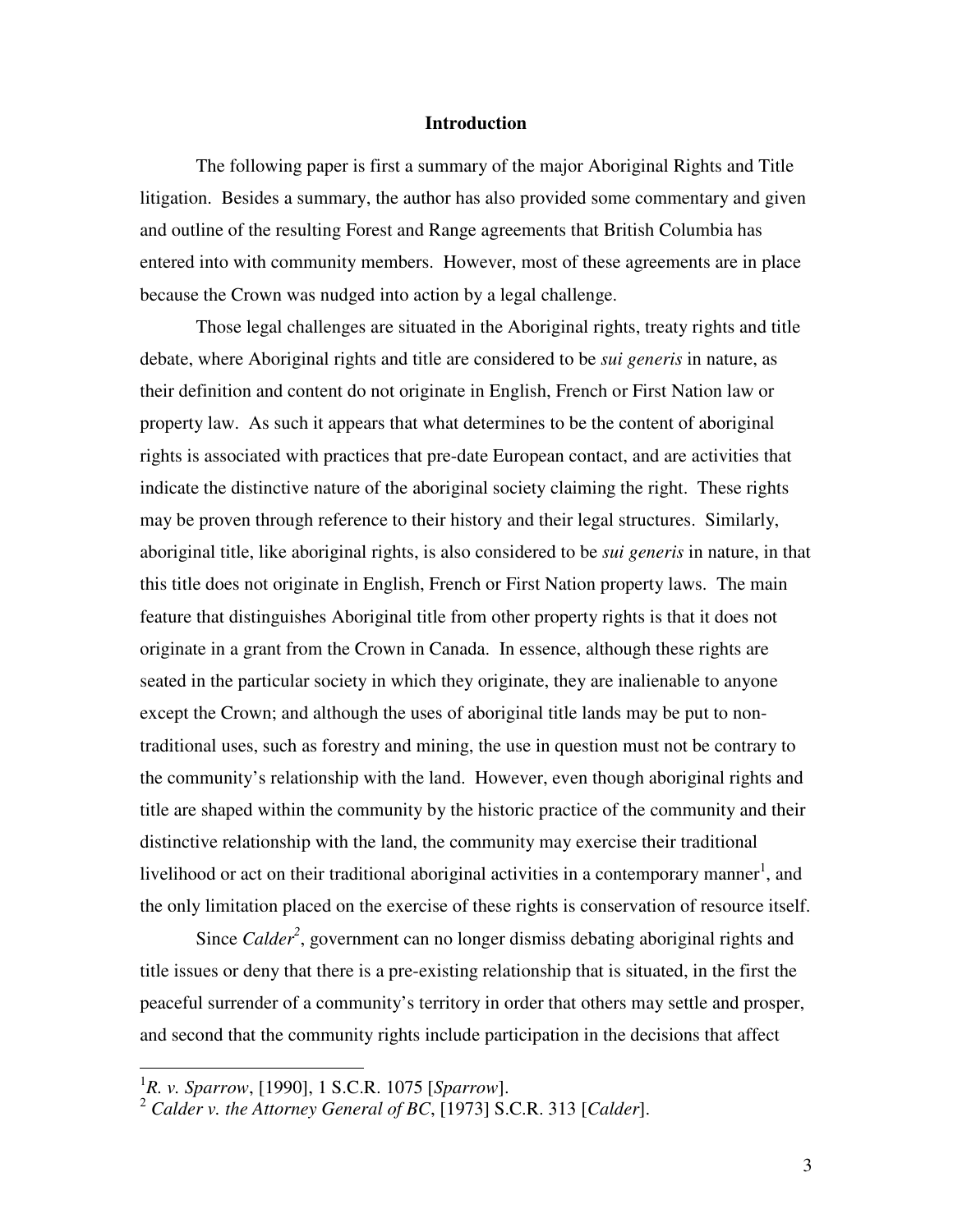## Introduction

The following paper is first a summary of the major Aboriginal Rights and Title litigation. Besides a summary, the author has also provided some commentary and given and outline of the resulting Forest and Range agreements that British Columbia has entered into with community members. However, most of these agreements are in place because the Crown was nudged into action by a legal challenge.

Those legal challenges are situated in the Aboriginal rights, treaty rights and title debate, where Aboriginal rights and title are considered to be *sui generis* in nature, as their definition and content do not originate in English, French or First Nation law or property law. As such it appears that what determines to be the content of aboriginal rights is associated with practices that pre-date European contact, and are activities that indicate the distinctive nature of the aboriginal society claiming the right. These rights may be proven through reference to their history and their legal structures. Similarly, aboriginal title, like aboriginal rights, is also considered to be *sui generis* in nature, in that this title does not originate in English, French or First Nation property laws. The main feature that distinguishes Aboriginal title from other property rights is that it does not originate in a grant from the Crown in Canada. In essence, although these rights are seated in the particular society in which they originate, they are inalienable to anyone except the Crown; and although the uses of aboriginal title lands may be put to non-traditional uses, such as forestry and mining, the use in question must not be contrary to the community's relationship with the land. However, even though aboriginal rights and title are shaped within the community by the historic practice of the community and their distinctive relationship with the land, the community may exercise their traditional livelihood or act on their traditional aboriginal activities in a contemporary manner[1], and the only limitation placed on the exercise of these rights is conservation of resource itself.

Since *Calder*[2], government can no longer dismiss debating aboriginal rights and title issues or deny that there is a pre-existing relationship that is situated, in the first the peaceful surrender of a community's territory in order that others may settle and prosper, and second that the community rights include participation in the decisions that affect

---

[1] *R. v. Sparrow*, [1990], 1 S.C.R. 1075 [*Sparrow*].

[2] *Calder v. the Attorney General of BC*, [1973] S.C.R. 313 [*Calder*].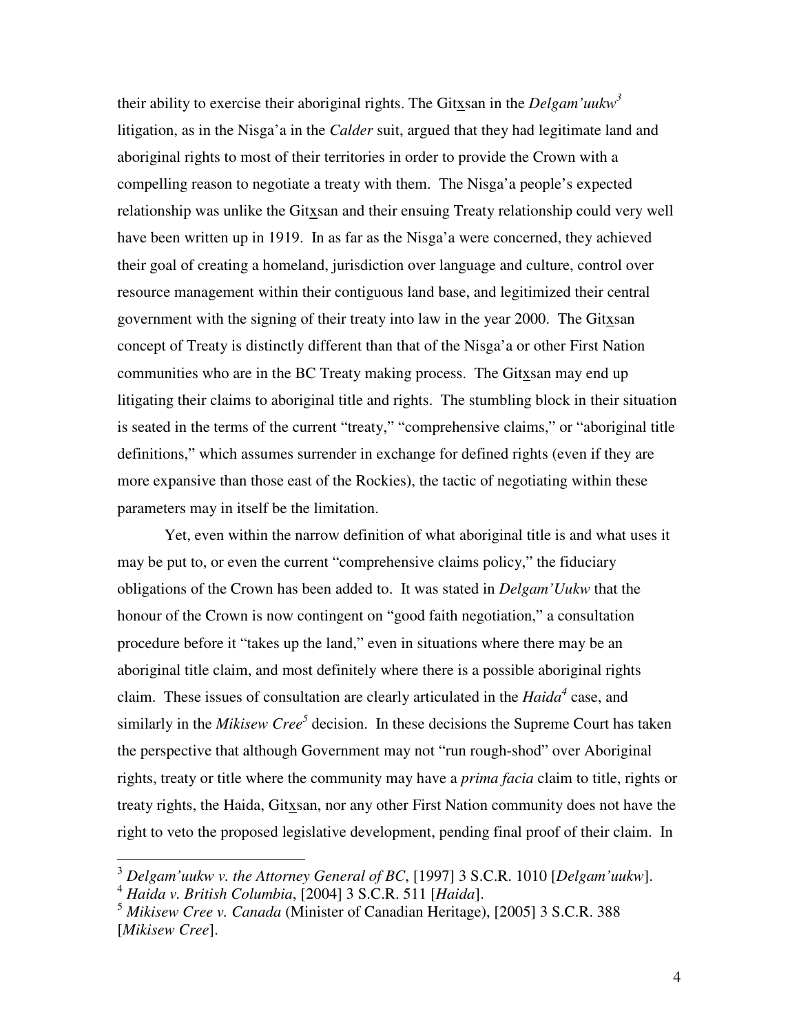their ability to exercise their aboriginal rights. The Gitxsan in the *Delgam'uukw*[3] litigation, as in the Nisga'a in the *Calder* suit, argued that they had legitimate land and aboriginal rights to most of their territories in order to provide the Crown with a compelling reason to negotiate a treaty with them. The Nisga'a people's expected relationship was unlike the Gitxsan and their ensuing Treaty relationship could very well have been written up in 1919. In as far as the Nisga'a were concerned, they achieved their goal of creating a homeland, jurisdiction over language and culture, control over resource management within their contiguous land base, and legitimized their central government with the signing of their treaty into law in the year 2000. The Gitxsan concept of Treaty is distinctly different than that of the Nisga'a or other First Nation communities who are in the BC Treaty making process. The Gitxsan may end up litigating their claims to aboriginal title and rights. The stumbling block in their situation is seated in the terms of the current "treaty," "comprehensive claims," or "aboriginal title definitions," which assumes surrender in exchange for defined rights (even if they are more expansive than those east of the Rockies), the tactic of negotiating within these parameters may in itself be the limitation.

Yet, even within the narrow definition of what aboriginal title is and what uses it may be put to, or even the current "comprehensive claims policy," the fiduciary obligations of the Crown has been added to. It was stated in *Delgam'Uukw* that the honour of the Crown is now contingent on "good faith negotiation," a consultation procedure before it "takes up the land," even in situations where there may be an aboriginal title claim, and most definitely where there is a possible aboriginal rights claim. These issues of consultation are clearly articulated in the *Haida*[4] case, and similarly in the *Mikisew Cree*[5] decision. In these decisions the Supreme Court has taken the perspective that although Government may not "run rough-shod" over Aboriginal rights, treaty or title where the community may have a *prima facia* claim to title, rights or treaty rights, the Haida, Gitxsan, nor any other First Nation community does not have the right to veto the proposed legislative development, pending final proof of their claim. In

---

[3] *Delgam'uukw v. the Attorney General of BC*, [1997] 3 S.C.R. 1010 [*Delgam'uukw*].

[4] *Haida v. British Columbia*, [2004] 3 S.C.R. 511 [*Haida*].

[5] *Mikisew Cree v. Canada* (Minister of Canadian Heritage), [2005] 3 S.C.R. 388 [*Mikisew Cree*].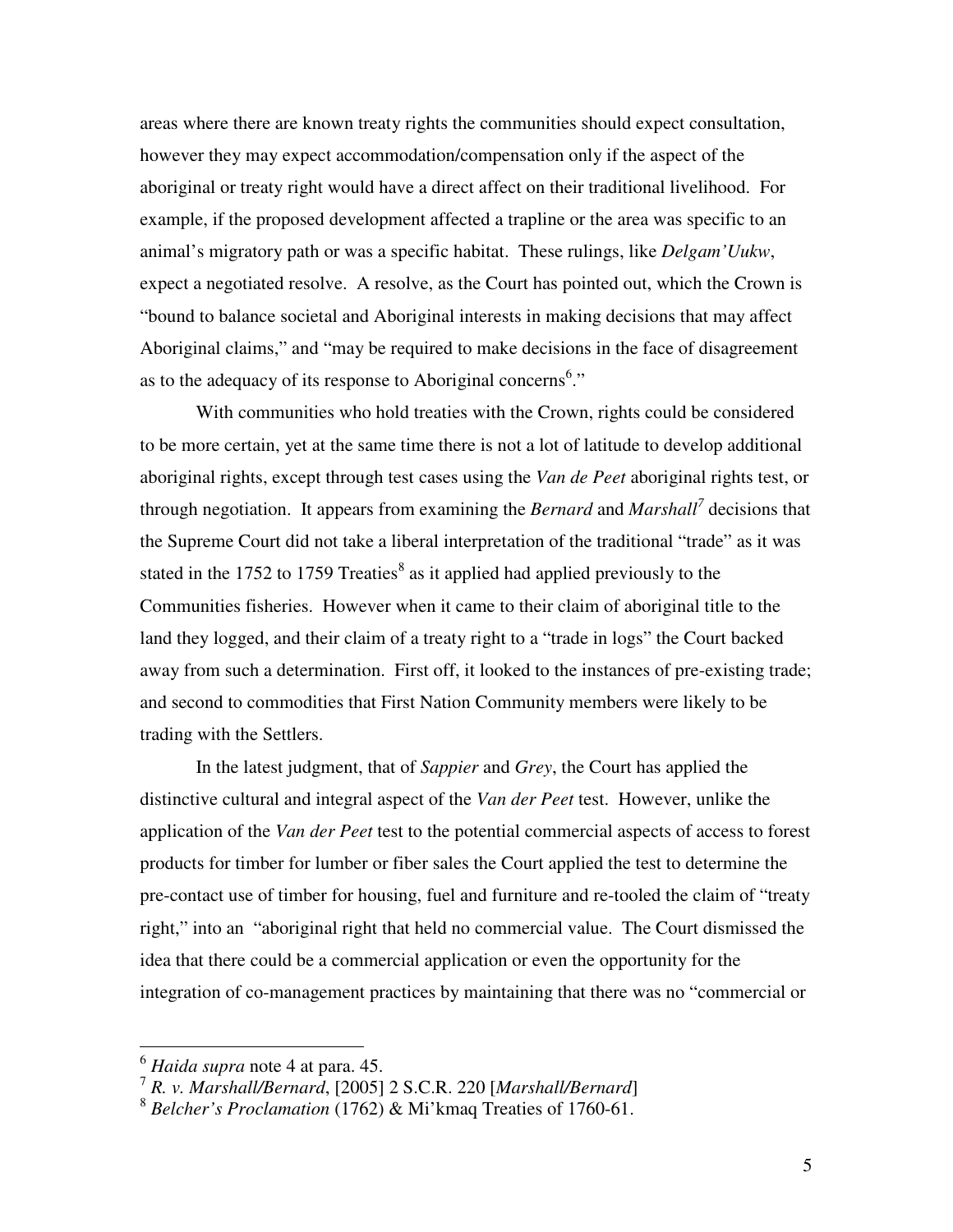areas where there are known treaty rights the communities should expect consultation, however they may expect accommodation/compensation only if the aspect of the aboriginal or treaty right would have a direct affect on their traditional livelihood. For example, if the proposed development affected a trapline or the area was specific to an animal's migratory path or was a specific habitat. These rulings, like *Delgam'Uukw*, expect a negotiated resolve. A resolve, as the Court has pointed out, which the Crown is "bound to balance societal and Aboriginal interests in making decisions that may affect Aboriginal claims," and "may be required to make decisions in the face of disagreement as to the adequacy of its response to Aboriginal concerns[6]."

With communities who hold treaties with the Crown, rights could be considered to be more certain, yet at the same time there is not a lot of latitude to develop additional aboriginal rights, except through test cases using the *Van de Peet* aboriginal rights test, or through negotiation. It appears from examining the *Bernard* and *Marshall*[7] decisions that the Supreme Court did not take a liberal interpretation of the traditional "trade" as it was stated in the 1752 to 1759 Treaties[8] as it applied had applied previously to the Communities fisheries. However when it came to their claim of aboriginal title to the land they logged, and their claim of a treaty right to a "trade in logs" the Court backed away from such a determination. First off, it looked to the instances of pre-existing trade; and second to commodities that First Nation Community members were likely to be trading with the Settlers.

In the latest judgment, that of *Sappier* and *Grey*, the Court has applied the distinctive cultural and integral aspect of the *Van der Peet* test. However, unlike the application of the *Van der Peet* test to the potential commercial aspects of access to forest products for timber for lumber or fiber sales the Court applied the test to determine the pre-contact use of timber for housing, fuel and furniture and re-tooled the claim of "treaty right," into an "aboriginal right that held no commercial value. The Court dismissed the idea that there could be a commercial application or even the opportunity for the integration of co-management practices by maintaining that there was no "commercial or

---

[6] *Haida supra* note 4 at para. 45.

[7] *R. v. Marshall/Bernard*, [2005] 2 S.C.R. 220 [*Marshall/Bernard*]

[8] *Belcher's Proclamation* (1762) & Mi'kmaq Treaties of 1760-61.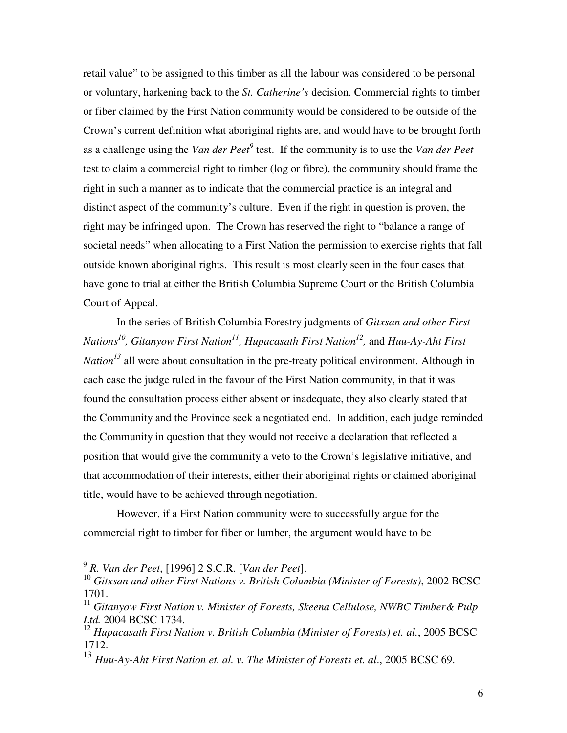retail value" to be assigned to this timber as all the labour was considered to be personal or voluntary, harkening back to the *St. Catherine's* decision. Commercial rights to timber or fiber claimed by the First Nation community would be considered to be outside of the Crown's current definition what aboriginal rights are, and would have to be brought forth as a challenge using the *Van der Peet*[9] test. If the community is to use the *Van der Peet* test to claim a commercial right to timber (log or fibre), the community should frame the right in such a manner as to indicate that the commercial practice is an integral and distinct aspect of the community's culture. Even if the right in question is proven, the right may be infringed upon. The Crown has reserved the right to "balance a range of societal needs" when allocating to a First Nation the permission to exercise rights that fall outside known aboriginal rights. This result is most clearly seen in the four cases that have gone to trial at either the British Columbia Supreme Court or the British Columbia Court of Appeal.

In the series of British Columbia Forestry judgments of *Gitxsan and other First Nations*[10], *Gitanyow First Nation*[11], *Hupacasath First Nation*[12], and *Huu-Ay-Aht First Nation*[13] all were about consultation in the pre-treaty political environment. Although in each case the judge ruled in the favour of the First Nation community, in that it was found the consultation process either absent or inadequate, they also clearly stated that the Community and the Province seek a negotiated end. In addition, each judge reminded the Community in question that they would not receive a declaration that reflected a position that would give the community a veto to the Crown's legislative initiative, and that accommodation of their interests, either their aboriginal rights or claimed aboriginal title, would have to be achieved through negotiation.

However, if a First Nation community were to successfully argue for the commercial right to timber for fiber or lumber, the argument would have to be

---

[9] *R. Van der Peet*, [1996] 2 S.C.R. [*Van der Peet*].

[10] *Gitxsan and other First Nations v. British Columbia (Minister of Forests)*, 2002 BCSC 1701.

[11] *Gitanyow First Nation v. Minister of Forests, Skeena Cellulose, NWBC Timber& Pulp Ltd.* 2004 BCSC 1734.

[12] *Hupacasath First Nation v. British Columbia (Minister of Forests) et. al.*, 2005 BCSC 1712.

[13] *Huu-Ay-Aht First Nation et. al. v. The Minister of Forests et. al.*, 2005 BCSC 69.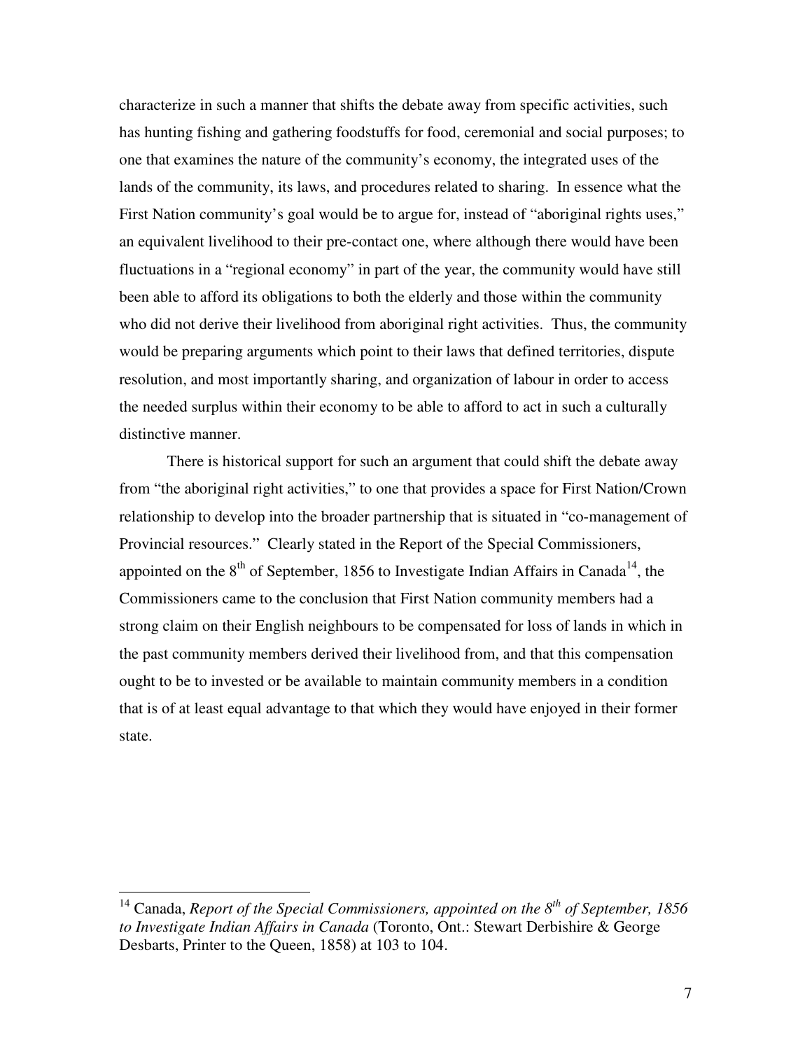characterize in such a manner that shifts the debate away from specific activities, such has hunting fishing and gathering foodstuffs for food, ceremonial and social purposes; to one that examines the nature of the community's economy, the integrated uses of the lands of the community, its laws, and procedures related to sharing. In essence what the First Nation community's goal would be to argue for, instead of "aboriginal rights uses," an equivalent livelihood to their pre-contact one, where although there would have been fluctuations in a "regional economy" in part of the year, the community would have still been able to afford its obligations to both the elderly and those within the community who did not derive their livelihood from aboriginal right activities. Thus, the community would be preparing arguments which point to their laws that defined territories, dispute resolution, and most importantly sharing, and organization of labour in order to access the needed surplus within their economy to be able to afford to act in such a culturally distinctive manner.

There is historical support for such an argument that could shift the debate away from "the aboriginal right activities," to one that provides a space for First Nation/Crown relationship to develop into the broader partnership that is situated in "co-management of Provincial resources." Clearly stated in the Report of the Special Commissioners, appointed on the 8th of September, 1856 to Investigate Indian Affairs in Canada[14], the Commissioners came to the conclusion that First Nation community members had a strong claim on their English neighbours to be compensated for loss of lands in which in the past community members derived their livelihood from, and that this compensation ought to be to invested or be available to maintain community members in a condition that is of at least equal advantage to that which they would have enjoyed in their former state.

---

[14] Canada, *Report of the Special Commissioners, appointed on the 8th of September, 1856 to Investigate Indian Affairs in Canada* (Toronto, Ont.: Stewart Derbishire & George Desbarts, Printer to the Queen, 1858) at 103 to 104.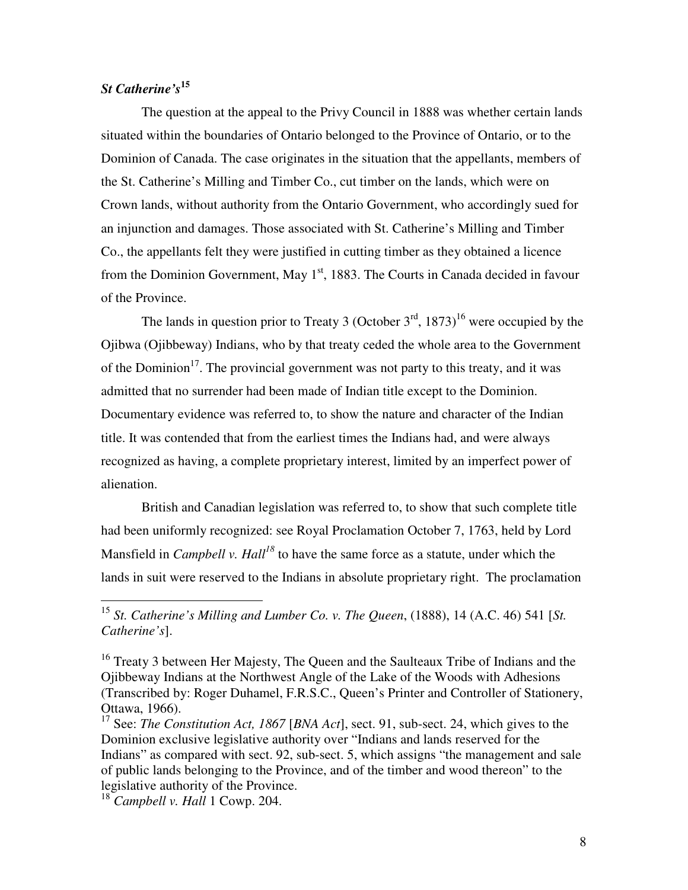### *St Catherine's*[15]

The question at the appeal to the Privy Council in 1888 was whether certain lands situated within the boundaries of Ontario belonged to the Province of Ontario, or to the Dominion of Canada. The case originates in the situation that the appellants, members of the St. Catherine's Milling and Timber Co., cut timber on the lands, which were on Crown lands, without authority from the Ontario Government, who accordingly sued for an injunction and damages. Those associated with St. Catherine's Milling and Timber Co., the appellants felt they were justified in cutting timber as they obtained a licence from the Dominion Government, May 1st, 1883. The Courts in Canada decided in favour of the Province.

The lands in question prior to Treaty 3 (October 3rd, 1873)[16] were occupied by the Ojibwa (Ojibbeway) Indians, who by that treaty ceded the whole area to the Government of the Dominion[17]. The provincial government was not party to this treaty, and it was admitted that no surrender had been made of Indian title except to the Dominion. Documentary evidence was referred to, to show the nature and character of the Indian title. It was contended that from the earliest times the Indians had, and were always recognized as having, a complete proprietary interest, limited by an imperfect power of alienation.

British and Canadian legislation was referred to, to show that such complete title had been uniformly recognized: see Royal Proclamation October 7, 1763, held by Lord Mansfield in *Campbell v. Hall*[18] to have the same force as a statute, under which the lands in suit were reserved to the Indians in absolute proprietary right. The proclamation

---

[15] *St. Catherine's Milling and Lumber Co. v. The Queen*, (1888), 14 (A.C. 46) 541 [*St. Catherine's*].

[16] Treaty 3 between Her Majesty, The Queen and the Saulteaux Tribe of Indians and the Ojibbeway Indians at the Northwest Angle of the Lake of the Woods with Adhesions (Transcribed by: Roger Duhamel, F.R.S.C., Queen's Printer and Controller of Stationery, Ottawa, 1966).

[17] See: *The Constitution Act, 1867* [*BNA Act*], sect. 91, sub-sect. 24, which gives to the Dominion exclusive legislative authority over "Indians and lands reserved for the Indians" as compared with sect. 92, sub-sect. 5, which assigns "the management and sale of public lands belonging to the Province, and of the timber and wood thereon" to the legislative authority of the Province.

[18] *Campbell v. Hall* 1 Cowp. 204.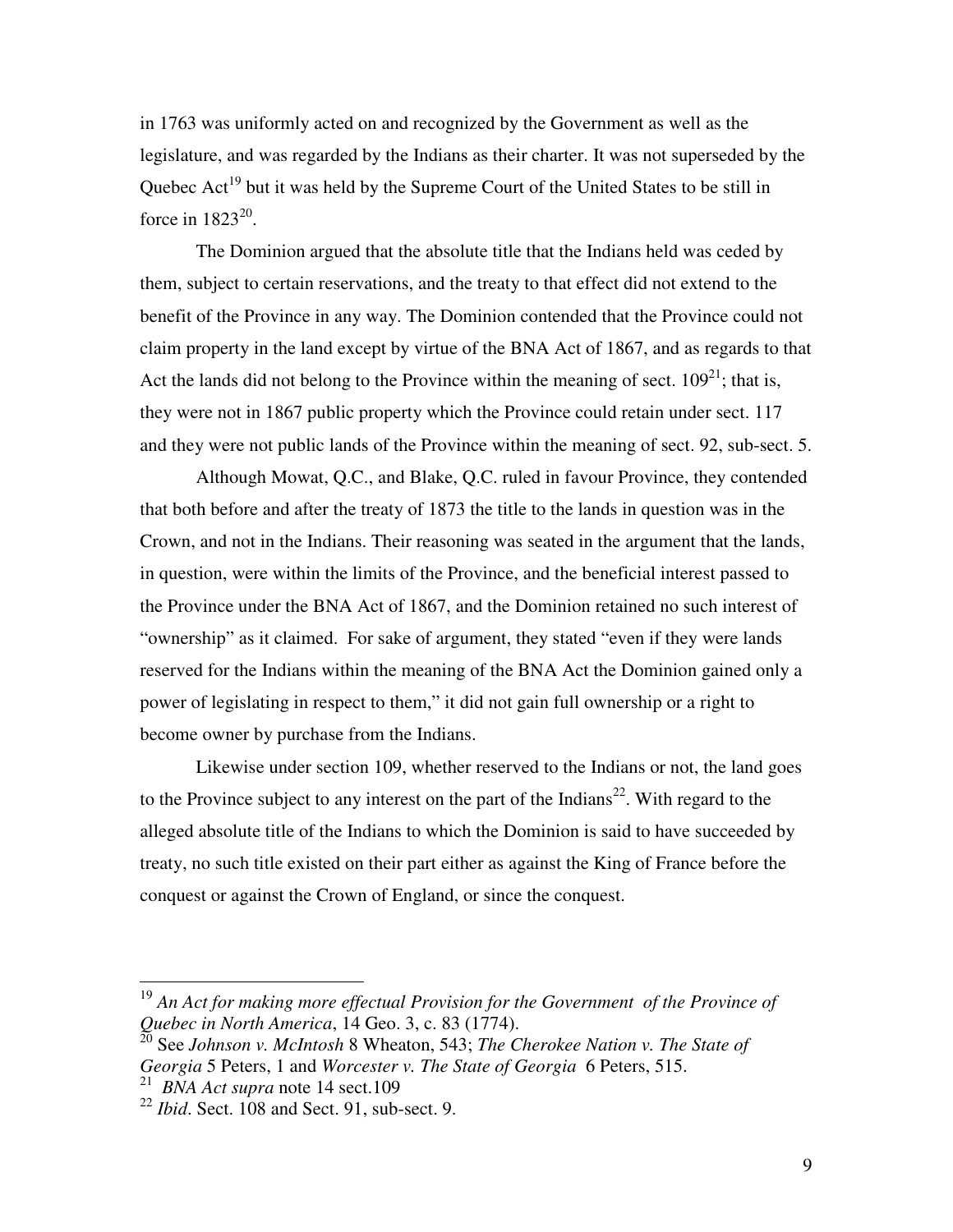in 1763 was uniformly acted on and recognized by the Government as well as the legislature, and was regarded by the Indians as their charter. It was not superseded by the Quebec Act[19] but it was held by the Supreme Court of the United States to be still in force in 1823[20].

The Dominion argued that the absolute title that the Indians held was ceded by them, subject to certain reservations, and the treaty to that effect did not extend to the benefit of the Province in any way. The Dominion contended that the Province could not claim property in the land except by virtue of the BNA Act of 1867, and as regards to that Act the lands did not belong to the Province within the meaning of sect. 109[21]; that is, they were not in 1867 public property which the Province could retain under sect. 117 and they were not public lands of the Province within the meaning of sect. 92, sub-sect. 5.

Although Mowat, Q.C., and Blake, Q.C. ruled in favour Province, they contended that both before and after the treaty of 1873 the title to the lands in question was in the Crown, and not in the Indians. Their reasoning was seated in the argument that the lands, in question, were within the limits of the Province, and the beneficial interest passed to the Province under the BNA Act of 1867, and the Dominion retained no such interest of "ownership" as it claimed. For sake of argument, they stated "even if they were lands reserved for the Indians within the meaning of the BNA Act the Dominion gained only a power of legislating in respect to them," it did not gain full ownership or a right to become owner by purchase from the Indians.

Likewise under section 109, whether reserved to the Indians or not, the land goes to the Province subject to any interest on the part of the Indians[22]. With regard to the alleged absolute title of the Indians to which the Dominion is said to have succeeded by treaty, no such title existed on their part either as against the King of France before the conquest or against the Crown of England, or since the conquest.

---

[19] *An Act for making more effectual Provision for the Government of the Province of Quebec in North America*, 14 Geo. 3, c. 83 (1774).

[20] See *Johnson v. McIntosh* 8 Wheaton, 543; *The Cherokee Nation v. The State of Georgia* 5 Peters, 1 and *Worcester v. The State of Georgia* 6 Peters, 515.

[21] *BNA Act supra* note 14 sect.109

[22] *Ibid*. Sect. 108 and Sect. 91, sub-sect. 9.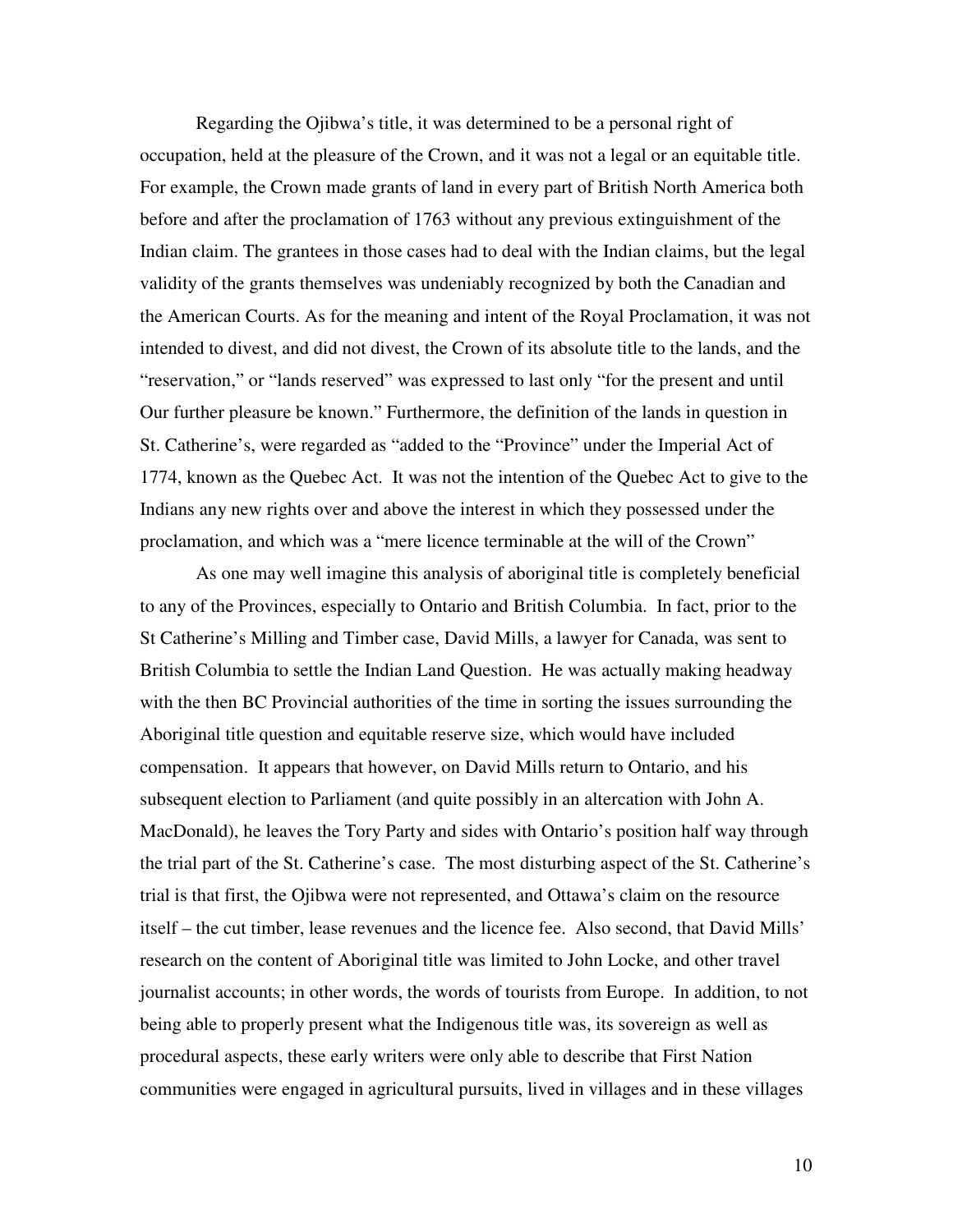Regarding the Ojibwa's title, it was determined to be a personal right of occupation, held at the pleasure of the Crown, and it was not a legal or an equitable title. For example, the Crown made grants of land in every part of British North America both before and after the proclamation of 1763 without any previous extinguishment of the Indian claim. The grantees in those cases had to deal with the Indian claims, but the legal validity of the grants themselves was undeniably recognized by both the Canadian and the American Courts. As for the meaning and intent of the Royal Proclamation, it was not intended to divest, and did not divest, the Crown of its absolute title to the lands, and the "reservation," or "lands reserved" was expressed to last only "for the present and until Our further pleasure be known." Furthermore, the definition of the lands in question in St. Catherine's, were regarded as "added to the "Province" under the Imperial Act of 1774, known as the Quebec Act. It was not the intention of the Quebec Act to give to the Indians any new rights over and above the interest in which they possessed under the proclamation, and which was a "mere licence terminable at the will of the Crown"

As one may well imagine this analysis of aboriginal title is completely beneficial to any of the Provinces, especially to Ontario and British Columbia. In fact, prior to the St Catherine's Milling and Timber case, David Mills, a lawyer for Canada, was sent to British Columbia to settle the Indian Land Question. He was actually making headway with the then BC Provincial authorities of the time in sorting the issues surrounding the Aboriginal title question and equitable reserve size, which would have included compensation. It appears that however, on David Mills return to Ontario, and his subsequent election to Parliament (and quite possibly in an altercation with John A. MacDonald), he leaves the Tory Party and sides with Ontario's position half way through the trial part of the St. Catherine's case. The most disturbing aspect of the St. Catherine's trial is that first, the Ojibwa were not represented, and Ottawa's claim on the resource itself – the cut timber, lease revenues and the licence fee. Also second, that David Mills' research on the content of Aboriginal title was limited to John Locke, and other travel journalist accounts; in other words, the words of tourists from Europe. In addition, to not being able to properly present what the Indigenous title was, its sovereign as well as procedural aspects, these early writers were only able to describe that First Nation communities were engaged in agricultural pursuits, lived in villages and in these villages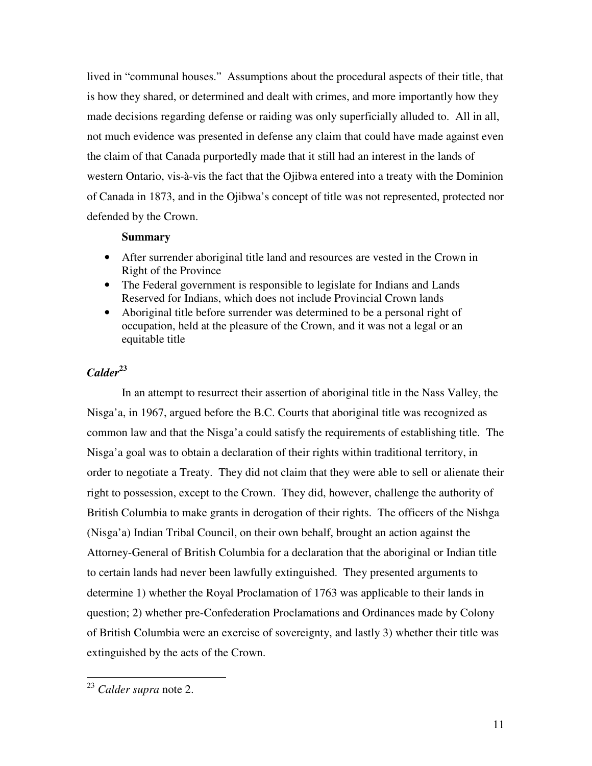lived in "communal houses." Assumptions about the procedural aspects of their title, that is how they shared, or determined and dealt with crimes, and more importantly how they made decisions regarding defense or raiding was only superficially alluded to. All in all, not much evidence was presented in defense any claim that could have made against even the claim of that Canada purportedly made that it still had an interest in the lands of western Ontario, vis-à-vis the fact that the Ojibwa entered into a treaty with the Dominion of Canada in 1873, and in the Ojibwa's concept of title was not represented, protected nor defended by the Crown.

**Summary**

- After surrender aboriginal title land and resources are vested in the Crown in Right of the Province
- The Federal government is responsible to legislate for Indians and Lands Reserved for Indians, which does not include Provincial Crown lands
- Aboriginal title before surrender was determined to be a personal right of occupation, held at the pleasure of the Crown, and it was not a legal or an equitable title

### *Calder*[23]

In an attempt to resurrect their assertion of aboriginal title in the Nass Valley, the Nisga'a, in 1967, argued before the B.C. Courts that aboriginal title was recognized as common law and that the Nisga'a could satisfy the requirements of establishing title. The Nisga'a goal was to obtain a declaration of their rights within traditional territory, in order to negotiate a Treaty. They did not claim that they were able to sell or alienate their right to possession, except to the Crown. They did, however, challenge the authority of British Columbia to make grants in derogation of their rights. The officers of the Nishga (Nisga'a) Indian Tribal Council, on their own behalf, brought an action against the Attorney-General of British Columbia for a declaration that the aboriginal or Indian title to certain lands had never been lawfully extinguished. They presented arguments to determine 1) whether the Royal Proclamation of 1763 was applicable to their lands in question; 2) whether pre-Confederation Proclamations and Ordinances made by Colony of British Columbia were an exercise of sovereignty, and lastly 3) whether their title was extinguished by the acts of the Crown.

[23] *Calder supra* note 2.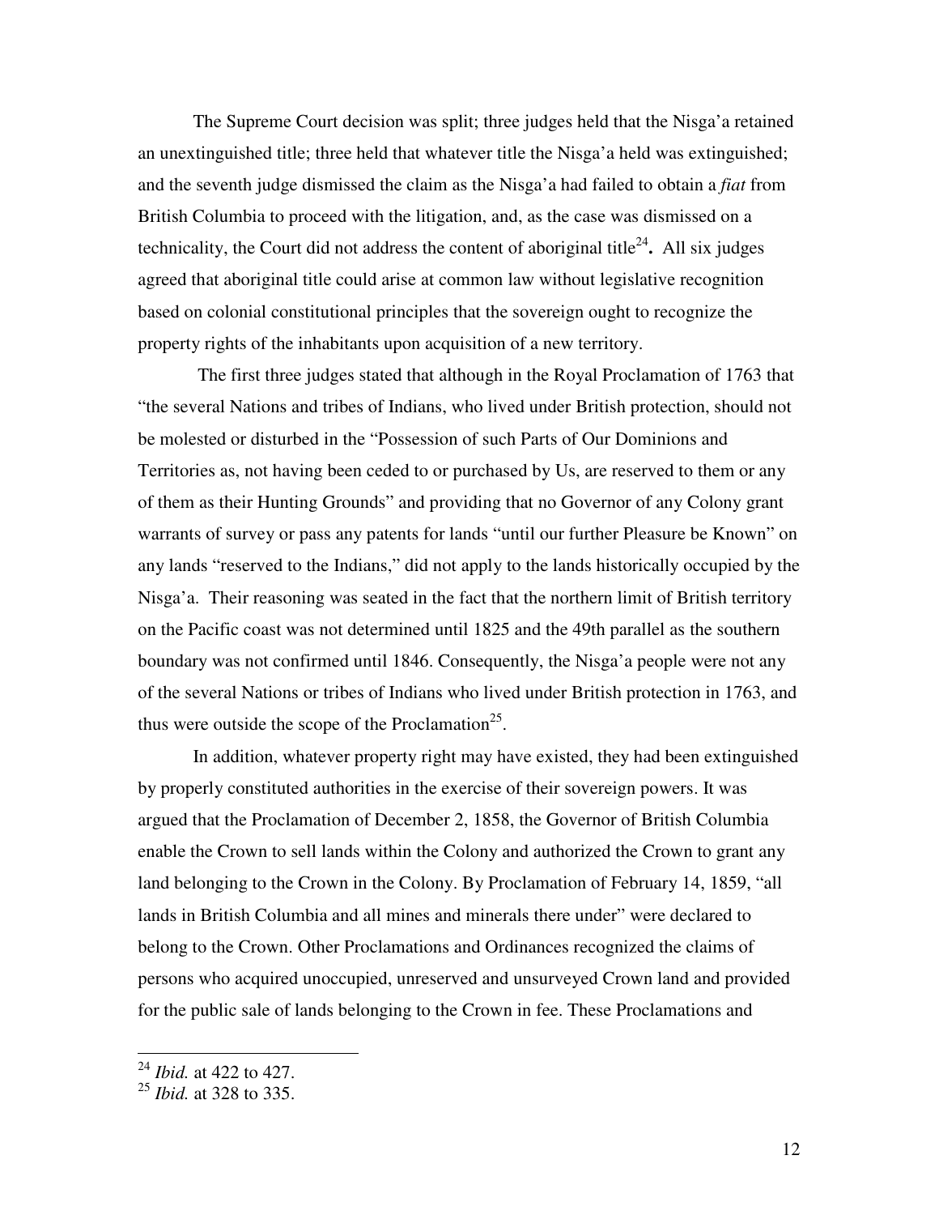The Supreme Court decision was split; three judges held that the Nisga'a retained an unextinguished title; three held that whatever title the Nisga'a held was extinguished; and the seventh judge dismissed the claim as the Nisga'a had failed to obtain a *fiat* from British Columbia to proceed with the litigation, and, as the case was dismissed on a technicality, the Court did not address the content of aboriginal title[24]**.** All six judges agreed that aboriginal title could arise at common law without legislative recognition based on colonial constitutional principles that the sovereign ought to recognize the property rights of the inhabitants upon acquisition of a new territory.

The first three judges stated that although in the Royal Proclamation of 1763 that "the several Nations and tribes of Indians, who lived under British protection, should not be molested or disturbed in the "Possession of such Parts of Our Dominions and Territories as, not having been ceded to or purchased by Us, are reserved to them or any of them as their Hunting Grounds" and providing that no Governor of any Colony grant warrants of survey or pass any patents for lands "until our further Pleasure be Known" on any lands "reserved to the Indians," did not apply to the lands historically occupied by the Nisga'a. Their reasoning was seated in the fact that the northern limit of British territory on the Pacific coast was not determined until 1825 and the 49th parallel as the southern boundary was not confirmed until 1846. Consequently, the Nisga'a people were not any of the several Nations or tribes of Indians who lived under British protection in 1763, and thus were outside the scope of the Proclamation[25].

In addition, whatever property right may have existed, they had been extinguished by properly constituted authorities in the exercise of their sovereign powers. It was argued that the Proclamation of December 2, 1858, the Governor of British Columbia enable the Crown to sell lands within the Colony and authorized the Crown to grant any land belonging to the Crown in the Colony. By Proclamation of February 14, 1859, "all lands in British Columbia and all mines and minerals there under" were declared to belong to the Crown. Other Proclamations and Ordinances recognized the claims of persons who acquired unoccupied, unreserved and unsurveyed Crown land and provided for the public sale of lands belonging to the Crown in fee. These Proclamations and

---

[24] *Ibid.* at 422 to 427.

[25] *Ibid.* at 328 to 335.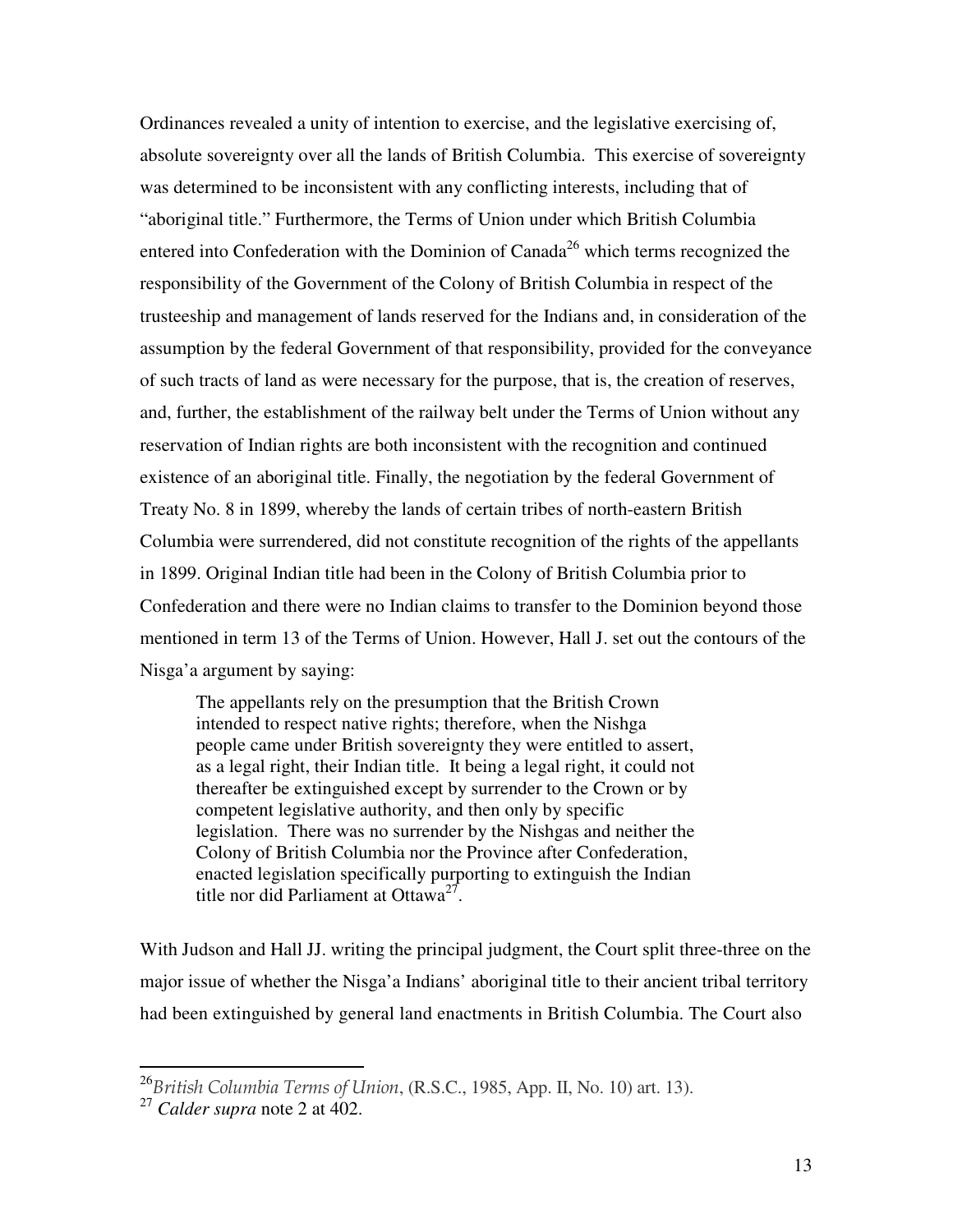Ordinances revealed a unity of intention to exercise, and the legislative exercising of, absolute sovereignty over all the lands of British Columbia. This exercise of sovereignty was determined to be inconsistent with any conflicting interests, including that of "aboriginal title." Furthermore, the Terms of Union under which British Columbia entered into Confederation with the Dominion of Canada[26] which terms recognized the responsibility of the Government of the Colony of British Columbia in respect of the trusteeship and management of lands reserved for the Indians and, in consideration of the assumption by the federal Government of that responsibility, provided for the conveyance of such tracts of land as were necessary for the purpose, that is, the creation of reserves, and, further, the establishment of the railway belt under the Terms of Union without any reservation of Indian rights are both inconsistent with the recognition and continued existence of an aboriginal title. Finally, the negotiation by the federal Government of Treaty No. 8 in 1899, whereby the lands of certain tribes of north-eastern British Columbia were surrendered, did not constitute recognition of the rights of the appellants in 1899. Original Indian title had been in the Colony of British Columbia prior to Confederation and there were no Indian claims to transfer to the Dominion beyond those mentioned in term 13 of the Terms of Union. However, Hall J. set out the contours of the Nisga'a argument by saying:

> The appellants rely on the presumption that the British Crown intended to respect native rights; therefore, when the Nishga people came under British sovereignty they were entitled to assert, as a legal right, their Indian title. It being a legal right, it could not thereafter be extinguished except by surrender to the Crown or by competent legislative authority, and then only by specific legislation. There was no surrender by the Nishgas and neither the Colony of British Columbia nor the Province after Confederation, enacted legislation specifically purporting to extinguish the Indian title nor did Parliament at Ottawa[27].

With Judson and Hall JJ. writing the principal judgment, the Court split three-three on the major issue of whether the Nisga'a Indians' aboriginal title to their ancient tribal territory had been extinguished by general land enactments in British Columbia. The Court also

---

[26] *British Columbia Terms of Union*, (R.S.C., 1985, App. II, No. 10) art. 13).

[27] *Calder supra* note 2 at 402.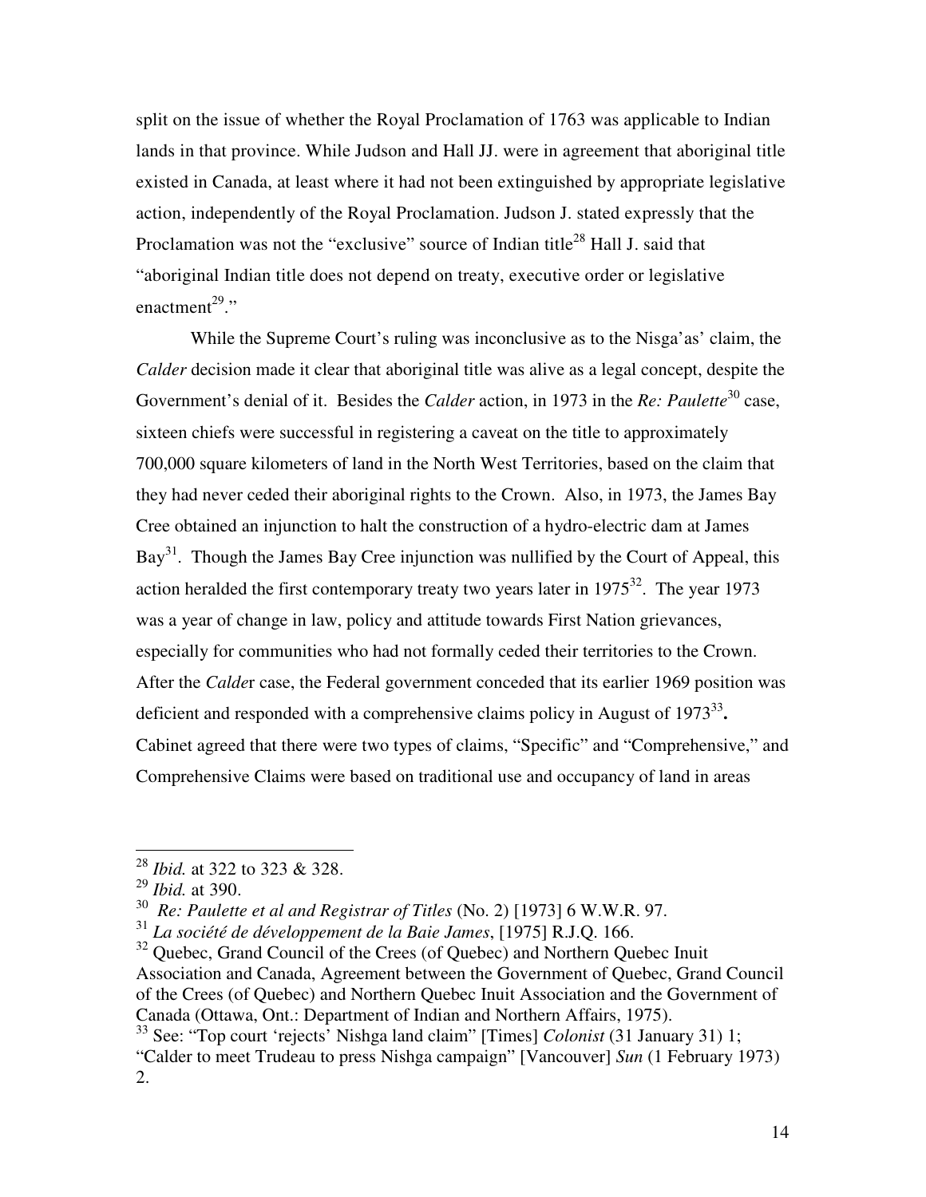split on the issue of whether the Royal Proclamation of 1763 was applicable to Indian lands in that province. While Judson and Hall JJ. were in agreement that aboriginal title existed in Canada, at least where it had not been extinguished by appropriate legislative action, independently of the Royal Proclamation. Judson J. stated expressly that the Proclamation was not the "exclusive" source of Indian title[28] Hall J. said that "aboriginal Indian title does not depend on treaty, executive order or legislative enactment[29]."

While the Supreme Court's ruling was inconclusive as to the Nisga'as' claim, the *Calder* decision made it clear that aboriginal title was alive as a legal concept, despite the Government's denial of it. Besides the *Calder* action, in 1973 in the *Re: Paulette*[30] case, sixteen chiefs were successful in registering a caveat on the title to approximately 700,000 square kilometers of land in the North West Territories, based on the claim that they had never ceded their aboriginal rights to the Crown. Also, in 1973, the James Bay Cree obtained an injunction to halt the construction of a hydro-electric dam at James Bay[31]. Though the James Bay Cree injunction was nullified by the Court of Appeal, this action heralded the first contemporary treaty two years later in 1975[32]. The year 1973 was a year of change in law, policy and attitude towards First Nation grievances, especially for communities who had not formally ceded their territories to the Crown. After the *Calde*r case, the Federal government conceded that its earlier 1969 position was deficient and responded with a comprehensive claims policy in August of 1973[33]**.** Cabinet agreed that there were two types of claims, "Specific" and "Comprehensive," and Comprehensive Claims were based on traditional use and occupancy of land in areas

---

[28] *Ibid.* at 322 to 323 & 328.

[29] *Ibid.* at 390.

[30] *Re: Paulette et al and Registrar of Titles* (No. 2) [1973] 6 W.W.R. 97.

[31] *La société de développement de la Baie James*, [1975] R.J.Q. 166.

[32] Quebec, Grand Council of the Crees (of Quebec) and Northern Quebec Inuit Association and Canada, Agreement between the Government of Quebec, Grand Council of the Crees (of Quebec) and Northern Quebec Inuit Association and the Government of Canada (Ottawa, Ont.: Department of Indian and Northern Affairs, 1975).

[33] See: "Top court 'rejects' Nishga land claim" [Times] *Colonist* (31 January 31) 1; "Calder to meet Trudeau to press Nishga campaign" [Vancouver] *Sun* (1 February 1973) 2.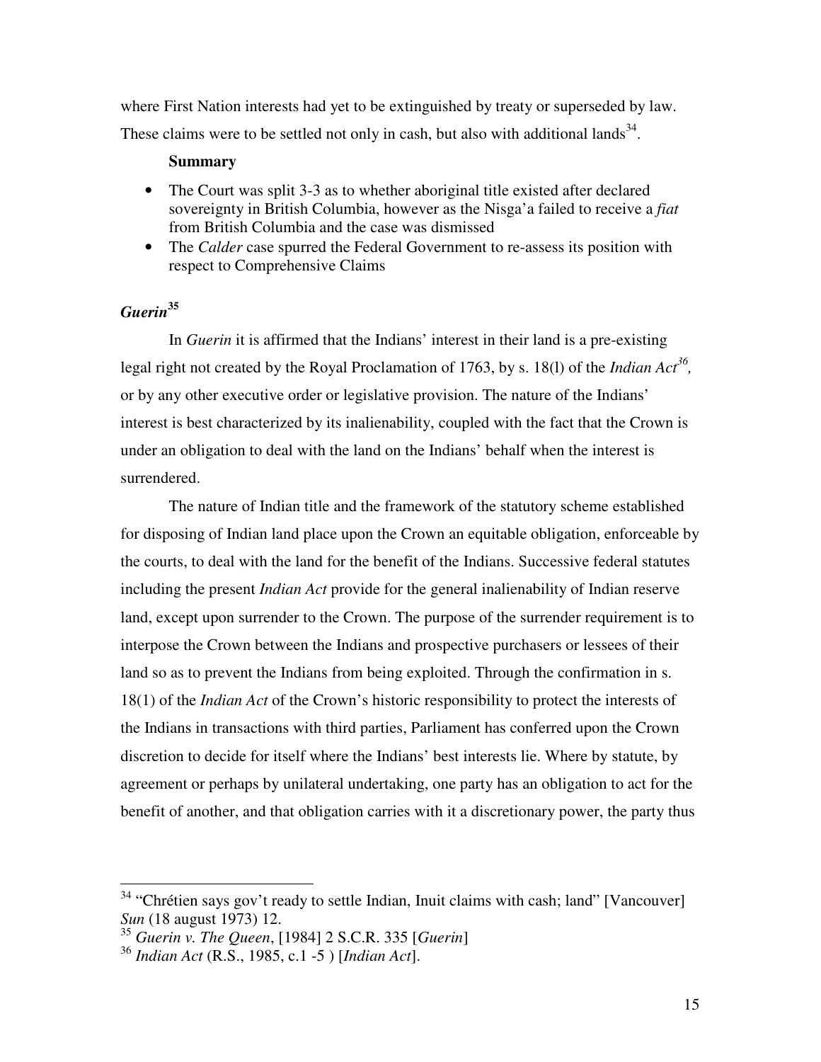where First Nation interests had yet to be extinguished by treaty or superseded by law. These claims were to be settled not only in cash, but also with additional lands[34].

**Summary**

- The Court was split 3-3 as to whether aboriginal title existed after declared sovereignty in British Columbia, however as the Nisga'a failed to receive a *fiat* from British Columbia and the case was dismissed
- The *Calder* case spurred the Federal Government to re-assess its position with respect to Comprehensive Claims

### *Guerin*[35]

In *Guerin* it is affirmed that the Indians' interest in their land is a pre-existing legal right not created by the Royal Proclamation of 1763, by s. 18(l) of the *Indian Act*[36], or by any other executive order or legislative provision. The nature of the Indians' interest is best characterized by its inalienability, coupled with the fact that the Crown is under an obligation to deal with the land on the Indians' behalf when the interest is surrendered.

The nature of Indian title and the framework of the statutory scheme established for disposing of Indian land place upon the Crown an equitable obligation, enforceable by the courts, to deal with the land for the benefit of the Indians. Successive federal statutes including the present *Indian Act* provide for the general inalienability of Indian reserve land, except upon surrender to the Crown. The purpose of the surrender requirement is to interpose the Crown between the Indians and prospective purchasers or lessees of their land so as to prevent the Indians from being exploited. Through the confirmation in s. 18(1) of the *Indian Act* of the Crown's historic responsibility to protect the interests of the Indians in transactions with third parties, Parliament has conferred upon the Crown discretion to decide for itself where the Indians' best interests lie. Where by statute, by agreement or perhaps by unilateral undertaking, one party has an obligation to act for the benefit of another, and that obligation carries with it a discretionary power, the party thus

---

[34] "Chrétien says gov't ready to settle Indian, Inuit claims with cash; land" [Vancouver] *Sun* (18 august 1973) 12.

[35] *Guerin v. The Queen*, [1984] 2 S.C.R. 335 [*Guerin*]

[36] *Indian Act* (R.S., 1985, c.1 -5 ) [*Indian Act*].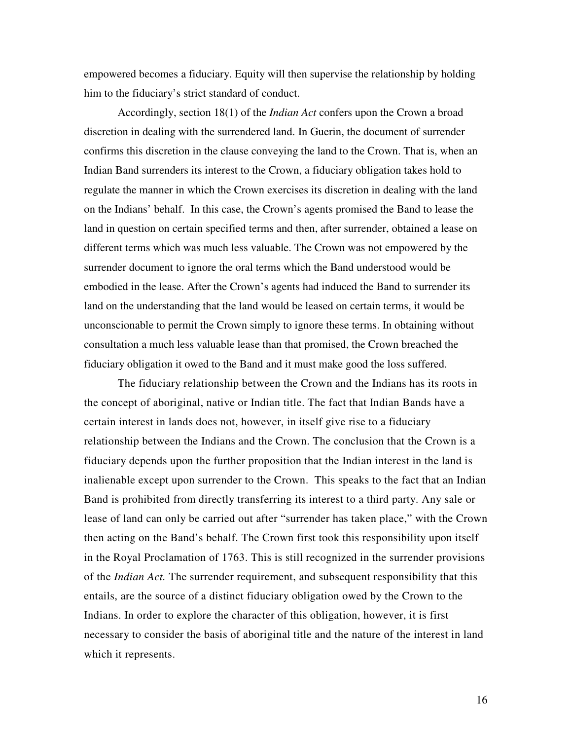empowered becomes a fiduciary. Equity will then supervise the relationship by holding him to the fiduciary's strict standard of conduct.

Accordingly, section 18(1) of the *Indian Act* confers upon the Crown a broad discretion in dealing with the surrendered land. In Guerin, the document of surrender confirms this discretion in the clause conveying the land to the Crown. That is, when an Indian Band surrenders its interest to the Crown, a fiduciary obligation takes hold to regulate the manner in which the Crown exercises its discretion in dealing with the land on the Indians' behalf. In this case, the Crown's agents promised the Band to lease the land in question on certain specified terms and then, after surrender, obtained a lease on different terms which was much less valuable. The Crown was not empowered by the surrender document to ignore the oral terms which the Band understood would be embodied in the lease. After the Crown's agents had induced the Band to surrender its land on the understanding that the land would be leased on certain terms, it would be unconscionable to permit the Crown simply to ignore these terms. In obtaining without consultation a much less valuable lease than that promised, the Crown breached the fiduciary obligation it owed to the Band and it must make good the loss suffered.

The fiduciary relationship between the Crown and the Indians has its roots in the concept of aboriginal, native or Indian title. The fact that Indian Bands have a certain interest in lands does not, however, in itself give rise to a fiduciary relationship between the Indians and the Crown. The conclusion that the Crown is a fiduciary depends upon the further proposition that the Indian interest in the land is inalienable except upon surrender to the Crown. This speaks to the fact that an Indian Band is prohibited from directly transferring its interest to a third party. Any sale or lease of land can only be carried out after "surrender has taken place," with the Crown then acting on the Band's behalf. The Crown first took this responsibility upon itself in the Royal Proclamation of 1763. This is still recognized in the surrender provisions of the *Indian Act.* The surrender requirement, and subsequent responsibility that this entails, are the source of a distinct fiduciary obligation owed by the Crown to the Indians. In order to explore the character of this obligation, however, it is first necessary to consider the basis of aboriginal title and the nature of the interest in land which it represents.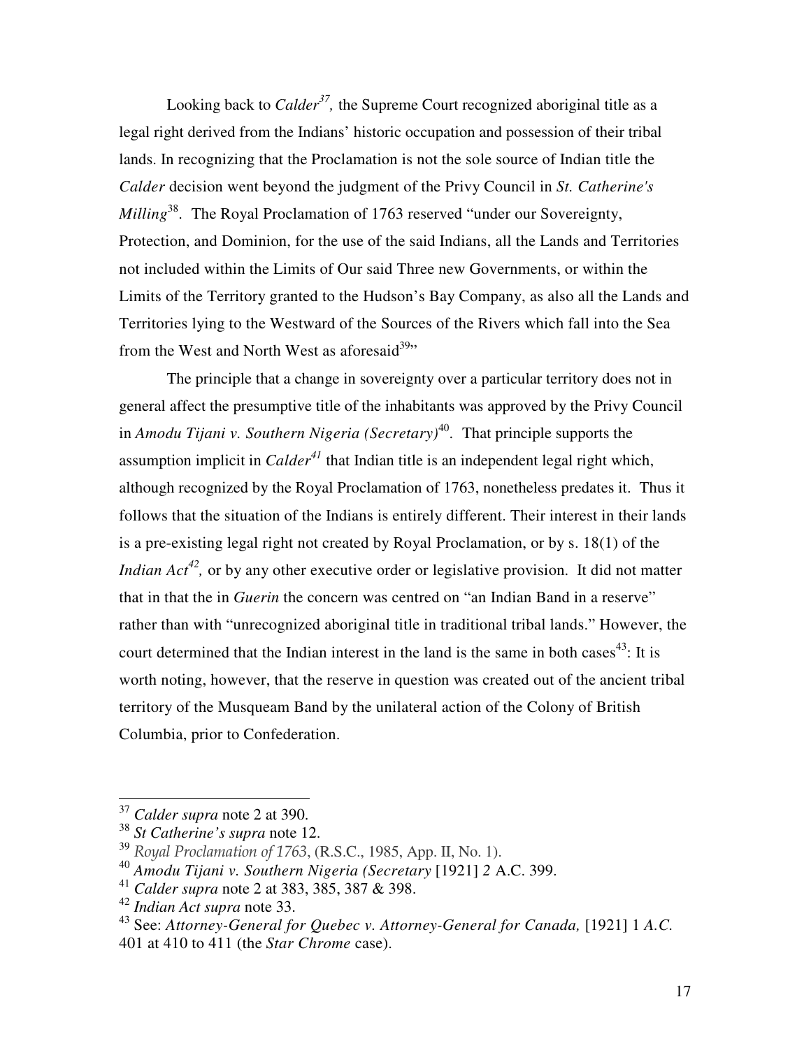Looking back to *Calder*[37], the Supreme Court recognized aboriginal title as a legal right derived from the Indians' historic occupation and possession of their tribal lands. In recognizing that the Proclamation is not the sole source of Indian title the *Calder* decision went beyond the judgment of the Privy Council in *St. Catherine's Milling*[38]. The Royal Proclamation of 1763 reserved "under our Sovereignty, Protection, and Dominion, for the use of the said Indians, all the Lands and Territories not included within the Limits of Our said Three new Governments, or within the Limits of the Territory granted to the Hudson's Bay Company, as also all the Lands and Territories lying to the Westward of the Sources of the Rivers which fall into the Sea from the West and North West as aforesaid[39]"

The principle that a change in sovereignty over a particular territory does not in general affect the presumptive title of the inhabitants was approved by the Privy Council in *Amodu Tijani v. Southern Nigeria (Secretary)*[40]. That principle supports the assumption implicit in *Calder*[41] that Indian title is an independent legal right which, although recognized by the Royal Proclamation of 1763, nonetheless predates it. Thus it follows that the situation of the Indians is entirely different. Their interest in their lands is a pre-existing legal right not created by Royal Proclamation, or by s. 18(1) of the *Indian Act*[42], or by any other executive order or legislative provision. It did not matter that in that the in *Guerin* the concern was centred on "an Indian Band in a reserve" rather than with "unrecognized aboriginal title in traditional tribal lands." However, the court determined that the Indian interest in the land is the same in both cases[43]: It is worth noting, however, that the reserve in question was created out of the ancient tribal territory of the Musqueam Band by the unilateral action of the Colony of British Columbia, prior to Confederation.

---

[37] *Calder supra* note 2 at 390.

[38] *St Catherine's supra* note 12.

[39] *Royal Proclamation of 1763*, (R.S.C., 1985, App. II, No. 1).

[40] *Amodu Tijani v. Southern Nigeria (Secretary* [1921] *2* A.C. 399.

[41] *Calder supra* note 2 at 383, 385, 387 & 398.

[42] *Indian Act supra* note 33.

[43] See: *Attorney-General for Quebec v. Attorney-General for Canada,* [1921] 1 *A.C.* 401 at 410 to 411 (the *Star Chrome* case).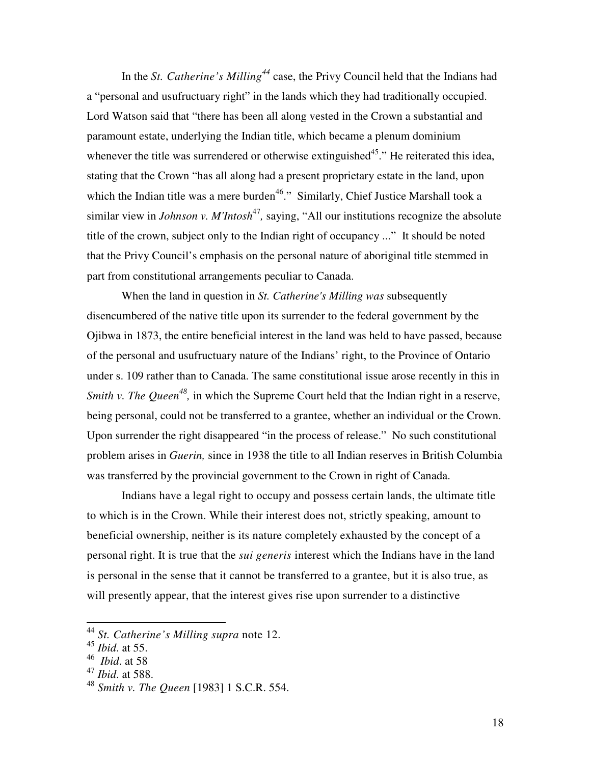In the *St. Catherine's Milling*[44] case, the Privy Council held that the Indians had a "personal and usufructuary right" in the lands which they had traditionally occupied. Lord Watson said that "there has been all along vested in the Crown a substantial and paramount estate, underlying the Indian title, which became a plenum dominium whenever the title was surrendered or otherwise extinguished[45]." He reiterated this idea, stating that the Crown "has all along had a present proprietary estate in the land, upon which the Indian title was a mere burden[46]." Similarly, Chief Justice Marshall took a similar view in *Johnson v. M'Intosh*[47], saying, "All our institutions recognize the absolute title of the crown, subject only to the Indian right of occupancy ..." It should be noted that the Privy Council's emphasis on the personal nature of aboriginal title stemmed in part from constitutional arrangements peculiar to Canada.

When the land in question in *St. Catherine's Milling was* subsequently disencumbered of the native title upon its surrender to the federal government by the Ojibwa in 1873, the entire beneficial interest in the land was held to have passed, because of the personal and usufructuary nature of the Indians' right, to the Province of Ontario under s. 109 rather than to Canada. The same constitutional issue arose recently in this in *Smith v. The Queen*[48], in which the Supreme Court held that the Indian right in a reserve, being personal, could not be transferred to a grantee, whether an individual or the Crown. Upon surrender the right disappeared "in the process of release." No such constitutional problem arises in *Guerin,* since in 1938 the title to all Indian reserves in British Columbia was transferred by the provincial government to the Crown in right of Canada.

Indians have a legal right to occupy and possess certain lands, the ultimate title to which is in the Crown. While their interest does not, strictly speaking, amount to beneficial ownership, neither is its nature completely exhausted by the concept of a personal right. It is true that the *sui generis* interest which the Indians have in the land is personal in the sense that it cannot be transferred to a grantee, but it is also true, as will presently appear, that the interest gives rise upon surrender to a distinctive

---

[44] *St. Catherine's Milling supra* note 12.

[45] *Ibid*. at 55.

[46] *Ibid*. at 58

[47] *Ibid*. at 588.

[48] *Smith v. The Queen* [1983] 1 S.C.R. 554.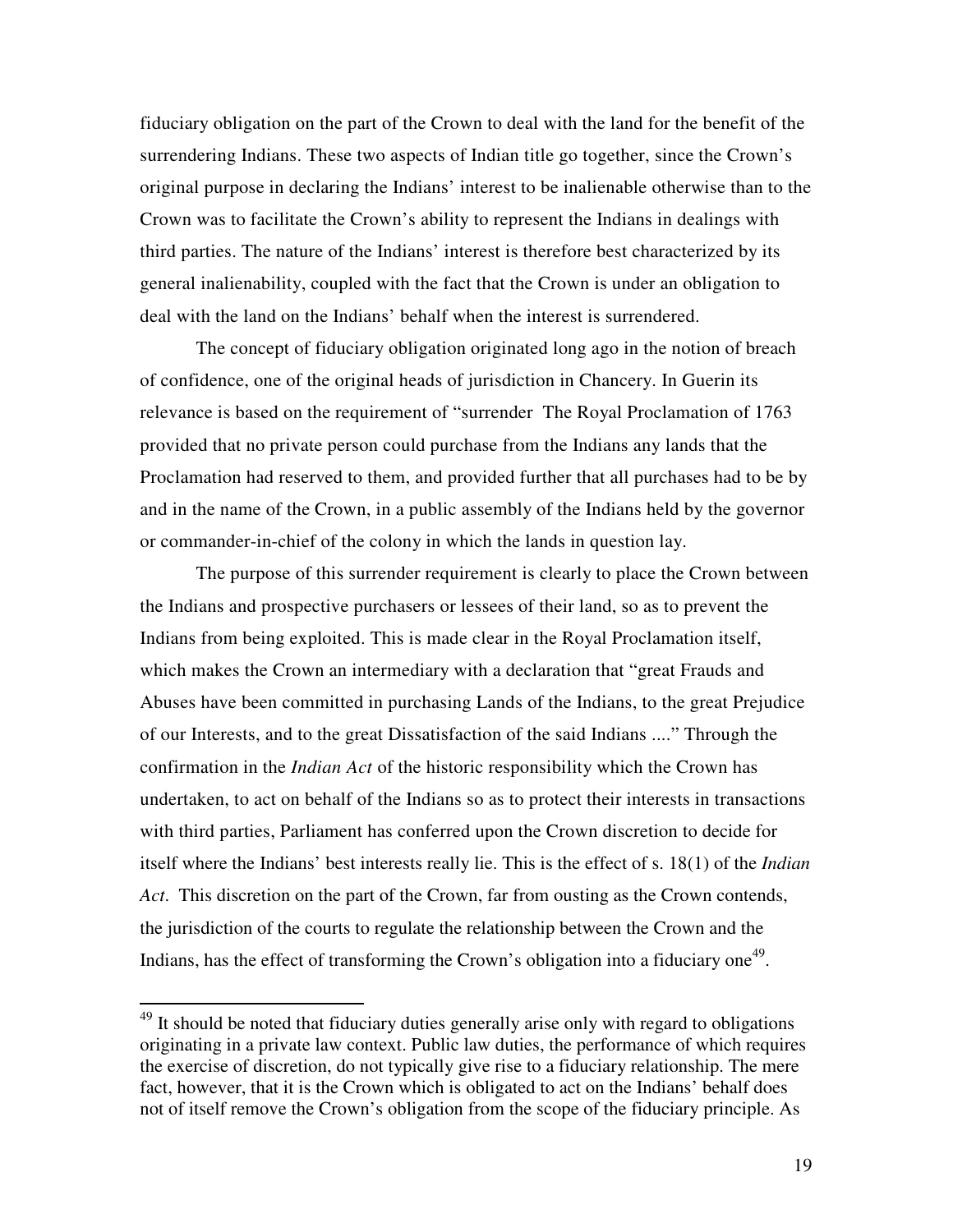fiduciary obligation on the part of the Crown to deal with the land for the benefit of the surrendering Indians. These two aspects of Indian title go together, since the Crown's original purpose in declaring the Indians' interest to be inalienable otherwise than to the Crown was to facilitate the Crown's ability to represent the Indians in dealings with third parties. The nature of the Indians' interest is therefore best characterized by its general inalienability, coupled with the fact that the Crown is under an obligation to deal with the land on the Indians' behalf when the interest is surrendered.

The concept of fiduciary obligation originated long ago in the notion of breach of confidence, one of the original heads of jurisdiction in Chancery. In Guerin its relevance is based on the requirement of "surrender  The Royal Proclamation of 1763 provided that no private person could purchase from the Indians any lands that the Proclamation had reserved to them, and provided further that all purchases had to be by and in the name of the Crown, in a public assembly of the Indians held by the governor or commander-in-chief of the colony in which the lands in question lay.

The purpose of this surrender requirement is clearly to place the Crown between the Indians and prospective purchasers or lessees of their land, so as to prevent the Indians from being exploited. This is made clear in the Royal Proclamation itself, which makes the Crown an intermediary with a declaration that "great Frauds and Abuses have been committed in purchasing Lands of the Indians, to the great Prejudice of our Interests, and to the great Dissatisfaction of the said Indians ...." Through the confirmation in the *Indian Act* of the historic responsibility which the Crown has undertaken, to act on behalf of the Indians so as to protect their interests in transactions with third parties, Parliament has conferred upon the Crown discretion to decide for itself where the Indians' best interests really lie. This is the effect of s. 18(1) of the *Indian Act*. This discretion on the part of the Crown, far from ousting as the Crown contends, the jurisdiction of the courts to regulate the relationship between the Crown and the Indians, has the effect of transforming the Crown's obligation into a fiduciary one[49].

[49] It should be noted that fiduciary duties generally arise only with regard to obligations originating in a private law context. Public law duties, the performance of which requires the exercise of discretion, do not typically give rise to a fiduciary relationship. The mere fact, however, that it is the Crown which is obligated to act on the Indians' behalf does not of itself remove the Crown's obligation from the scope of the fiduciary principle. As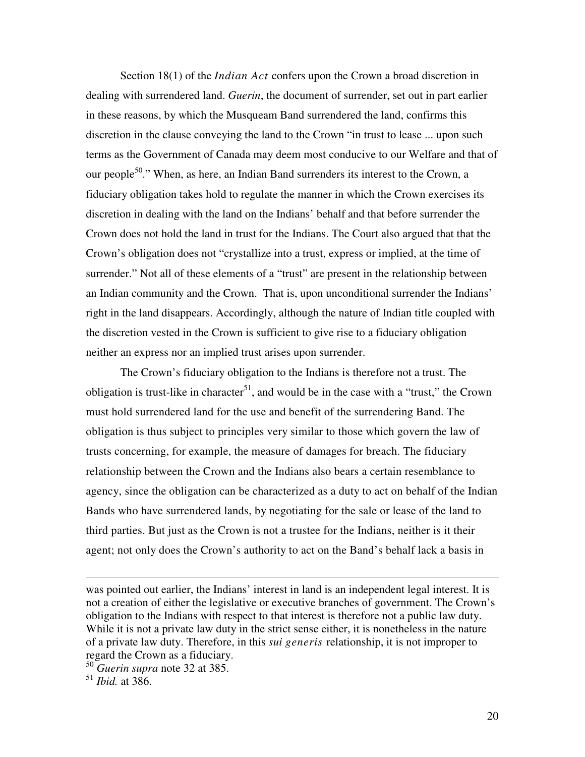Section 18(1) of the *Indian Act* confers upon the Crown a broad discretion in dealing with surrendered land. *Guerin*, the document of surrender, set out in part earlier in these reasons, by which the Musqueam Band surrendered the land, confirms this discretion in the clause conveying the land to the Crown "in trust to lease ... upon such terms as the Government of Canada may deem most conducive to our Welfare and that of our people[50]." When, as here, an Indian Band surrenders its interest to the Crown, a fiduciary obligation takes hold to regulate the manner in which the Crown exercises its discretion in dealing with the land on the Indians' behalf and that before surrender the Crown does not hold the land in trust for the Indians. The Court also argued that that the Crown's obligation does not "crystallize into a trust, express or implied, at the time of surrender." Not all of these elements of a "trust" are present in the relationship between an Indian community and the Crown. That is, upon unconditional surrender the Indians' right in the land disappears. Accordingly, although the nature of Indian title coupled with the discretion vested in the Crown is sufficient to give rise to a fiduciary obligation neither an express nor an implied trust arises upon surrender.

The Crown's fiduciary obligation to the Indians is therefore not a trust. The obligation is trust-like in character[51], and would be in the case with a "trust," the Crown must hold surrendered land for the use and benefit of the surrendering Band. The obligation is thus subject to principles very similar to those which govern the law of trusts concerning, for example, the measure of damages for breach. The fiduciary relationship between the Crown and the Indians also bears a certain resemblance to agency, since the obligation can be characterized as a duty to act on behalf of the Indian Bands who have surrendered lands, by negotiating for the sale or lease of the land to third parties. But just as the Crown is not a trustee for the Indians, neither is it their agent; not only does the Crown's authority to act on the Band's behalf lack a basis in

---

was pointed out earlier, the Indians' interest in land is an independent legal interest. It is not a creation of either the legislative or executive branches of government. The Crown's obligation to the Indians with respect to that interest is therefore not a public law duty. While it is not a private law duty in the strict sense either, it is nonetheless in the nature of a private law duty. Therefore, in this *sui generis* relationship, it is not improper to regard the Crown as a fiduciary.

[50] *Guerin supra* note 32 at 385.

[51] *Ibid.* at 386.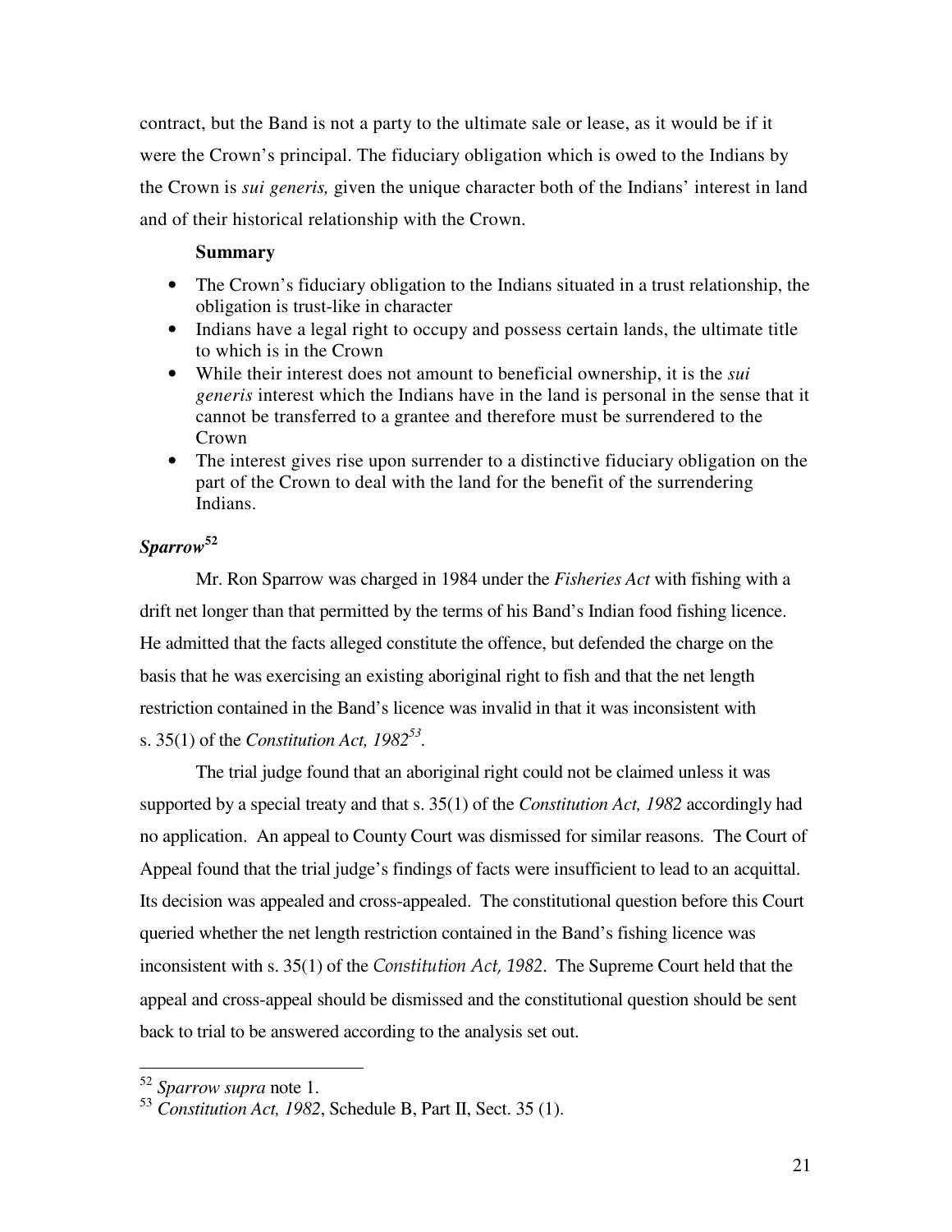contract, but the Band is not a party to the ultimate sale or lease, as it would be if it were the Crown's principal. The fiduciary obligation which is owed to the Indians by the Crown is *sui generis,* given the unique character both of the Indians' interest in land and of their historical relationship with the Crown.

**Summary**

- The Crown's fiduciary obligation to the Indians situated in a trust relationship, the obligation is trust-like in character
- Indians have a legal right to occupy and possess certain lands, the ultimate title to which is in the Crown
- While their interest does not amount to beneficial ownership, it is the *sui generis* interest which the Indians have in the land is personal in the sense that it cannot be transferred to a grantee and therefore must be surrendered to the Crown
- The interest gives rise upon surrender to a distinctive fiduciary obligation on the part of the Crown to deal with the land for the benefit of the surrendering Indians.

## *Sparrow*[52]

Mr. Ron Sparrow was charged in 1984 under the *Fisheries Act* with fishing with a drift net longer than that permitted by the terms of his Band's Indian food fishing licence. He admitted that the facts alleged constitute the offence, but defended the charge on the basis that he was exercising an existing aboriginal right to fish and that the net length restriction contained in the Band's licence was invalid in that it was inconsistent with s. 35(1) of the *Constitution Act, 1982*[53].

The trial judge found that an aboriginal right could not be claimed unless it was supported by a special treaty and that s. 35(1) of the *Constitution Act, 1982* accordingly had no application. An appeal to County Court was dismissed for similar reasons. The Court of Appeal found that the trial judge's findings of facts were insufficient to lead to an acquittal. Its decision was appealed and cross-appealed. The constitutional question before this Court queried whether the net length restriction contained in the Band's fishing licence was inconsistent with s. 35(1) of the *Constitution Act, 1982*. The Supreme Court held that the appeal and cross-appeal should be dismissed and the constitutional question should be sent back to trial to be answered according to the analysis set out.

---

[52] *Sparrow supra* note 1.

[53] *Constitution Act, 1982*, Schedule B, Part II, Sect. 35 (1).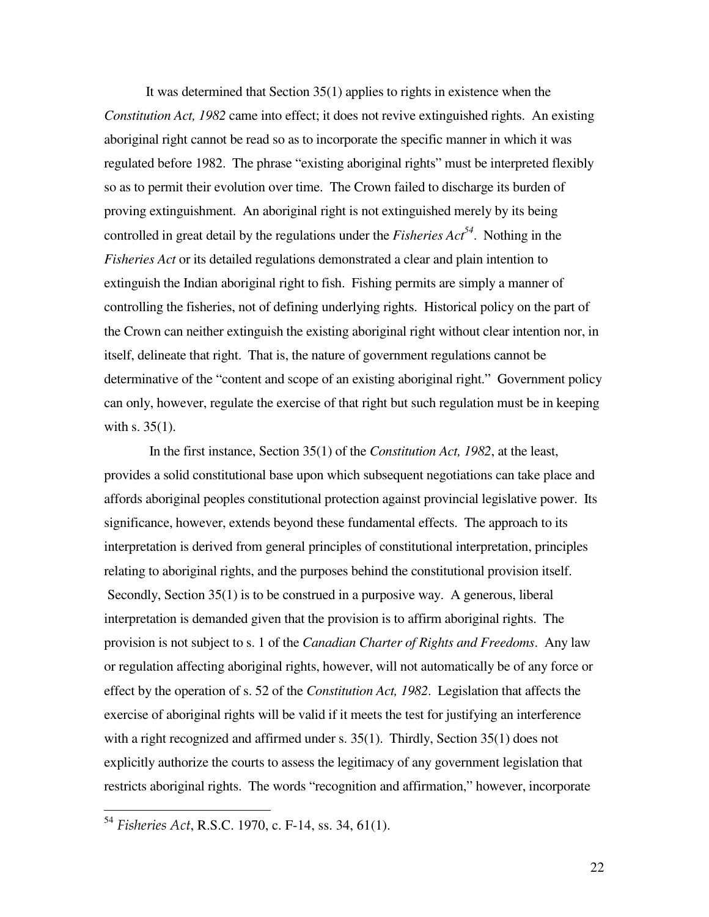It was determined that Section 35(1) applies to rights in existence when the *Constitution Act, 1982* came into effect; it does not revive extinguished rights. An existing aboriginal right cannot be read so as to incorporate the specific manner in which it was regulated before 1982. The phrase "existing aboriginal rights" must be interpreted flexibly so as to permit their evolution over time. The Crown failed to discharge its burden of proving extinguishment. An aboriginal right is not extinguished merely by its being controlled in great detail by the regulations under the *Fisheries Act*[54]. Nothing in the *Fisheries Act* or its detailed regulations demonstrated a clear and plain intention to extinguish the Indian aboriginal right to fish. Fishing permits are simply a manner of controlling the fisheries, not of defining underlying rights. Historical policy on the part of the Crown can neither extinguish the existing aboriginal right without clear intention nor, in itself, delineate that right. That is, the nature of government regulations cannot be determinative of the "content and scope of an existing aboriginal right." Government policy can only, however, regulate the exercise of that right but such regulation must be in keeping with s. 35(1).

In the first instance, Section 35(1) of the *Constitution Act, 1982*, at the least, provides a solid constitutional base upon which subsequent negotiations can take place and affords aboriginal peoples constitutional protection against provincial legislative power. Its significance, however, extends beyond these fundamental effects. The approach to its interpretation is derived from general principles of constitutional interpretation, principles relating to aboriginal rights, and the purposes behind the constitutional provision itself. Secondly, Section 35(1) is to be construed in a purposive way. A generous, liberal interpretation is demanded given that the provision is to affirm aboriginal rights. The provision is not subject to s. 1 of the *Canadian Charter of Rights and Freedoms*. Any law or regulation affecting aboriginal rights, however, will not automatically be of any force or effect by the operation of s. 52 of the *Constitution Act, 1982*. Legislation that affects the exercise of aboriginal rights will be valid if it meets the test for justifying an interference with a right recognized and affirmed under s. 35(1). Thirdly, Section 35(1) does not explicitly authorize the courts to assess the legitimacy of any government legislation that restricts aboriginal rights. The words "recognition and affirmation," however, incorporate

---

[54] *Fisheries Act*, R.S.C. 1970, c. F-14, ss. 34, 61(1).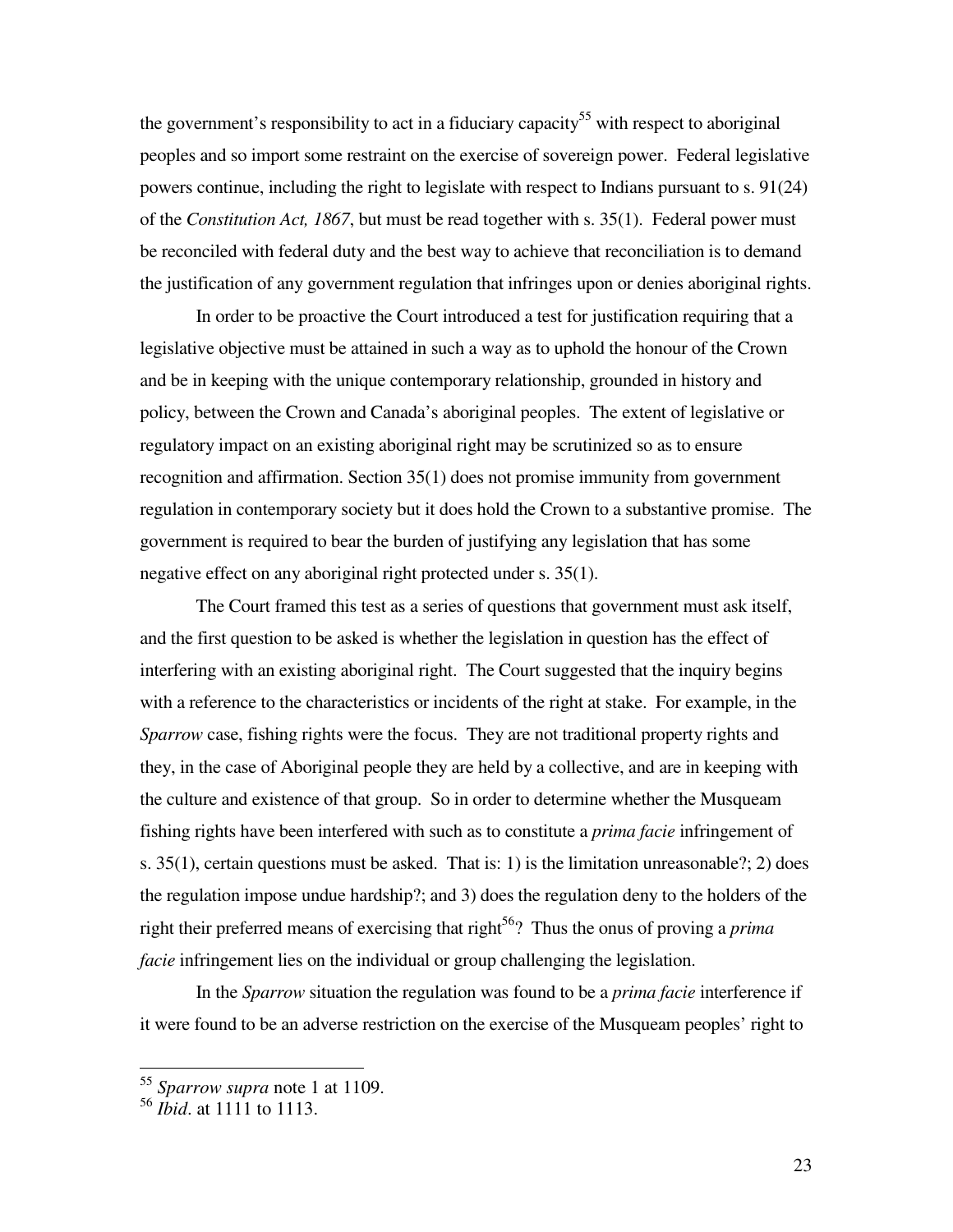the government's responsibility to act in a fiduciary capacity[55] with respect to aboriginal peoples and so import some restraint on the exercise of sovereign power. Federal legislative powers continue, including the right to legislate with respect to Indians pursuant to s. 91(24) of the *Constitution Act, 1867*, but must be read together with s. 35(1). Federal power must be reconciled with federal duty and the best way to achieve that reconciliation is to demand the justification of any government regulation that infringes upon or denies aboriginal rights.

In order to be proactive the Court introduced a test for justification requiring that a legislative objective must be attained in such a way as to uphold the honour of the Crown and be in keeping with the unique contemporary relationship, grounded in history and policy, between the Crown and Canada's aboriginal peoples. The extent of legislative or regulatory impact on an existing aboriginal right may be scrutinized so as to ensure recognition and affirmation. Section 35(1) does not promise immunity from government regulation in contemporary society but it does hold the Crown to a substantive promise. The government is required to bear the burden of justifying any legislation that has some negative effect on any aboriginal right protected under s. 35(1).

The Court framed this test as a series of questions that government must ask itself, and the first question to be asked is whether the legislation in question has the effect of interfering with an existing aboriginal right. The Court suggested that the inquiry begins with a reference to the characteristics or incidents of the right at stake. For example, in the *Sparrow* case, fishing rights were the focus. They are not traditional property rights and they, in the case of Aboriginal people they are held by a collective, and are in keeping with the culture and existence of that group. So in order to determine whether the Musqueam fishing rights have been interfered with such as to constitute a *prima facie* infringement of s. 35(1), certain questions must be asked. That is: 1) is the limitation unreasonable?; 2) does the regulation impose undue hardship?; and 3) does the regulation deny to the holders of the right their preferred means of exercising that right[56]? Thus the onus of proving a *prima facie* infringement lies on the individual or group challenging the legislation.

In the *Sparrow* situation the regulation was found to be a *prima facie* interference if it were found to be an adverse restriction on the exercise of the Musqueam peoples' right to

---

[55] *Sparrow supra* note 1 at 1109.

[56] *Ibid*. at 1111 to 1113.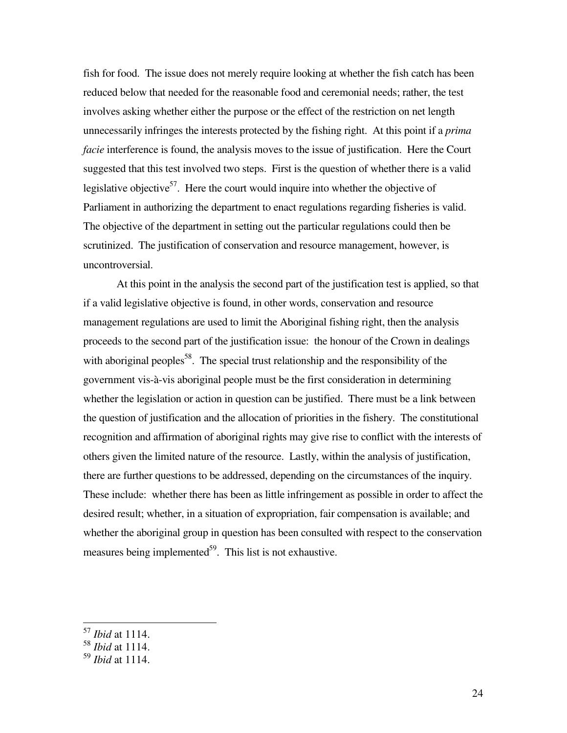fish for food. The issue does not merely require looking at whether the fish catch has been reduced below that needed for the reasonable food and ceremonial needs; rather, the test involves asking whether either the purpose or the effect of the restriction on net length unnecessarily infringes the interests protected by the fishing right. At this point if a *prima facie* interference is found, the analysis moves to the issue of justification. Here the Court suggested that this test involved two steps. First is the question of whether there is a valid legislative objective[57]. Here the court would inquire into whether the objective of Parliament in authorizing the department to enact regulations regarding fisheries is valid. The objective of the department in setting out the particular regulations could then be scrutinized. The justification of conservation and resource management, however, is uncontroversial.

At this point in the analysis the second part of the justification test is applied, so that if a valid legislative objective is found, in other words, conservation and resource management regulations are used to limit the Aboriginal fishing right, then the analysis proceeds to the second part of the justification issue: the honour of the Crown in dealings with aboriginal peoples[58]. The special trust relationship and the responsibility of the government vis-à-vis aboriginal people must be the first consideration in determining whether the legislation or action in question can be justified. There must be a link between the question of justification and the allocation of priorities in the fishery. The constitutional recognition and affirmation of aboriginal rights may give rise to conflict with the interests of others given the limited nature of the resource. Lastly, within the analysis of justification, there are further questions to be addressed, depending on the circumstances of the inquiry. These include: whether there has been as little infringement as possible in order to affect the desired result; whether, in a situation of expropriation, fair compensation is available; and whether the aboriginal group in question has been consulted with respect to the conservation measures being implemented[59]. This list is not exhaustive.

---

[57] *Ibid* at 1114.

[58] *Ibid* at 1114.

[59] *Ibid* at 1114.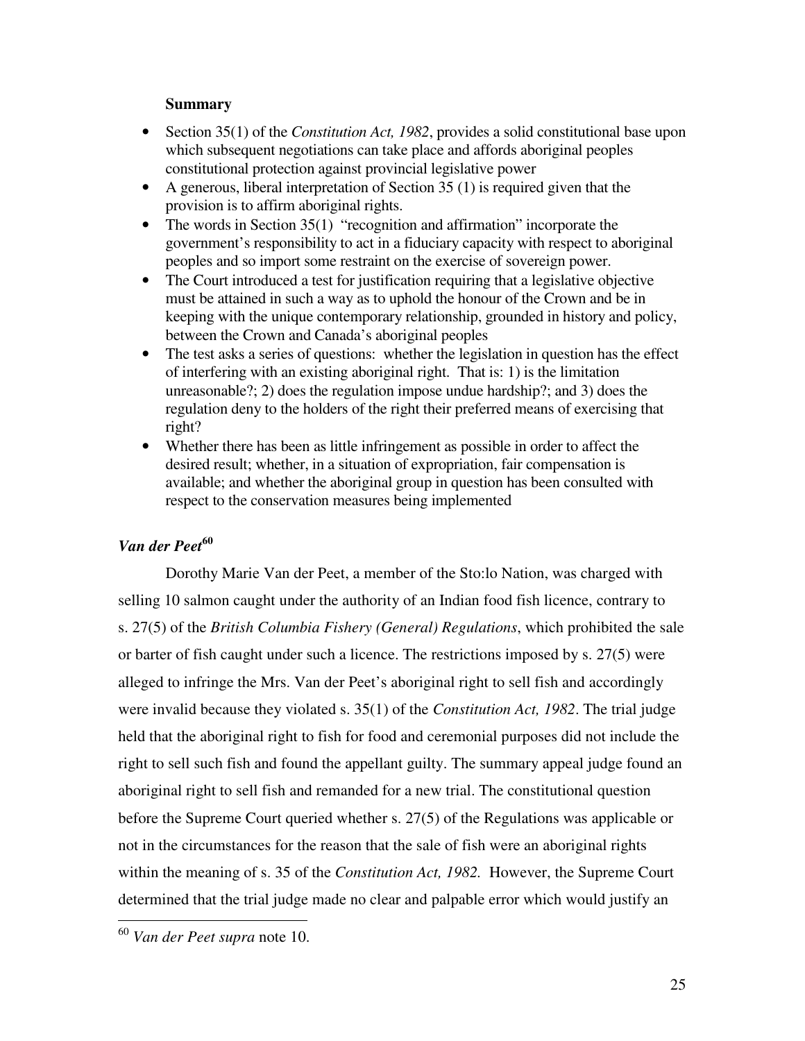**Summary**

- Section 35(1) of the *Constitution Act, 1982*, provides a solid constitutional base upon which subsequent negotiations can take place and affords aboriginal peoples constitutional protection against provincial legislative power
- A generous, liberal interpretation of Section 35 (1) is required given that the provision is to affirm aboriginal rights.
- The words in Section 35(1) "recognition and affirmation" incorporate the government's responsibility to act in a fiduciary capacity with respect to aboriginal peoples and so import some restraint on the exercise of sovereign power.
- The Court introduced a test for justification requiring that a legislative objective must be attained in such a way as to uphold the honour of the Crown and be in keeping with the unique contemporary relationship, grounded in history and policy, between the Crown and Canada's aboriginal peoples
- The test asks a series of questions: whether the legislation in question has the effect of interfering with an existing aboriginal right. That is: 1) is the limitation unreasonable?; 2) does the regulation impose undue hardship?; and 3) does the regulation deny to the holders of the right their preferred means of exercising that right?
- Whether there has been as little infringement as possible in order to affect the desired result; whether, in a situation of expropriation, fair compensation is available; and whether the aboriginal group in question has been consulted with respect to the conservation measures being implemented

### *Van der Peet*[60]

Dorothy Marie Van der Peet, a member of the Sto:lo Nation, was charged with selling 10 salmon caught under the authority of an Indian food fish licence, contrary to s. 27(5) of the *British Columbia Fishery (General) Regulations*, which prohibited the sale or barter of fish caught under such a licence. The restrictions imposed by s. 27(5) were alleged to infringe the Mrs. Van der Peet's aboriginal right to sell fish and accordingly were invalid because they violated s. 35(1) of the *Constitution Act, 1982*. The trial judge held that the aboriginal right to fish for food and ceremonial purposes did not include the right to sell such fish and found the appellant guilty. The summary appeal judge found an aboriginal right to sell fish and remanded for a new trial. The constitutional question before the Supreme Court queried whether s. 27(5) of the Regulations was applicable or not in the circumstances for the reason that the sale of fish were an aboriginal rights within the meaning of s. 35 of the *Constitution Act, 1982.* However, the Supreme Court determined that the trial judge made no clear and palpable error which would justify an

[60] *Van der Peet supra* note 10.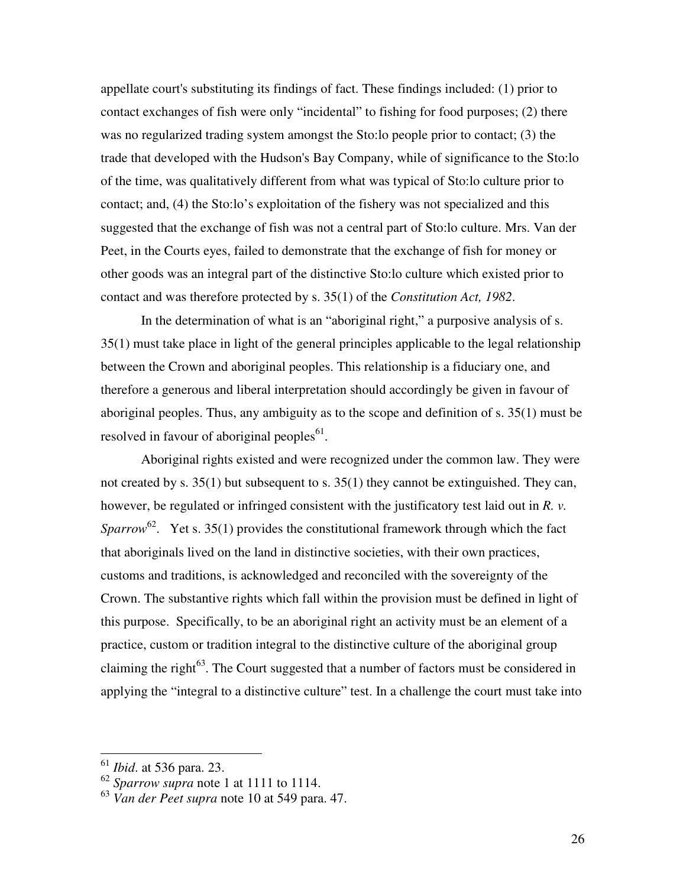appellate court's substituting its findings of fact. These findings included: (1) prior to contact exchanges of fish were only "incidental" to fishing for food purposes; (2) there was no regularized trading system amongst the Sto:lo people prior to contact; (3) the trade that developed with the Hudson's Bay Company, while of significance to the Sto:lo of the time, was qualitatively different from what was typical of Sto:lo culture prior to contact; and, (4) the Sto:lo's exploitation of the fishery was not specialized and this suggested that the exchange of fish was not a central part of Sto:lo culture. Mrs. Van der Peet, in the Courts eyes, failed to demonstrate that the exchange of fish for money or other goods was an integral part of the distinctive Sto:lo culture which existed prior to contact and was therefore protected by s. 35(1) of the *Constitution Act, 1982*.

In the determination of what is an "aboriginal right," a purposive analysis of s. 35(1) must take place in light of the general principles applicable to the legal relationship between the Crown and aboriginal peoples. This relationship is a fiduciary one, and therefore a generous and liberal interpretation should accordingly be given in favour of aboriginal peoples. Thus, any ambiguity as to the scope and definition of s. 35(1) must be resolved in favour of aboriginal peoples[61].

Aboriginal rights existed and were recognized under the common law. They were not created by s. 35(1) but subsequent to s. 35(1) they cannot be extinguished. They can, however, be regulated or infringed consistent with the justificatory test laid out in *R. v. Sparrow*[62]. Yet s. 35(1) provides the constitutional framework through which the fact that aboriginals lived on the land in distinctive societies, with their own practices, customs and traditions, is acknowledged and reconciled with the sovereignty of the Crown. The substantive rights which fall within the provision must be defined in light of this purpose. Specifically, to be an aboriginal right an activity must be an element of a practice, custom or tradition integral to the distinctive culture of the aboriginal group claiming the right[63]. The Court suggested that a number of factors must be considered in applying the "integral to a distinctive culture" test. In a challenge the court must take into

---

[61] *Ibid*. at 536 para. 23.

[62] *Sparrow supra* note 1 at 1111 to 1114.

[63] *Van der Peet supra* note 10 at 549 para. 47.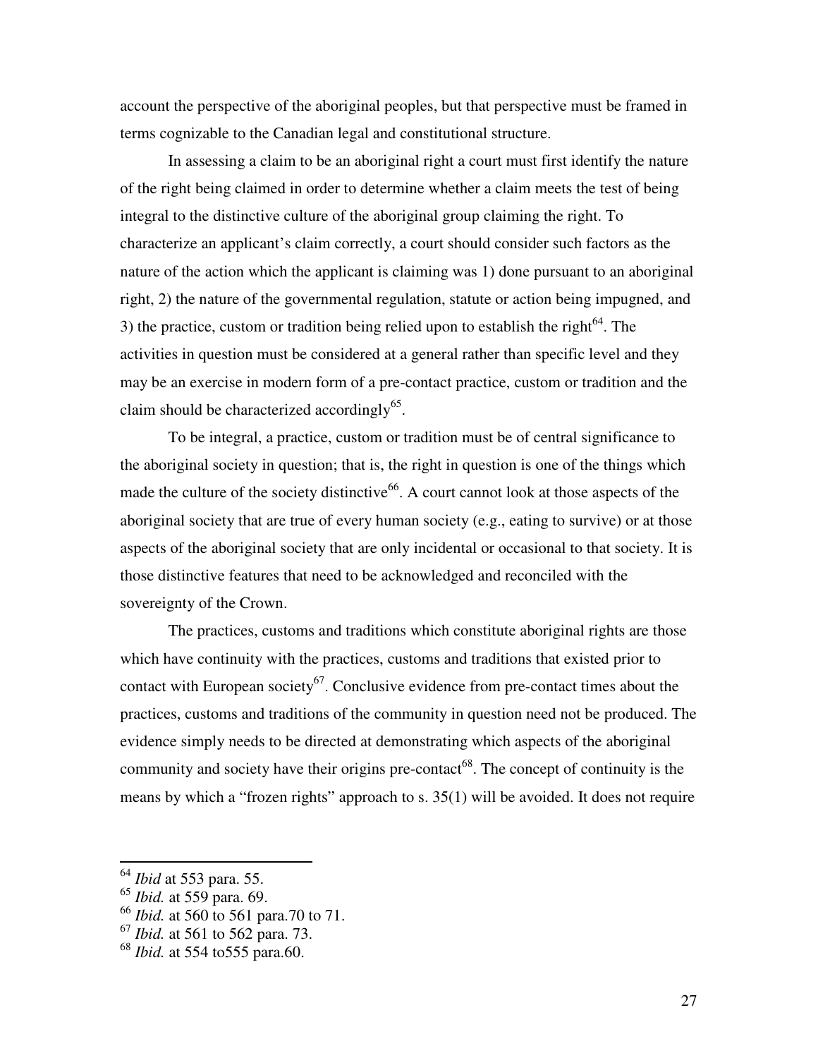account the perspective of the aboriginal peoples, but that perspective must be framed in terms cognizable to the Canadian legal and constitutional structure.

In assessing a claim to be an aboriginal right a court must first identify the nature of the right being claimed in order to determine whether a claim meets the test of being integral to the distinctive culture of the aboriginal group claiming the right. To characterize an applicant's claim correctly, a court should consider such factors as the nature of the action which the applicant is claiming was 1) done pursuant to an aboriginal right, 2) the nature of the governmental regulation, statute or action being impugned, and 3) the practice, custom or tradition being relied upon to establish the right[64]. The activities in question must be considered at a general rather than specific level and they may be an exercise in modern form of a pre-contact practice, custom or tradition and the claim should be characterized accordingly[65].

To be integral, a practice, custom or tradition must be of central significance to the aboriginal society in question; that is, the right in question is one of the things which made the culture of the society distinctive[66]. A court cannot look at those aspects of the aboriginal society that are true of every human society (e.g., eating to survive) or at those aspects of the aboriginal society that are only incidental or occasional to that society. It is those distinctive features that need to be acknowledged and reconciled with the sovereignty of the Crown.

The practices, customs and traditions which constitute aboriginal rights are those which have continuity with the practices, customs and traditions that existed prior to contact with European society[67]. Conclusive evidence from pre-contact times about the practices, customs and traditions of the community in question need not be produced. The evidence simply needs to be directed at demonstrating which aspects of the aboriginal community and society have their origins pre-contact[68]. The concept of continuity is the means by which a "frozen rights" approach to s. 35(1) will be avoided. It does not require

---

[64] *Ibid* at 553 para. 55.

[65] *Ibid.* at 559 para. 69.

[66] *Ibid.* at 560 to 561 para.70 to 71.

[67] *Ibid.* at 561 to 562 para. 73.

[68] *Ibid.* at 554 to555 para.60.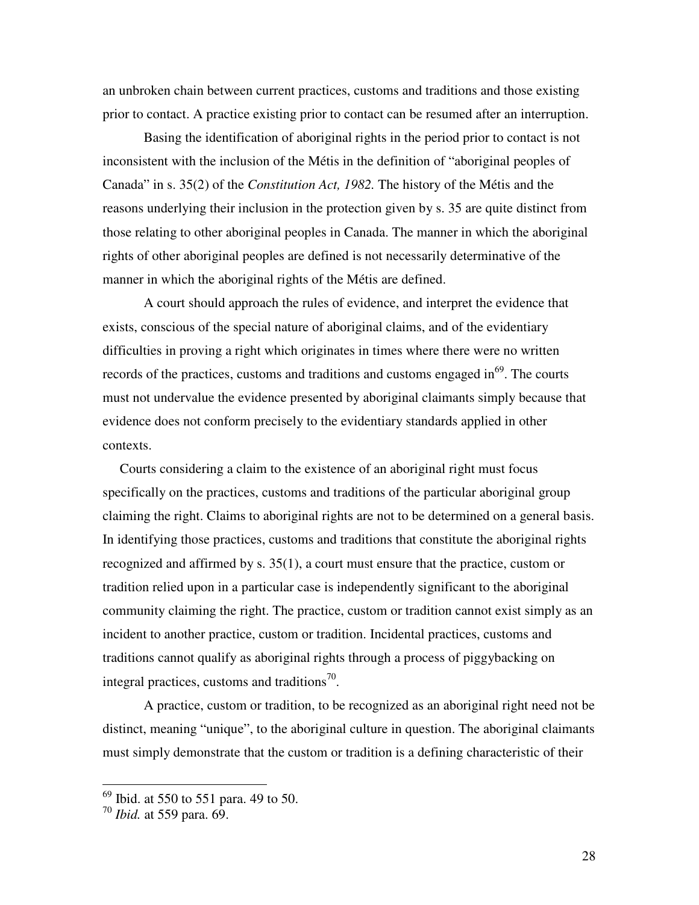an unbroken chain between current practices, customs and traditions and those existing prior to contact. A practice existing prior to contact can be resumed after an interruption.

Basing the identification of aboriginal rights in the period prior to contact is not inconsistent with the inclusion of the Métis in the definition of "aboriginal peoples of Canada" in s. 35(2) of the *Constitution Act, 1982*. The history of the Métis and the reasons underlying their inclusion in the protection given by s. 35 are quite distinct from those relating to other aboriginal peoples in Canada. The manner in which the aboriginal rights of other aboriginal peoples are defined is not necessarily determinative of the manner in which the aboriginal rights of the Métis are defined.

A court should approach the rules of evidence, and interpret the evidence that exists, conscious of the special nature of aboriginal claims, and of the evidentiary difficulties in proving a right which originates in times where there were no written records of the practices, customs and traditions and customs engaged in[69]. The courts must not undervalue the evidence presented by aboriginal claimants simply because that evidence does not conform precisely to the evidentiary standards applied in other contexts.

Courts considering a claim to the existence of an aboriginal right must focus specifically on the practices, customs and traditions of the particular aboriginal group claiming the right. Claims to aboriginal rights are not to be determined on a general basis. In identifying those practices, customs and traditions that constitute the aboriginal rights recognized and affirmed by s. 35(1), a court must ensure that the practice, custom or tradition relied upon in a particular case is independently significant to the aboriginal community claiming the right. The practice, custom or tradition cannot exist simply as an incident to another practice, custom or tradition. Incidental practices, customs and traditions cannot qualify as aboriginal rights through a process of piggybacking on integral practices, customs and traditions[70].

A practice, custom or tradition, to be recognized as an aboriginal right need not be distinct, meaning "unique", to the aboriginal culture in question. The aboriginal claimants must simply demonstrate that the custom or tradition is a defining characteristic of their

---

[69] Ibid. at 550 to 551 para. 49 to 50.

[70] *Ibid.* at 559 para. 69.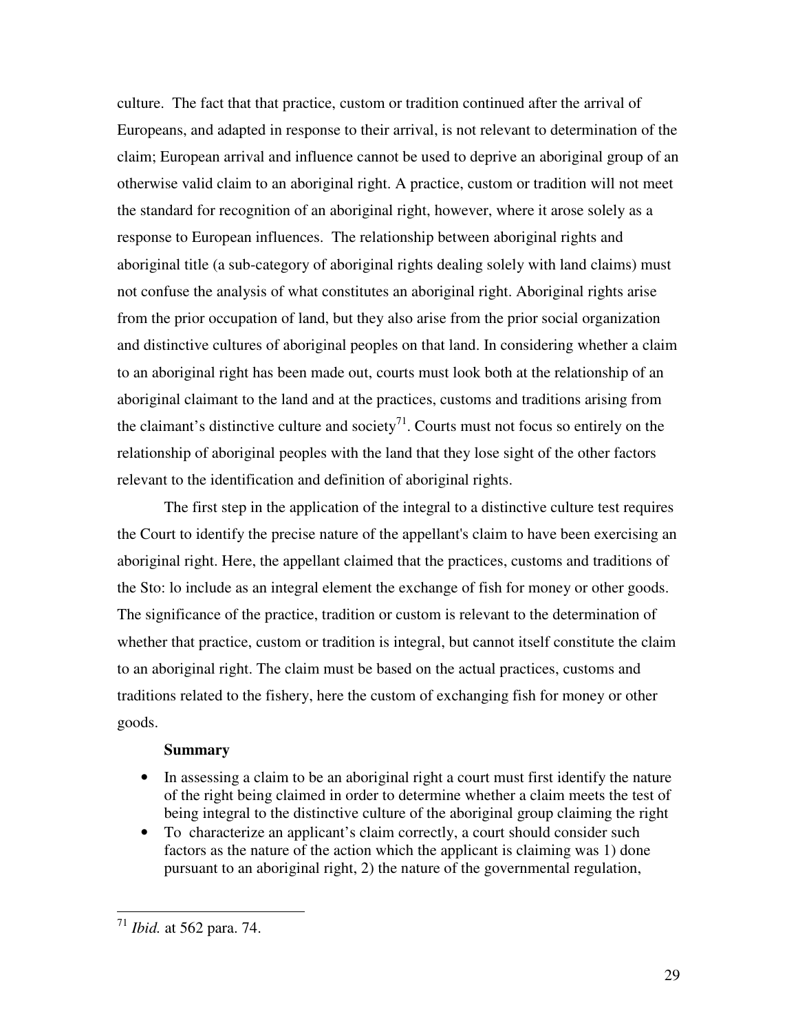culture. The fact that that practice, custom or tradition continued after the arrival of Europeans, and adapted in response to their arrival, is not relevant to determination of the claim; European arrival and influence cannot be used to deprive an aboriginal group of an otherwise valid claim to an aboriginal right. A practice, custom or tradition will not meet the standard for recognition of an aboriginal right, however, where it arose solely as a response to European influences. The relationship between aboriginal rights and aboriginal title (a sub-category of aboriginal rights dealing solely with land claims) must not confuse the analysis of what constitutes an aboriginal right. Aboriginal rights arise from the prior occupation of land, but they also arise from the prior social organization and distinctive cultures of aboriginal peoples on that land. In considering whether a claim to an aboriginal right has been made out, courts must look both at the relationship of an aboriginal claimant to the land and at the practices, customs and traditions arising from the claimant's distinctive culture and society[71]. Courts must not focus so entirely on the relationship of aboriginal peoples with the land that they lose sight of the other factors relevant to the identification and definition of aboriginal rights.

The first step in the application of the integral to a distinctive culture test requires the Court to identify the precise nature of the appellant's claim to have been exercising an aboriginal right. Here, the appellant claimed that the practices, customs and traditions of the Sto: lo include as an integral element the exchange of fish for money or other goods. The significance of the practice, tradition or custom is relevant to the determination of whether that practice, custom or tradition is integral, but cannot itself constitute the claim to an aboriginal right. The claim must be based on the actual practices, customs and traditions related to the fishery, here the custom of exchanging fish for money or other goods.

**Summary**

- In assessing a claim to be an aboriginal right a court must first identify the nature of the right being claimed in order to determine whether a claim meets the test of being integral to the distinctive culture of the aboriginal group claiming the right
- To characterize an applicant's claim correctly, a court should consider such factors as the nature of the action which the applicant is claiming was 1) done pursuant to an aboriginal right, 2) the nature of the governmental regulation,

[71] *Ibid.* at 562 para. 74.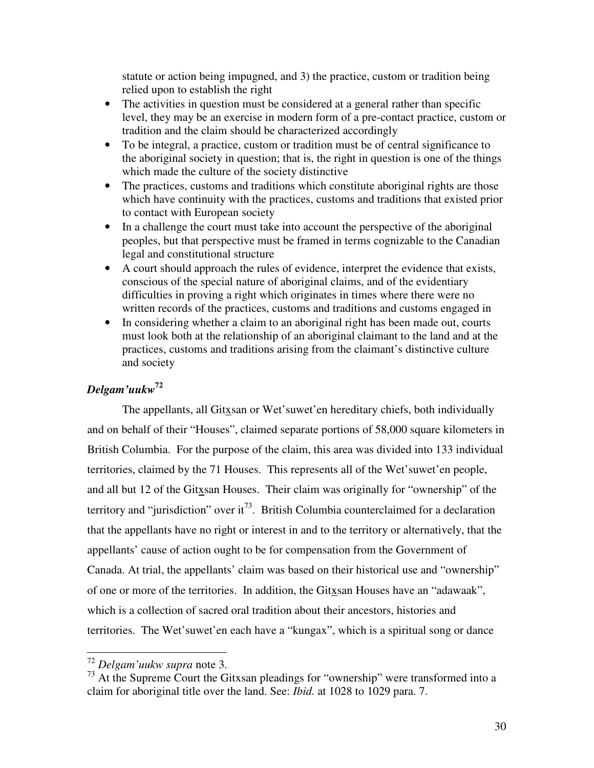statute or action being impugned, and 3) the practice, custom or tradition being relied upon to establish the right

- The activities in question must be considered at a general rather than specific level, they may be an exercise in modern form of a pre-contact practice, custom or tradition and the claim should be characterized accordingly
- To be integral, a practice, custom or tradition must be of central significance to the aboriginal society in question; that is, the right in question is one of the things which made the culture of the society distinctive
- The practices, customs and traditions which constitute aboriginal rights are those which have continuity with the practices, customs and traditions that existed prior to contact with European society
- In a challenge the court must take into account the perspective of the aboriginal peoples, but that perspective must be framed in terms cognizable to the Canadian legal and constitutional structure
- A court should approach the rules of evidence, interpret the evidence that exists, conscious of the special nature of aboriginal claims, and of the evidentiary difficulties in proving a right which originates in times where there were no written records of the practices, customs and traditions and customs engaged in
- In considering whether a claim to an aboriginal right has been made out, courts must look both at the relationship of an aboriginal claimant to the land and at the practices, customs and traditions arising from the claimant's distinctive culture and society

### *Delgam'uukw*[72]

The appellants, all Gitxsan or Wet'suwet'en hereditary chiefs, both individually and on behalf of their "Houses", claimed separate portions of 58,000 square kilometers in British Columbia. For the purpose of the claim, this area was divided into 133 individual territories, claimed by the 71 Houses. This represents all of the Wet'suwet'en people, and all but 12 of the Gitxsan Houses. Their claim was originally for "ownership" of the territory and "jurisdiction" over it[73]. British Columbia counterclaimed for a declaration that the appellants have no right or interest in and to the territory or alternatively, that the appellants' cause of action ought to be for compensation from the Government of Canada. At trial, the appellants' claim was based on their historical use and "ownership" of one or more of the territories. In addition, the Gitxsan Houses have an "adawaak", which is a collection of sacred oral tradition about their ancestors, histories and territories. The Wet'suwet'en each have a "kungax", which is a spiritual song or dance

---

[72] *Delgam'uukw supra* note 3.

[73] At the Supreme Court the Gitxsan pleadings for "ownership" were transformed into a claim for aboriginal title over the land. See: *Ibid.* at 1028 to 1029 para. 7.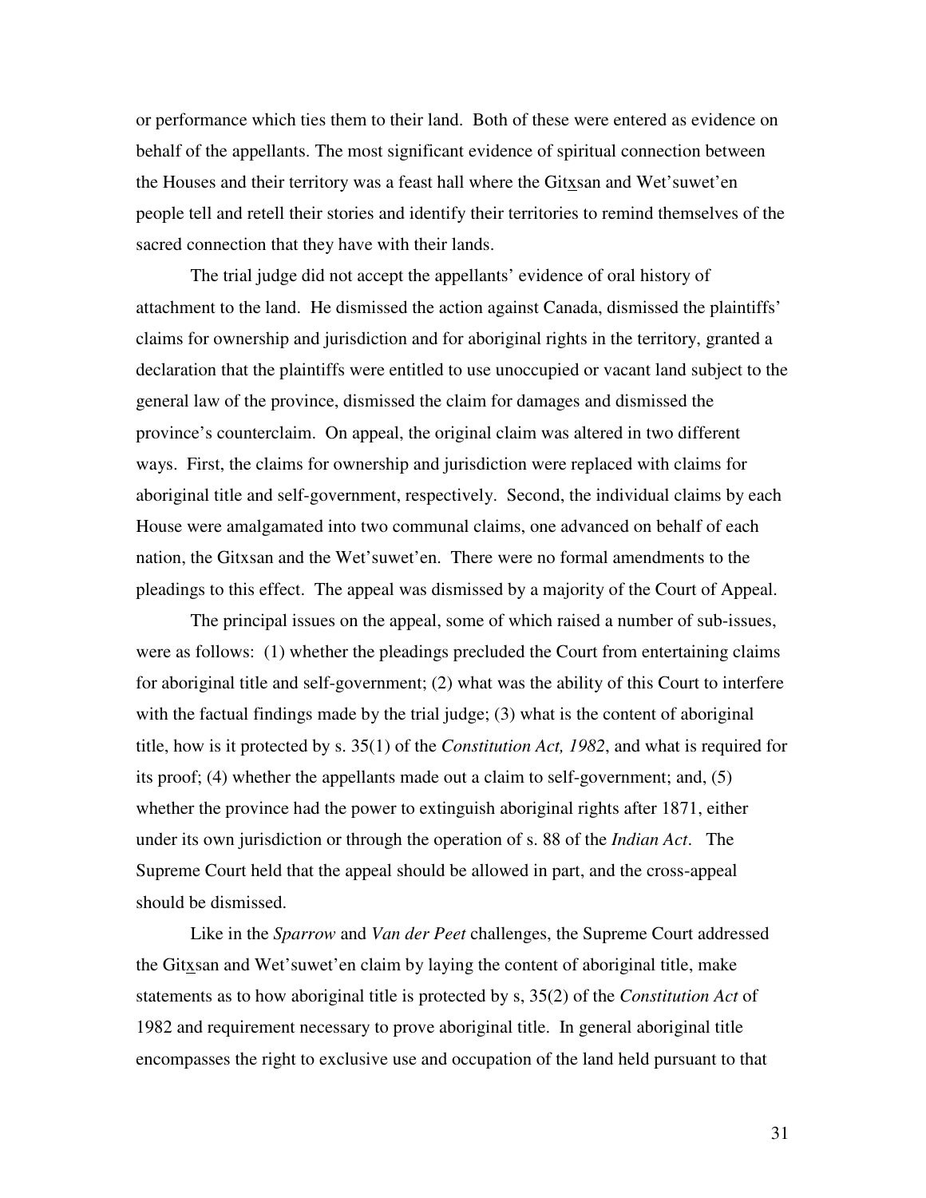or performance which ties them to their land. Both of these were entered as evidence on behalf of the appellants. The most significant evidence of spiritual connection between the Houses and their territory was a feast hall where the Gitxsan and Wet'suwet'en people tell and retell their stories and identify their territories to remind themselves of the sacred connection that they have with their lands.

The trial judge did not accept the appellants' evidence of oral history of attachment to the land. He dismissed the action against Canada, dismissed the plaintiffs' claims for ownership and jurisdiction and for aboriginal rights in the territory, granted a declaration that the plaintiffs were entitled to use unoccupied or vacant land subject to the general law of the province, dismissed the claim for damages and dismissed the province's counterclaim. On appeal, the original claim was altered in two different ways. First, the claims for ownership and jurisdiction were replaced with claims for aboriginal title and self-government, respectively. Second, the individual claims by each House were amalgamated into two communal claims, one advanced on behalf of each nation, the Gitxsan and the Wet'suwet'en. There were no formal amendments to the pleadings to this effect. The appeal was dismissed by a majority of the Court of Appeal.

The principal issues on the appeal, some of which raised a number of sub-issues, were as follows: (1) whether the pleadings precluded the Court from entertaining claims for aboriginal title and self-government; (2) what was the ability of this Court to interfere with the factual findings made by the trial judge; (3) what is the content of aboriginal title, how is it protected by s. 35(1) of the *Constitution Act, 1982*, and what is required for its proof; (4) whether the appellants made out a claim to self-government; and, (5) whether the province had the power to extinguish aboriginal rights after 1871, either under its own jurisdiction or through the operation of s. 88 of the *Indian Act*. The Supreme Court held that the appeal should be allowed in part, and the cross-appeal should be dismissed.

Like in the *Sparrow* and *Van der Peet* challenges, the Supreme Court addressed the Gitxsan and Wet'suwet'en claim by laying the content of aboriginal title, make statements as to how aboriginal title is protected by s, 35(2) of the *Constitution Act* of 1982 and requirement necessary to prove aboriginal title. In general aboriginal title encompasses the right to exclusive use and occupation of the land held pursuant to that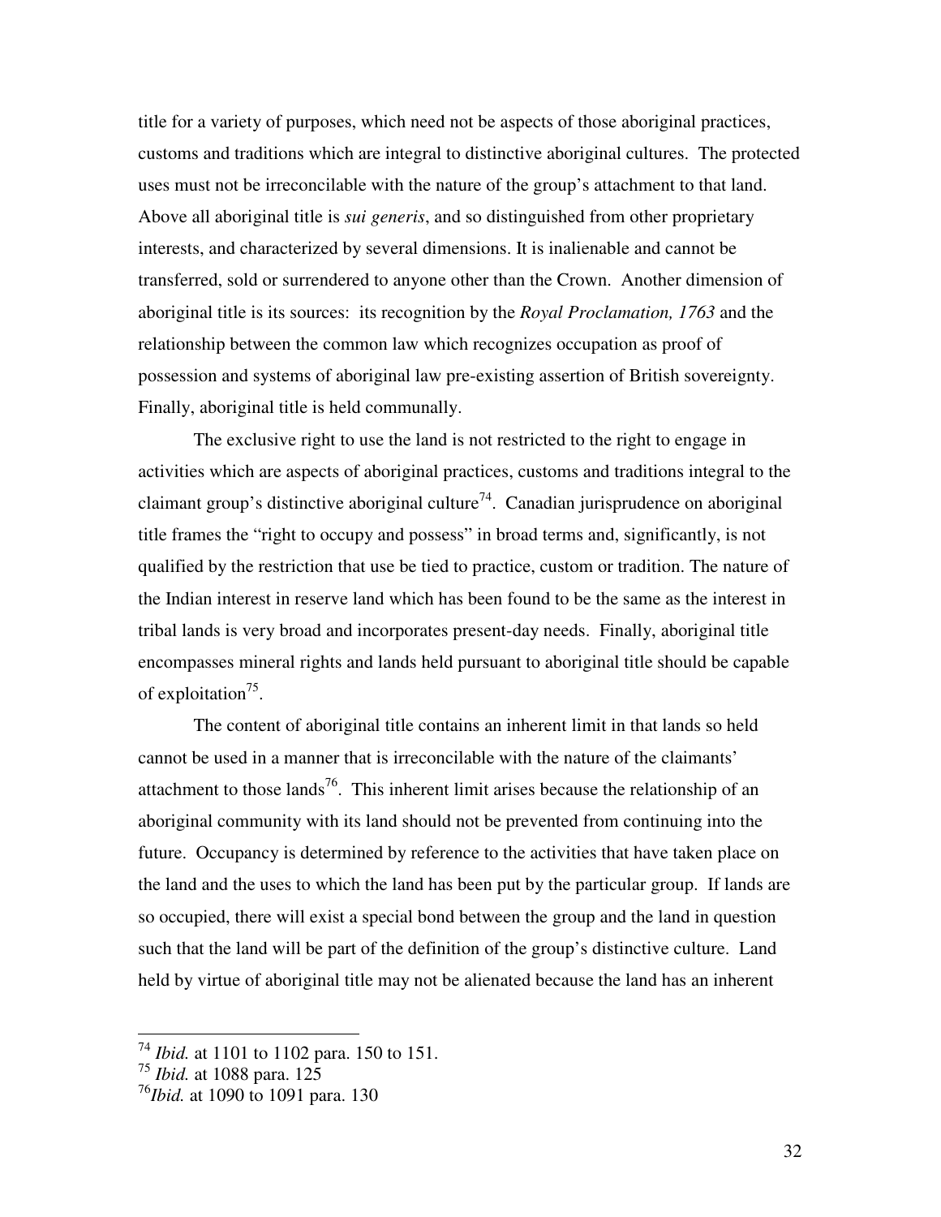title for a variety of purposes, which need not be aspects of those aboriginal practices, customs and traditions which are integral to distinctive aboriginal cultures. The protected uses must not be irreconcilable with the nature of the group's attachment to that land. Above all aboriginal title is *sui generis*, and so distinguished from other proprietary interests, and characterized by several dimensions. It is inalienable and cannot be transferred, sold or surrendered to anyone other than the Crown. Another dimension of aboriginal title is its sources: its recognition by the *Royal Proclamation, 1763* and the relationship between the common law which recognizes occupation as proof of possession and systems of aboriginal law pre-existing assertion of British sovereignty. Finally, aboriginal title is held communally.

The exclusive right to use the land is not restricted to the right to engage in activities which are aspects of aboriginal practices, customs and traditions integral to the claimant group's distinctive aboriginal culture[74]. Canadian jurisprudence on aboriginal title frames the "right to occupy and possess" in broad terms and, significantly, is not qualified by the restriction that use be tied to practice, custom or tradition. The nature of the Indian interest in reserve land which has been found to be the same as the interest in tribal lands is very broad and incorporates present-day needs. Finally, aboriginal title encompasses mineral rights and lands held pursuant to aboriginal title should be capable of exploitation[75].

The content of aboriginal title contains an inherent limit in that lands so held cannot be used in a manner that is irreconcilable with the nature of the claimants' attachment to those lands[76]. This inherent limit arises because the relationship of an aboriginal community with its land should not be prevented from continuing into the future. Occupancy is determined by reference to the activities that have taken place on the land and the uses to which the land has been put by the particular group. If lands are so occupied, there will exist a special bond between the group and the land in question such that the land will be part of the definition of the group's distinctive culture. Land held by virtue of aboriginal title may not be alienated because the land has an inherent

---

[74] *Ibid.* at 1101 to 1102 para. 150 to 151.

[75] *Ibid.* at 1088 para. 125

[76] *Ibid.* at 1090 to 1091 para. 130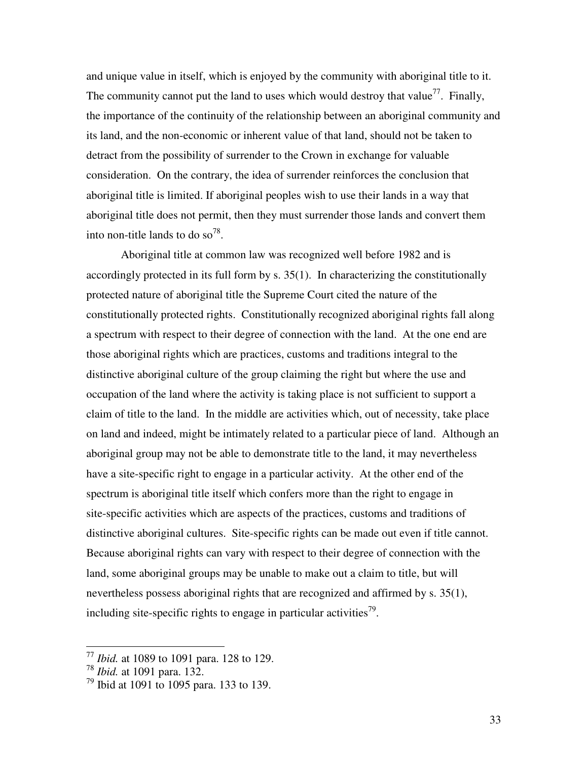and unique value in itself, which is enjoyed by the community with aboriginal title to it. The community cannot put the land to uses which would destroy that value[77]. Finally, the importance of the continuity of the relationship between an aboriginal community and its land, and the non-economic or inherent value of that land, should not be taken to detract from the possibility of surrender to the Crown in exchange for valuable consideration. On the contrary, the idea of surrender reinforces the conclusion that aboriginal title is limited. If aboriginal peoples wish to use their lands in a way that aboriginal title does not permit, then they must surrender those lands and convert them into non-title lands to do so[78].

Aboriginal title at common law was recognized well before 1982 and is accordingly protected in its full form by s. 35(1). In characterizing the constitutionally protected nature of aboriginal title the Supreme Court cited the nature of the constitutionally protected rights. Constitutionally recognized aboriginal rights fall along a spectrum with respect to their degree of connection with the land. At the one end are those aboriginal rights which are practices, customs and traditions integral to the distinctive aboriginal culture of the group claiming the right but where the use and occupation of the land where the activity is taking place is not sufficient to support a claim of title to the land. In the middle are activities which, out of necessity, take place on land and indeed, might be intimately related to a particular piece of land. Although an aboriginal group may not be able to demonstrate title to the land, it may nevertheless have a site-specific right to engage in a particular activity. At the other end of the spectrum is aboriginal title itself which confers more than the right to engage in site-specific activities which are aspects of the practices, customs and traditions of distinctive aboriginal cultures. Site-specific rights can be made out even if title cannot. Because aboriginal rights can vary with respect to their degree of connection with the land, some aboriginal groups may be unable to make out a claim to title, but will nevertheless possess aboriginal rights that are recognized and affirmed by s. 35(1), including site-specific rights to engage in particular activities[79].

---

[77] *Ibid.* at 1089 to 1091 para. 128 to 129.

[78] *Ibid.* at 1091 para. 132.

[79] Ibid at 1091 to 1095 para. 133 to 139.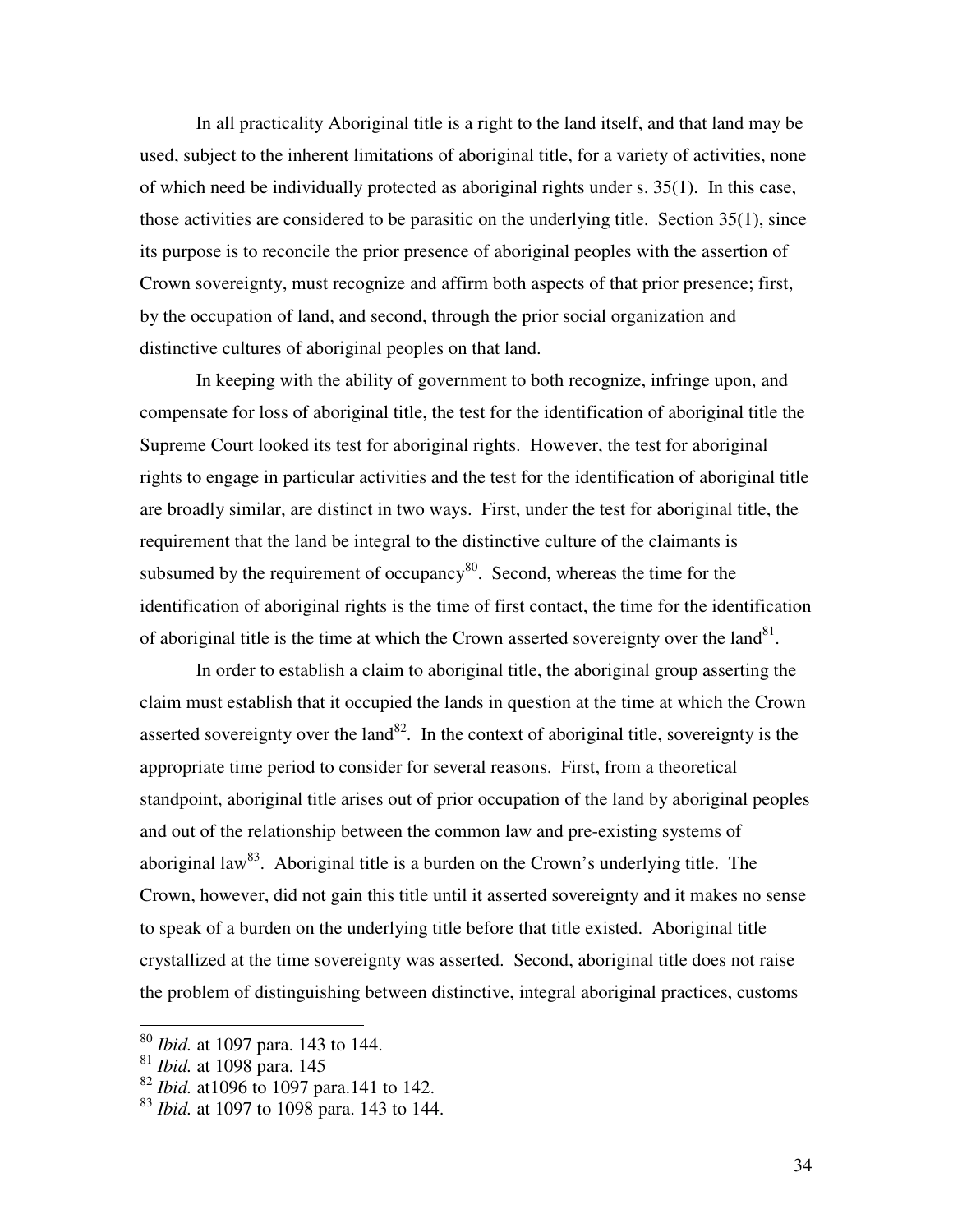In all practicality Aboriginal title is a right to the land itself, and that land may be used, subject to the inherent limitations of aboriginal title, for a variety of activities, none of which need be individually protected as aboriginal rights under s. 35(1). In this case, those activities are considered to be parasitic on the underlying title. Section 35(1), since its purpose is to reconcile the prior presence of aboriginal peoples with the assertion of Crown sovereignty, must recognize and affirm both aspects of that prior presence; first, by the occupation of land, and second, through the prior social organization and distinctive cultures of aboriginal peoples on that land.

In keeping with the ability of government to both recognize, infringe upon, and compensate for loss of aboriginal title, the test for the identification of aboriginal title the Supreme Court looked its test for aboriginal rights. However, the test for aboriginal rights to engage in particular activities and the test for the identification of aboriginal title are broadly similar, are distinct in two ways. First, under the test for aboriginal title, the requirement that the land be integral to the distinctive culture of the claimants is subsumed by the requirement of occupancy[80]. Second, whereas the time for the identification of aboriginal rights is the time of first contact, the time for the identification of aboriginal title is the time at which the Crown asserted sovereignty over the land[81].

In order to establish a claim to aboriginal title, the aboriginal group asserting the claim must establish that it occupied the lands in question at the time at which the Crown asserted sovereignty over the land[82]. In the context of aboriginal title, sovereignty is the appropriate time period to consider for several reasons. First, from a theoretical standpoint, aboriginal title arises out of prior occupation of the land by aboriginal peoples and out of the relationship between the common law and pre-existing systems of aboriginal law[83]. Aboriginal title is a burden on the Crown's underlying title. The Crown, however, did not gain this title until it asserted sovereignty and it makes no sense to speak of a burden on the underlying title before that title existed. Aboriginal title crystallized at the time sovereignty was asserted. Second, aboriginal title does not raise the problem of distinguishing between distinctive, integral aboriginal practices, customs

---

[80] *Ibid.* at 1097 para. 143 to 144.

[81] *Ibid.* at 1098 para. 145

[82] *Ibid.* at1096 to 1097 para.141 to 142.

[83] *Ibid.* at 1097 to 1098 para. 143 to 144.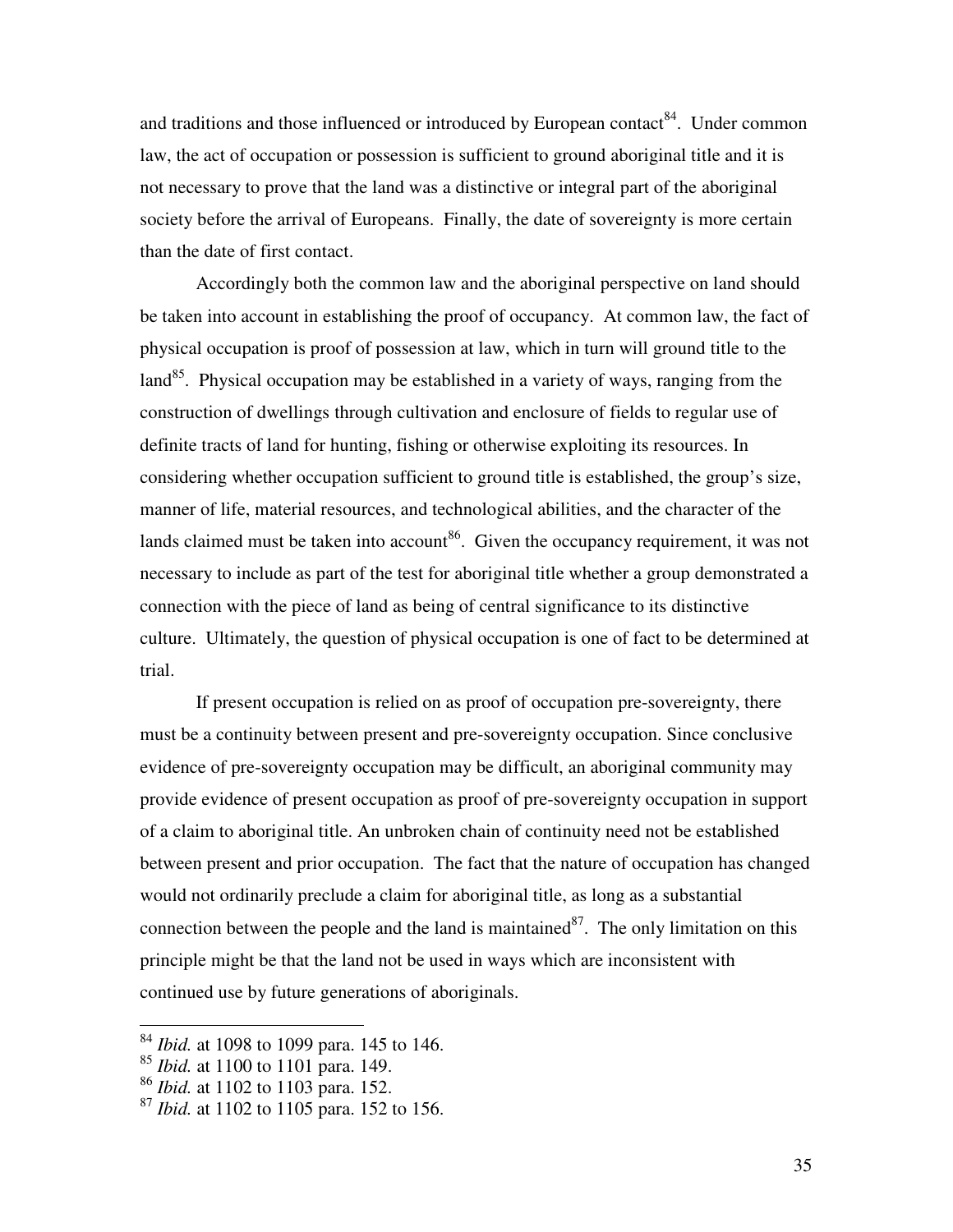and traditions and those influenced or introduced by European contact[84]. Under common law, the act of occupation or possession is sufficient to ground aboriginal title and it is not necessary to prove that the land was a distinctive or integral part of the aboriginal society before the arrival of Europeans. Finally, the date of sovereignty is more certain than the date of first contact.

Accordingly both the common law and the aboriginal perspective on land should be taken into account in establishing the proof of occupancy. At common law, the fact of physical occupation is proof of possession at law, which in turn will ground title to the land[85]. Physical occupation may be established in a variety of ways, ranging from the construction of dwellings through cultivation and enclosure of fields to regular use of definite tracts of land for hunting, fishing or otherwise exploiting its resources. In considering whether occupation sufficient to ground title is established, the group's size, manner of life, material resources, and technological abilities, and the character of the lands claimed must be taken into account[86]. Given the occupancy requirement, it was not necessary to include as part of the test for aboriginal title whether a group demonstrated a connection with the piece of land as being of central significance to its distinctive culture. Ultimately, the question of physical occupation is one of fact to be determined at trial.

If present occupation is relied on as proof of occupation pre-sovereignty, there must be a continuity between present and pre-sovereignty occupation. Since conclusive evidence of pre-sovereignty occupation may be difficult, an aboriginal community may provide evidence of present occupation as proof of pre-sovereignty occupation in support of a claim to aboriginal title. An unbroken chain of continuity need not be established between present and prior occupation. The fact that the nature of occupation has changed would not ordinarily preclude a claim for aboriginal title, as long as a substantial connection between the people and the land is maintained[87]. The only limitation on this principle might be that the land not be used in ways which are inconsistent with continued use by future generations of aboriginals.

---

[84] *Ibid.* at 1098 to 1099 para. 145 to 146.

[85] *Ibid.* at 1100 to 1101 para. 149.

[86] *Ibid.* at 1102 to 1103 para. 152.

[87] *Ibid.* at 1102 to 1105 para. 152 to 156.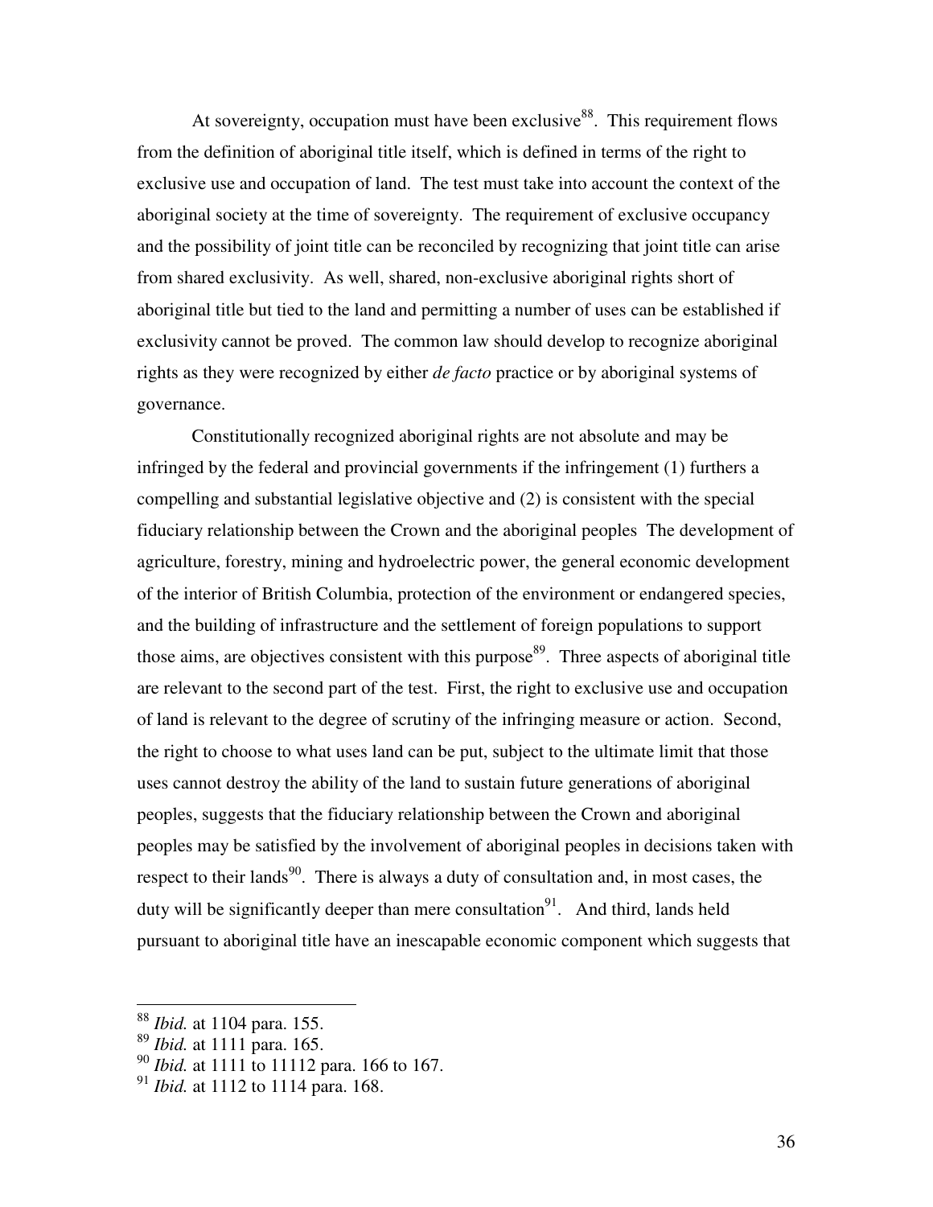At sovereignty, occupation must have been exclusive[88]. This requirement flows from the definition of aboriginal title itself, which is defined in terms of the right to exclusive use and occupation of land. The test must take into account the context of the aboriginal society at the time of sovereignty. The requirement of exclusive occupancy and the possibility of joint title can be reconciled by recognizing that joint title can arise from shared exclusivity. As well, shared, non-exclusive aboriginal rights short of aboriginal title but tied to the land and permitting a number of uses can be established if exclusivity cannot be proved. The common law should develop to recognize aboriginal rights as they were recognized by either *de facto* practice or by aboriginal systems of governance.

Constitutionally recognized aboriginal rights are not absolute and may be infringed by the federal and provincial governments if the infringement (1) furthers a compelling and substantial legislative objective and (2) is consistent with the special fiduciary relationship between the Crown and the aboriginal peoples The development of agriculture, forestry, mining and hydroelectric power, the general economic development of the interior of British Columbia, protection of the environment or endangered species, and the building of infrastructure and the settlement of foreign populations to support those aims, are objectives consistent with this purpose[89]. Three aspects of aboriginal title are relevant to the second part of the test. First, the right to exclusive use and occupation of land is relevant to the degree of scrutiny of the infringing measure or action. Second, the right to choose to what uses land can be put, subject to the ultimate limit that those uses cannot destroy the ability of the land to sustain future generations of aboriginal peoples, suggests that the fiduciary relationship between the Crown and aboriginal peoples may be satisfied by the involvement of aboriginal peoples in decisions taken with respect to their lands[90]. There is always a duty of consultation and, in most cases, the duty will be significantly deeper than mere consultation[91]. And third, lands held pursuant to aboriginal title have an inescapable economic component which suggests that

---

[88] *Ibid.* at 1104 para. 155.

[89] *Ibid.* at 1111 para. 165.

[90] *Ibid.* at 1111 to 11112 para. 166 to 167.

[91] *Ibid.* at 1112 to 1114 para. 168.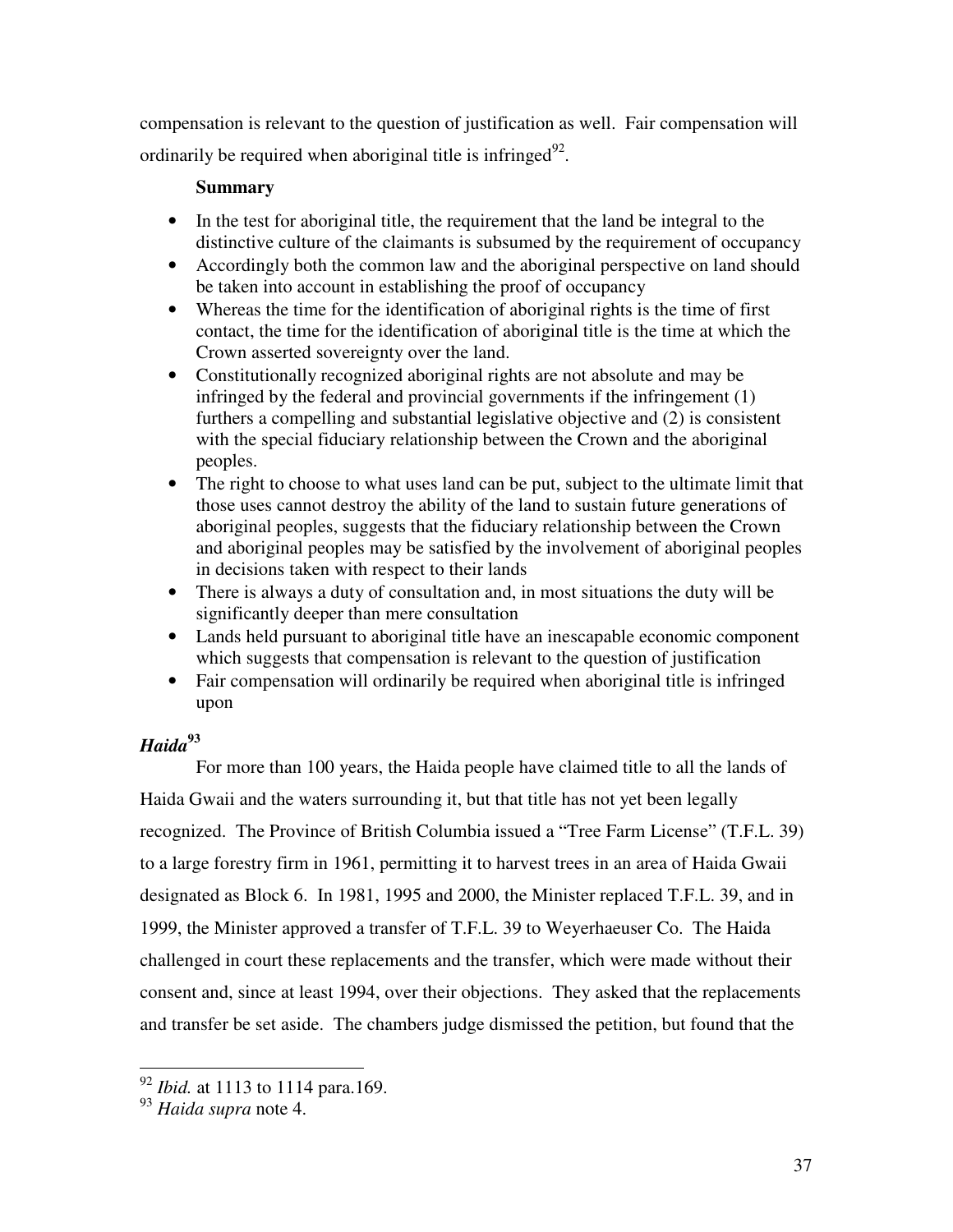compensation is relevant to the question of justification as well. Fair compensation will ordinarily be required when aboriginal title is infringed[92].

**Summary**

- In the test for aboriginal title, the requirement that the land be integral to the distinctive culture of the claimants is subsumed by the requirement of occupancy
- Accordingly both the common law and the aboriginal perspective on land should be taken into account in establishing the proof of occupancy
- Whereas the time for the identification of aboriginal rights is the time of first contact, the time for the identification of aboriginal title is the time at which the Crown asserted sovereignty over the land.
- Constitutionally recognized aboriginal rights are not absolute and may be infringed by the federal and provincial governments if the infringement (1) furthers a compelling and substantial legislative objective and (2) is consistent with the special fiduciary relationship between the Crown and the aboriginal peoples.
- The right to choose to what uses land can be put, subject to the ultimate limit that those uses cannot destroy the ability of the land to sustain future generations of aboriginal peoples, suggests that the fiduciary relationship between the Crown and aboriginal peoples may be satisfied by the involvement of aboriginal peoples in decisions taken with respect to their lands
- There is always a duty of consultation and, in most situations the duty will be significantly deeper than mere consultation
- Lands held pursuant to aboriginal title have an inescapable economic component which suggests that compensation is relevant to the question of justification
- Fair compensation will ordinarily be required when aboriginal title is infringed upon

### *Haida*[93]

For more than 100 years, the Haida people have claimed title to all the lands of Haida Gwaii and the waters surrounding it, but that title has not yet been legally recognized. The Province of British Columbia issued a "Tree Farm License" (T.F.L. 39) to a large forestry firm in 1961, permitting it to harvest trees in an area of Haida Gwaii designated as Block 6. In 1981, 1995 and 2000, the Minister replaced T.F.L. 39, and in 1999, the Minister approved a transfer of T.F.L. 39 to Weyerhaeuser Co. The Haida challenged in court these replacements and the transfer, which were made without their consent and, since at least 1994, over their objections. They asked that the replacements and transfer be set aside. The chambers judge dismissed the petition, but found that the

---

[92] *Ibid.* at 1113 to 1114 para.169.

[93] *Haida supra* note 4.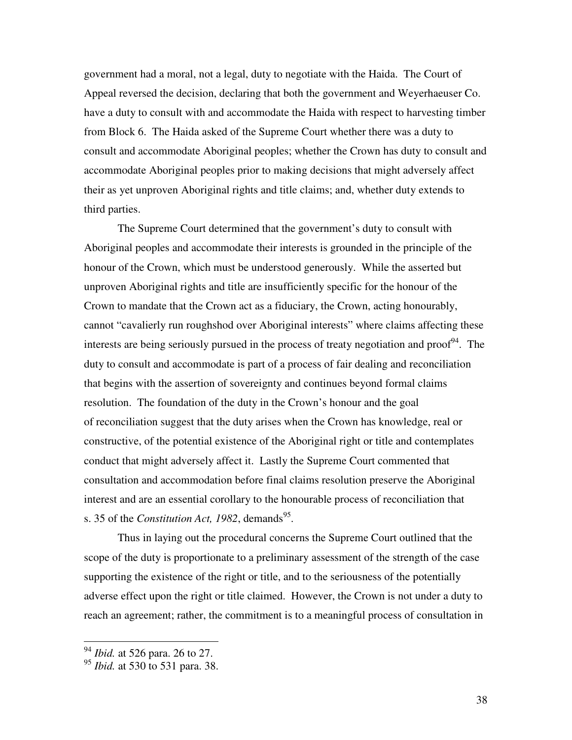government had a moral, not a legal, duty to negotiate with the Haida. The Court of Appeal reversed the decision, declaring that both the government and Weyerhaeuser Co. have a duty to consult with and accommodate the Haida with respect to harvesting timber from Block 6. The Haida asked of the Supreme Court whether there was a duty to consult and accommodate Aboriginal peoples; whether the Crown has duty to consult and accommodate Aboriginal peoples prior to making decisions that might adversely affect their as yet unproven Aboriginal rights and title claims; and, whether duty extends to third parties.

The Supreme Court determined that the government's duty to consult with Aboriginal peoples and accommodate their interests is grounded in the principle of the honour of the Crown, which must be understood generously. While the asserted but unproven Aboriginal rights and title are insufficiently specific for the honour of the Crown to mandate that the Crown act as a fiduciary, the Crown, acting honourably, cannot "cavalierly run roughshod over Aboriginal interests" where claims affecting these interests are being seriously pursued in the process of treaty negotiation and proof[94]. The duty to consult and accommodate is part of a process of fair dealing and reconciliation that begins with the assertion of sovereignty and continues beyond formal claims resolution. The foundation of the duty in the Crown's honour and the goal of reconciliation suggest that the duty arises when the Crown has knowledge, real or constructive, of the potential existence of the Aboriginal right or title and contemplates conduct that might adversely affect it. Lastly the Supreme Court commented that consultation and accommodation before final claims resolution preserve the Aboriginal interest and are an essential corollary to the honourable process of reconciliation that s. 35 of the *Constitution Act, 1982*, demands[95].

Thus in laying out the procedural concerns the Supreme Court outlined that the scope of the duty is proportionate to a preliminary assessment of the strength of the case supporting the existence of the right or title, and to the seriousness of the potentially adverse effect upon the right or title claimed. However, the Crown is not under a duty to reach an agreement; rather, the commitment is to a meaningful process of consultation in

---

[94] *Ibid.* at 526 para. 26 to 27.

[95] *Ibid.* at 530 to 531 para. 38.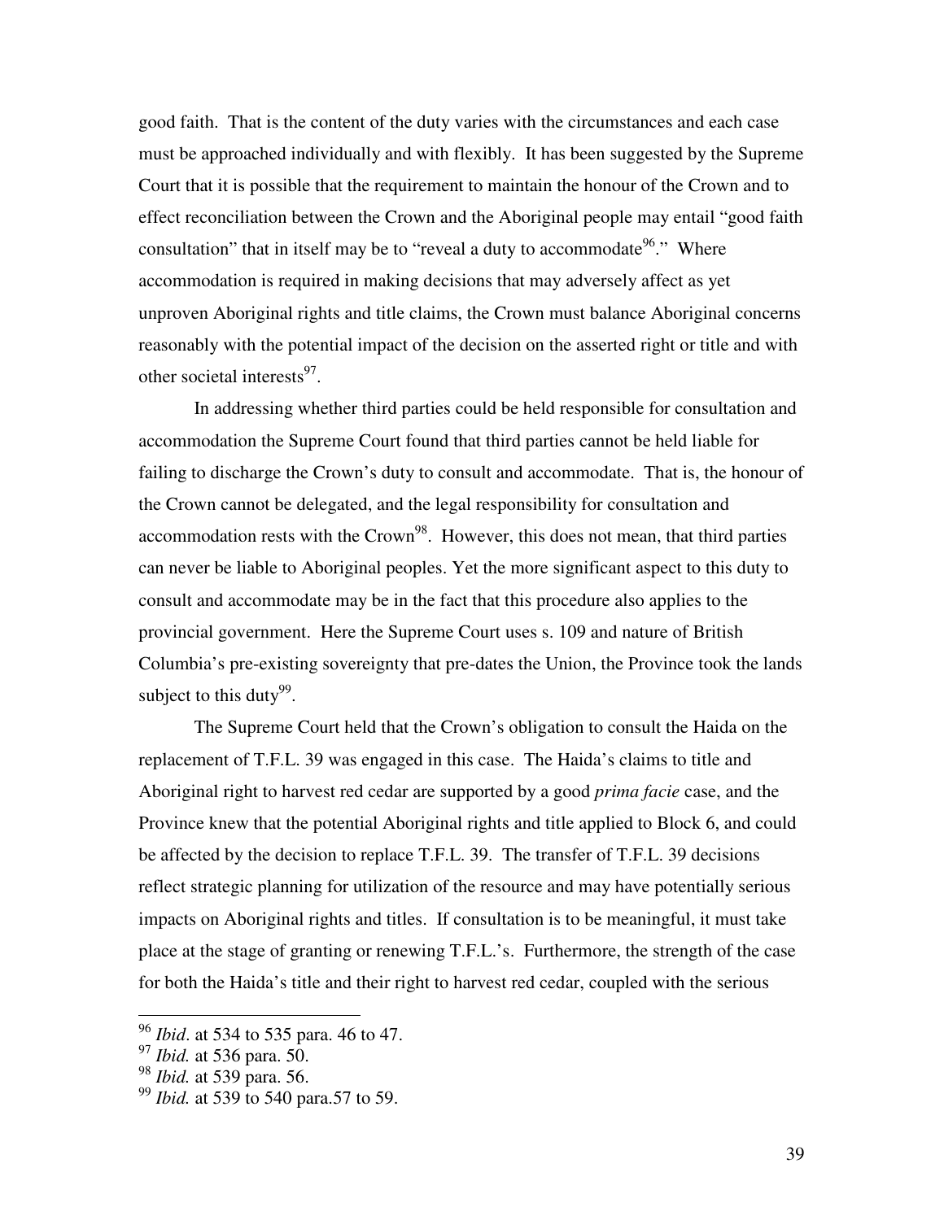good faith. That is the content of the duty varies with the circumstances and each case must be approached individually and with flexibly. It has been suggested by the Supreme Court that it is possible that the requirement to maintain the honour of the Crown and to effect reconciliation between the Crown and the Aboriginal people may entail "good faith consultation" that in itself may be to "reveal a duty to accommodate[96]." Where accommodation is required in making decisions that may adversely affect as yet unproven Aboriginal rights and title claims, the Crown must balance Aboriginal concerns reasonably with the potential impact of the decision on the asserted right or title and with other societal interests[97].

In addressing whether third parties could be held responsible for consultation and accommodation the Supreme Court found that third parties cannot be held liable for failing to discharge the Crown's duty to consult and accommodate. That is, the honour of the Crown cannot be delegated, and the legal responsibility for consultation and accommodation rests with the Crown[98]. However, this does not mean, that third parties can never be liable to Aboriginal peoples. Yet the more significant aspect to this duty to consult and accommodate may be in the fact that this procedure also applies to the provincial government. Here the Supreme Court uses s. 109 and nature of British Columbia's pre-existing sovereignty that pre-dates the Union, the Province took the lands subject to this duty[99].

The Supreme Court held that the Crown's obligation to consult the Haida on the replacement of T.F.L. 39 was engaged in this case. The Haida's claims to title and Aboriginal right to harvest red cedar are supported by a good *prima facie* case, and the Province knew that the potential Aboriginal rights and title applied to Block 6, and could be affected by the decision to replace T.F.L. 39. The transfer of T.F.L. 39 decisions reflect strategic planning for utilization of the resource and may have potentially serious impacts on Aboriginal rights and titles. If consultation is to be meaningful, it must take place at the stage of granting or renewing T.F.L.'s. Furthermore, the strength of the case for both the Haida's title and their right to harvest red cedar, coupled with the serious

[96] *Ibid*. at 534 to 535 para. 46 to 47.

[97] *Ibid.* at 536 para. 50.

[98] *Ibid.* at 539 para. 56.

[99] *Ibid.* at 539 to 540 para.57 to 59.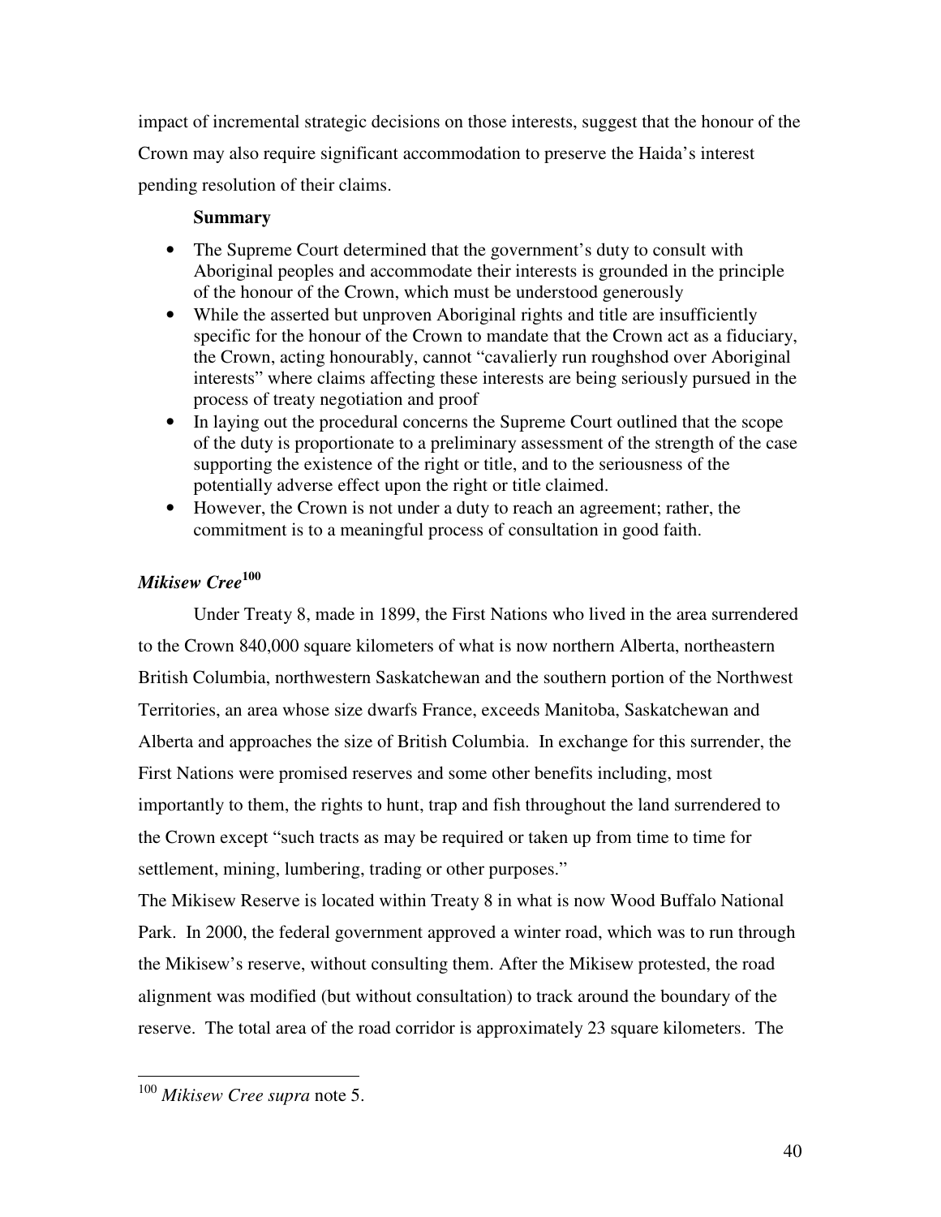impact of incremental strategic decisions on those interests, suggest that the honour of the Crown may also require significant accommodation to preserve the Haida's interest pending resolution of their claims.

**Summary**

- The Supreme Court determined that the government's duty to consult with Aboriginal peoples and accommodate their interests is grounded in the principle of the honour of the Crown, which must be understood generously
- While the asserted but unproven Aboriginal rights and title are insufficiently specific for the honour of the Crown to mandate that the Crown act as a fiduciary, the Crown, acting honourably, cannot "cavalierly run roughshod over Aboriginal interests" where claims affecting these interests are being seriously pursued in the process of treaty negotiation and proof
- In laying out the procedural concerns the Supreme Court outlined that the scope of the duty is proportionate to a preliminary assessment of the strength of the case supporting the existence of the right or title, and to the seriousness of the potentially adverse effect upon the right or title claimed.
- However, the Crown is not under a duty to reach an agreement; rather, the commitment is to a meaningful process of consultation in good faith.

### *Mikisew Cree*[100]

Under Treaty 8, made in 1899, the First Nations who lived in the area surrendered to the Crown 840,000 square kilometers of what is now northern Alberta, northeastern British Columbia, northwestern Saskatchewan and the southern portion of the Northwest Territories, an area whose size dwarfs France, exceeds Manitoba, Saskatchewan and Alberta and approaches the size of British Columbia. In exchange for this surrender, the First Nations were promised reserves and some other benefits including, most importantly to them, the rights to hunt, trap and fish throughout the land surrendered to the Crown except "such tracts as may be required or taken up from time to time for settlement, mining, lumbering, trading or other purposes."

The Mikisew Reserve is located within Treaty 8 in what is now Wood Buffalo National Park. In 2000, the federal government approved a winter road, which was to run through the Mikisew's reserve, without consulting them. After the Mikisew protested, the road alignment was modified (but without consultation) to track around the boundary of the reserve. The total area of the road corridor is approximately 23 square kilometers. The

[100] *Mikisew Cree supra* note 5.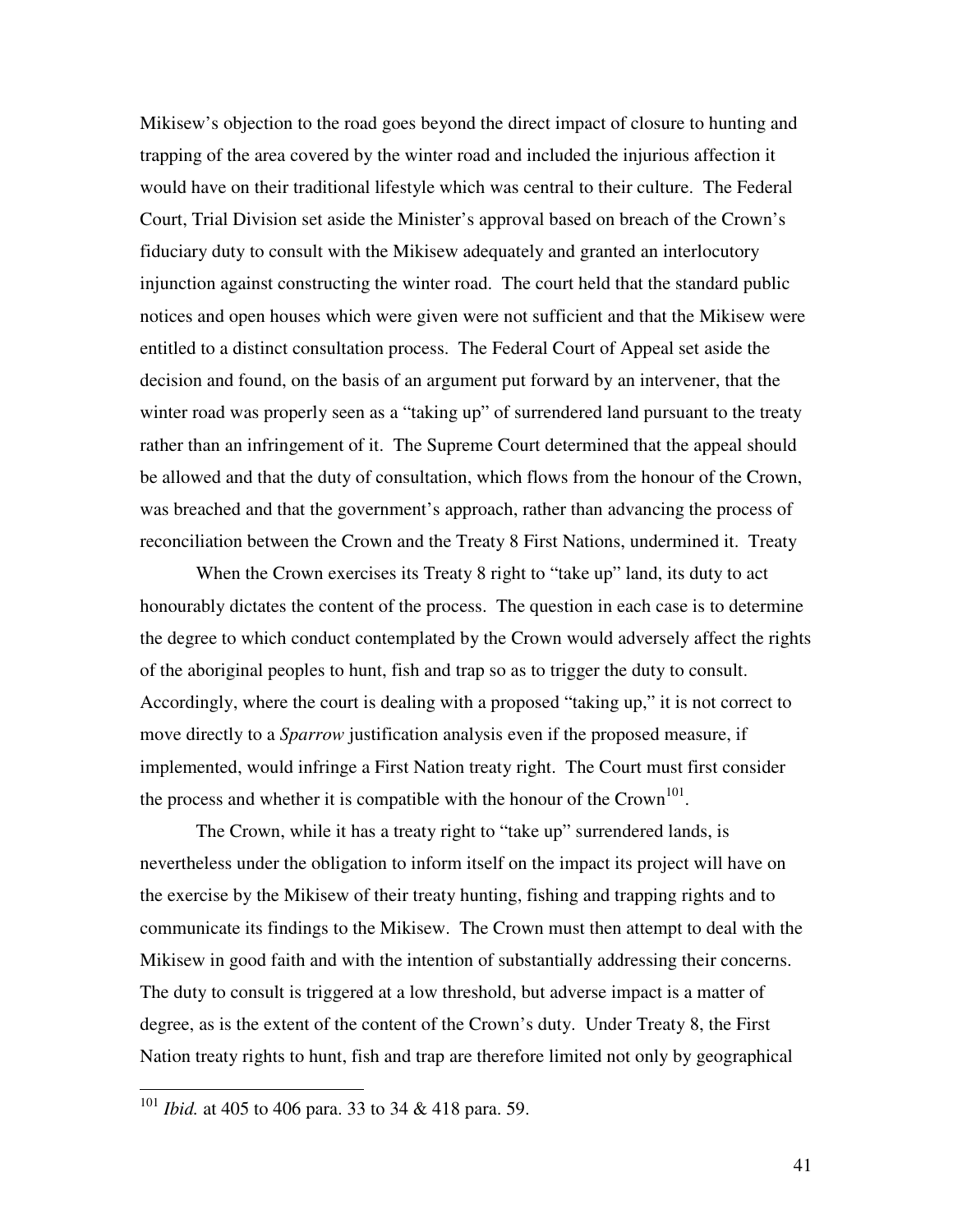Mikisew's objection to the road goes beyond the direct impact of closure to hunting and trapping of the area covered by the winter road and included the injurious affection it would have on their traditional lifestyle which was central to their culture. The Federal Court, Trial Division set aside the Minister's approval based on breach of the Crown's fiduciary duty to consult with the Mikisew adequately and granted an interlocutory injunction against constructing the winter road. The court held that the standard public notices and open houses which were given were not sufficient and that the Mikisew were entitled to a distinct consultation process. The Federal Court of Appeal set aside the decision and found, on the basis of an argument put forward by an intervener, that the winter road was properly seen as a "taking up" of surrendered land pursuant to the treaty rather than an infringement of it. The Supreme Court determined that the appeal should be allowed and that the duty of consultation, which flows from the honour of the Crown, was breached and that the government's approach, rather than advancing the process of reconciliation between the Crown and the Treaty 8 First Nations, undermined it. Treaty

When the Crown exercises its Treaty 8 right to "take up" land, its duty to act honourably dictates the content of the process. The question in each case is to determine the degree to which conduct contemplated by the Crown would adversely affect the rights of the aboriginal peoples to hunt, fish and trap so as to trigger the duty to consult. Accordingly, where the court is dealing with a proposed "taking up," it is not correct to move directly to a *Sparrow* justification analysis even if the proposed measure, if implemented, would infringe a First Nation treaty right. The Court must first consider the process and whether it is compatible with the honour of the Crown[101].

The Crown, while it has a treaty right to "take up" surrendered lands, is nevertheless under the obligation to inform itself on the impact its project will have on the exercise by the Mikisew of their treaty hunting, fishing and trapping rights and to communicate its findings to the Mikisew. The Crown must then attempt to deal with the Mikisew in good faith and with the intention of substantially addressing their concerns. The duty to consult is triggered at a low threshold, but adverse impact is a matter of degree, as is the extent of the content of the Crown's duty. Under Treaty 8, the First Nation treaty rights to hunt, fish and trap are therefore limited not only by geographical

[101] *Ibid.* at 405 to 406 para. 33 to 34 & 418 para. 59.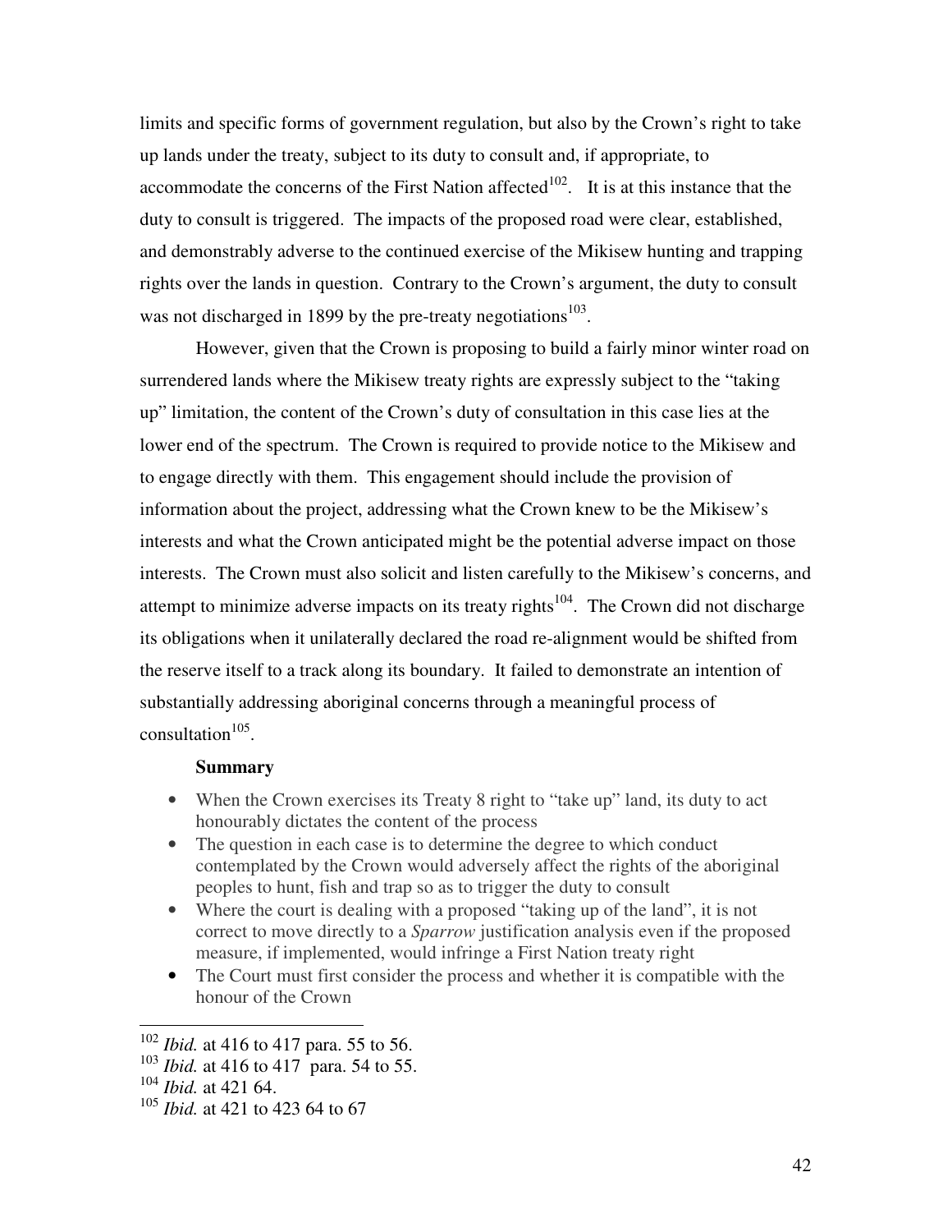limits and specific forms of government regulation, but also by the Crown's right to take up lands under the treaty, subject to its duty to consult and, if appropriate, to accommodate the concerns of the First Nation affected[102]. It is at this instance that the duty to consult is triggered. The impacts of the proposed road were clear, established, and demonstrably adverse to the continued exercise of the Mikisew hunting and trapping rights over the lands in question. Contrary to the Crown's argument, the duty to consult was not discharged in 1899 by the pre-treaty negotiations[103].

However, given that the Crown is proposing to build a fairly minor winter road on surrendered lands where the Mikisew treaty rights are expressly subject to the "taking up" limitation, the content of the Crown's duty of consultation in this case lies at the lower end of the spectrum. The Crown is required to provide notice to the Mikisew and to engage directly with them. This engagement should include the provision of information about the project, addressing what the Crown knew to be the Mikisew's interests and what the Crown anticipated might be the potential adverse impact on those interests. The Crown must also solicit and listen carefully to the Mikisew's concerns, and attempt to minimize adverse impacts on its treaty rights[104]. The Crown did not discharge its obligations when it unilaterally declared the road re-alignment would be shifted from the reserve itself to a track along its boundary. It failed to demonstrate an intention of substantially addressing aboriginal concerns through a meaningful process of consultation[105].

**Summary**

- When the Crown exercises its Treaty 8 right to "take up" land, its duty to act honourably dictates the content of the process
- The question in each case is to determine the degree to which conduct contemplated by the Crown would adversely affect the rights of the aboriginal peoples to hunt, fish and trap so as to trigger the duty to consult
- Where the court is dealing with a proposed "taking up of the land", it is not correct to move directly to a *Sparrow* justification analysis even if the proposed measure, if implemented, would infringe a First Nation treaty right
- The Court must first consider the process and whether it is compatible with the honour of the Crown

---

[102] *Ibid.* at 416 to 417 para. 55 to 56.

[103] *Ibid.* at 416 to 417 para. 54 to 55.

[104] *Ibid.* at 421 64.

[105] *Ibid.* at 421 to 423 64 to 67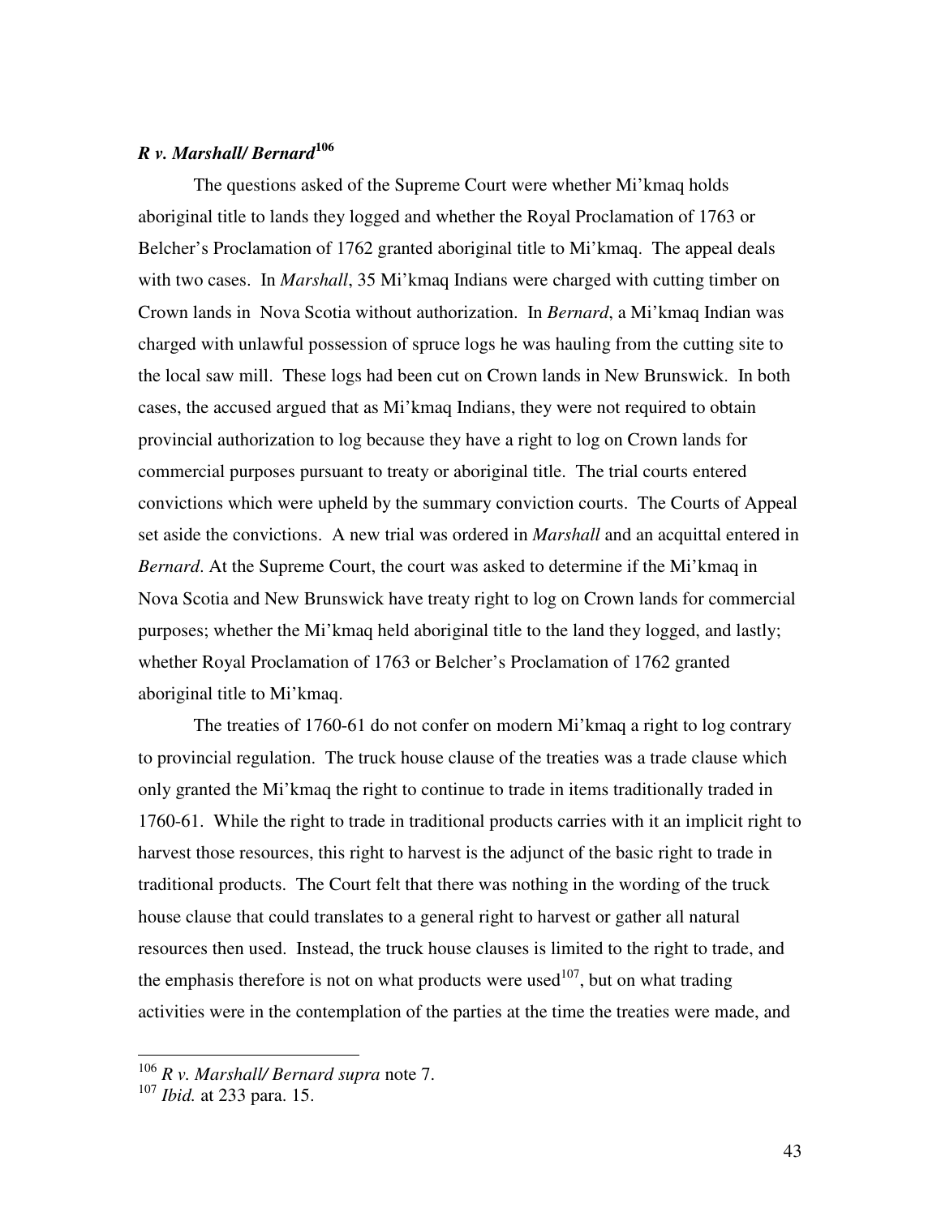### *R v. Marshall/ Bernard*[106]

The questions asked of the Supreme Court were whether Mi'kmaq holds aboriginal title to lands they logged and whether the Royal Proclamation of 1763 or Belcher's Proclamation of 1762 granted aboriginal title to Mi'kmaq. The appeal deals with two cases. In *Marshall*, 35 Mi'kmaq Indians were charged with cutting timber on Crown lands in Nova Scotia without authorization. In *Bernard*, a Mi'kmaq Indian was charged with unlawful possession of spruce logs he was hauling from the cutting site to the local saw mill. These logs had been cut on Crown lands in New Brunswick. In both cases, the accused argued that as Mi'kmaq Indians, they were not required to obtain provincial authorization to log because they have a right to log on Crown lands for commercial purposes pursuant to treaty or aboriginal title. The trial courts entered convictions which were upheld by the summary conviction courts. The Courts of Appeal set aside the convictions. A new trial was ordered in *Marshall* and an acquittal entered in *Bernard*. At the Supreme Court, the court was asked to determine if the Mi'kmaq in Nova Scotia and New Brunswick have treaty right to log on Crown lands for commercial purposes; whether the Mi'kmaq held aboriginal title to the land they logged, and lastly; whether Royal Proclamation of 1763 or Belcher's Proclamation of 1762 granted aboriginal title to Mi'kmaq.

The treaties of 1760-61 do not confer on modern Mi'kmaq a right to log contrary to provincial regulation. The truck house clause of the treaties was a trade clause which only granted the Mi'kmaq the right to continue to trade in items traditionally traded in 1760-61. While the right to trade in traditional products carries with it an implicit right to harvest those resources, this right to harvest is the adjunct of the basic right to trade in traditional products. The Court felt that there was nothing in the wording of the truck house clause that could translates to a general right to harvest or gather all natural resources then used. Instead, the truck house clauses is limited to the right to trade, and the emphasis therefore is not on what products were used[107], but on what trading activities were in the contemplation of the parties at the time the treaties were made, and

---

[106] *R v. Marshall/ Bernard supra* note 7.

[107] *Ibid.* at 233 para. 15.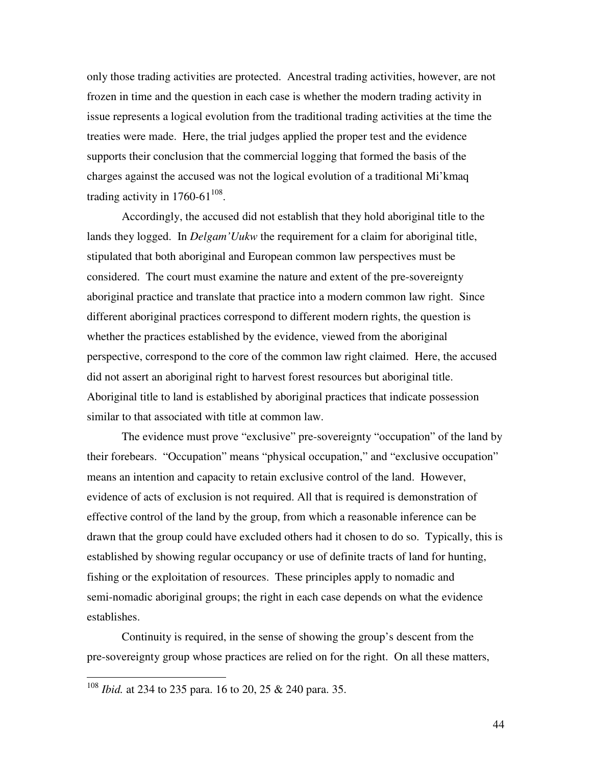only those trading activities are protected. Ancestral trading activities, however, are not frozen in time and the question in each case is whether the modern trading activity in issue represents a logical evolution from the traditional trading activities at the time the treaties were made. Here, the trial judges applied the proper test and the evidence supports their conclusion that the commercial logging that formed the basis of the charges against the accused was not the logical evolution of a traditional Mi'kmaq trading activity in 1760-61[108].

Accordingly, the accused did not establish that they hold aboriginal title to the lands they logged. In *Delgam'Uukw* the requirement for a claim for aboriginal title, stipulated that both aboriginal and European common law perspectives must be considered. The court must examine the nature and extent of the pre-sovereignty aboriginal practice and translate that practice into a modern common law right. Since different aboriginal practices correspond to different modern rights, the question is whether the practices established by the evidence, viewed from the aboriginal perspective, correspond to the core of the common law right claimed. Here, the accused did not assert an aboriginal right to harvest forest resources but aboriginal title. Aboriginal title to land is established by aboriginal practices that indicate possession similar to that associated with title at common law.

The evidence must prove "exclusive" pre-sovereignty "occupation" of the land by their forebears. "Occupation" means "physical occupation," and "exclusive occupation" means an intention and capacity to retain exclusive control of the land. However, evidence of acts of exclusion is not required. All that is required is demonstration of effective control of the land by the group, from which a reasonable inference can be drawn that the group could have excluded others had it chosen to do so. Typically, this is established by showing regular occupancy or use of definite tracts of land for hunting, fishing or the exploitation of resources. These principles apply to nomadic and semi-nomadic aboriginal groups; the right in each case depends on what the evidence establishes.

Continuity is required, in the sense of showing the group's descent from the pre-sovereignty group whose practices are relied on for the right. On all these matters,

---

[108] *Ibid.* at 234 to 235 para. 16 to 20, 25 & 240 para. 35.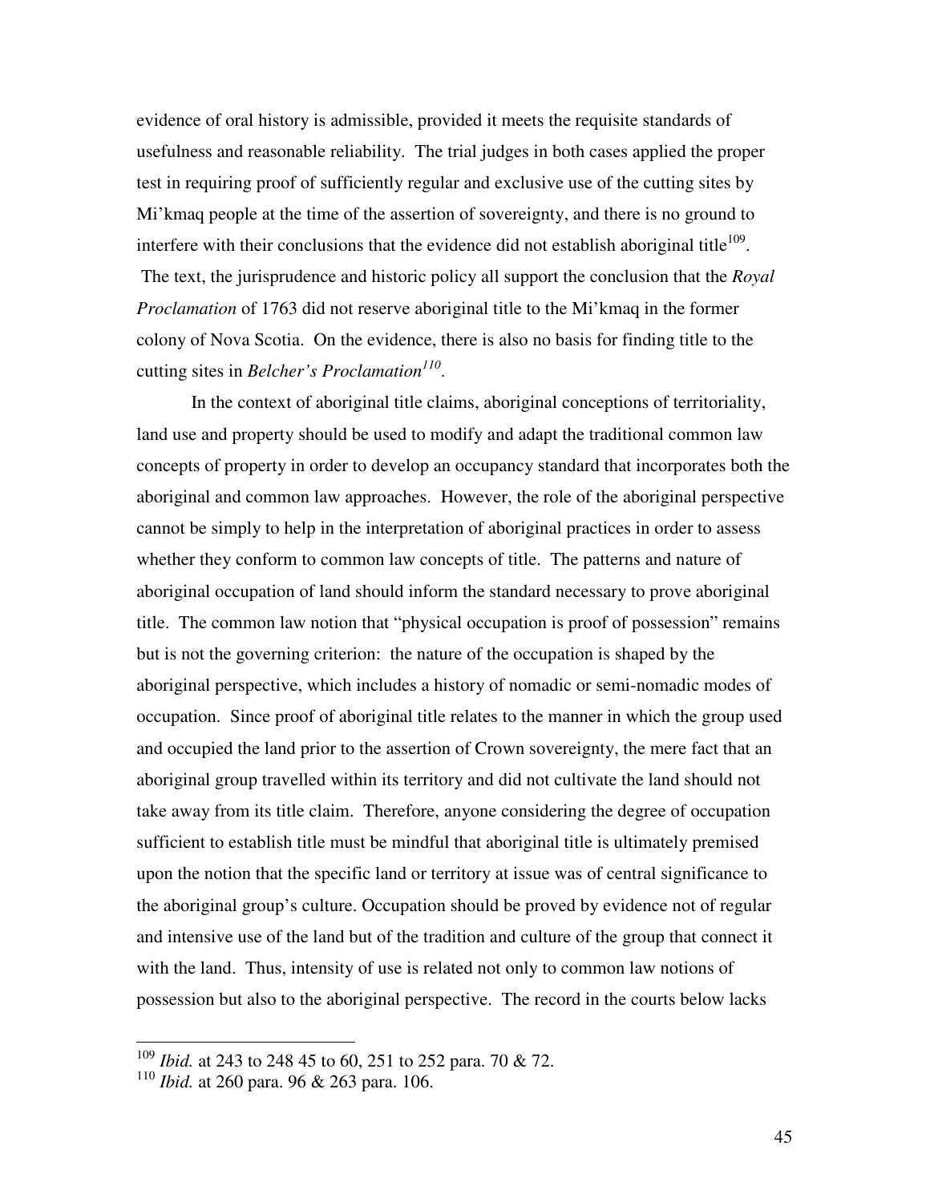evidence of oral history is admissible, provided it meets the requisite standards of usefulness and reasonable reliability. The trial judges in both cases applied the proper test in requiring proof of sufficiently regular and exclusive use of the cutting sites by Mi'kmaq people at the time of the assertion of sovereignty, and there is no ground to interfere with their conclusions that the evidence did not establish aboriginal title[109]. The text, the jurisprudence and historic policy all support the conclusion that the *Royal Proclamation* of 1763 did not reserve aboriginal title to the Mi'kmaq in the former colony of Nova Scotia. On the evidence, there is also no basis for finding title to the cutting sites in *Belcher's Proclamation*[110].

In the context of aboriginal title claims, aboriginal conceptions of territoriality, land use and property should be used to modify and adapt the traditional common law concepts of property in order to develop an occupancy standard that incorporates both the aboriginal and common law approaches. However, the role of the aboriginal perspective cannot be simply to help in the interpretation of aboriginal practices in order to assess whether they conform to common law concepts of title. The patterns and nature of aboriginal occupation of land should inform the standard necessary to prove aboriginal title. The common law notion that "physical occupation is proof of possession" remains but is not the governing criterion: the nature of the occupation is shaped by the aboriginal perspective, which includes a history of nomadic or semi-nomadic modes of occupation. Since proof of aboriginal title relates to the manner in which the group used and occupied the land prior to the assertion of Crown sovereignty, the mere fact that an aboriginal group travelled within its territory and did not cultivate the land should not take away from its title claim. Therefore, anyone considering the degree of occupation sufficient to establish title must be mindful that aboriginal title is ultimately premised upon the notion that the specific land or territory at issue was of central significance to the aboriginal group's culture. Occupation should be proved by evidence not of regular and intensive use of the land but of the tradition and culture of the group that connect it with the land. Thus, intensity of use is related not only to common law notions of possession but also to the aboriginal perspective. The record in the courts below lacks

---

[109] *Ibid.* at 243 to 248 45 to 60, 251 to 252 para. 70 & 72.

[110] *Ibid.* at 260 para. 96 & 263 para. 106.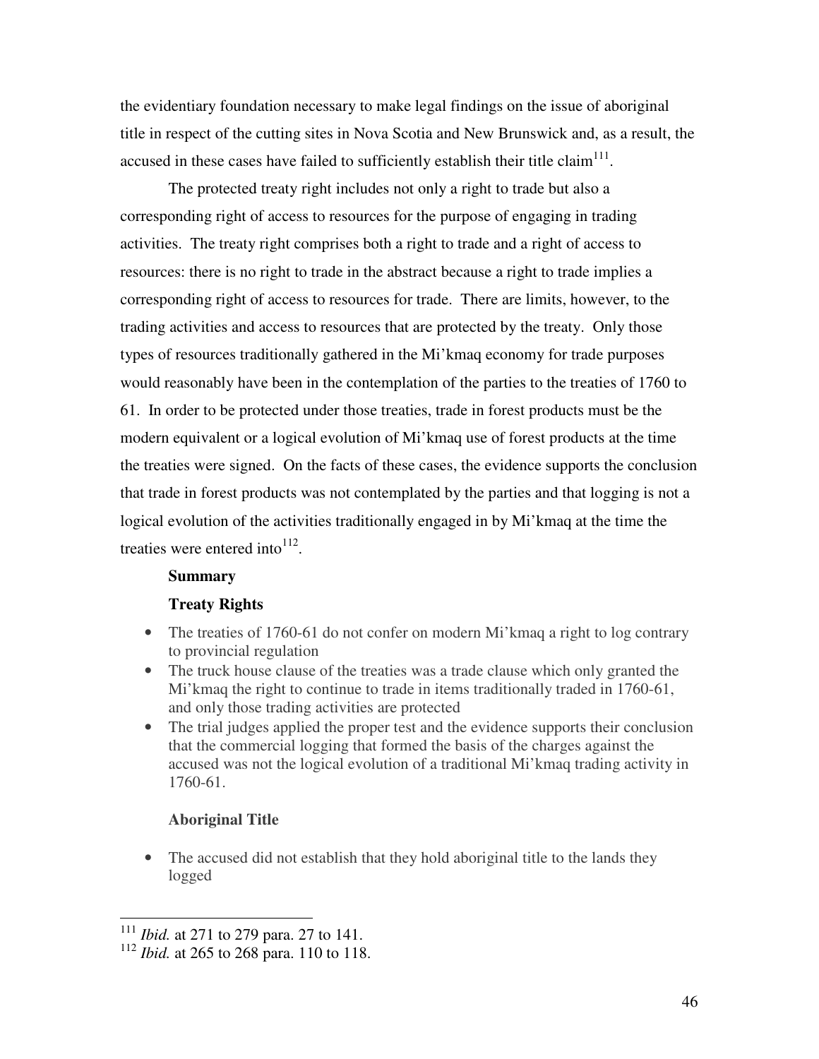the evidentiary foundation necessary to make legal findings on the issue of aboriginal title in respect of the cutting sites in Nova Scotia and New Brunswick and, as a result, the accused in these cases have failed to sufficiently establish their title claim[111].

The protected treaty right includes not only a right to trade but also a corresponding right of access to resources for the purpose of engaging in trading activities. The treaty right comprises both a right to trade and a right of access to resources: there is no right to trade in the abstract because a right to trade implies a corresponding right of access to resources for trade. There are limits, however, to the trading activities and access to resources that are protected by the treaty. Only those types of resources traditionally gathered in the Mi'kmaq economy for trade purposes would reasonably have been in the contemplation of the parties to the treaties of 1760 to 61. In order to be protected under those treaties, trade in forest products must be the modern equivalent or a logical evolution of Mi'kmaq use of forest products at the time the treaties were signed. On the facts of these cases, the evidence supports the conclusion that trade in forest products was not contemplated by the parties and that logging is not a logical evolution of the activities traditionally engaged in by Mi'kmaq at the time the treaties were entered into[112].

**Summary**

**Treaty Rights**

- The treaties of 1760-61 do not confer on modern Mi'kmaq a right to log contrary to provincial regulation
- The truck house clause of the treaties was a trade clause which only granted the Mi'kmaq the right to continue to trade in items traditionally traded in 1760-61, and only those trading activities are protected
- The trial judges applied the proper test and the evidence supports their conclusion that the commercial logging that formed the basis of the charges against the accused was not the logical evolution of a traditional Mi'kmaq trading activity in 1760-61.

**Aboriginal Title**

- The accused did not establish that they hold aboriginal title to the lands they logged

---

[111] *Ibid.* at 271 to 279 para. 27 to 141.

[112] *Ibid.* at 265 to 268 para. 110 to 118.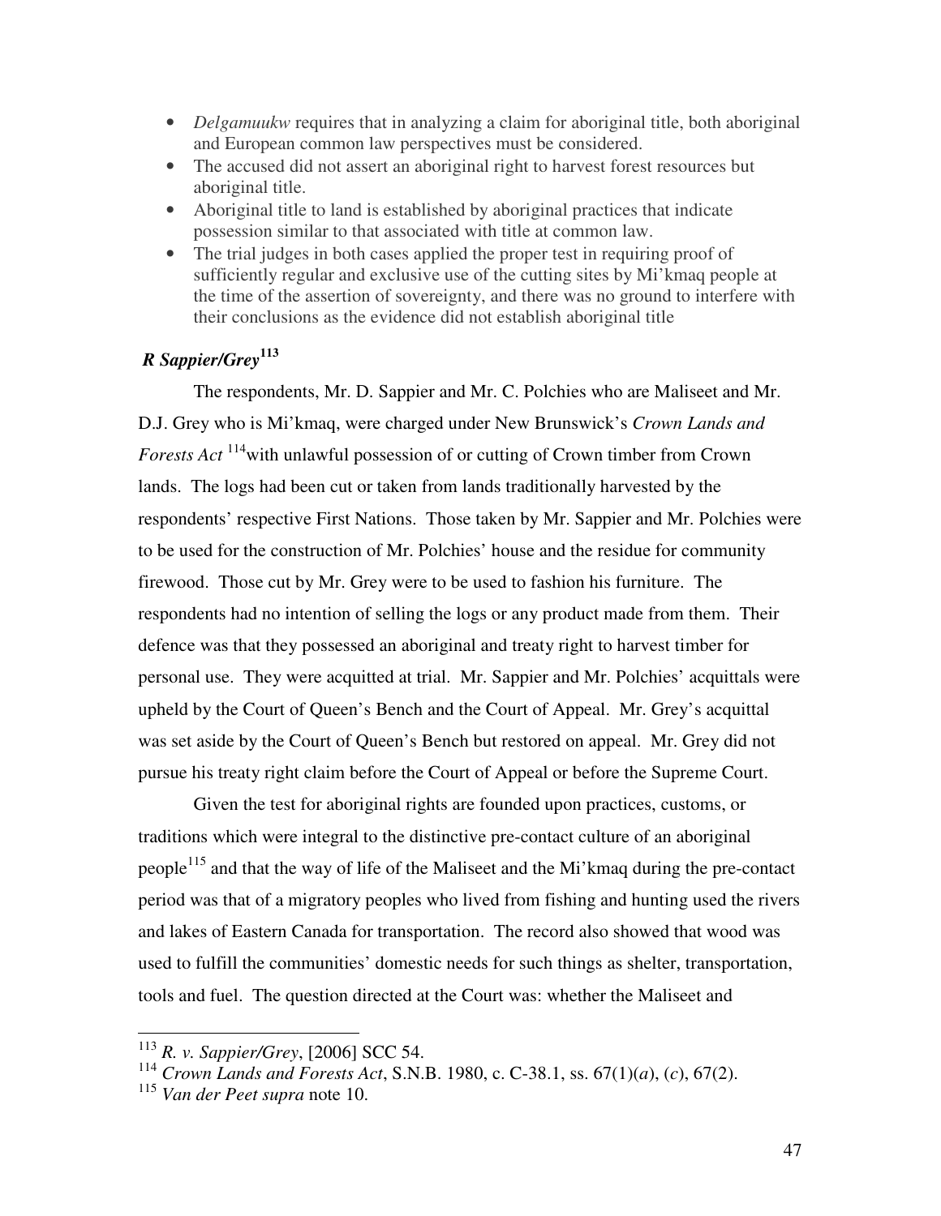- *Delgamuukw* requires that in analyzing a claim for aboriginal title, both aboriginal and European common law perspectives must be considered.
- The accused did not assert an aboriginal right to harvest forest resources but aboriginal title.
- Aboriginal title to land is established by aboriginal practices that indicate possession similar to that associated with title at common law.
- The trial judges in both cases applied the proper test in requiring proof of sufficiently regular and exclusive use of the cutting sites by Mi'kmaq people at the time of the assertion of sovereignty, and there was no ground to interfere with their conclusions as the evidence did not establish aboriginal title

### *R Sappier/Grey*[113]

The respondents, Mr. D. Sappier and Mr. C. Polchies who are Maliseet and Mr. D.J. Grey who is Mi'kmaq, were charged under New Brunswick's *Crown Lands and Forests Act*[114] with unlawful possession of or cutting of Crown timber from Crown lands. The logs had been cut or taken from lands traditionally harvested by the respondents' respective First Nations. Those taken by Mr. Sappier and Mr. Polchies were to be used for the construction of Mr. Polchies' house and the residue for community firewood. Those cut by Mr. Grey were to be used to fashion his furniture. The respondents had no intention of selling the logs or any product made from them. Their defence was that they possessed an aboriginal and treaty right to harvest timber for personal use. They were acquitted at trial. Mr. Sappier and Mr. Polchies' acquittals were upheld by the Court of Queen's Bench and the Court of Appeal. Mr. Grey's acquittal was set aside by the Court of Queen's Bench but restored on appeal. Mr. Grey did not pursue his treaty right claim before the Court of Appeal or before the Supreme Court.

Given the test for aboriginal rights are founded upon practices, customs, or traditions which were integral to the distinctive pre-contact culture of an aboriginal people[115] and that the way of life of the Maliseet and the Mi'kmaq during the pre-contact period was that of a migratory peoples who lived from fishing and hunting used the rivers and lakes of Eastern Canada for transportation. The record also showed that wood was used to fulfill the communities' domestic needs for such things as shelter, transportation, tools and fuel. The question directed at the Court was: whether the Maliseet and

---

[113] *R. v. Sappier/Grey*, [2006] SCC 54.

[114] *Crown Lands and Forests Act*, S.N.B. 1980, c. C-38.1, ss. 67(1)(*a*), (*c*), 67(2).

[115] *Van der Peet supra* note 10.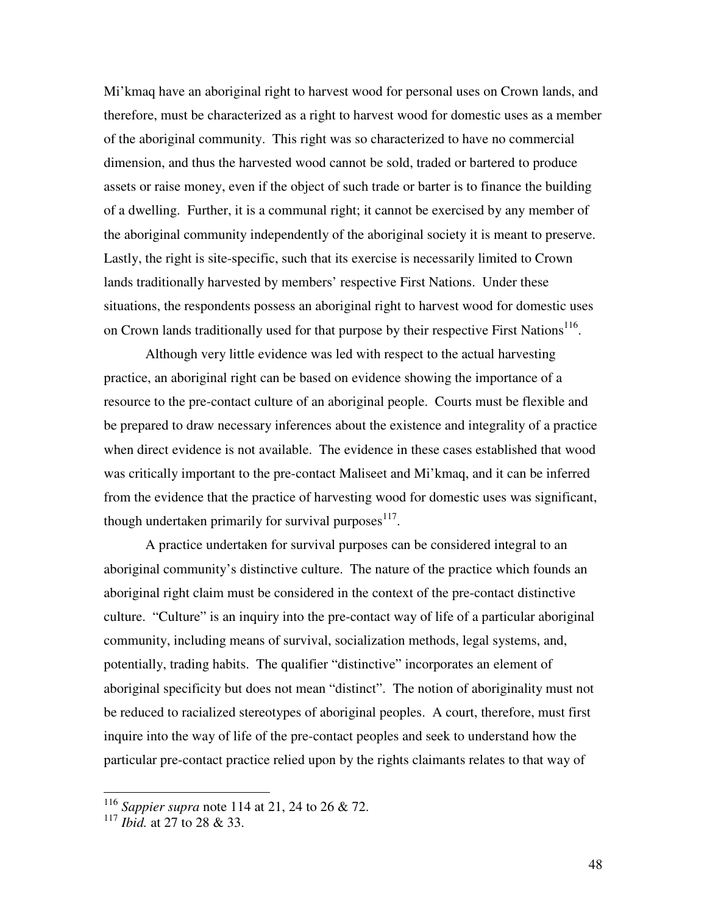Mi'kmaq have an aboriginal right to harvest wood for personal uses on Crown lands, and therefore, must be characterized as a right to harvest wood for domestic uses as a member of the aboriginal community. This right was so characterized to have no commercial dimension, and thus the harvested wood cannot be sold, traded or bartered to produce assets or raise money, even if the object of such trade or barter is to finance the building of a dwelling. Further, it is a communal right; it cannot be exercised by any member of the aboriginal community independently of the aboriginal society it is meant to preserve. Lastly, the right is site-specific, such that its exercise is necessarily limited to Crown lands traditionally harvested by members' respective First Nations. Under these situations, the respondents possess an aboriginal right to harvest wood for domestic uses on Crown lands traditionally used for that purpose by their respective First Nations[116].

Although very little evidence was led with respect to the actual harvesting practice, an aboriginal right can be based on evidence showing the importance of a resource to the pre-contact culture of an aboriginal people. Courts must be flexible and be prepared to draw necessary inferences about the existence and integrality of a practice when direct evidence is not available. The evidence in these cases established that wood was critically important to the pre-contact Maliseet and Mi'kmaq, and it can be inferred from the evidence that the practice of harvesting wood for domestic uses was significant, though undertaken primarily for survival purposes[117].

A practice undertaken for survival purposes can be considered integral to an aboriginal community's distinctive culture. The nature of the practice which founds an aboriginal right claim must be considered in the context of the pre-contact distinctive culture. "Culture" is an inquiry into the pre-contact way of life of a particular aboriginal community, including means of survival, socialization methods, legal systems, and, potentially, trading habits. The qualifier "distinctive" incorporates an element of aboriginal specificity but does not mean "distinct". The notion of aboriginality must not be reduced to racialized stereotypes of aboriginal peoples. A court, therefore, must first inquire into the way of life of the pre-contact peoples and seek to understand how the particular pre-contact practice relied upon by the rights claimants relates to that way of

---

[116] *Sappier supra* note 114 at 21, 24 to 26 & 72.

[117] *Ibid.* at 27 to 28 & 33.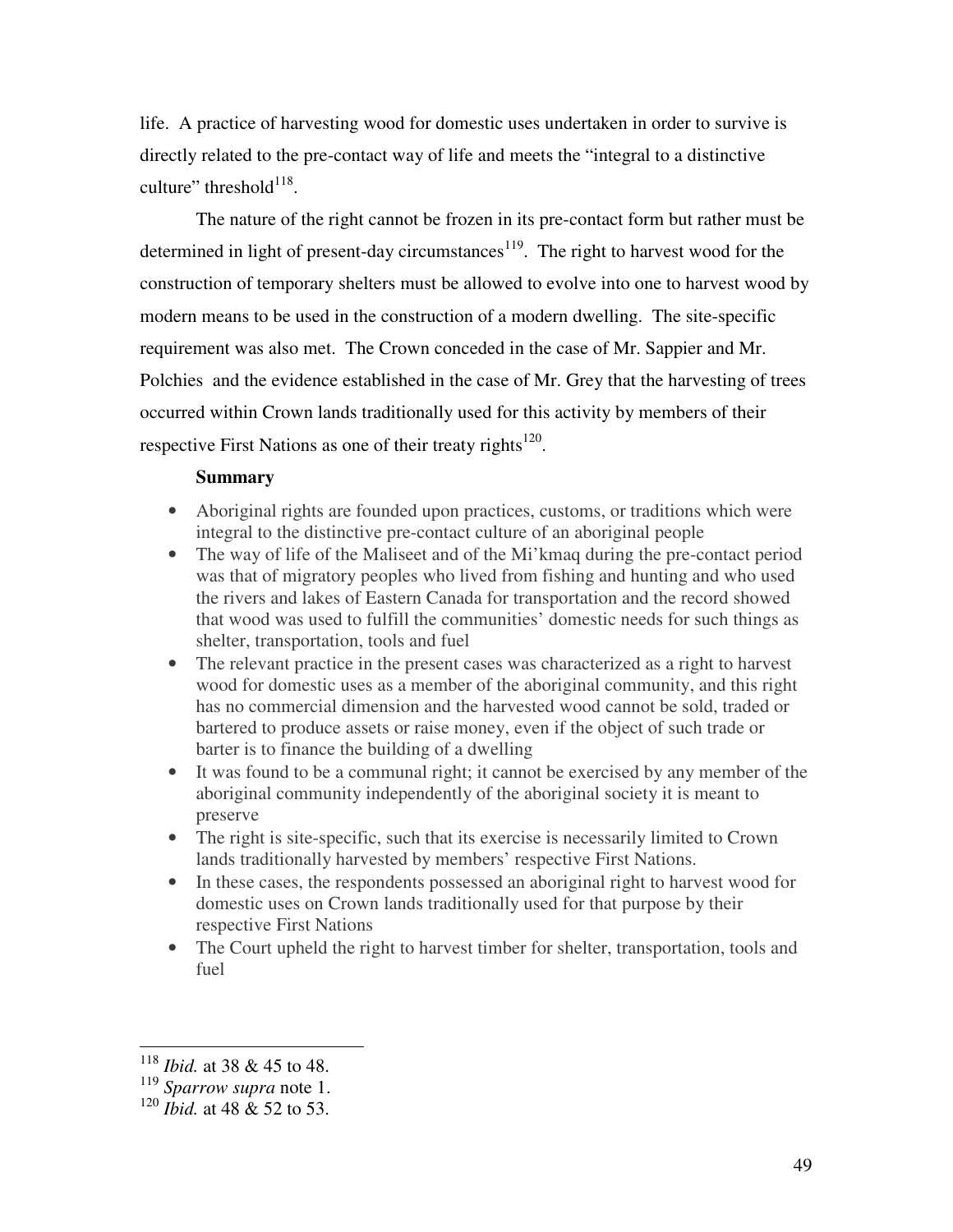life. A practice of harvesting wood for domestic uses undertaken in order to survive is directly related to the pre-contact way of life and meets the "integral to a distinctive culture" threshold[118].

The nature of the right cannot be frozen in its pre-contact form but rather must be determined in light of present-day circumstances[119]. The right to harvest wood for the construction of temporary shelters must be allowed to evolve into one to harvest wood by modern means to be used in the construction of a modern dwelling. The site-specific requirement was also met. The Crown conceded in the case of Mr. Sappier and Mr. Polchies and the evidence established in the case of Mr. Grey that the harvesting of trees occurred within Crown lands traditionally used for this activity by members of their respective First Nations as one of their treaty rights[120].

**Summary**

- Aboriginal rights are founded upon practices, customs, or traditions which were integral to the distinctive pre-contact culture of an aboriginal people
- The way of life of the Maliseet and of the Mi'kmaq during the pre-contact period was that of migratory peoples who lived from fishing and hunting and who used the rivers and lakes of Eastern Canada for transportation and the record showed that wood was used to fulfill the communities' domestic needs for such things as shelter, transportation, tools and fuel
- The relevant practice in the present cases was characterized as a right to harvest wood for domestic uses as a member of the aboriginal community, and this right has no commercial dimension and the harvested wood cannot be sold, traded or bartered to produce assets or raise money, even if the object of such trade or barter is to finance the building of a dwelling
- It was found to be a communal right; it cannot be exercised by any member of the aboriginal community independently of the aboriginal society it is meant to preserve
- The right is site-specific, such that its exercise is necessarily limited to Crown lands traditionally harvested by members' respective First Nations.
- In these cases, the respondents possessed an aboriginal right to harvest wood for domestic uses on Crown lands traditionally used for that purpose by their respective First Nations
- The Court upheld the right to harvest timber for shelter, transportation, tools and fuel

---

[118] *Ibid.* at 38 & 45 to 48.

[119] *Sparrow supra* note 1.

[120] *Ibid.* at 48 & 52 to 53.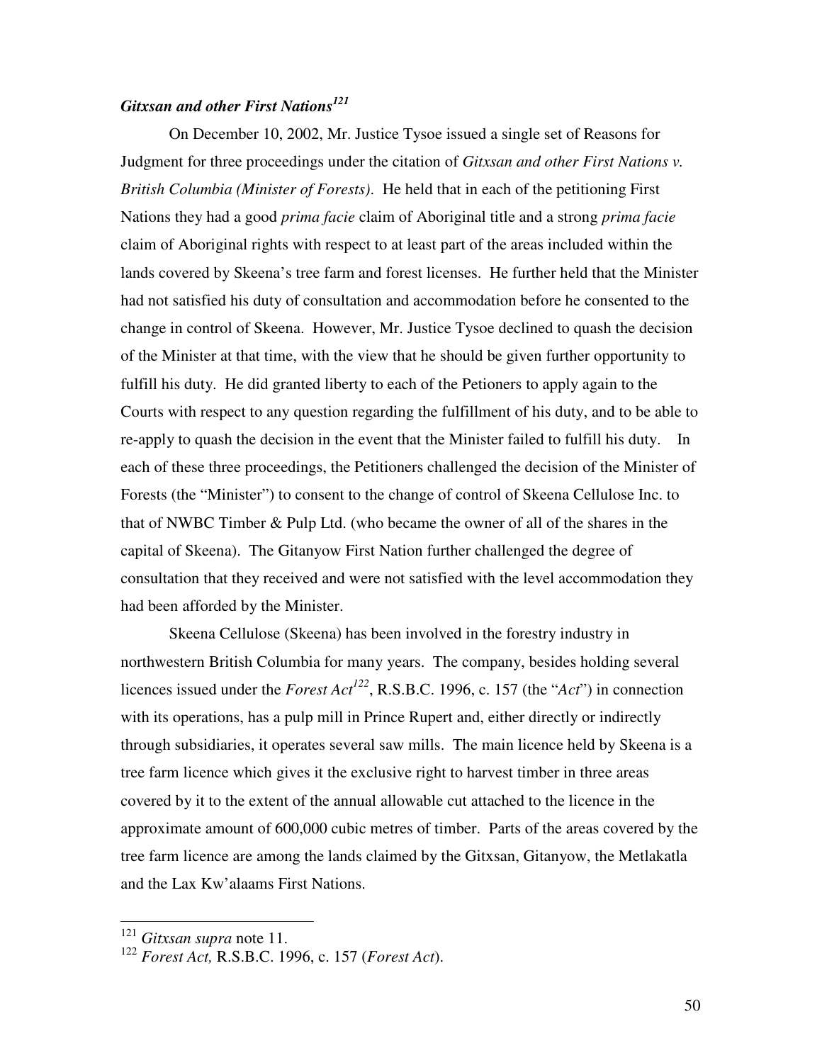### *Gitxsan and other First Nations*[121]

On December 10, 2002, Mr. Justice Tysoe issued a single set of Reasons for Judgment for three proceedings under the citation of *Gitxsan and other First Nations v. British Columbia (Minister of Forests)*. He held that in each of the petitioning First Nations they had a good *prima facie* claim of Aboriginal title and a strong *prima facie* claim of Aboriginal rights with respect to at least part of the areas included within the lands covered by Skeena's tree farm and forest licenses. He further held that the Minister had not satisfied his duty of consultation and accommodation before he consented to the change in control of Skeena. However, Mr. Justice Tysoe declined to quash the decision of the Minister at that time, with the view that he should be given further opportunity to fulfill his duty. He did granted liberty to each of the Petioners to apply again to the Courts with respect to any question regarding the fulfillment of his duty, and to be able to re-apply to quash the decision in the event that the Minister failed to fulfill his duty. In each of these three proceedings, the Petitioners challenged the decision of the Minister of Forests (the "Minister") to consent to the change of control of Skeena Cellulose Inc. to that of NWBC Timber & Pulp Ltd. (who became the owner of all of the shares in the capital of Skeena). The Gitanyow First Nation further challenged the degree of consultation that they received and were not satisfied with the level accommodation they had been afforded by the Minister.

Skeena Cellulose (Skeena) has been involved in the forestry industry in northwestern British Columbia for many years. The company, besides holding several licences issued under the *Forest Act*[122], R.S.B.C. 1996, c. 157 (the "*Act*") in connection with its operations, has a pulp mill in Prince Rupert and, either directly or indirectly through subsidiaries, it operates several saw mills. The main licence held by Skeena is a tree farm licence which gives it the exclusive right to harvest timber in three areas covered by it to the extent of the annual allowable cut attached to the licence in the approximate amount of 600,000 cubic metres of timber. Parts of the areas covered by the tree farm licence are among the lands claimed by the Gitxsan, Gitanyow, the Metlakatla and the Lax Kw'alaams First Nations.

---

[121] *Gitxsan supra* note 11.

[122] *Forest Act,* R.S.B.C. 1996, c. 157 (*Forest Act*).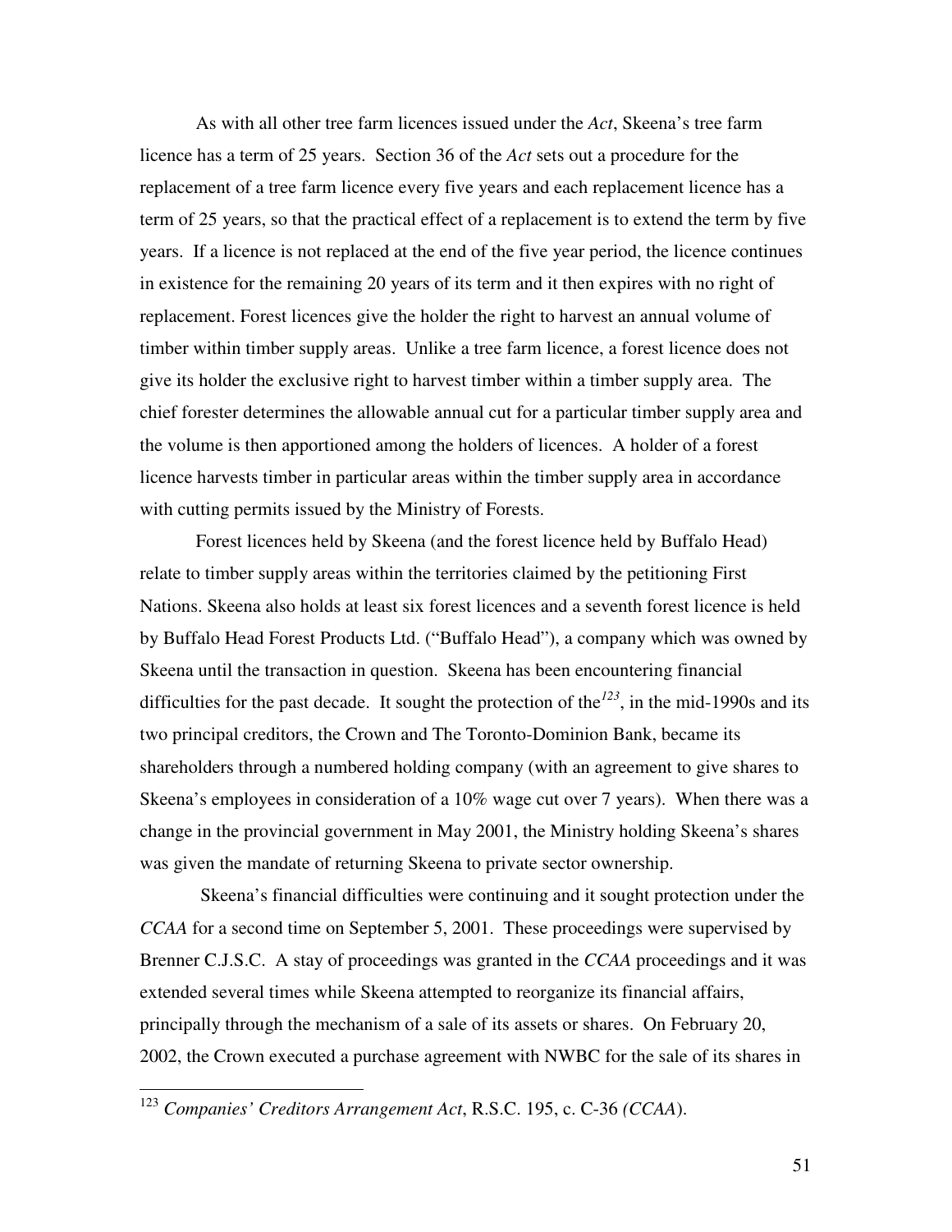As with all other tree farm licences issued under the *Act*, Skeena's tree farm licence has a term of 25 years. Section 36 of the *Act* sets out a procedure for the replacement of a tree farm licence every five years and each replacement licence has a term of 25 years, so that the practical effect of a replacement is to extend the term by five years. If a licence is not replaced at the end of the five year period, the licence continues in existence for the remaining 20 years of its term and it then expires with no right of replacement. Forest licences give the holder the right to harvest an annual volume of timber within timber supply areas. Unlike a tree farm licence, a forest licence does not give its holder the exclusive right to harvest timber within a timber supply area. The chief forester determines the allowable annual cut for a particular timber supply area and the volume is then apportioned among the holders of licences. A holder of a forest licence harvests timber in particular areas within the timber supply area in accordance with cutting permits issued by the Ministry of Forests.

Forest licences held by Skeena (and the forest licence held by Buffalo Head) relate to timber supply areas within the territories claimed by the petitioning First Nations. Skeena also holds at least six forest licences and a seventh forest licence is held by Buffalo Head Forest Products Ltd. ("Buffalo Head"), a company which was owned by Skeena until the transaction in question. Skeena has been encountering financial difficulties for the past decade. It sought the protection of the[123], in the mid-1990s and its two principal creditors, the Crown and The Toronto-Dominion Bank, became its shareholders through a numbered holding company (with an agreement to give shares to Skeena's employees in consideration of a 10% wage cut over 7 years). When there was a change in the provincial government in May 2001, the Ministry holding Skeena's shares was given the mandate of returning Skeena to private sector ownership.

Skeena's financial difficulties were continuing and it sought protection under the *CCAA* for a second time on September 5, 2001. These proceedings were supervised by Brenner C.J.S.C. A stay of proceedings was granted in the *CCAA* proceedings and it was extended several times while Skeena attempted to reorganize its financial affairs, principally through the mechanism of a sale of its assets or shares. On February 20, 2002, the Crown executed a purchase agreement with NWBC for the sale of its shares in

---

[123] *Companies' Creditors Arrangement Act*, R.S.C. 195, c. C-36 *(CCAA*).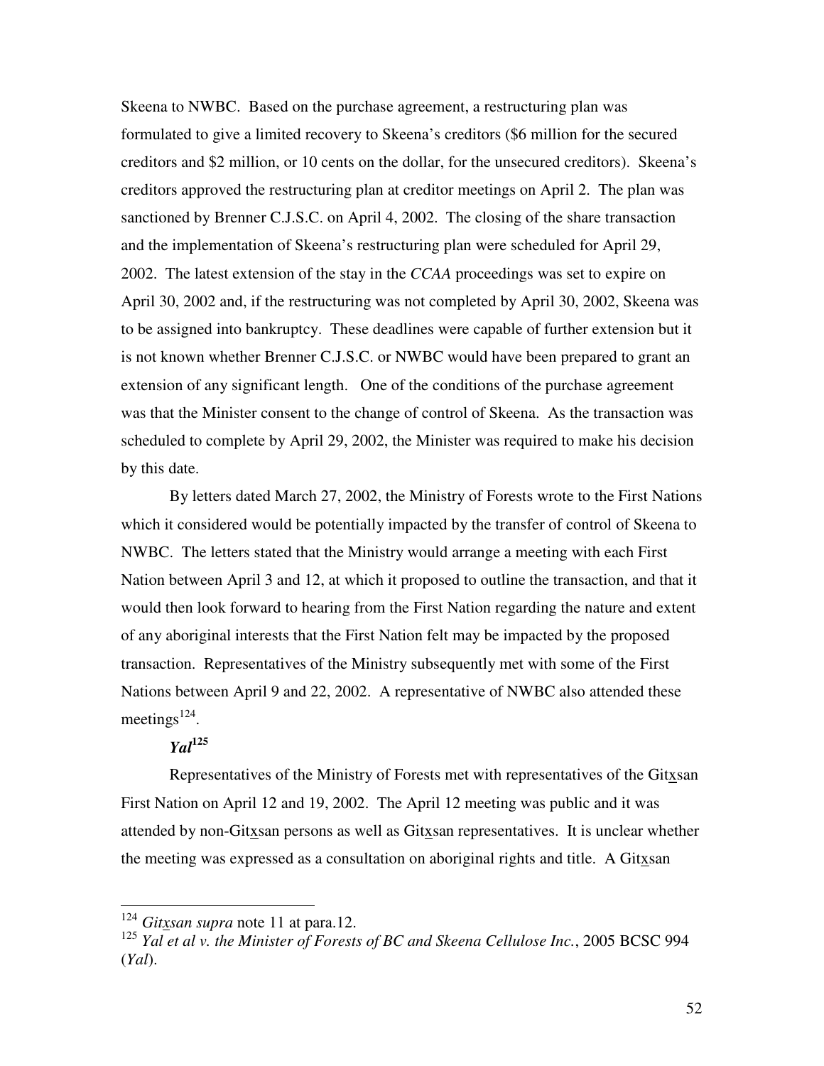Skeena to NWBC. Based on the purchase agreement, a restructuring plan was formulated to give a limited recovery to Skeena's creditors ($6 million for the secured creditors and $2 million, or 10 cents on the dollar, for the unsecured creditors). Skeena's creditors approved the restructuring plan at creditor meetings on April 2. The plan was sanctioned by Brenner C.J.S.C. on April 4, 2002. The closing of the share transaction and the implementation of Skeena's restructuring plan were scheduled for April 29, 2002. The latest extension of the stay in the *CCAA* proceedings was set to expire on April 30, 2002 and, if the restructuring was not completed by April 30, 2002, Skeena was to be assigned into bankruptcy. These deadlines were capable of further extension but it is not known whether Brenner C.J.S.C. or NWBC would have been prepared to grant an extension of any significant length. One of the conditions of the purchase agreement was that the Minister consent to the change of control of Skeena. As the transaction was scheduled to complete by April 29, 2002, the Minister was required to make his decision by this date.

By letters dated March 27, 2002, the Ministry of Forests wrote to the First Nations which it considered would be potentially impacted by the transfer of control of Skeena to NWBC. The letters stated that the Ministry would arrange a meeting with each First Nation between April 3 and 12, at which it proposed to outline the transaction, and that it would then look forward to hearing from the First Nation regarding the nature and extent of any aboriginal interests that the First Nation felt may be impacted by the proposed transaction. Representatives of the Ministry subsequently met with some of the First Nations between April 9 and 22, 2002. A representative of NWBC also attended these meetings[124].

***Yal*[125]**

Representatives of the Ministry of Forests met with representatives of the Gitxsan First Nation on April 12 and 19, 2002. The April 12 meeting was public and it was attended by non-Gitxsan persons as well as Gitxsan representatives. It is unclear whether the meeting was expressed as a consultation on aboriginal rights and title. A Gitxsan

---

[124] *Gitxsan supra* note 11 at para.12.

[125] *Yal et al v. the Minister of Forests of BC and Skeena Cellulose Inc.*, 2005 BCSC 994 (*Yal*).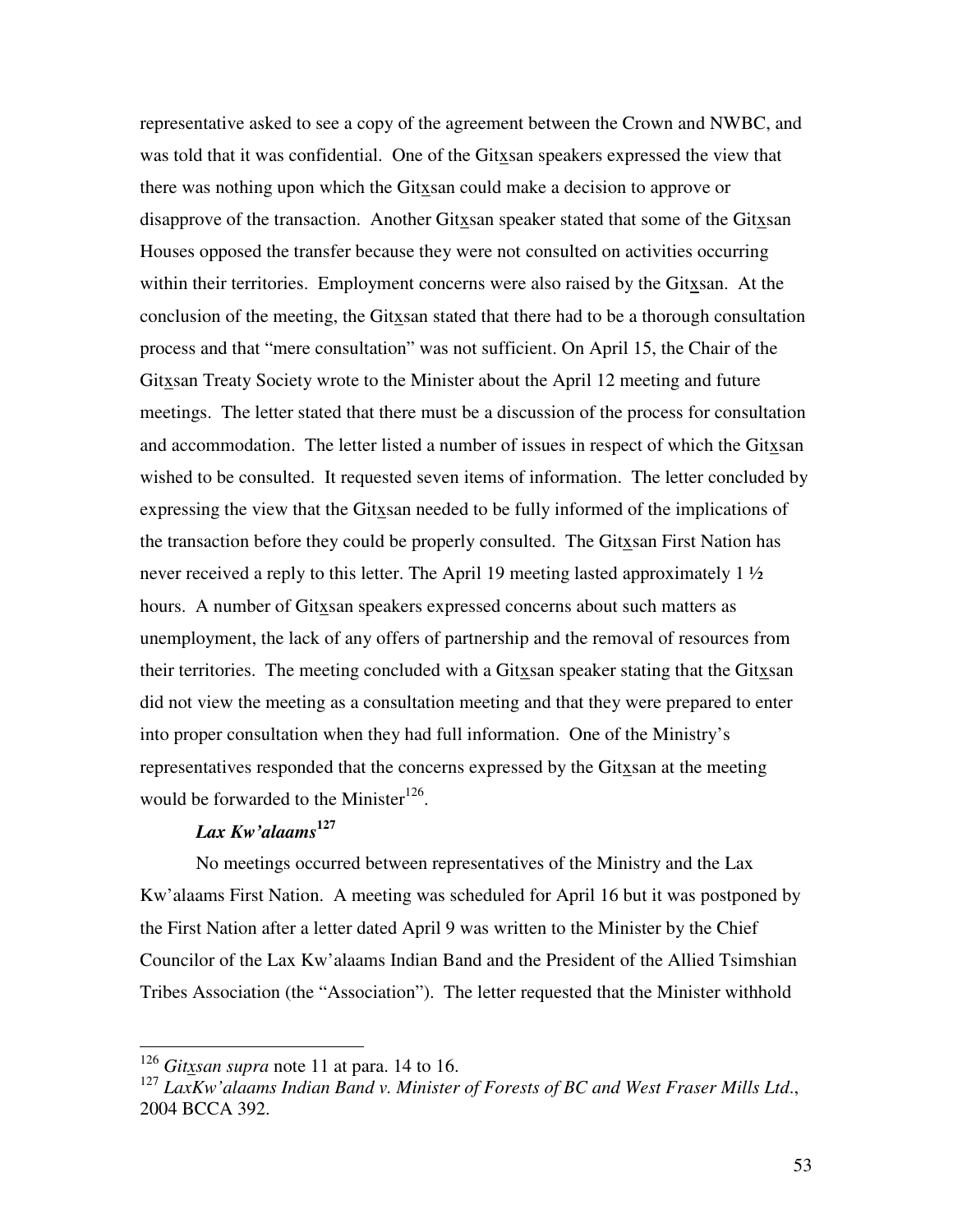representative asked to see a copy of the agreement between the Crown and NWBC, and was told that it was confidential. One of the Gitxsan speakers expressed the view that there was nothing upon which the Gitxsan could make a decision to approve or disapprove of the transaction. Another Gitxsan speaker stated that some of the Gitxsan Houses opposed the transfer because they were not consulted on activities occurring within their territories. Employment concerns were also raised by the Gitxsan. At the conclusion of the meeting, the Gitxsan stated that there had to be a thorough consultation process and that "mere consultation" was not sufficient. On April 15, the Chair of the Gitxsan Treaty Society wrote to the Minister about the April 12 meeting and future meetings. The letter stated that there must be a discussion of the process for consultation and accommodation. The letter listed a number of issues in respect of which the Gitxsan wished to be consulted. It requested seven items of information. The letter concluded by expressing the view that the Gitxsan needed to be fully informed of the implications of the transaction before they could be properly consulted. The Gitxsan First Nation has never received a reply to this letter. The April 19 meeting lasted approximately 1 ½ hours. A number of Gitxsan speakers expressed concerns about such matters as unemployment, the lack of any offers of partnership and the removal of resources from their territories. The meeting concluded with a Gitxsan speaker stating that the Gitxsan did not view the meeting as a consultation meeting and that they were prepared to enter into proper consultation when they had full information. One of the Ministry's representatives responded that the concerns expressed by the Gitxsan at the meeting would be forwarded to the Minister[126].

### *Lax Kw'alaams*[127]

No meetings occurred between representatives of the Ministry and the Lax Kw'alaams First Nation. A meeting was scheduled for April 16 but it was postponed by the First Nation after a letter dated April 9 was written to the Minister by the Chief Councilor of the Lax Kw'alaams Indian Band and the President of the Allied Tsimshian Tribes Association (the "Association"). The letter requested that the Minister withhold

---

[126] *Gitxsan supra* note 11 at para. 14 to 16.

[127] *LaxKw'alaams Indian Band v. Minister of Forests of BC and West Fraser Mills Ltd*., 2004 BCCA 392.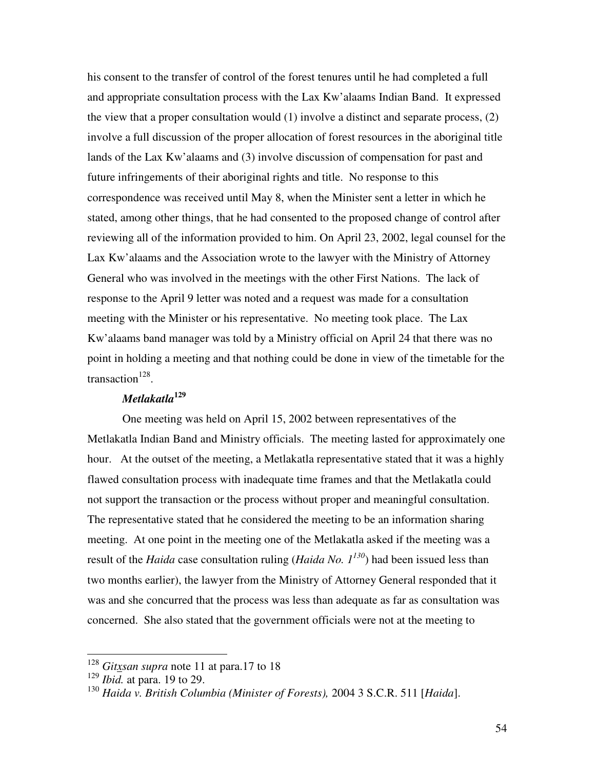his consent to the transfer of control of the forest tenures until he had completed a full and appropriate consultation process with the Lax Kw'alaams Indian Band. It expressed the view that a proper consultation would (1) involve a distinct and separate process, (2) involve a full discussion of the proper allocation of forest resources in the aboriginal title lands of the Lax Kw'alaams and (3) involve discussion of compensation for past and future infringements of their aboriginal rights and title. No response to this correspondence was received until May 8, when the Minister sent a letter in which he stated, among other things, that he had consented to the proposed change of control after reviewing all of the information provided to him. On April 23, 2002, legal counsel for the Lax Kw'alaams and the Association wrote to the lawyer with the Ministry of Attorney General who was involved in the meetings with the other First Nations. The lack of response to the April 9 letter was noted and a request was made for a consultation meeting with the Minister or his representative. No meeting took place. The Lax Kw'alaams band manager was told by a Ministry official on April 24 that there was no point in holding a meeting and that nothing could be done in view of the timetable for the transaction[128].

***Metlakatla*[129]**

One meeting was held on April 15, 2002 between representatives of the Metlakatla Indian Band and Ministry officials. The meeting lasted for approximately one hour. At the outset of the meeting, a Metlakatla representative stated that it was a highly flawed consultation process with inadequate time frames and that the Metlakatla could not support the transaction or the process without proper and meaningful consultation. The representative stated that he considered the meeting to be an information sharing meeting. At one point in the meeting one of the Metlakatla asked if the meeting was a result of the *Haida* case consultation ruling (*Haida No. 1*[130]) had been issued less than two months earlier), the lawyer from the Ministry of Attorney General responded that it was and she concurred that the process was less than adequate as far as consultation was concerned. She also stated that the government officials were not at the meeting to

---

[128] *Gitxsan supra* note 11 at para.17 to 18

[129] *Ibid.* at para. 19 to 29.

[130] *Haida v. British Columbia (Minister of Forests),* 2004 3 S.C.R. 511 [*Haida*].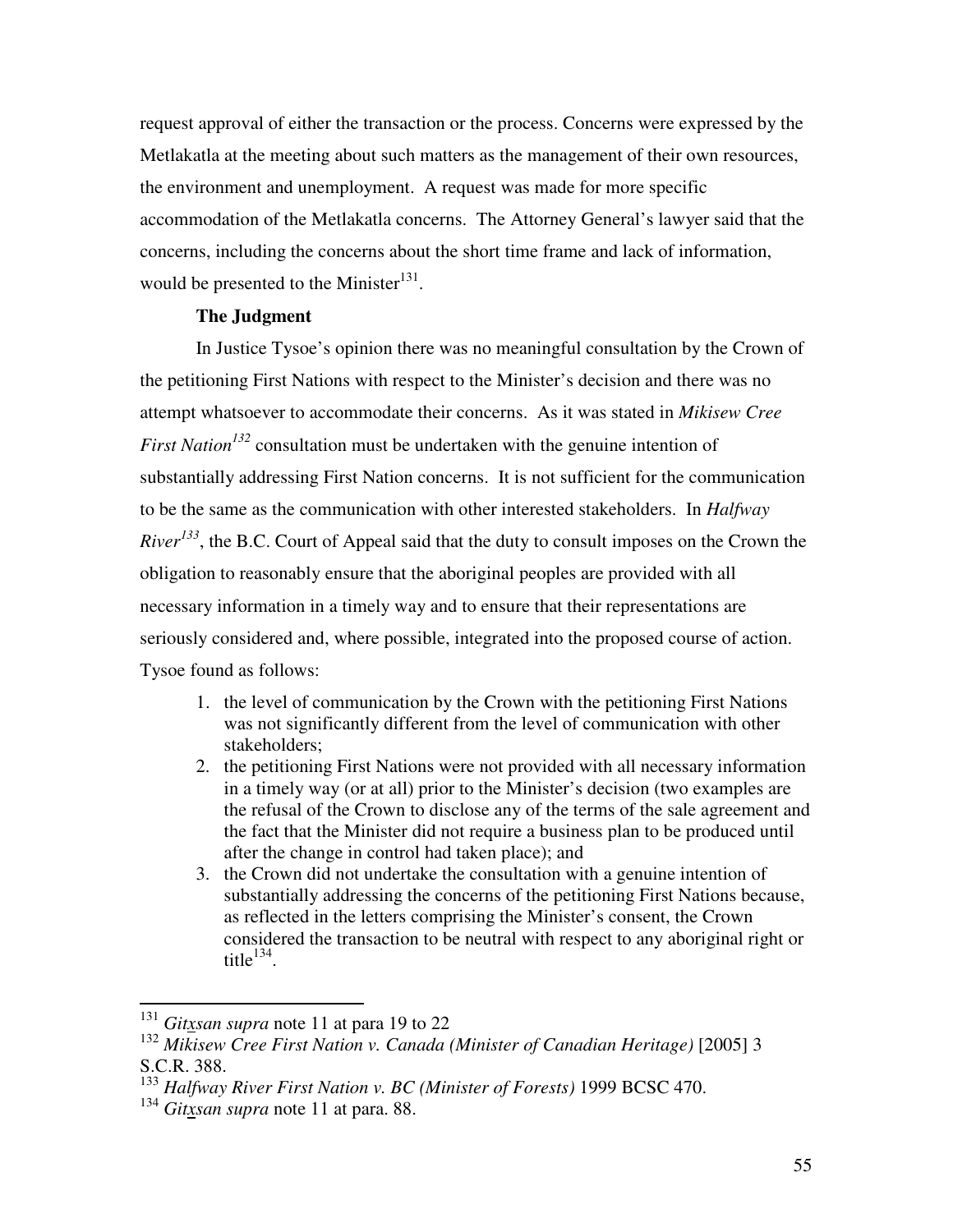request approval of either the transaction or the process. Concerns were expressed by the Metlakatla at the meeting about such matters as the management of their own resources, the environment and unemployment. A request was made for more specific accommodation of the Metlakatla concerns. The Attorney General's lawyer said that the concerns, including the concerns about the short time frame and lack of information, would be presented to the Minister[131].

**The Judgment**

In Justice Tysoe's opinion there was no meaningful consultation by the Crown of the petitioning First Nations with respect to the Minister's decision and there was no attempt whatsoever to accommodate their concerns. As it was stated in *Mikisew Cree First Nation*[132] consultation must be undertaken with the genuine intention of substantially addressing First Nation concerns. It is not sufficient for the communication to be the same as the communication with other interested stakeholders. In *Halfway River*[133], the B.C. Court of Appeal said that the duty to consult imposes on the Crown the obligation to reasonably ensure that the aboriginal peoples are provided with all necessary information in a timely way and to ensure that their representations are seriously considered and, where possible, integrated into the proposed course of action. Tysoe found as follows:

1. the level of communication by the Crown with the petitioning First Nations was not significantly different from the level of communication with other stakeholders;
2. the petitioning First Nations were not provided with all necessary information in a timely way (or at all) prior to the Minister's decision (two examples are the refusal of the Crown to disclose any of the terms of the sale agreement and the fact that the Minister did not require a business plan to be produced until after the change in control had taken place); and
3. the Crown did not undertake the consultation with a genuine intention of substantially addressing the concerns of the petitioning First Nations because, as reflected in the letters comprising the Minister's consent, the Crown considered the transaction to be neutral with respect to any aboriginal right or title[134].

---

[131] *Gitxsan supra* note 11 at para 19 to 22

[132] *Mikisew Cree First Nation v. Canada (Minister of Canadian Heritage)* [2005] 3 S.C.R. 388.

[133] *Halfway River First Nation v. BC (Minister of Forests)* 1999 BCSC 470.

[134] *Gitxsan supra* note 11 at para. 88.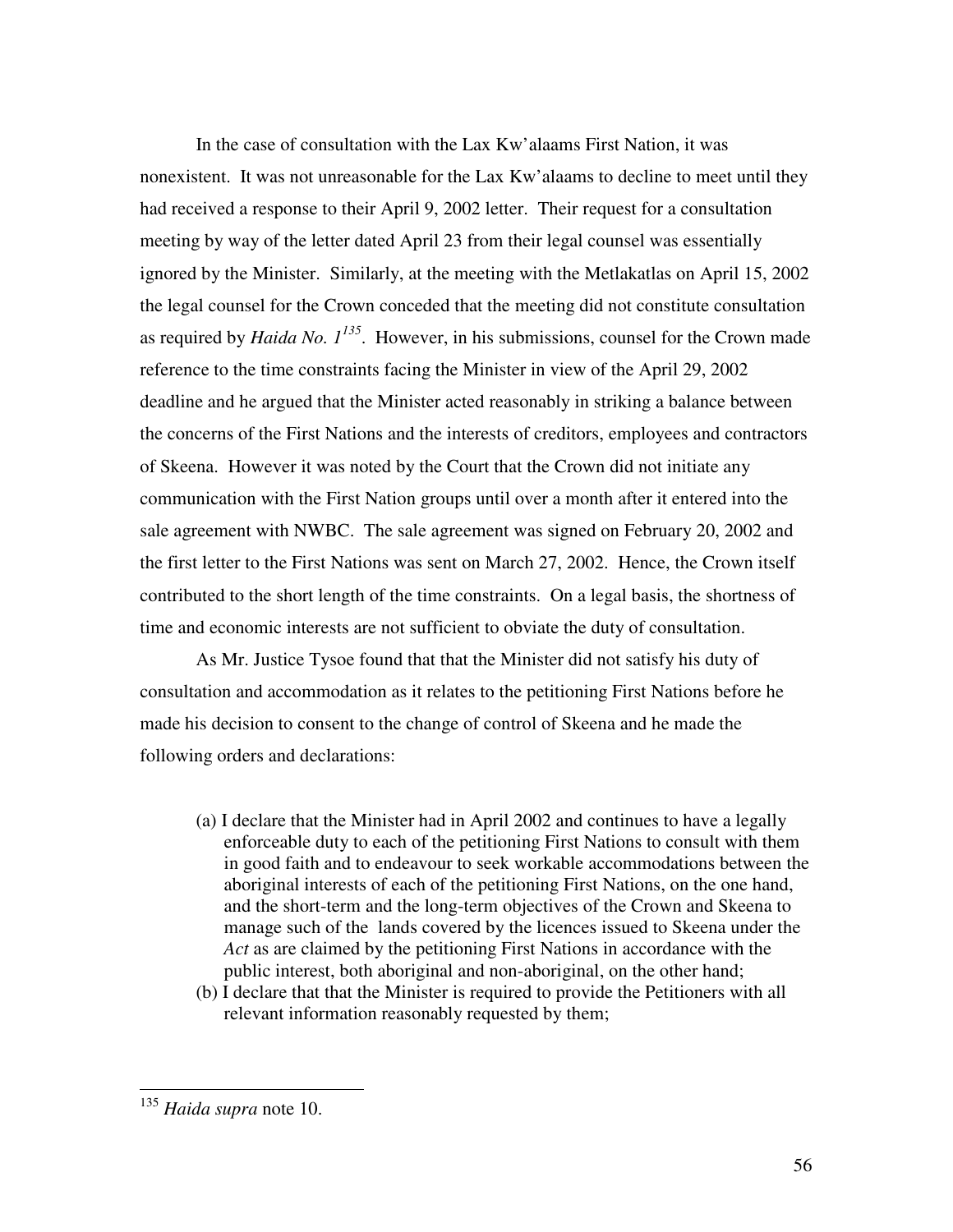In the case of consultation with the Lax Kw'alaams First Nation, it was nonexistent. It was not unreasonable for the Lax Kw'alaams to decline to meet until they had received a response to their April 9, 2002 letter. Their request for a consultation meeting by way of the letter dated April 23 from their legal counsel was essentially ignored by the Minister. Similarly, at the meeting with the Metlakatlas on April 15, 2002 the legal counsel for the Crown conceded that the meeting did not constitute consultation as required by *Haida No. 1*[135]. However, in his submissions, counsel for the Crown made reference to the time constraints facing the Minister in view of the April 29, 2002 deadline and he argued that the Minister acted reasonably in striking a balance between the concerns of the First Nations and the interests of creditors, employees and contractors of Skeena. However it was noted by the Court that the Crown did not initiate any communication with the First Nation groups until over a month after it entered into the sale agreement with NWBC. The sale agreement was signed on February 20, 2002 and the first letter to the First Nations was sent on March 27, 2002. Hence, the Crown itself contributed to the short length of the time constraints. On a legal basis, the shortness of time and economic interests are not sufficient to obviate the duty of consultation.

As Mr. Justice Tysoe found that that the Minister did not satisfy his duty of consultation and accommodation as it relates to the petitioning First Nations before he made his decision to consent to the change of control of Skeena and he made the following orders and declarations:

> (a) I declare that the Minister had in April 2002 and continues to have a legally enforceable duty to each of the petitioning First Nations to consult with them in good faith and to endeavour to seek workable accommodations between the aboriginal interests of each of the petitioning First Nations, on the one hand, and the short-term and the long-term objectives of the Crown and Skeena to manage such of the lands covered by the licences issued to Skeena under the *Act* as are claimed by the petitioning First Nations in accordance with the public interest, both aboriginal and non-aboriginal, on the other hand;
>
> (b) I declare that that the Minister is required to provide the Petitioners with all relevant information reasonably requested by them;

---

[135] *Haida supra* note 10.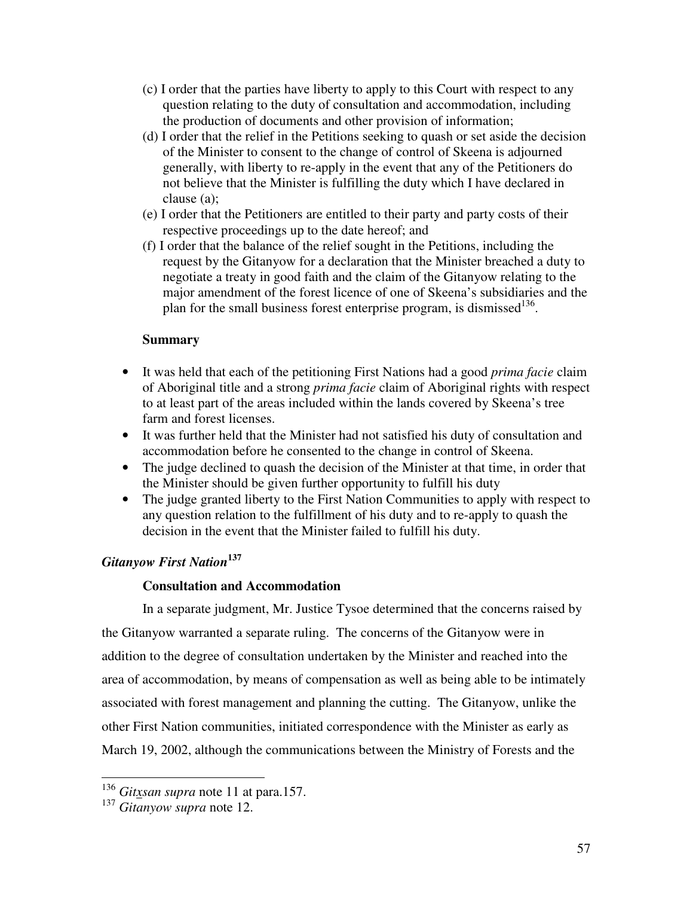(c) I order that the parties have liberty to apply to this Court with respect to any question relating to the duty of consultation and accommodation, including the production of documents and other provision of information;

(d) I order that the relief in the Petitions seeking to quash or set aside the decision of the Minister to consent to the change of control of Skeena is adjourned generally, with liberty to re-apply in the event that any of the Petitioners do not believe that the Minister is fulfilling the duty which I have declared in clause (a);

(e) I order that the Petitioners are entitled to their party and party costs of their respective proceedings up to the date hereof; and

(f) I order that the balance of the relief sought in the Petitions, including the request by the Gitanyow for a declaration that the Minister breached a duty to negotiate a treaty in good faith and the claim of the Gitanyow relating to the major amendment of the forest licence of one of Skeena's subsidiaries and the plan for the small business forest enterprise program, is dismissed[136].

**Summary**

- It was held that each of the petitioning First Nations had a good *prima facie* claim of Aboriginal title and a strong *prima facie* claim of Aboriginal rights with respect to at least part of the areas included within the lands covered by Skeena's tree farm and forest licenses.
- It was further held that the Minister had not satisfied his duty of consultation and accommodation before he consented to the change in control of Skeena.
- The judge declined to quash the decision of the Minister at that time, in order that the Minister should be given further opportunity to fulfill his duty
- The judge granted liberty to the First Nation Communities to apply with respect to any question relation to the fulfillment of his duty and to re-apply to quash the decision in the event that the Minister failed to fulfill his duty.

### *Gitanyow First Nation*[137]

**Consultation and Accommodation**

In a separate judgment, Mr. Justice Tysoe determined that the concerns raised by the Gitanyow warranted a separate ruling. The concerns of the Gitanyow were in addition to the degree of consultation undertaken by the Minister and reached into the area of accommodation, by means of compensation as well as being able to be intimately associated with forest management and planning the cutting. The Gitanyow, unlike the other First Nation communities, initiated correspondence with the Minister as early as March 19, 2002, although the communications between the Ministry of Forests and the

---

[136] *Gitxsan supra* note 11 at para.157.

[137] *Gitanyow supra* note 12.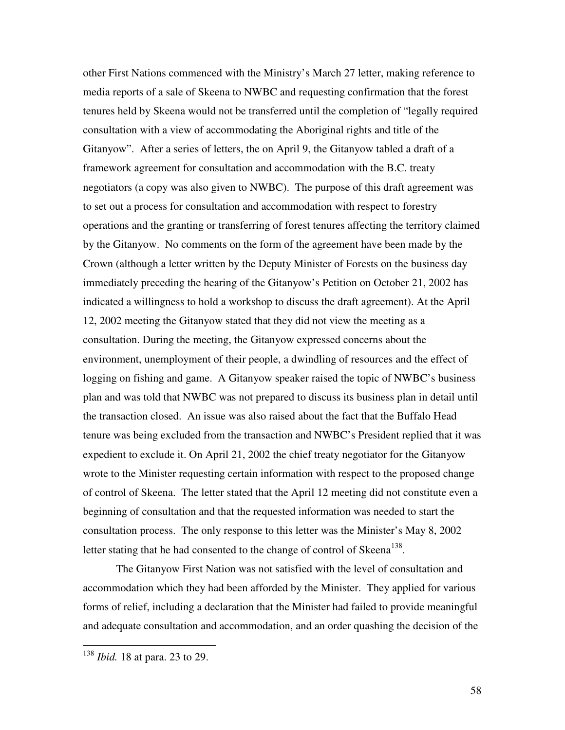other First Nations commenced with the Ministry's March 27 letter, making reference to media reports of a sale of Skeena to NWBC and requesting confirmation that the forest tenures held by Skeena would not be transferred until the completion of "legally required consultation with a view of accommodating the Aboriginal rights and title of the Gitanyow". After a series of letters, the on April 9, the Gitanyow tabled a draft of a framework agreement for consultation and accommodation with the B.C. treaty negotiators (a copy was also given to NWBC). The purpose of this draft agreement was to set out a process for consultation and accommodation with respect to forestry operations and the granting or transferring of forest tenures affecting the territory claimed by the Gitanyow. No comments on the form of the agreement have been made by the Crown (although a letter written by the Deputy Minister of Forests on the business day immediately preceding the hearing of the Gitanyow's Petition on October 21, 2002 has indicated a willingness to hold a workshop to discuss the draft agreement). At the April 12, 2002 meeting the Gitanyow stated that they did not view the meeting as a consultation. During the meeting, the Gitanyow expressed concerns about the environment, unemployment of their people, a dwindling of resources and the effect of logging on fishing and game. A Gitanyow speaker raised the topic of NWBC's business plan and was told that NWBC was not prepared to discuss its business plan in detail until the transaction closed. An issue was also raised about the fact that the Buffalo Head tenure was being excluded from the transaction and NWBC's President replied that it was expedient to exclude it. On April 21, 2002 the chief treaty negotiator for the Gitanyow wrote to the Minister requesting certain information with respect to the proposed change of control of Skeena. The letter stated that the April 12 meeting did not constitute even a beginning of consultation and that the requested information was needed to start the consultation process. The only response to this letter was the Minister's May 8, 2002 letter stating that he had consented to the change of control of Skeena[138].

The Gitanyow First Nation was not satisfied with the level of consultation and accommodation which they had been afforded by the Minister. They applied for various forms of relief, including a declaration that the Minister had failed to provide meaningful and adequate consultation and accommodation, and an order quashing the decision of the

---

[138] *Ibid.* 18 at para. 23 to 29.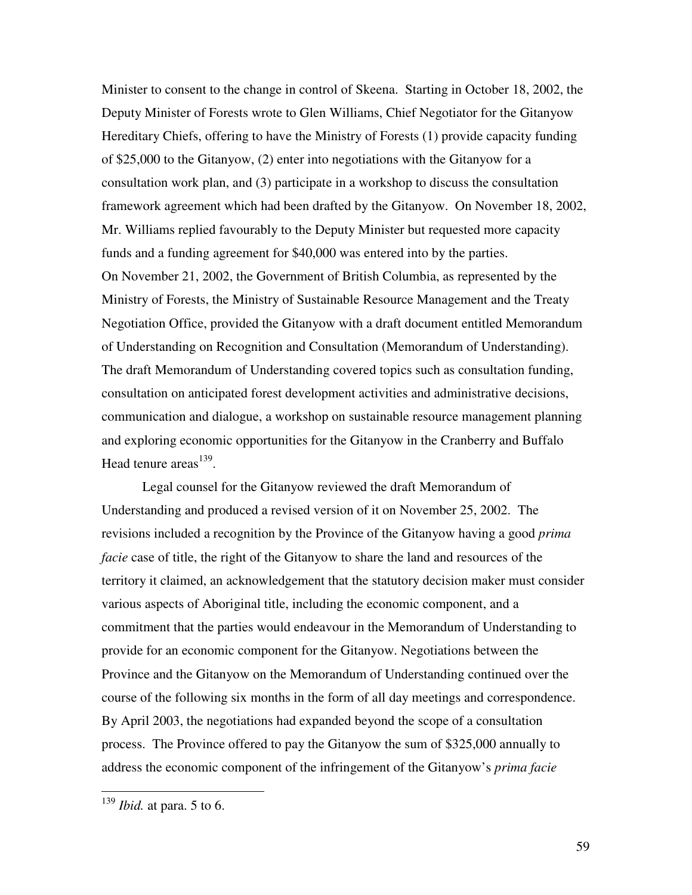Minister to consent to the change in control of Skeena. Starting in October 18, 2002, the Deputy Minister of Forests wrote to Glen Williams, Chief Negotiator for the Gitanyow Hereditary Chiefs, offering to have the Ministry of Forests (1) provide capacity funding of $25,000 to the Gitanyow, (2) enter into negotiations with the Gitanyow for a consultation work plan, and (3) participate in a workshop to discuss the consultation framework agreement which had been drafted by the Gitanyow. On November 18, 2002, Mr. Williams replied favourably to the Deputy Minister but requested more capacity funds and a funding agreement for $40,000 was entered into by the parties.

On November 21, 2002, the Government of British Columbia, as represented by the Ministry of Forests, the Ministry of Sustainable Resource Management and the Treaty Negotiation Office, provided the Gitanyow with a draft document entitled Memorandum of Understanding on Recognition and Consultation (Memorandum of Understanding). The draft Memorandum of Understanding covered topics such as consultation funding, consultation on anticipated forest development activities and administrative decisions, communication and dialogue, a workshop on sustainable resource management planning and exploring economic opportunities for the Gitanyow in the Cranberry and Buffalo Head tenure areas[139].

Legal counsel for the Gitanyow reviewed the draft Memorandum of Understanding and produced a revised version of it on November 25, 2002. The revisions included a recognition by the Province of the Gitanyow having a good *prima facie* case of title, the right of the Gitanyow to share the land and resources of the territory it claimed, an acknowledgement that the statutory decision maker must consider various aspects of Aboriginal title, including the economic component, and a commitment that the parties would endeavour in the Memorandum of Understanding to provide for an economic component for the Gitanyow. Negotiations between the Province and the Gitanyow on the Memorandum of Understanding continued over the course of the following six months in the form of all day meetings and correspondence. By April 2003, the negotiations had expanded beyond the scope of a consultation process. The Province offered to pay the Gitanyow the sum of $325,000 annually to address the economic component of the infringement of the Gitanyow's *prima facie*

---

[139] *Ibid.* at para. 5 to 6.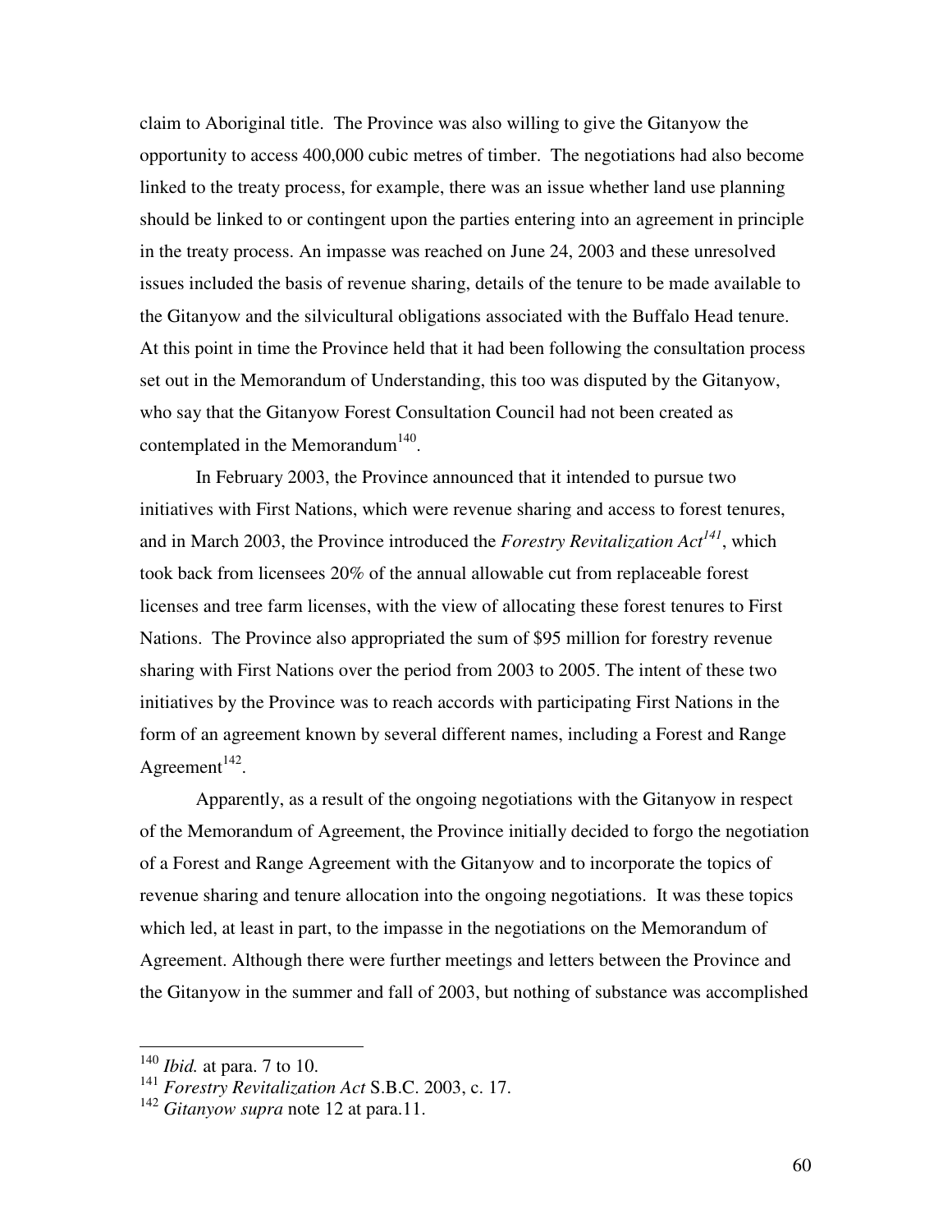claim to Aboriginal title. The Province was also willing to give the Gitanyow the opportunity to access 400,000 cubic metres of timber. The negotiations had also become linked to the treaty process, for example, there was an issue whether land use planning should be linked to or contingent upon the parties entering into an agreement in principle in the treaty process. An impasse was reached on June 24, 2003 and these unresolved issues included the basis of revenue sharing, details of the tenure to be made available to the Gitanyow and the silvicultural obligations associated with the Buffalo Head tenure. At this point in time the Province held that it had been following the consultation process set out in the Memorandum of Understanding, this too was disputed by the Gitanyow, who say that the Gitanyow Forest Consultation Council had not been created as contemplated in the Memorandum[140].

In February 2003, the Province announced that it intended to pursue two initiatives with First Nations, which were revenue sharing and access to forest tenures, and in March 2003, the Province introduced the *Forestry Revitalization Act*[141], which took back from licensees 20% of the annual allowable cut from replaceable forest licenses and tree farm licenses, with the view of allocating these forest tenures to First Nations. The Province also appropriated the sum of $95 million for forestry revenue sharing with First Nations over the period from 2003 to 2005. The intent of these two initiatives by the Province was to reach accords with participating First Nations in the form of an agreement known by several different names, including a Forest and Range Agreement[142].

Apparently, as a result of the ongoing negotiations with the Gitanyow in respect of the Memorandum of Agreement, the Province initially decided to forgo the negotiation of a Forest and Range Agreement with the Gitanyow and to incorporate the topics of revenue sharing and tenure allocation into the ongoing negotiations. It was these topics which led, at least in part, to the impasse in the negotiations on the Memorandum of Agreement. Although there were further meetings and letters between the Province and the Gitanyow in the summer and fall of 2003, but nothing of substance was accomplished

---

[140] *Ibid.* at para. 7 to 10.

[141] *Forestry Revitalization Act* S.B.C. 2003, c. 17.

[142] *Gitanyow supra* note 12 at para.11.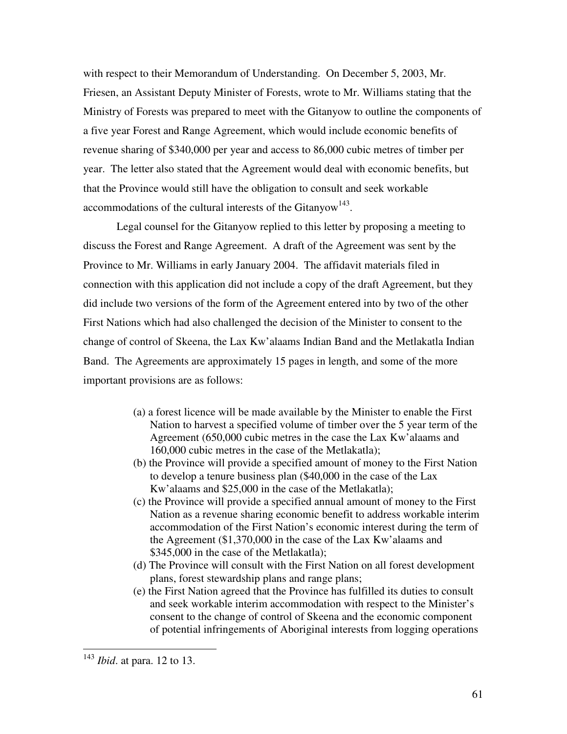with respect to their Memorandum of Understanding. On December 5, 2003, Mr. Friesen, an Assistant Deputy Minister of Forests, wrote to Mr. Williams stating that the Ministry of Forests was prepared to meet with the Gitanyow to outline the components of a five year Forest and Range Agreement, which would include economic benefits of revenue sharing of $340,000 per year and access to 86,000 cubic metres of timber per year. The letter also stated that the Agreement would deal with economic benefits, but that the Province would still have the obligation to consult and seek workable accommodations of the cultural interests of the Gitanyow[143].

Legal counsel for the Gitanyow replied to this letter by proposing a meeting to discuss the Forest and Range Agreement. A draft of the Agreement was sent by the Province to Mr. Williams in early January 2004. The affidavit materials filed in connection with this application did not include a copy of the draft Agreement, but they did include two versions of the form of the Agreement entered into by two of the other First Nations which had also challenged the decision of the Minister to consent to the change of control of Skeena, the Lax Kw'alaams Indian Band and the Metlakatla Indian Band. The Agreements are approximately 15 pages in length, and some of the more important provisions are as follows:

> (a) a forest licence will be made available by the Minister to enable the First Nation to harvest a specified volume of timber over the 5 year term of the Agreement (650,000 cubic metres in the case the Lax Kw'alaams and 160,000 cubic metres in the case of the Metlakatla);
> (b) the Province will provide a specified amount of money to the First Nation to develop a tenure business plan ($40,000 in the case of the Lax Kw'alaams and $25,000 in the case of the Metlakatla);
> (c) the Province will provide a specified annual amount of money to the First Nation as a revenue sharing economic benefit to address workable interim accommodation of the First Nation's economic interest during the term of the Agreement ($1,370,000 in the case of the Lax Kw'alaams and $345,000 in the case of the Metlakatla);
> (d) The Province will consult with the First Nation on all forest development plans, forest stewardship plans and range plans;
> (e) the First Nation agreed that the Province has fulfilled its duties to consult and seek workable interim accommodation with respect to the Minister's consent to the change of control of Skeena and the economic component of potential infringements of Aboriginal interests from logging operations

---

[143] *Ibid*. at para. 12 to 13.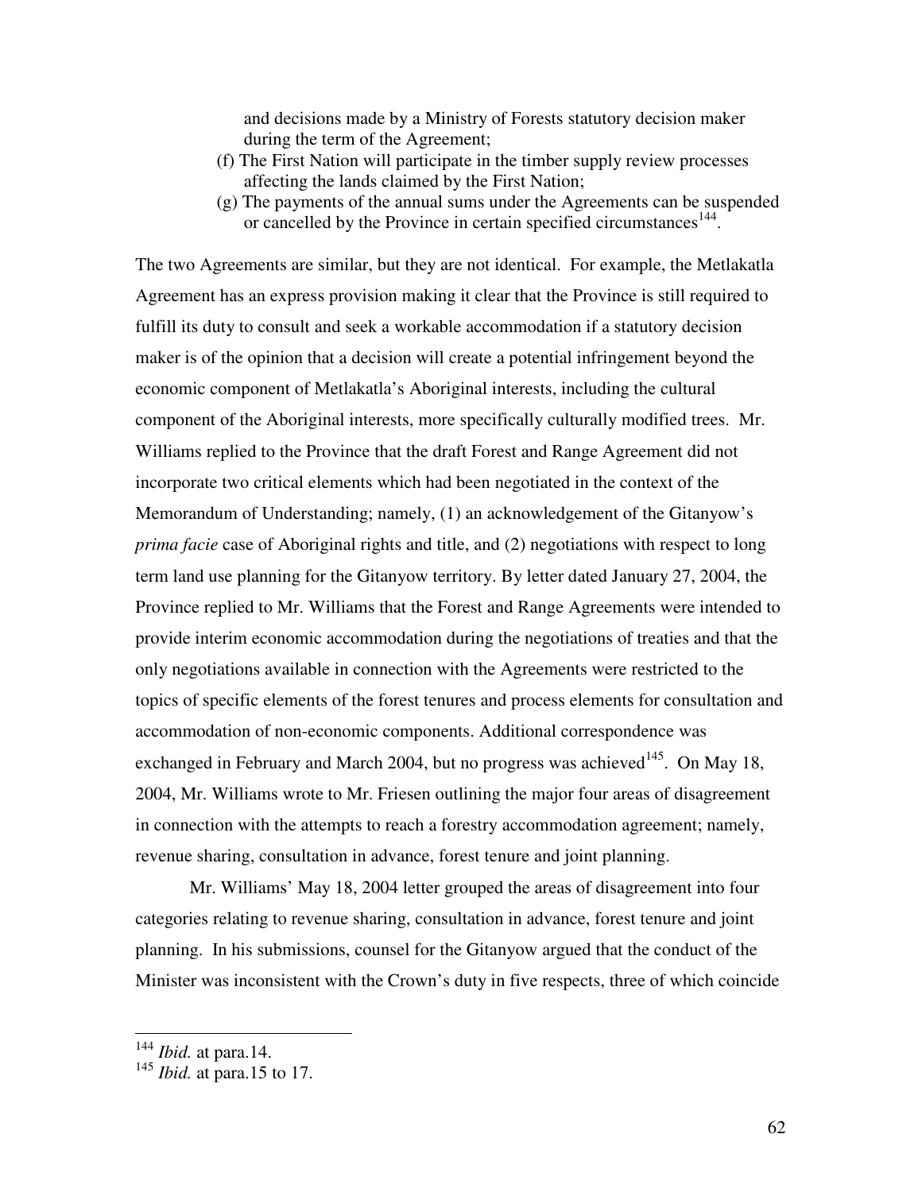and decisions made by a Ministry of Forests statutory decision maker during the term of the Agreement;

(f) The First Nation will participate in the timber supply review processes affecting the lands claimed by the First Nation;

(g) The payments of the annual sums under the Agreements can be suspended or cancelled by the Province in certain specified circumstances[144].

The two Agreements are similar, but they are not identical. For example, the Metlakatla Agreement has an express provision making it clear that the Province is still required to fulfill its duty to consult and seek a workable accommodation if a statutory decision maker is of the opinion that a decision will create a potential infringement beyond the economic component of Metlakatla's Aboriginal interests, including the cultural component of the Aboriginal interests, more specifically culturally modified trees. Mr. Williams replied to the Province that the draft Forest and Range Agreement did not incorporate two critical elements which had been negotiated in the context of the Memorandum of Understanding; namely, (1) an acknowledgement of the Gitanyow's *prima facie* case of Aboriginal rights and title, and (2) negotiations with respect to long term land use planning for the Gitanyow territory. By letter dated January 27, 2004, the Province replied to Mr. Williams that the Forest and Range Agreements were intended to provide interim economic accommodation during the negotiations of treaties and that the only negotiations available in connection with the Agreements were restricted to the topics of specific elements of the forest tenures and process elements for consultation and accommodation of non-economic components. Additional correspondence was exchanged in February and March 2004, but no progress was achieved[145]. On May 18, 2004, Mr. Williams wrote to Mr. Friesen outlining the major four areas of disagreement in connection with the attempts to reach a forestry accommodation agreement; namely, revenue sharing, consultation in advance, forest tenure and joint planning.

Mr. Williams' May 18, 2004 letter grouped the areas of disagreement into four categories relating to revenue sharing, consultation in advance, forest tenure and joint planning. In his submissions, counsel for the Gitanyow argued that the conduct of the Minister was inconsistent with the Crown's duty in five respects, three of which coincide

---

[144] *Ibid.* at para.14.

[145] *Ibid.* at para.15 to 17.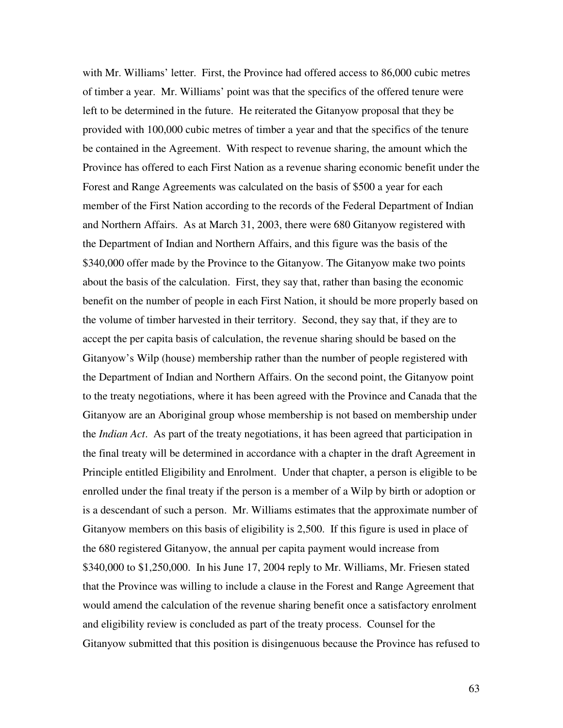with Mr. Williams' letter. First, the Province had offered access to 86,000 cubic metres of timber a year. Mr. Williams' point was that the specifics of the offered tenure were left to be determined in the future. He reiterated the Gitanyow proposal that they be provided with 100,000 cubic metres of timber a year and that the specifics of the tenure be contained in the Agreement. With respect to revenue sharing, the amount which the Province has offered to each First Nation as a revenue sharing economic benefit under the Forest and Range Agreements was calculated on the basis of $500 a year for each member of the First Nation according to the records of the Federal Department of Indian and Northern Affairs. As at March 31, 2003, there were 680 Gitanyow registered with the Department of Indian and Northern Affairs, and this figure was the basis of the $340,000 offer made by the Province to the Gitanyow. The Gitanyow make two points about the basis of the calculation. First, they say that, rather than basing the economic benefit on the number of people in each First Nation, it should be more properly based on the volume of timber harvested in their territory. Second, they say that, if they are to accept the per capita basis of calculation, the revenue sharing should be based on the Gitanyow's Wilp (house) membership rather than the number of people registered with the Department of Indian and Northern Affairs. On the second point, the Gitanyow point to the treaty negotiations, where it has been agreed with the Province and Canada that the Gitanyow are an Aboriginal group whose membership is not based on membership under the *Indian Act*. As part of the treaty negotiations, it has been agreed that participation in the final treaty will be determined in accordance with a chapter in the draft Agreement in Principle entitled Eligibility and Enrolment. Under that chapter, a person is eligible to be enrolled under the final treaty if the person is a member of a Wilp by birth or adoption or is a descendant of such a person. Mr. Williams estimates that the approximate number of Gitanyow members on this basis of eligibility is 2,500. If this figure is used in place of the 680 registered Gitanyow, the annual per capita payment would increase from $340,000 to $1,250,000. In his June 17, 2004 reply to Mr. Williams, Mr. Friesen stated that the Province was willing to include a clause in the Forest and Range Agreement that would amend the calculation of the revenue sharing benefit once a satisfactory enrolment and eligibility review is concluded as part of the treaty process. Counsel for the Gitanyow submitted that this position is disingenuous because the Province has refused to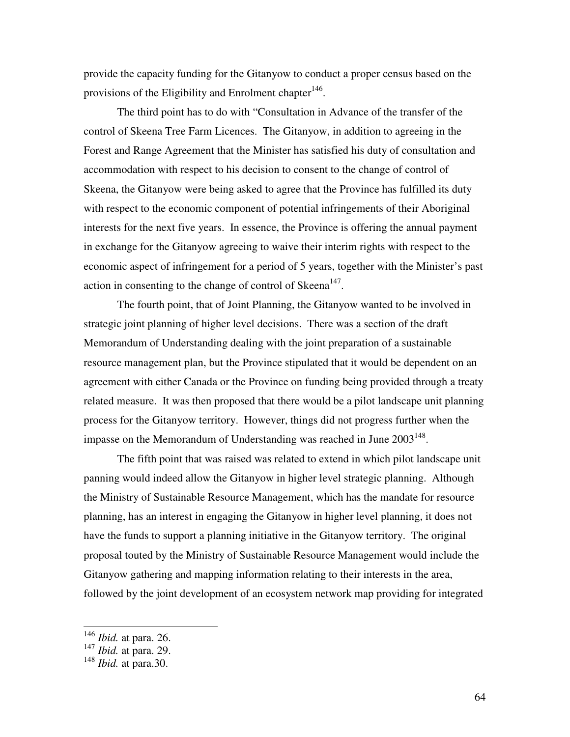provide the capacity funding for the Gitanyow to conduct a proper census based on the provisions of the Eligibility and Enrolment chapter[146].

The third point has to do with "Consultation in Advance of the transfer of the control of Skeena Tree Farm Licences. The Gitanyow, in addition to agreeing in the Forest and Range Agreement that the Minister has satisfied his duty of consultation and accommodation with respect to his decision to consent to the change of control of Skeena, the Gitanyow were being asked to agree that the Province has fulfilled its duty with respect to the economic component of potential infringements of their Aboriginal interests for the next five years. In essence, the Province is offering the annual payment in exchange for the Gitanyow agreeing to waive their interim rights with respect to the economic aspect of infringement for a period of 5 years, together with the Minister's past action in consenting to the change of control of Skeena[147].

The fourth point, that of Joint Planning, the Gitanyow wanted to be involved in strategic joint planning of higher level decisions. There was a section of the draft Memorandum of Understanding dealing with the joint preparation of a sustainable resource management plan, but the Province stipulated that it would be dependent on an agreement with either Canada or the Province on funding being provided through a treaty related measure. It was then proposed that there would be a pilot landscape unit planning process for the Gitanyow territory. However, things did not progress further when the impasse on the Memorandum of Understanding was reached in June 2003[148].

The fifth point that was raised was related to extend in which pilot landscape unit panning would indeed allow the Gitanyow in higher level strategic planning. Although the Ministry of Sustainable Resource Management, which has the mandate for resource planning, has an interest in engaging the Gitanyow in higher level planning, it does not have the funds to support a planning initiative in the Gitanyow territory. The original proposal touted by the Ministry of Sustainable Resource Management would include the Gitanyow gathering and mapping information relating to their interests in the area, followed by the joint development of an ecosystem network map providing for integrated

---

[146] *Ibid.* at para. 26.

[147] *Ibid.* at para. 29.

[148] *Ibid.* at para.30.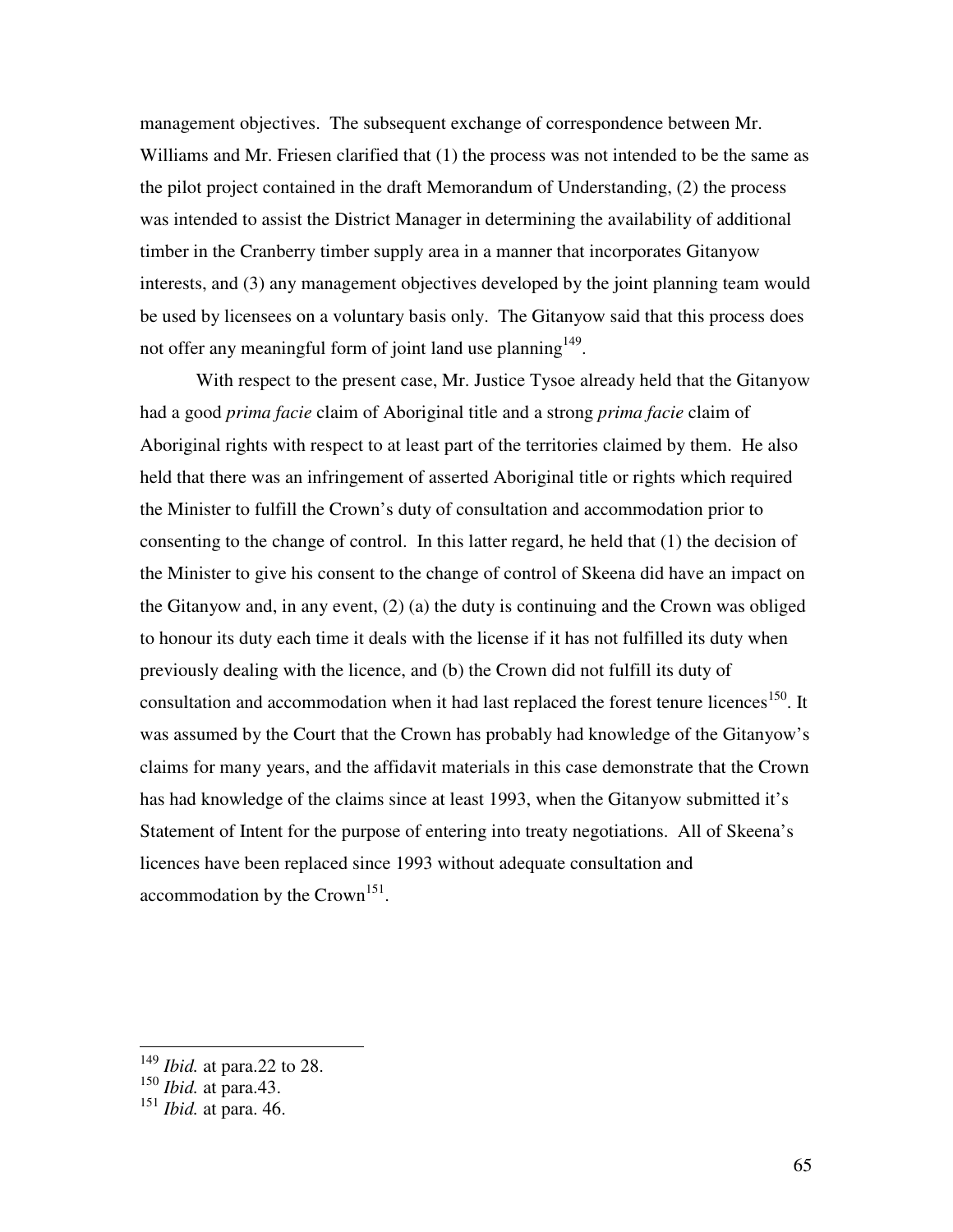management objectives. The subsequent exchange of correspondence between Mr. Williams and Mr. Friesen clarified that (1) the process was not intended to be the same as the pilot project contained in the draft Memorandum of Understanding, (2) the process was intended to assist the District Manager in determining the availability of additional timber in the Cranberry timber supply area in a manner that incorporates Gitanyow interests, and (3) any management objectives developed by the joint planning team would be used by licensees on a voluntary basis only. The Gitanyow said that this process does not offer any meaningful form of joint land use planning[149].

With respect to the present case, Mr. Justice Tysoe already held that the Gitanyow had a good *prima facie* claim of Aboriginal title and a strong *prima facie* claim of Aboriginal rights with respect to at least part of the territories claimed by them. He also held that there was an infringement of asserted Aboriginal title or rights which required the Minister to fulfill the Crown's duty of consultation and accommodation prior to consenting to the change of control. In this latter regard, he held that (1) the decision of the Minister to give his consent to the change of control of Skeena did have an impact on the Gitanyow and, in any event, (2) (a) the duty is continuing and the Crown was obliged to honour its duty each time it deals with the license if it has not fulfilled its duty when previously dealing with the licence, and (b) the Crown did not fulfill its duty of consultation and accommodation when it had last replaced the forest tenure licences[150]. It was assumed by the Court that the Crown has probably had knowledge of the Gitanyow's claims for many years, and the affidavit materials in this case demonstrate that the Crown has had knowledge of the claims since at least 1993, when the Gitanyow submitted it's Statement of Intent for the purpose of entering into treaty negotiations. All of Skeena's licences have been replaced since 1993 without adequate consultation and accommodation by the Crown[151].

---

[149] *Ibid.* at para.22 to 28.

[150] *Ibid.* at para.43.

[151] *Ibid.* at para. 46.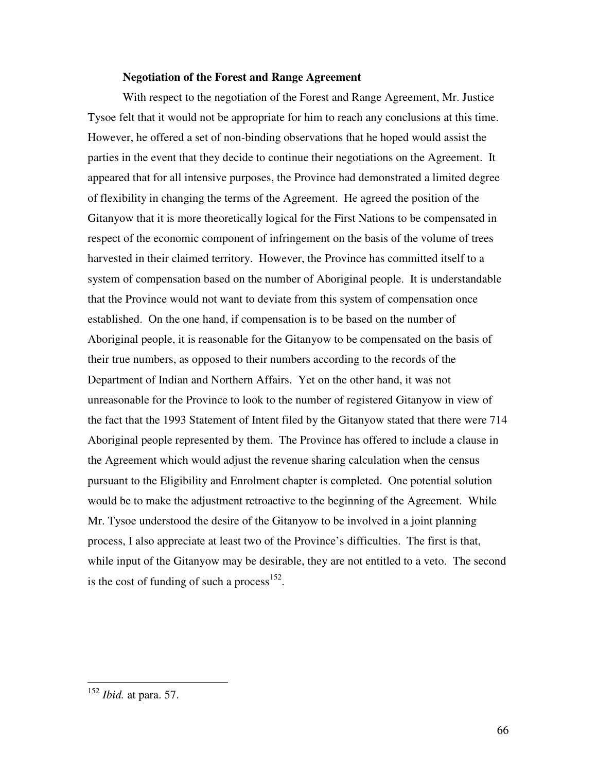**Negotiation of the Forest and Range Agreement**

With respect to the negotiation of the Forest and Range Agreement, Mr. Justice Tysoe felt that it would not be appropriate for him to reach any conclusions at this time. However, he offered a set of non-binding observations that he hoped would assist the parties in the event that they decide to continue their negotiations on the Agreement. It appeared that for all intensive purposes, the Province had demonstrated a limited degree of flexibility in changing the terms of the Agreement. He agreed the position of the Gitanyow that it is more theoretically logical for the First Nations to be compensated in respect of the economic component of infringement on the basis of the volume of trees harvested in their claimed territory. However, the Province has committed itself to a system of compensation based on the number of Aboriginal people. It is understandable that the Province would not want to deviate from this system of compensation once established. On the one hand, if compensation is to be based on the number of Aboriginal people, it is reasonable for the Gitanyow to be compensated on the basis of their true numbers, as opposed to their numbers according to the records of the Department of Indian and Northern Affairs. Yet on the other hand, it was not unreasonable for the Province to look to the number of registered Gitanyow in view of the fact that the 1993 Statement of Intent filed by the Gitanyow stated that there were 714 Aboriginal people represented by them. The Province has offered to include a clause in the Agreement which would adjust the revenue sharing calculation when the census pursuant to the Eligibility and Enrolment chapter is completed. One potential solution would be to make the adjustment retroactive to the beginning of the Agreement. While Mr. Tysoe understood the desire of the Gitanyow to be involved in a joint planning process, I also appreciate at least two of the Province's difficulties. The first is that, while input of the Gitanyow may be desirable, they are not entitled to a veto. The second is the cost of funding of such a process[152].

[152] *Ibid.* at para. 57.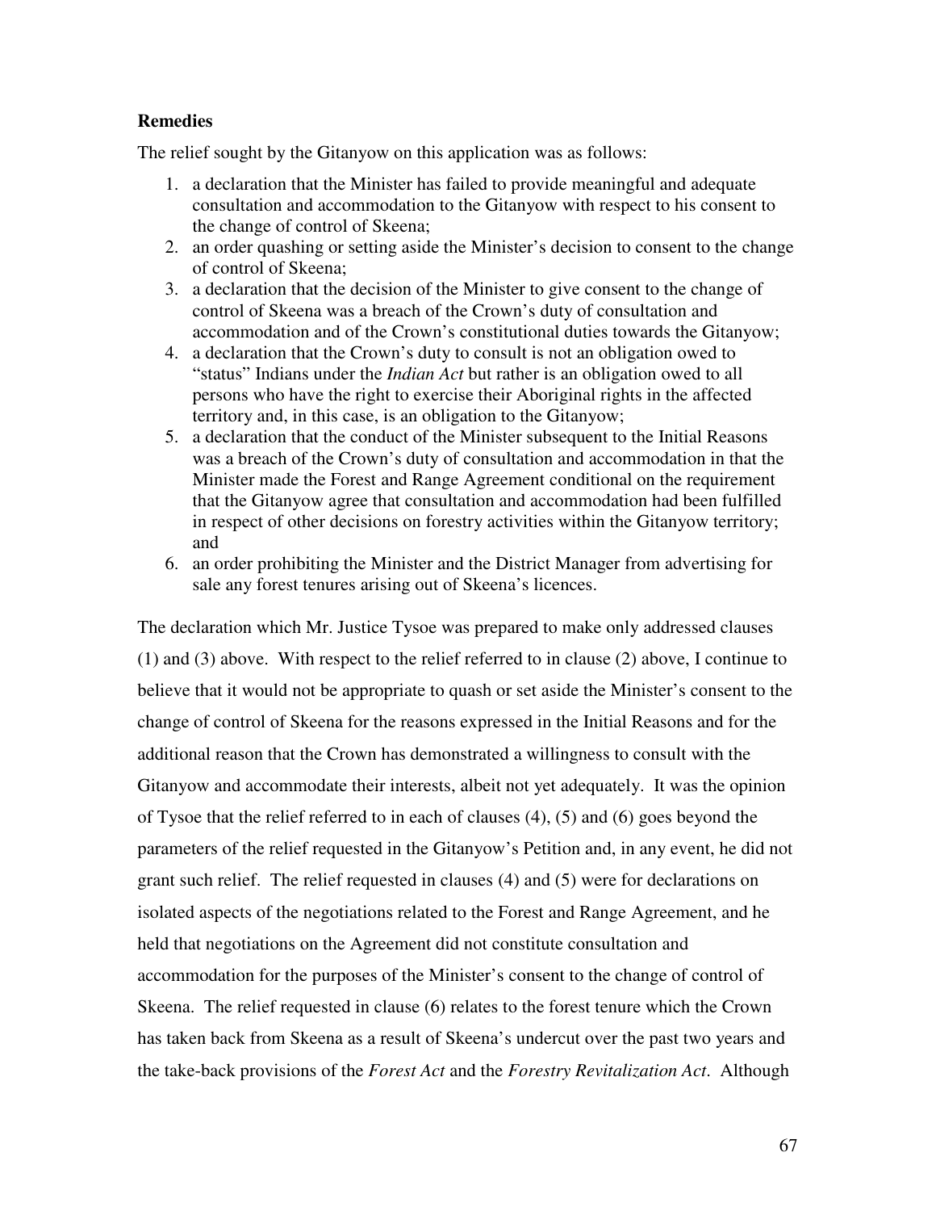**Remedies**

The relief sought by the Gitanyow on this application was as follows:

1. a declaration that the Minister has failed to provide meaningful and adequate consultation and accommodation to the Gitanyow with respect to his consent to the change of control of Skeena;
2. an order quashing or setting aside the Minister's decision to consent to the change of control of Skeena;
3. a declaration that the decision of the Minister to give consent to the change of control of Skeena was a breach of the Crown's duty of consultation and accommodation and of the Crown's constitutional duties towards the Gitanyow;
4. a declaration that the Crown's duty to consult is not an obligation owed to "status" Indians under the *Indian Act* but rather is an obligation owed to all persons who have the right to exercise their Aboriginal rights in the affected territory and, in this case, is an obligation to the Gitanyow;
5. a declaration that the conduct of the Minister subsequent to the Initial Reasons was a breach of the Crown's duty of consultation and accommodation in that the Minister made the Forest and Range Agreement conditional on the requirement that the Gitanyow agree that consultation and accommodation had been fulfilled in respect of other decisions on forestry activities within the Gitanyow territory; and
6. an order prohibiting the Minister and the District Manager from advertising for sale any forest tenures arising out of Skeena's licences.

The declaration which Mr. Justice Tysoe was prepared to make only addressed clauses (1) and (3) above. With respect to the relief referred to in clause (2) above, I continue to believe that it would not be appropriate to quash or set aside the Minister's consent to the change of control of Skeena for the reasons expressed in the Initial Reasons and for the additional reason that the Crown has demonstrated a willingness to consult with the Gitanyow and accommodate their interests, albeit not yet adequately. It was the opinion of Tysoe that the relief referred to in each of clauses (4), (5) and (6) goes beyond the parameters of the relief requested in the Gitanyow's Petition and, in any event, he did not grant such relief. The relief requested in clauses (4) and (5) were for declarations on isolated aspects of the negotiations related to the Forest and Range Agreement, and he held that negotiations on the Agreement did not constitute consultation and accommodation for the purposes of the Minister's consent to the change of control of Skeena. The relief requested in clause (6) relates to the forest tenure which the Crown has taken back from Skeena as a result of Skeena's undercut over the past two years and the take-back provisions of the *Forest Act* and the *Forestry Revitalization Act*. Although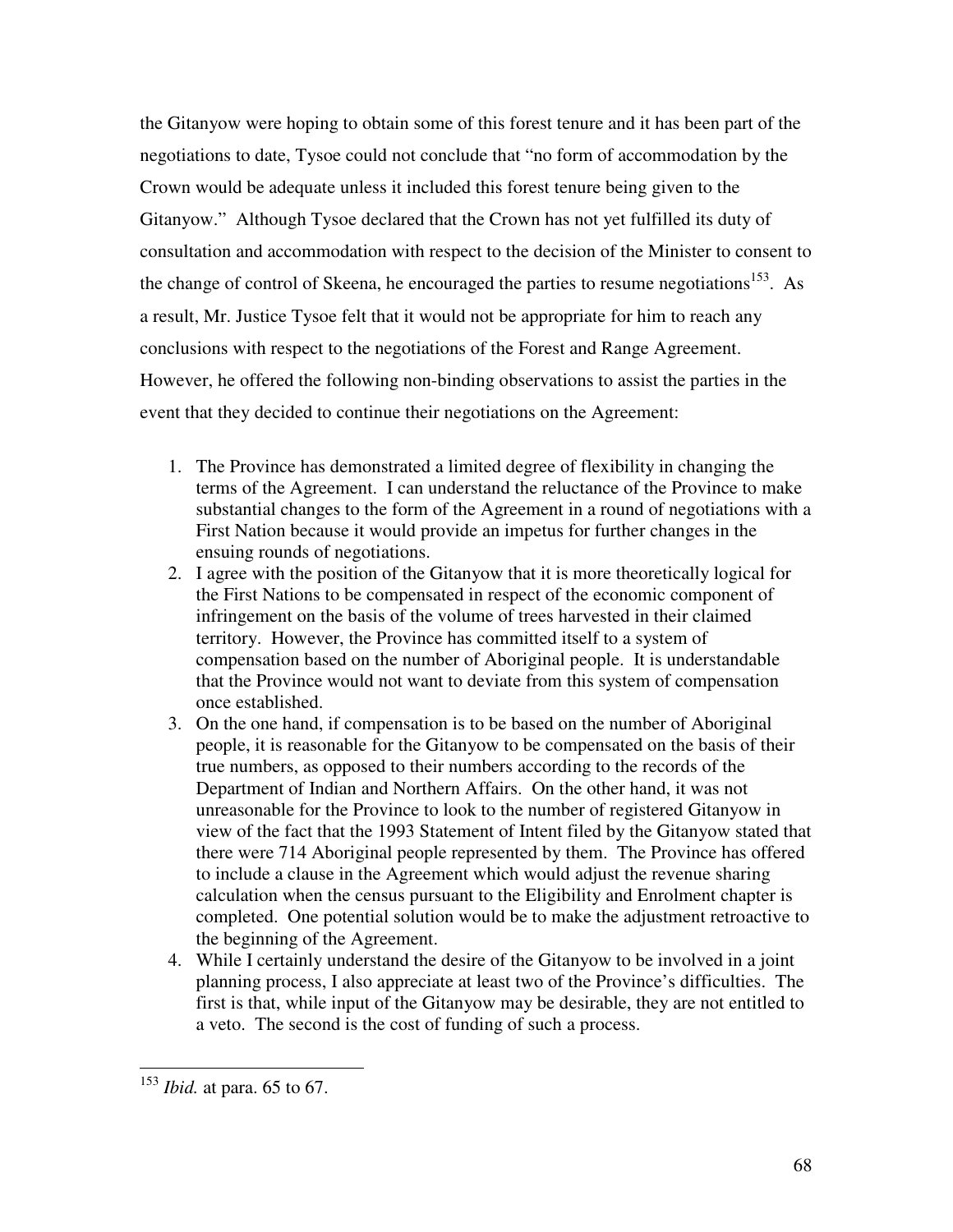the Gitanyow were hoping to obtain some of this forest tenure and it has been part of the negotiations to date, Tysoe could not conclude that "no form of accommodation by the Crown would be adequate unless it included this forest tenure being given to the Gitanyow." Although Tysoe declared that the Crown has not yet fulfilled its duty of consultation and accommodation with respect to the decision of the Minister to consent to the change of control of Skeena, he encouraged the parties to resume negotiations[153]. As a result, Mr. Justice Tysoe felt that it would not be appropriate for him to reach any conclusions with respect to the negotiations of the Forest and Range Agreement. However, he offered the following non-binding observations to assist the parties in the event that they decided to continue their negotiations on the Agreement:

1. The Province has demonstrated a limited degree of flexibility in changing the terms of the Agreement. I can understand the reluctance of the Province to make substantial changes to the form of the Agreement in a round of negotiations with a First Nation because it would provide an impetus for further changes in the ensuing rounds of negotiations.
2. I agree with the position of the Gitanyow that it is more theoretically logical for the First Nations to be compensated in respect of the economic component of infringement on the basis of the volume of trees harvested in their claimed territory. However, the Province has committed itself to a system of compensation based on the number of Aboriginal people. It is understandable that the Province would not want to deviate from this system of compensation once established.
3. On the one hand, if compensation is to be based on the number of Aboriginal people, it is reasonable for the Gitanyow to be compensated on the basis of their true numbers, as opposed to their numbers according to the records of the Department of Indian and Northern Affairs. On the other hand, it was not unreasonable for the Province to look to the number of registered Gitanyow in view of the fact that the 1993 Statement of Intent filed by the Gitanyow stated that there were 714 Aboriginal people represented by them. The Province has offered to include a clause in the Agreement which would adjust the revenue sharing calculation when the census pursuant to the Eligibility and Enrolment chapter is completed. One potential solution would be to make the adjustment retroactive to the beginning of the Agreement.
4. While I certainly understand the desire of the Gitanyow to be involved in a joint planning process, I also appreciate at least two of the Province's difficulties. The first is that, while input of the Gitanyow may be desirable, they are not entitled to a veto. The second is the cost of funding of such a process.

---

[153] *Ibid.* at para. 65 to 67.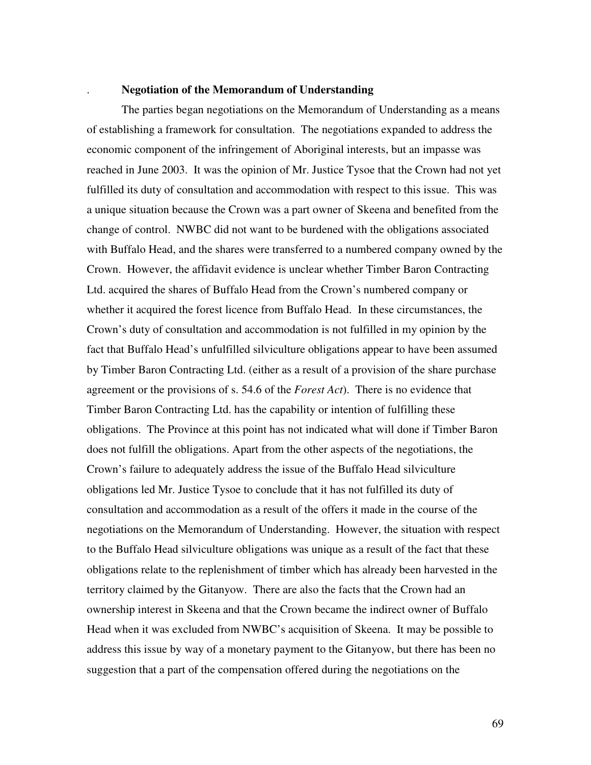. **Negotiation of the Memorandum of Understanding**

The parties began negotiations on the Memorandum of Understanding as a means of establishing a framework for consultation. The negotiations expanded to address the economic component of the infringement of Aboriginal interests, but an impasse was reached in June 2003. It was the opinion of Mr. Justice Tysoe that the Crown had not yet fulfilled its duty of consultation and accommodation with respect to this issue. This was a unique situation because the Crown was a part owner of Skeena and benefited from the change of control. NWBC did not want to be burdened with the obligations associated with Buffalo Head, and the shares were transferred to a numbered company owned by the Crown. However, the affidavit evidence is unclear whether Timber Baron Contracting Ltd. acquired the shares of Buffalo Head from the Crown's numbered company or whether it acquired the forest licence from Buffalo Head. In these circumstances, the Crown's duty of consultation and accommodation is not fulfilled in my opinion by the fact that Buffalo Head's unfulfilled silviculture obligations appear to have been assumed by Timber Baron Contracting Ltd. (either as a result of a provision of the share purchase agreement or the provisions of s. 54.6 of the *Forest Act*). There is no evidence that Timber Baron Contracting Ltd. has the capability or intention of fulfilling these obligations. The Province at this point has not indicated what will done if Timber Baron does not fulfill the obligations. Apart from the other aspects of the negotiations, the Crown's failure to adequately address the issue of the Buffalo Head silviculture obligations led Mr. Justice Tysoe to conclude that it has not fulfilled its duty of consultation and accommodation as a result of the offers it made in the course of the negotiations on the Memorandum of Understanding. However, the situation with respect to the Buffalo Head silviculture obligations was unique as a result of the fact that these obligations relate to the replenishment of timber which has already been harvested in the territory claimed by the Gitanyow. There are also the facts that the Crown had an ownership interest in Skeena and that the Crown became the indirect owner of Buffalo Head when it was excluded from NWBC's acquisition of Skeena. It may be possible to address this issue by way of a monetary payment to the Gitanyow, but there has been no suggestion that a part of the compensation offered during the negotiations on the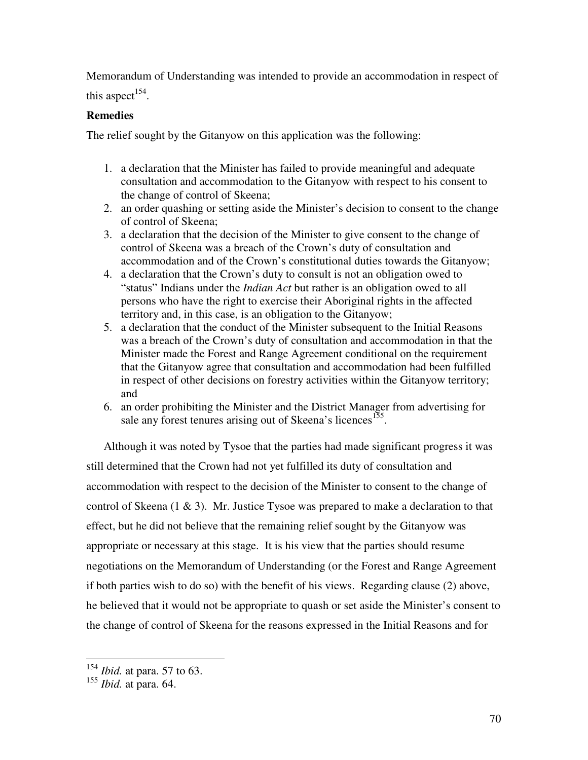Memorandum of Understanding was intended to provide an accommodation in respect of this aspect[154].

**Remedies**

The relief sought by the Gitanyow on this application was the following:

1. a declaration that the Minister has failed to provide meaningful and adequate consultation and accommodation to the Gitanyow with respect to his consent to the change of control of Skeena;
2. an order quashing or setting aside the Minister's decision to consent to the change of control of Skeena;
3. a declaration that the decision of the Minister to give consent to the change of control of Skeena was a breach of the Crown's duty of consultation and accommodation and of the Crown's constitutional duties towards the Gitanyow;
4. a declaration that the Crown's duty to consult is not an obligation owed to "status" Indians under the *Indian Act* but rather is an obligation owed to all persons who have the right to exercise their Aboriginal rights in the affected territory and, in this case, is an obligation to the Gitanyow;
5. a declaration that the conduct of the Minister subsequent to the Initial Reasons was a breach of the Crown's duty of consultation and accommodation in that the Minister made the Forest and Range Agreement conditional on the requirement that the Gitanyow agree that consultation and accommodation had been fulfilled in respect of other decisions on forestry activities within the Gitanyow territory; and
6. an order prohibiting the Minister and the District Manager from advertising for sale any forest tenures arising out of Skeena's licences[155].

Although it was noted by Tysoe that the parties had made significant progress it was still determined that the Crown had not yet fulfilled its duty of consultation and accommodation with respect to the decision of the Minister to consent to the change of control of Skeena (1 & 3). Mr. Justice Tysoe was prepared to make a declaration to that effect, but he did not believe that the remaining relief sought by the Gitanyow was appropriate or necessary at this stage. It is his view that the parties should resume negotiations on the Memorandum of Understanding (or the Forest and Range Agreement if both parties wish to do so) with the benefit of his views. Regarding clause (2) above, he believed that it would not be appropriate to quash or set aside the Minister's consent to the change of control of Skeena for the reasons expressed in the Initial Reasons and for

---

[154] *Ibid.* at para. 57 to 63.

[155] *Ibid.* at para. 64.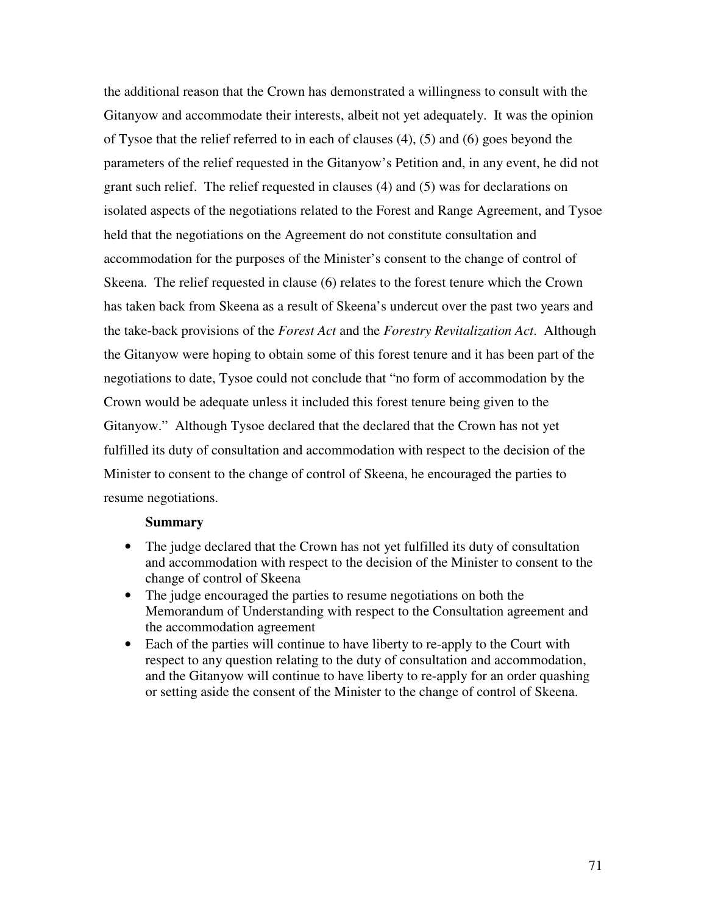the additional reason that the Crown has demonstrated a willingness to consult with the Gitanyow and accommodate their interests, albeit not yet adequately. It was the opinion of Tysoe that the relief referred to in each of clauses (4), (5) and (6) goes beyond the parameters of the relief requested in the Gitanyow's Petition and, in any event, he did not grant such relief. The relief requested in clauses (4) and (5) was for declarations on isolated aspects of the negotiations related to the Forest and Range Agreement, and Tysoe held that the negotiations on the Agreement do not constitute consultation and accommodation for the purposes of the Minister's consent to the change of control of Skeena. The relief requested in clause (6) relates to the forest tenure which the Crown has taken back from Skeena as a result of Skeena's undercut over the past two years and the take-back provisions of the *Forest Act* and the *Forestry Revitalization Act*. Although the Gitanyow were hoping to obtain some of this forest tenure and it has been part of the negotiations to date, Tysoe could not conclude that "no form of accommodation by the Crown would be adequate unless it included this forest tenure being given to the Gitanyow." Although Tysoe declared that the declared that the Crown has not yet fulfilled its duty of consultation and accommodation with respect to the decision of the Minister to consent to the change of control of Skeena, he encouraged the parties to resume negotiations.

**Summary**

- The judge declared that the Crown has not yet fulfilled its duty of consultation and accommodation with respect to the decision of the Minister to consent to the change of control of Skeena
- The judge encouraged the parties to resume negotiations on both the Memorandum of Understanding with respect to the Consultation agreement and the accommodation agreement
- Each of the parties will continue to have liberty to re-apply to the Court with respect to any question relating to the duty of consultation and accommodation, and the Gitanyow will continue to have liberty to re-apply for an order quashing or setting aside the consent of the Minister to the change of control of Skeena.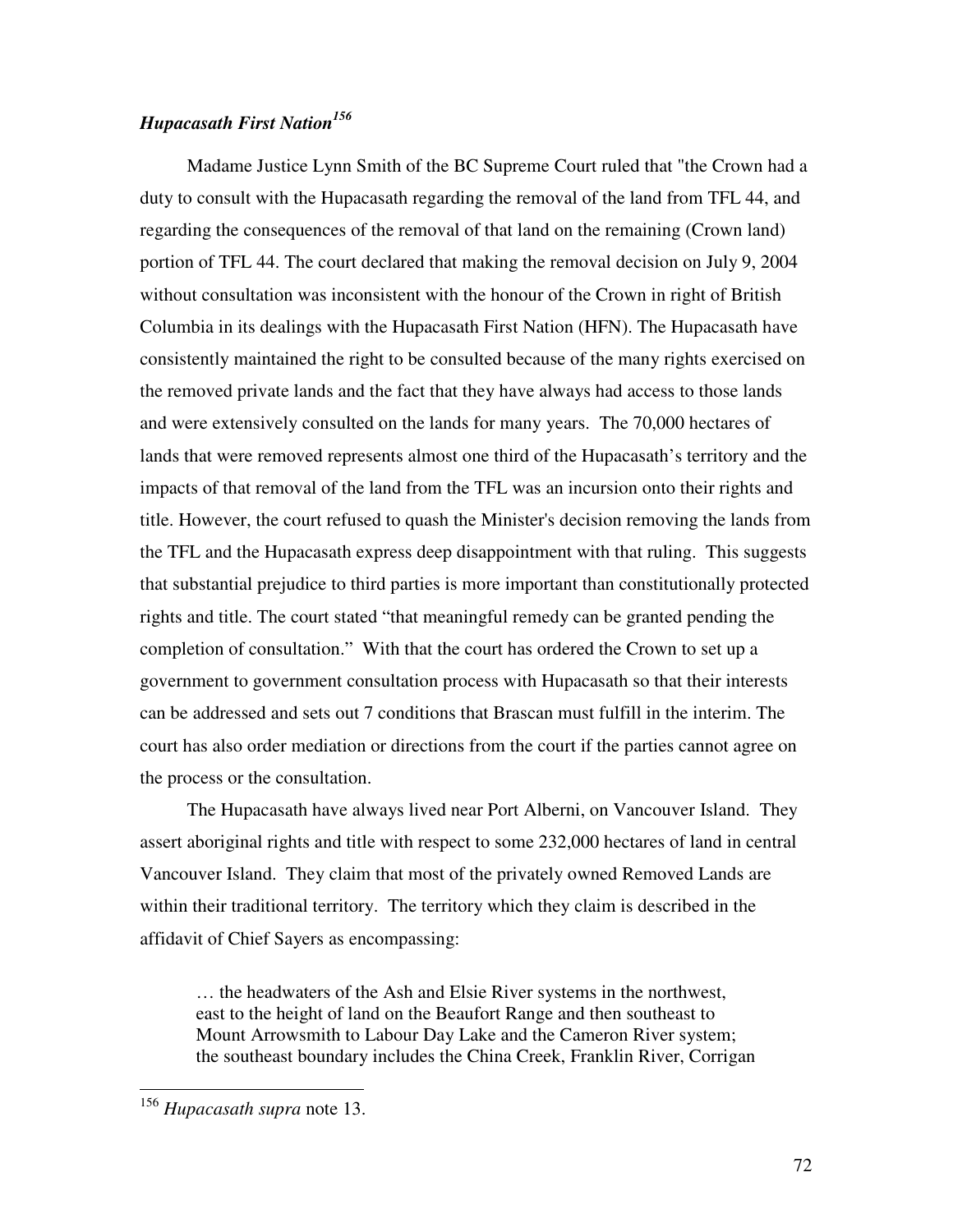### *Hupacasath First Nation*[156]

Madame Justice Lynn Smith of the BC Supreme Court ruled that "the Crown had a duty to consult with the Hupacasath regarding the removal of the land from TFL 44, and regarding the consequences of the removal of that land on the remaining (Crown land) portion of TFL 44. The court declared that making the removal decision on July 9, 2004 without consultation was inconsistent with the honour of the Crown in right of British Columbia in its dealings with the Hupacasath First Nation (HFN). The Hupacasath have consistently maintained the right to be consulted because of the many rights exercised on the removed private lands and the fact that they have always had access to those lands and were extensively consulted on the lands for many years. The 70,000 hectares of lands that were removed represents almost one third of the Hupacasath's territory and the impacts of that removal of the land from the TFL was an incursion onto their rights and title. However, the court refused to quash the Minister's decision removing the lands from the TFL and the Hupacasath express deep disappointment with that ruling. This suggests that substantial prejudice to third parties is more important than constitutionally protected rights and title. The court stated "that meaningful remedy can be granted pending the completion of consultation." With that the court has ordered the Crown to set up a government to government consultation process with Hupacasath so that their interests can be addressed and sets out 7 conditions that Brascan must fulfill in the interim. The court has also order mediation or directions from the court if the parties cannot agree on the process or the consultation.

The Hupacasath have always lived near Port Alberni, on Vancouver Island. They assert aboriginal rights and title with respect to some 232,000 hectares of land in central Vancouver Island. They claim that most of the privately owned Removed Lands are within their traditional territory. The territory which they claim is described in the affidavit of Chief Sayers as encompassing:

> … the headwaters of the Ash and Elsie River systems in the northwest, east to the height of land on the Beaufort Range and then southeast to Mount Arrowsmith to Labour Day Lake and the Cameron River system; the southeast boundary includes the China Creek, Franklin River, Corrigan

---

[156] *Hupacasath supra* note 13.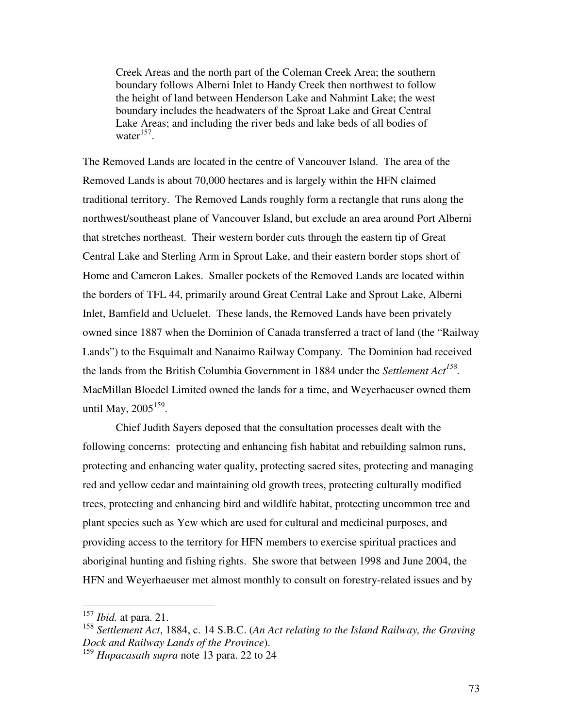> Creek Areas and the north part of the Coleman Creek Area; the southern boundary follows Alberni Inlet to Handy Creek then northwest to follow the height of land between Henderson Lake and Nahmint Lake; the west boundary includes the headwaters of the Sproat Lake and Great Central Lake Areas; and including the river beds and lake beds of all bodies of water[157].

The Removed Lands are located in the centre of Vancouver Island. The area of the Removed Lands is about 70,000 hectares and is largely within the HFN claimed traditional territory. The Removed Lands roughly form a rectangle that runs along the northwest/southeast plane of Vancouver Island, but exclude an area around Port Alberni that stretches northeast. Their western border cuts through the eastern tip of Great Central Lake and Sterling Arm in Sprout Lake, and their eastern border stops short of Home and Cameron Lakes. Smaller pockets of the Removed Lands are located within the borders of TFL 44, primarily around Great Central Lake and Sprout Lake, Alberni Inlet, Bamfield and Ucluelet. These lands, the Removed Lands have been privately owned since 1887 when the Dominion of Canada transferred a tract of land (the "Railway Lands") to the Esquimalt and Nanaimo Railway Company. The Dominion had received the lands from the British Columbia Government in 1884 under the *Settlement Act*[158]. MacMillan Bloedel Limited owned the lands for a time, and Weyerhaeuser owned them until May, 2005[159].

Chief Judith Sayers deposed that the consultation processes dealt with the following concerns: protecting and enhancing fish habitat and rebuilding salmon runs, protecting and enhancing water quality, protecting sacred sites, protecting and managing red and yellow cedar and maintaining old growth trees, protecting culturally modified trees, protecting and enhancing bird and wildlife habitat, protecting uncommon tree and plant species such as Yew which are used for cultural and medicinal purposes, and providing access to the territory for HFN members to exercise spiritual practices and aboriginal hunting and fishing rights. She swore that between 1998 and June 2004, the HFN and Weyerhaeuser met almost monthly to consult on forestry-related issues and by

---

[157] *Ibid.* at para. 21.

[158] *Settlement Act*, 1884, c. 14 S.B.C. (*An Act relating to the Island Railway, the Graving Dock and Railway Lands of the Province*).

[159] *Hupacasath supra* note 13 para. 22 to 24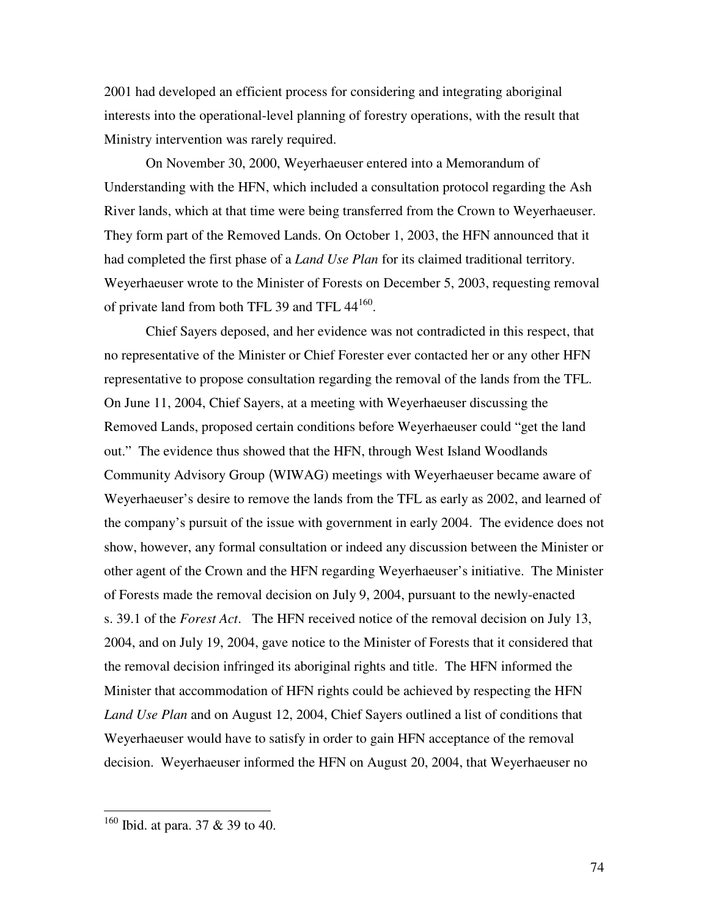2001 had developed an efficient process for considering and integrating aboriginal interests into the operational-level planning of forestry operations, with the result that Ministry intervention was rarely required.

On November 30, 2000, Weyerhaeuser entered into a Memorandum of Understanding with the HFN, which included a consultation protocol regarding the Ash River lands, which at that time were being transferred from the Crown to Weyerhaeuser. They form part of the Removed Lands. On October 1, 2003, the HFN announced that it had completed the first phase of a *Land Use Plan* for its claimed traditional territory. Weyerhaeuser wrote to the Minister of Forests on December 5, 2003, requesting removal of private land from both TFL 39 and TFL 44[160].

Chief Sayers deposed, and her evidence was not contradicted in this respect, that no representative of the Minister or Chief Forester ever contacted her or any other HFN representative to propose consultation regarding the removal of the lands from the TFL. On June 11, 2004, Chief Sayers, at a meeting with Weyerhaeuser discussing the Removed Lands, proposed certain conditions before Weyerhaeuser could "get the land out." The evidence thus showed that the HFN, through West Island Woodlands Community Advisory Group (WIWAG) meetings with Weyerhaeuser became aware of Weyerhaeuser's desire to remove the lands from the TFL as early as 2002, and learned of the company's pursuit of the issue with government in early 2004. The evidence does not show, however, any formal consultation or indeed any discussion between the Minister or other agent of the Crown and the HFN regarding Weyerhaeuser's initiative. The Minister of Forests made the removal decision on July 9, 2004, pursuant to the newly-enacted s. 39.1 of the *Forest Act*. The HFN received notice of the removal decision on July 13, 2004, and on July 19, 2004, gave notice to the Minister of Forests that it considered that the removal decision infringed its aboriginal rights and title. The HFN informed the Minister that accommodation of HFN rights could be achieved by respecting the HFN *Land Use Plan* and on August 12, 2004, Chief Sayers outlined a list of conditions that Weyerhaeuser would have to satisfy in order to gain HFN acceptance of the removal decision. Weyerhaeuser informed the HFN on August 20, 2004, that Weyerhaeuser no

---

[160] Ibid. at para. 37 & 39 to 40.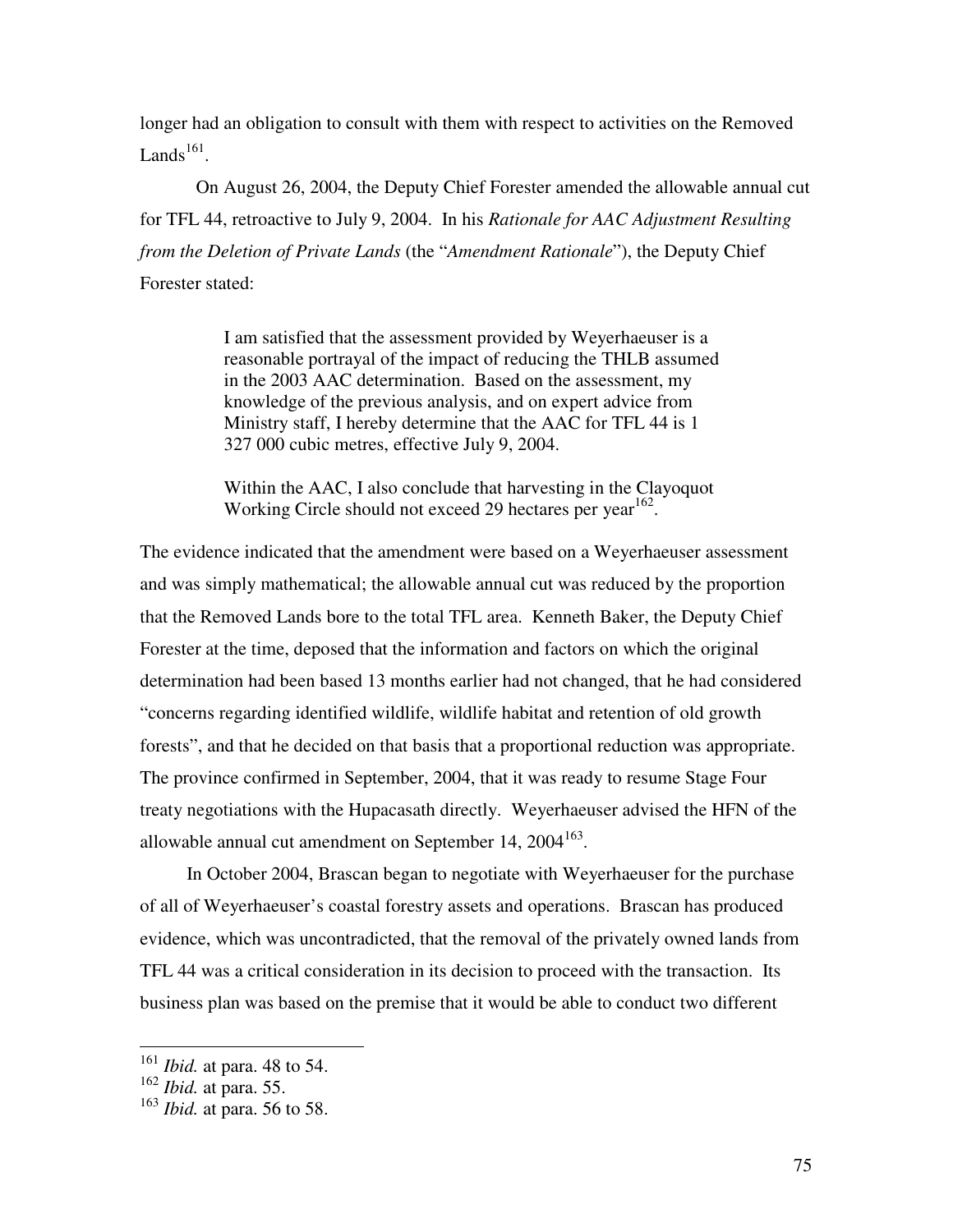longer had an obligation to consult with them with respect to activities on the Removed Lands[161].

On August 26, 2004, the Deputy Chief Forester amended the allowable annual cut for TFL 44, retroactive to July 9, 2004. In his *Rationale for AAC Adjustment Resulting from the Deletion of Private Lands* (the "*Amendment Rationale*"), the Deputy Chief Forester stated:

> I am satisfied that the assessment provided by Weyerhaeuser is a reasonable portrayal of the impact of reducing the THLB assumed in the 2003 AAC determination. Based on the assessment, my knowledge of the previous analysis, and on expert advice from Ministry staff, I hereby determine that the AAC for TFL 44 is 1 327 000 cubic metres, effective July 9, 2004.
>
> Within the AAC, I also conclude that harvesting in the Clayoquot Working Circle should not exceed 29 hectares per year[162].

The evidence indicated that the amendment were based on a Weyerhaeuser assessment and was simply mathematical; the allowable annual cut was reduced by the proportion that the Removed Lands bore to the total TFL area. Kenneth Baker, the Deputy Chief Forester at the time, deposed that the information and factors on which the original determination had been based 13 months earlier had not changed, that he had considered "concerns regarding identified wildlife, wildlife habitat and retention of old growth forests", and that he decided on that basis that a proportional reduction was appropriate. The province confirmed in September, 2004, that it was ready to resume Stage Four treaty negotiations with the Hupacasath directly. Weyerhaeuser advised the HFN of the allowable annual cut amendment on September 14, 2004[163].

In October 2004, Brascan began to negotiate with Weyerhaeuser for the purchase of all of Weyerhaeuser's coastal forestry assets and operations. Brascan has produced evidence, which was uncontradicted, that the removal of the privately owned lands from TFL 44 was a critical consideration in its decision to proceed with the transaction. Its business plan was based on the premise that it would be able to conduct two different

---

[161] *Ibid.* at para. 48 to 54.

[162] *Ibid.* at para. 55.

[163] *Ibid.* at para. 56 to 58.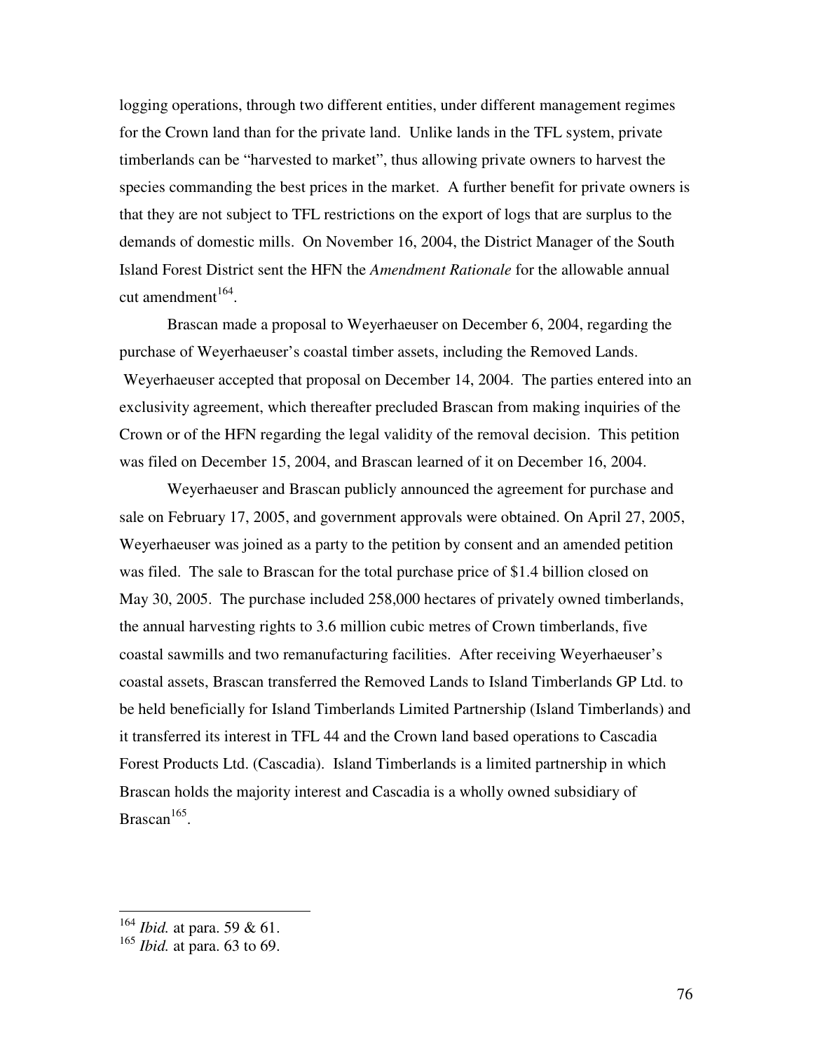logging operations, through two different entities, under different management regimes for the Crown land than for the private land. Unlike lands in the TFL system, private timberlands can be "harvested to market", thus allowing private owners to harvest the species commanding the best prices in the market. A further benefit for private owners is that they are not subject to TFL restrictions on the export of logs that are surplus to the demands of domestic mills. On November 16, 2004, the District Manager of the South Island Forest District sent the HFN the *Amendment Rationale* for the allowable annual cut amendment[164].

Brascan made a proposal to Weyerhaeuser on December 6, 2004, regarding the purchase of Weyerhaeuser's coastal timber assets, including the Removed Lands. Weyerhaeuser accepted that proposal on December 14, 2004. The parties entered into an exclusivity agreement, which thereafter precluded Brascan from making inquiries of the Crown or of the HFN regarding the legal validity of the removal decision. This petition was filed on December 15, 2004, and Brascan learned of it on December 16, 2004.

Weyerhaeuser and Brascan publicly announced the agreement for purchase and sale on February 17, 2005, and government approvals were obtained. On April 27, 2005, Weyerhaeuser was joined as a party to the petition by consent and an amended petition was filed. The sale to Brascan for the total purchase price of $1.4 billion closed on May 30, 2005. The purchase included 258,000 hectares of privately owned timberlands, the annual harvesting rights to 3.6 million cubic metres of Crown timberlands, five coastal sawmills and two remanufacturing facilities. After receiving Weyerhaeuser's coastal assets, Brascan transferred the Removed Lands to Island Timberlands GP Ltd. to be held beneficially for Island Timberlands Limited Partnership (Island Timberlands) and it transferred its interest in TFL 44 and the Crown land based operations to Cascadia Forest Products Ltd. (Cascadia). Island Timberlands is a limited partnership in which Brascan holds the majority interest and Cascadia is a wholly owned subsidiary of Brascan[165].

---

[164] *Ibid.* at para. 59 & 61.

[165] *Ibid.* at para. 63 to 69.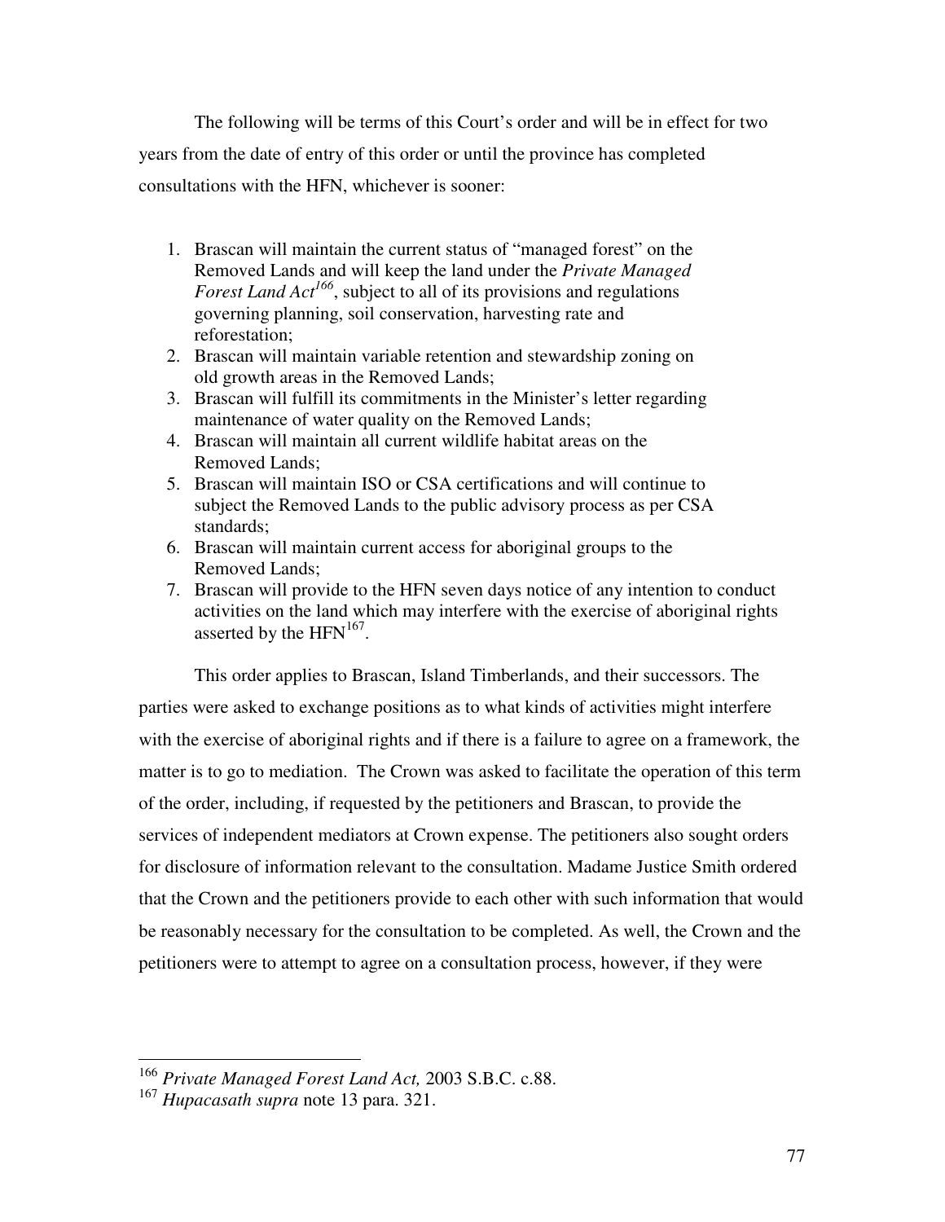The following will be terms of this Court's order and will be in effect for two years from the date of entry of this order or until the province has completed consultations with the HFN, whichever is sooner:

1. Brascan will maintain the current status of "managed forest" on the Removed Lands and will keep the land under the *Private Managed Forest Land Act*[166], subject to all of its provisions and regulations governing planning, soil conservation, harvesting rate and reforestation;
2. Brascan will maintain variable retention and stewardship zoning on old growth areas in the Removed Lands;
3. Brascan will fulfill its commitments in the Minister's letter regarding maintenance of water quality on the Removed Lands;
4. Brascan will maintain all current wildlife habitat areas on the Removed Lands;
5. Brascan will maintain ISO or CSA certifications and will continue to subject the Removed Lands to the public advisory process as per CSA standards;
6. Brascan will maintain current access for aboriginal groups to the Removed Lands;
7. Brascan will provide to the HFN seven days notice of any intention to conduct activities on the land which may interfere with the exercise of aboriginal rights asserted by the HFN[167].

This order applies to Brascan, Island Timberlands, and their successors. The parties were asked to exchange positions as to what kinds of activities might interfere with the exercise of aboriginal rights and if there is a failure to agree on a framework, the matter is to go to mediation. The Crown was asked to facilitate the operation of this term of the order, including, if requested by the petitioners and Brascan, to provide the services of independent mediators at Crown expense. The petitioners also sought orders for disclosure of information relevant to the consultation. Madame Justice Smith ordered that the Crown and the petitioners provide to each other with such information that would be reasonably necessary for the consultation to be completed. As well, the Crown and the petitioners were to attempt to agree on a consultation process, however, if they were

---

[166] *Private Managed Forest Land Act,* 2003 S.B.C. c.88.

[167] *Hupacasath supra* note 13 para. 321.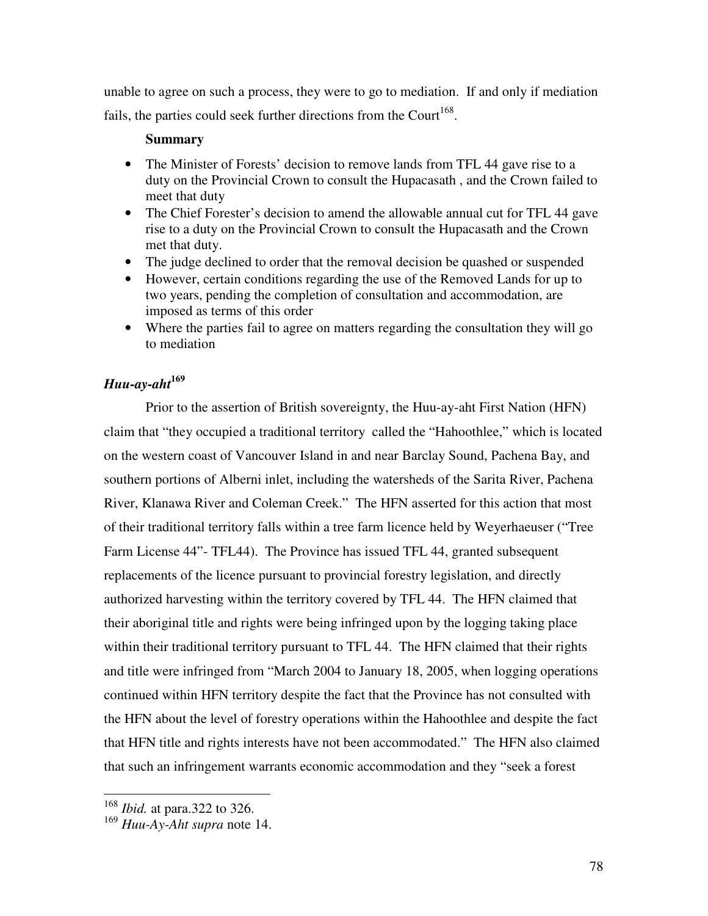unable to agree on such a process, they were to go to mediation. If and only if mediation fails, the parties could seek further directions from the Court[168].

**Summary**

- The Minister of Forests' decision to remove lands from TFL 44 gave rise to a duty on the Provincial Crown to consult the Hupacasath , and the Crown failed to meet that duty
- The Chief Forester's decision to amend the allowable annual cut for TFL 44 gave rise to a duty on the Provincial Crown to consult the Hupacasath and the Crown met that duty.
- The judge declined to order that the removal decision be quashed or suspended
- However, certain conditions regarding the use of the Removed Lands for up to two years, pending the completion of consultation and accommodation, are imposed as terms of this order
- Where the parties fail to agree on matters regarding the consultation they will go to mediation

## *Huu-ay-aht*[169]

Prior to the assertion of British sovereignty, the Huu-ay-aht First Nation (HFN) claim that "they occupied a traditional territory called the "Hahoothlee," which is located on the western coast of Vancouver Island in and near Barclay Sound, Pachena Bay, and southern portions of Alberni inlet, including the watersheds of the Sarita River, Pachena River, Klanawa River and Coleman Creek." The HFN asserted for this action that most of their traditional territory falls within a tree farm licence held by Weyerhaeuser ("Tree Farm License 44"- TFL44). The Province has issued TFL 44, granted subsequent replacements of the licence pursuant to provincial forestry legislation, and directly authorized harvesting within the territory covered by TFL 44. The HFN claimed that their aboriginal title and rights were being infringed upon by the logging taking place within their traditional territory pursuant to TFL 44. The HFN claimed that their rights and title were infringed from "March 2004 to January 18, 2005, when logging operations continued within HFN territory despite the fact that the Province has not consulted with the HFN about the level of forestry operations within the Hahoothlee and despite the fact that HFN title and rights interests have not been accommodated." The HFN also claimed that such an infringement warrants economic accommodation and they "seek a forest

---

[168] *Ibid.* at para.322 to 326.

[169] *Huu-Ay-Aht supra* note 14.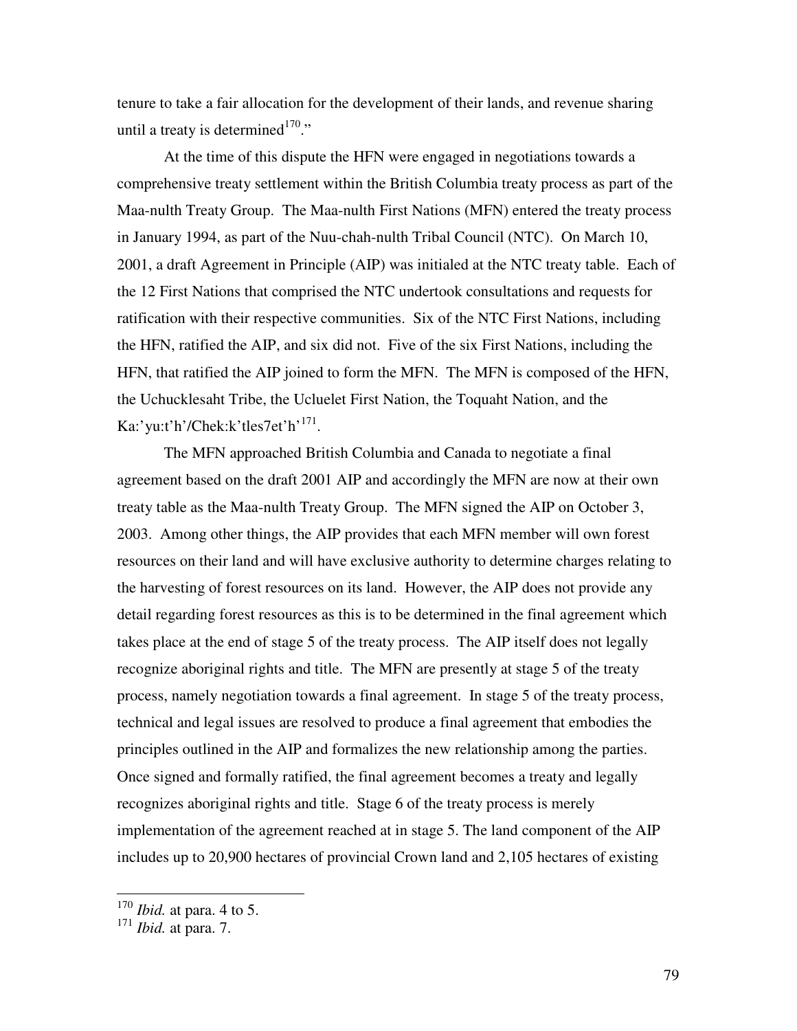tenure to take a fair allocation for the development of their lands, and revenue sharing until a treaty is determined[170]."

At the time of this dispute the HFN were engaged in negotiations towards a comprehensive treaty settlement within the British Columbia treaty process as part of the Maa-nulth Treaty Group. The Maa-nulth First Nations (MFN) entered the treaty process in January 1994, as part of the Nuu-chah-nulth Tribal Council (NTC). On March 10, 2001, a draft Agreement in Principle (AIP) was initialed at the NTC treaty table. Each of the 12 First Nations that comprised the NTC undertook consultations and requests for ratification with their respective communities. Six of the NTC First Nations, including the HFN, ratified the AIP, and six did not. Five of the six First Nations, including the HFN, that ratified the AIP joined to form the MFN. The MFN is composed of the HFN, the Uchucklesaht Tribe, the Ucluelet First Nation, the Toquaht Nation, and the Ka:'yu:t'h'/Chek:k'tles7et'h'[171].

The MFN approached British Columbia and Canada to negotiate a final agreement based on the draft 2001 AIP and accordingly the MFN are now at their own treaty table as the Maa-nulth Treaty Group. The MFN signed the AIP on October 3, 2003. Among other things, the AIP provides that each MFN member will own forest resources on their land and will have exclusive authority to determine charges relating to the harvesting of forest resources on its land. However, the AIP does not provide any detail regarding forest resources as this is to be determined in the final agreement which takes place at the end of stage 5 of the treaty process. The AIP itself does not legally recognize aboriginal rights and title. The MFN are presently at stage 5 of the treaty process, namely negotiation towards a final agreement. In stage 5 of the treaty process, technical and legal issues are resolved to produce a final agreement that embodies the principles outlined in the AIP and formalizes the new relationship among the parties. Once signed and formally ratified, the final agreement becomes a treaty and legally recognizes aboriginal rights and title. Stage 6 of the treaty process is merely implementation of the agreement reached at in stage 5. The land component of the AIP includes up to 20,900 hectares of provincial Crown land and 2,105 hectares of existing

---

[170] *Ibid.* at para. 4 to 5.

[171] *Ibid.* at para. 7.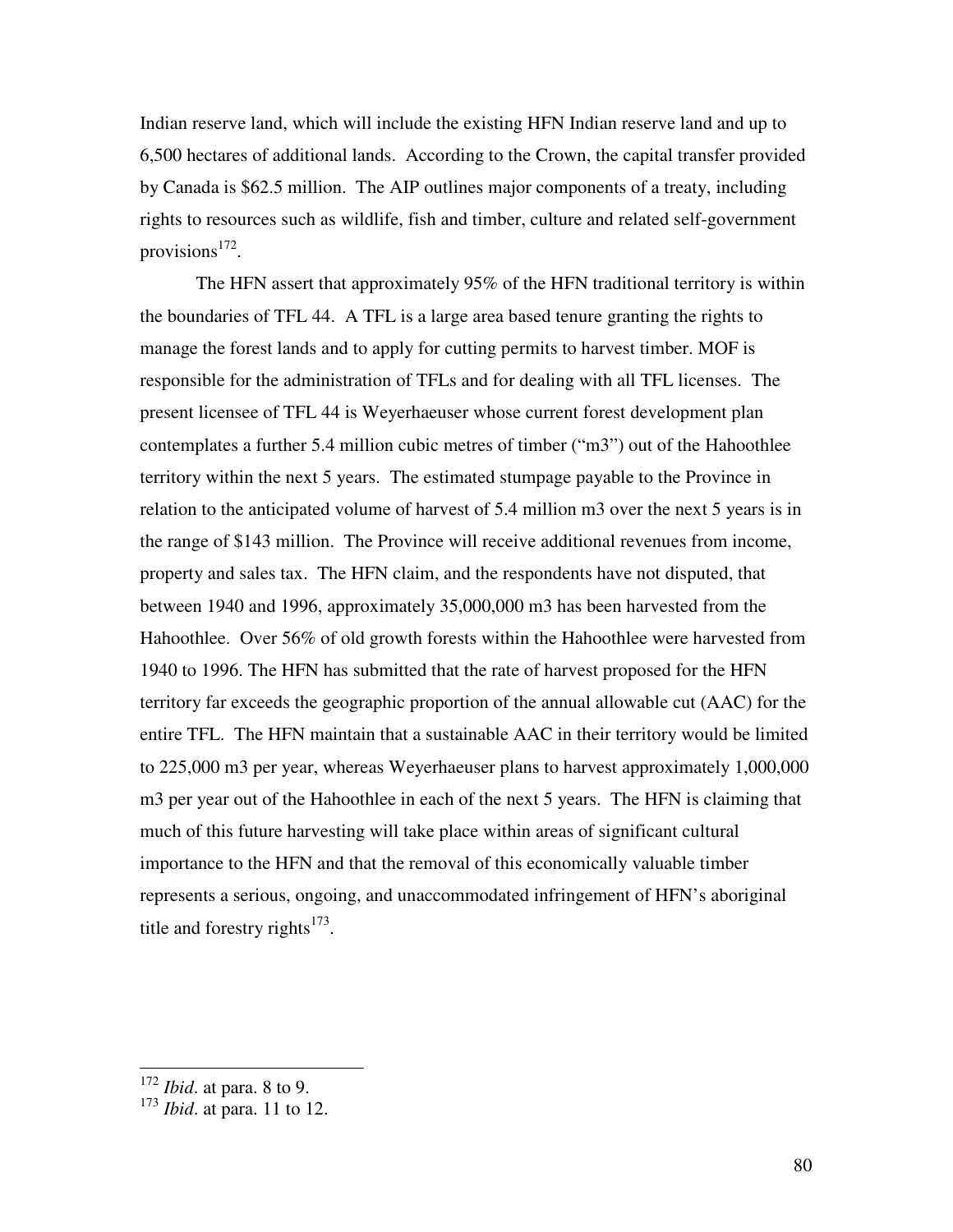Indian reserve land, which will include the existing HFN Indian reserve land and up to 6,500 hectares of additional lands. According to the Crown, the capital transfer provided by Canada is $62.5 million. The AIP outlines major components of a treaty, including rights to resources such as wildlife, fish and timber, culture and related self-government provisions[172].

The HFN assert that approximately 95% of the HFN traditional territory is within the boundaries of TFL 44. A TFL is a large area based tenure granting the rights to manage the forest lands and to apply for cutting permits to harvest timber. MOF is responsible for the administration of TFLs and for dealing with all TFL licenses. The present licensee of TFL 44 is Weyerhaeuser whose current forest development plan contemplates a further 5.4 million cubic metres of timber ("m3") out of the Hahoothlee territory within the next 5 years. The estimated stumpage payable to the Province in relation to the anticipated volume of harvest of 5.4 million m3 over the next 5 years is in the range of $143 million. The Province will receive additional revenues from income, property and sales tax. The HFN claim, and the respondents have not disputed, that between 1940 and 1996, approximately 35,000,000 m3 has been harvested from the Hahoothlee. Over 56% of old growth forests within the Hahoothlee were harvested from 1940 to 1996. The HFN has submitted that the rate of harvest proposed for the HFN territory far exceeds the geographic proportion of the annual allowable cut (AAC) for the entire TFL. The HFN maintain that a sustainable AAC in their territory would be limited to 225,000 m3 per year, whereas Weyerhaeuser plans to harvest approximately 1,000,000 m3 per year out of the Hahoothlee in each of the next 5 years. The HFN is claiming that much of this future harvesting will take place within areas of significant cultural importance to the HFN and that the removal of this economically valuable timber represents a serious, ongoing, and unaccommodated infringement of HFN's aboriginal title and forestry rights[173].

---

[172] *Ibid*. at para. 8 to 9.

[173] *Ibid*. at para. 11 to 12.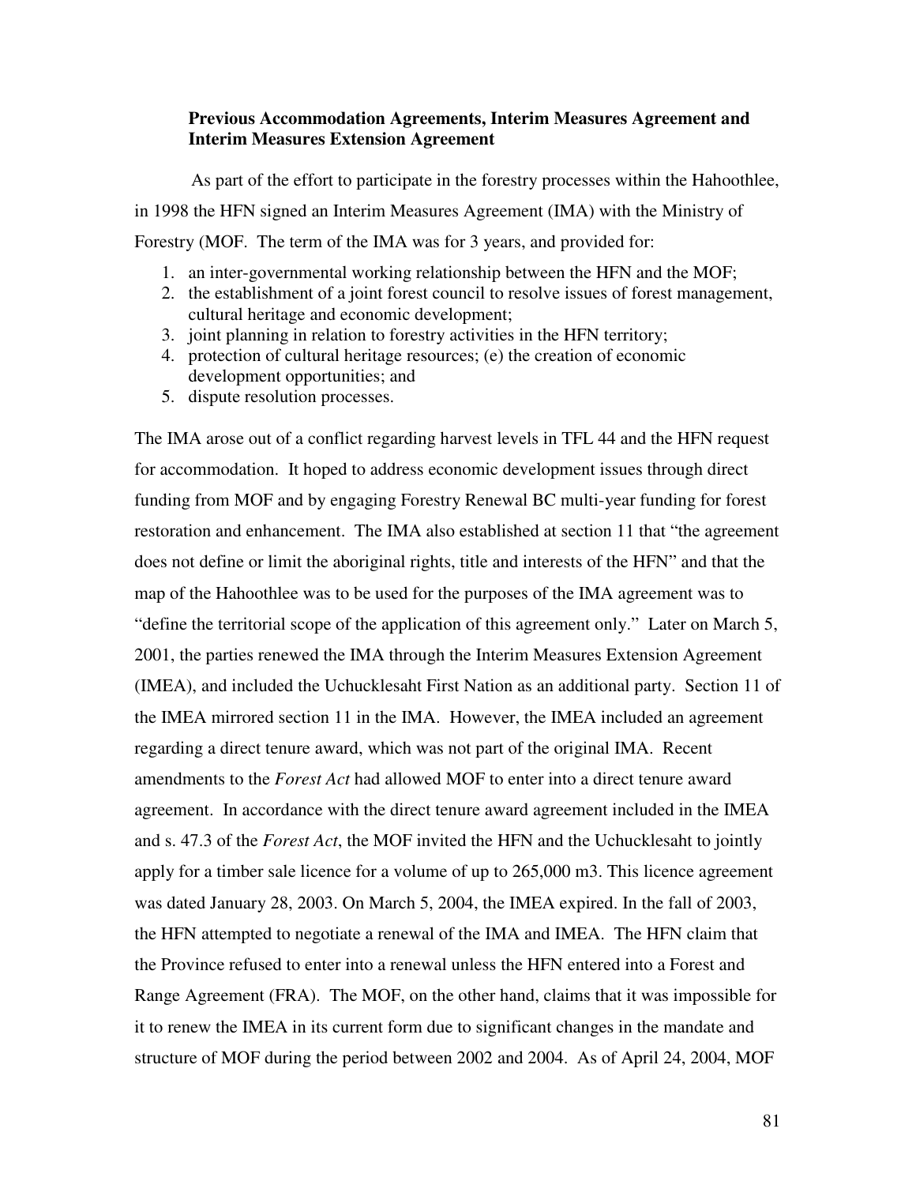**Previous Accommodation Agreements, Interim Measures Agreement and Interim Measures Extension Agreement**

As part of the effort to participate in the forestry processes within the Hahoothlee, in 1998 the HFN signed an Interim Measures Agreement (IMA) with the Ministry of Forestry (MOF. The term of the IMA was for 3 years, and provided for:

1. an inter-governmental working relationship between the HFN and the MOF;
2. the establishment of a joint forest council to resolve issues of forest management, cultural heritage and economic development;
3. joint planning in relation to forestry activities in the HFN territory;
4. protection of cultural heritage resources; (e) the creation of economic development opportunities; and
5. dispute resolution processes.

The IMA arose out of a conflict regarding harvest levels in TFL 44 and the HFN request for accommodation. It hoped to address economic development issues through direct funding from MOF and by engaging Forestry Renewal BC multi-year funding for forest restoration and enhancement. The IMA also established at section 11 that "the agreement does not define or limit the aboriginal rights, title and interests of the HFN" and that the map of the Hahoothlee was to be used for the purposes of the IMA agreement was to "define the territorial scope of the application of this agreement only." Later on March 5, 2001, the parties renewed the IMA through the Interim Measures Extension Agreement (IMEA), and included the Uchucklesaht First Nation as an additional party. Section 11 of the IMEA mirrored section 11 in the IMA. However, the IMEA included an agreement regarding a direct tenure award, which was not part of the original IMA. Recent amendments to the *Forest Act* had allowed MOF to enter into a direct tenure award agreement. In accordance with the direct tenure award agreement included in the IMEA and s. 47.3 of the *Forest Act*, the MOF invited the HFN and the Uchucklesaht to jointly apply for a timber sale licence for a volume of up to 265,000 m3. This licence agreement was dated January 28, 2003. On March 5, 2004, the IMEA expired. In the fall of 2003, the HFN attempted to negotiate a renewal of the IMA and IMEA. The HFN claim that the Province refused to enter into a renewal unless the HFN entered into a Forest and Range Agreement (FRA). The MOF, on the other hand, claims that it was impossible for it to renew the IMEA in its current form due to significant changes in the mandate and structure of MOF during the period between 2002 and 2004. As of April 24, 2004, MOF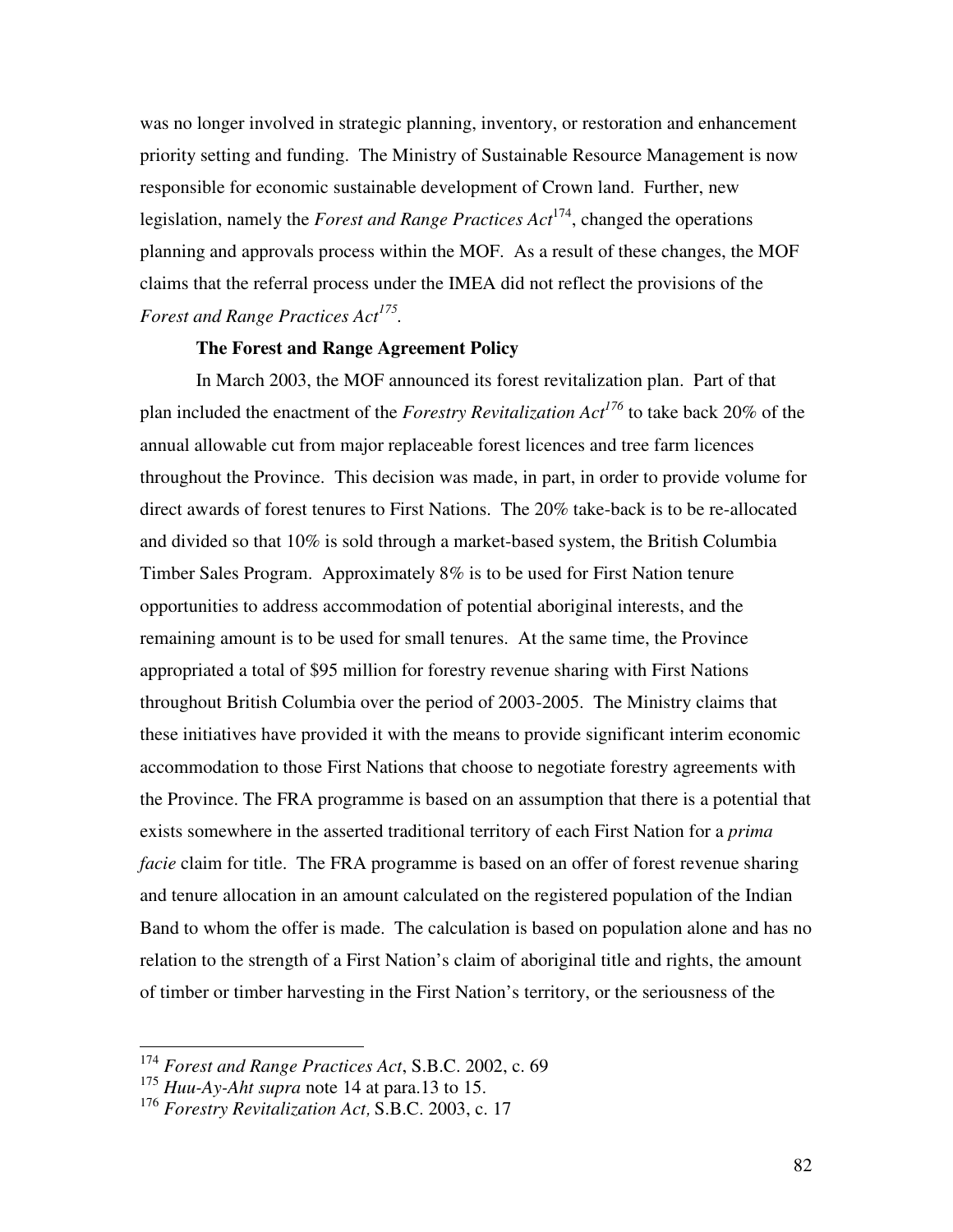was no longer involved in strategic planning, inventory, or restoration and enhancement priority setting and funding. The Ministry of Sustainable Resource Management is now responsible for economic sustainable development of Crown land. Further, new legislation, namely the *Forest and Range Practices Act*[174], changed the operations planning and approvals process within the MOF. As a result of these changes, the MOF claims that the referral process under the IMEA did not reflect the provisions of the *Forest and Range Practices Act*[175].

**The Forest and Range Agreement Policy**

In March 2003, the MOF announced its forest revitalization plan. Part of that plan included the enactment of the *Forestry Revitalization Act*[176] to take back 20% of the annual allowable cut from major replaceable forest licences and tree farm licences throughout the Province. This decision was made, in part, in order to provide volume for direct awards of forest tenures to First Nations. The 20% take-back is to be re-allocated and divided so that 10% is sold through a market-based system, the British Columbia Timber Sales Program. Approximately 8% is to be used for First Nation tenure opportunities to address accommodation of potential aboriginal interests, and the remaining amount is to be used for small tenures. At the same time, the Province appropriated a total of $95 million for forestry revenue sharing with First Nations throughout British Columbia over the period of 2003-2005. The Ministry claims that these initiatives have provided it with the means to provide significant interim economic accommodation to those First Nations that choose to negotiate forestry agreements with the Province. The FRA programme is based on an assumption that there is a potential that exists somewhere in the asserted traditional territory of each First Nation for a *prima facie* claim for title. The FRA programme is based on an offer of forest revenue sharing and tenure allocation in an amount calculated on the registered population of the Indian Band to whom the offer is made. The calculation is based on population alone and has no relation to the strength of a First Nation's claim of aboriginal title and rights, the amount of timber or timber harvesting in the First Nation's territory, or the seriousness of the

---

[174] *Forest and Range Practices Act*, S.B.C. 2002, c. 69

[175] *Huu-Ay-Aht supra* note 14 at para.13 to 15.

[176] *Forestry Revitalization Act,* S.B.C. 2003, c. 17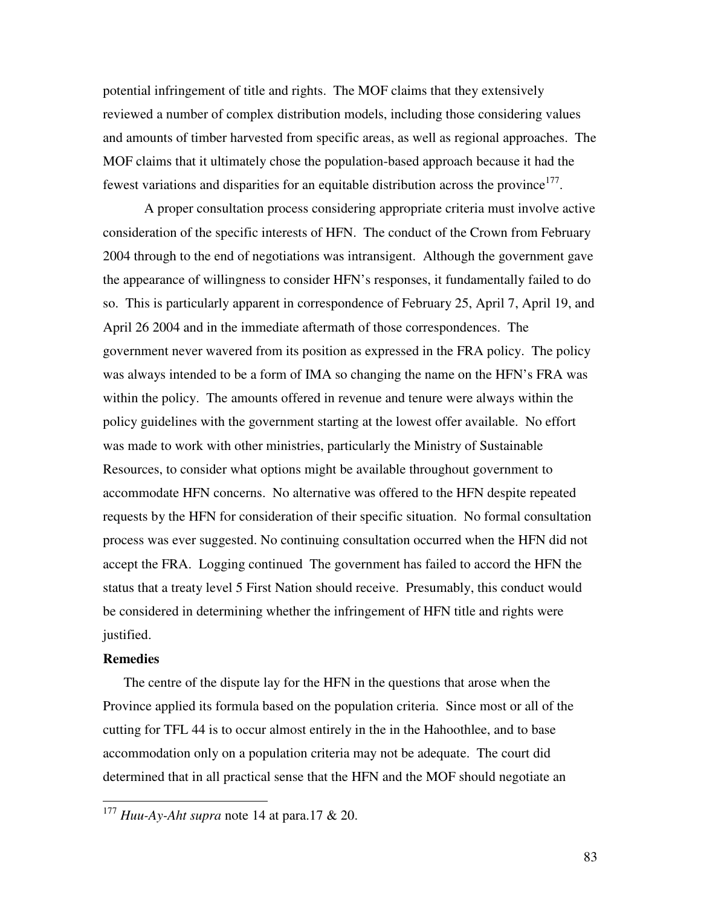potential infringement of title and rights. The MOF claims that they extensively reviewed a number of complex distribution models, including those considering values and amounts of timber harvested from specific areas, as well as regional approaches. The MOF claims that it ultimately chose the population-based approach because it had the fewest variations and disparities for an equitable distribution across the province[177].

A proper consultation process considering appropriate criteria must involve active consideration of the specific interests of HFN. The conduct of the Crown from February 2004 through to the end of negotiations was intransigent. Although the government gave the appearance of willingness to consider HFN's responses, it fundamentally failed to do so. This is particularly apparent in correspondence of February 25, April 7, April 19, and April 26 2004 and in the immediate aftermath of those correspondences. The government never wavered from its position as expressed in the FRA policy. The policy was always intended to be a form of IMA so changing the name on the HFN's FRA was within the policy. The amounts offered in revenue and tenure were always within the policy guidelines with the government starting at the lowest offer available. No effort was made to work with other ministries, particularly the Ministry of Sustainable Resources, to consider what options might be available throughout government to accommodate HFN concerns. No alternative was offered to the HFN despite repeated requests by the HFN for consideration of their specific situation. No formal consultation process was ever suggested. No continuing consultation occurred when the HFN did not accept the FRA. Logging continued The government has failed to accord the HFN the status that a treaty level 5 First Nation should receive. Presumably, this conduct would be considered in determining whether the infringement of HFN title and rights were justified.

**Remedies**

The centre of the dispute lay for the HFN in the questions that arose when the Province applied its formula based on the population criteria. Since most or all of the cutting for TFL 44 is to occur almost entirely in the in the Hahoothlee, and to base accommodation only on a population criteria may not be adequate. The court did determined that in all practical sense that the HFN and the MOF should negotiate an

---

[177] *Huu-Ay-Aht supra* note 14 at para.17 & 20.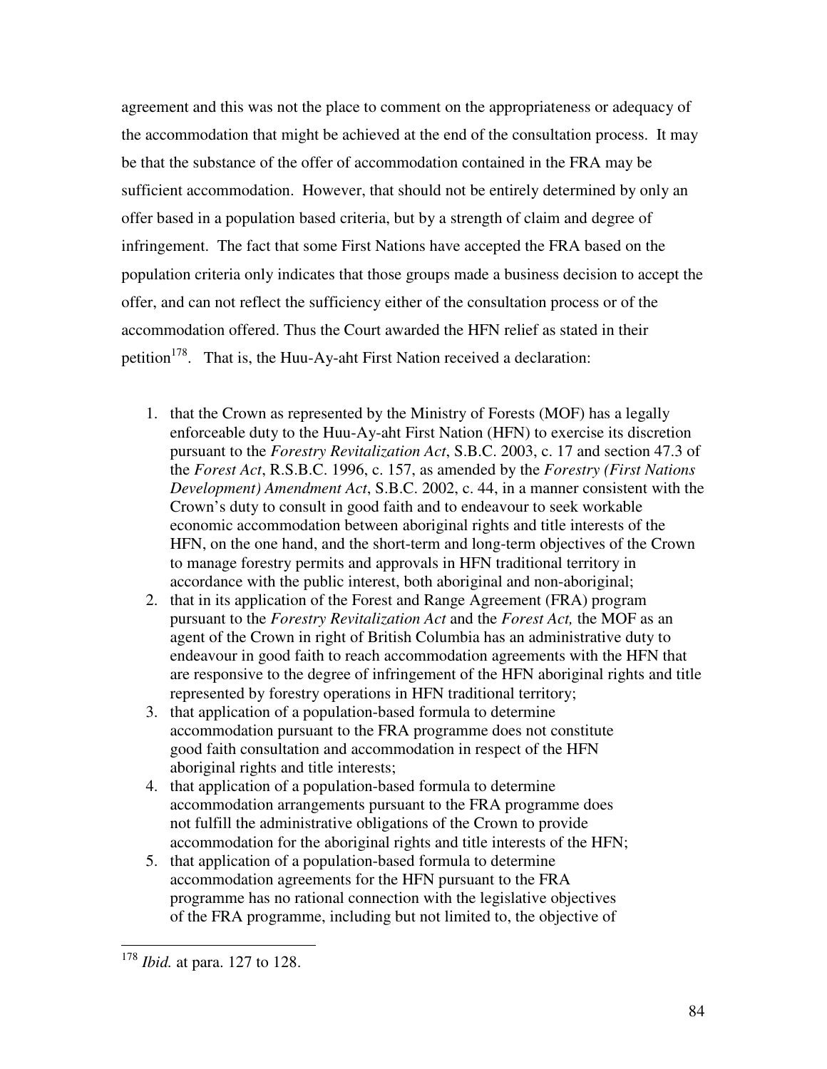agreement and this was not the place to comment on the appropriateness or adequacy of the accommodation that might be achieved at the end of the consultation process. It may be that the substance of the offer of accommodation contained in the FRA may be sufficient accommodation. However, that should not be entirely determined by only an offer based in a population based criteria, but by a strength of claim and degree of infringement. The fact that some First Nations have accepted the FRA based on the population criteria only indicates that those groups made a business decision to accept the offer, and can not reflect the sufficiency either of the consultation process or of the accommodation offered. Thus the Court awarded the HFN relief as stated in their petition[178]. That is, the Huu-Ay-aht First Nation received a declaration:

1. that the Crown as represented by the Ministry of Forests (MOF) has a legally enforceable duty to the Huu-Ay-aht First Nation (HFN) to exercise its discretion pursuant to the *Forestry Revitalization Act*, S.B.C. 2003, c. 17 and section 47.3 of the *Forest Act*, R.S.B.C. 1996, c. 157, as amended by the *Forestry (First Nations Development) Amendment Act*, S.B.C. 2002, c. 44, in a manner consistent with the Crown's duty to consult in good faith and to endeavour to seek workable economic accommodation between aboriginal rights and title interests of the HFN, on the one hand, and the short-term and long-term objectives of the Crown to manage forestry permits and approvals in HFN traditional territory in accordance with the public interest, both aboriginal and non-aboriginal;
2. that in its application of the Forest and Range Agreement (FRA) program pursuant to the *Forestry Revitalization Act* and the *Forest Act,* the MOF as an agent of the Crown in right of British Columbia has an administrative duty to endeavour in good faith to reach accommodation agreements with the HFN that are responsive to the degree of infringement of the HFN aboriginal rights and title represented by forestry operations in HFN traditional territory;
3. that application of a population-based formula to determine accommodation pursuant to the FRA programme does not constitute good faith consultation and accommodation in respect of the HFN aboriginal rights and title interests;
4. that application of a population-based formula to determine accommodation arrangements pursuant to the FRA programme does not fulfill the administrative obligations of the Crown to provide accommodation for the aboriginal rights and title interests of the HFN;
5. that application of a population-based formula to determine accommodation agreements for the HFN pursuant to the FRA programme has no rational connection with the legislative objectives of the FRA programme, including but not limited to, the objective of

---

[178] *Ibid.* at para. 127 to 128.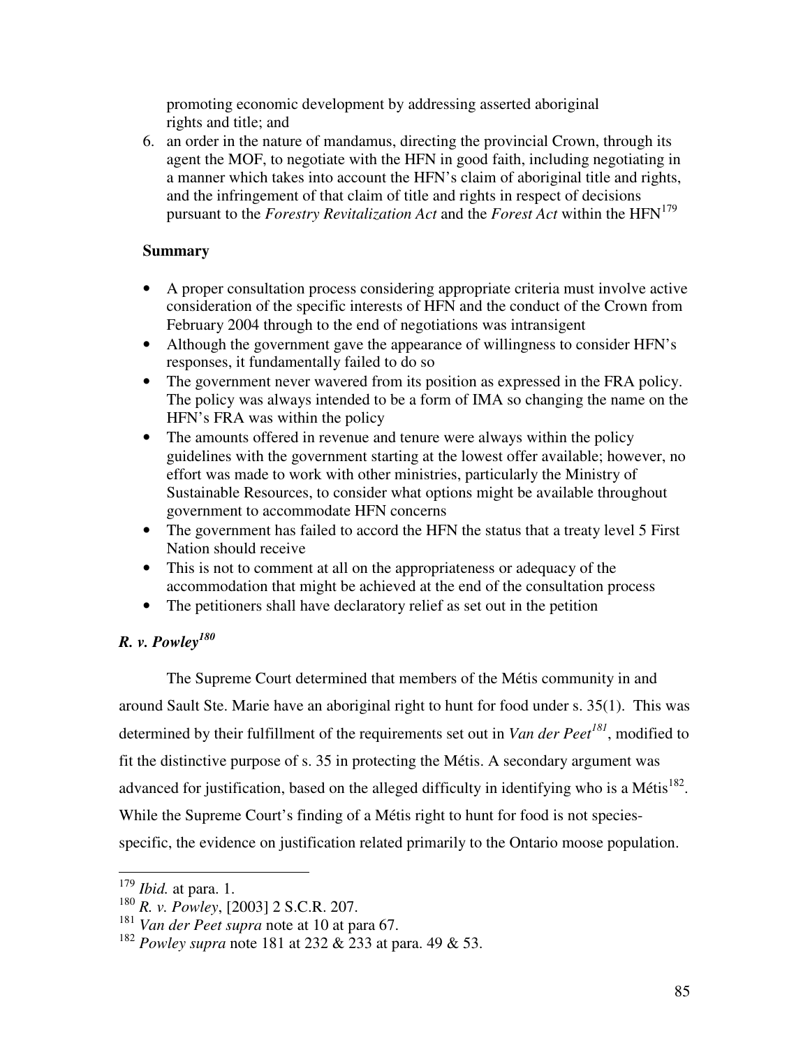promoting economic development by addressing asserted aboriginal rights and title; and

6. an order in the nature of mandamus, directing the provincial Crown, through its agent the MOF, to negotiate with the HFN in good faith, including negotiating in a manner which takes into account the HFN's claim of aboriginal title and rights, and the infringement of that claim of title and rights in respect of decisions pursuant to the *Forestry Revitalization Act* and the *Forest Act* within the HFN[179]

**Summary**

- A proper consultation process considering appropriate criteria must involve active consideration of the specific interests of HFN and the conduct of the Crown from February 2004 through to the end of negotiations was intransigent
- Although the government gave the appearance of willingness to consider HFN's responses, it fundamentally failed to do so
- The government never wavered from its position as expressed in the FRA policy. The policy was always intended to be a form of IMA so changing the name on the HFN's FRA was within the policy
- The amounts offered in revenue and tenure were always within the policy guidelines with the government starting at the lowest offer available; however, no effort was made to work with other ministries, particularly the Ministry of Sustainable Resources, to consider what options might be available throughout government to accommodate HFN concerns
- The government has failed to accord the HFN the status that a treaty level 5 First Nation should receive
- This is not to comment at all on the appropriateness or adequacy of the accommodation that might be achieved at the end of the consultation process
- The petitioners shall have declaratory relief as set out in the petition

### *R. v. Powley*[180]

The Supreme Court determined that members of the Métis community in and around Sault Ste. Marie have an aboriginal right to hunt for food under s. 35(1). This was determined by their fulfillment of the requirements set out in *Van der Peet*[181], modified to fit the distinctive purpose of s. 35 in protecting the Métis. A secondary argument was advanced for justification, based on the alleged difficulty in identifying who is a Métis[182]. While the Supreme Court's finding of a Métis right to hunt for food is not species-specific, the evidence on justification related primarily to the Ontario moose population.

---

[179] *Ibid.* at para. 1.

[180] *R. v. Powley*, [2003] 2 S.C.R. 207.

[181] *Van der Peet supra* note at 10 at para 67.

[182] *Powley supra* note 181 at 232 & 233 at para. 49 & 53.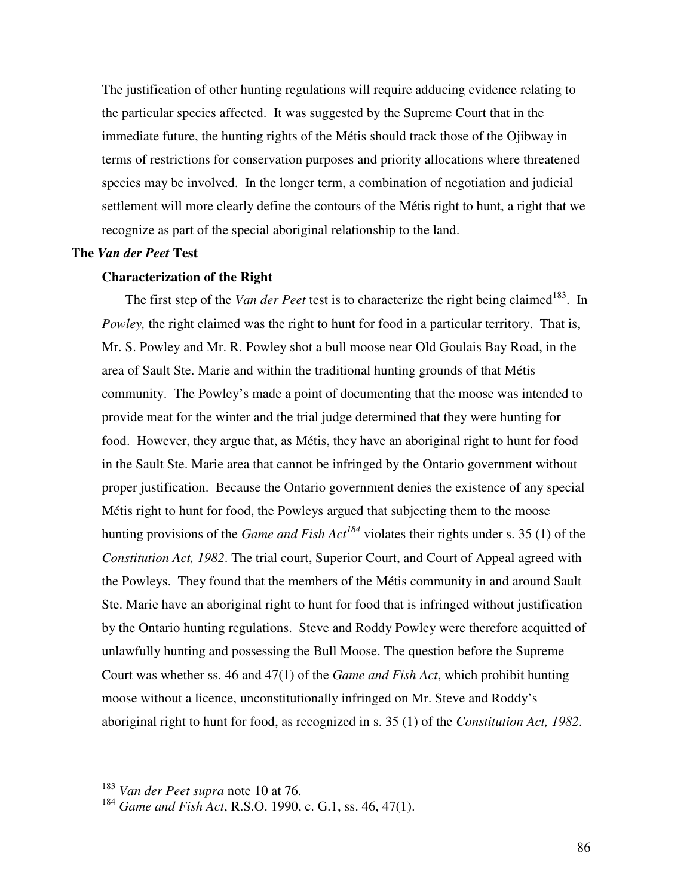The justification of other hunting regulations will require adducing evidence relating to the particular species affected. It was suggested by the Supreme Court that in the immediate future, the hunting rights of the Métis should track those of the Ojibway in terms of restrictions for conservation purposes and priority allocations where threatened species may be involved. In the longer term, a combination of negotiation and judicial settlement will more clearly define the contours of the Métis right to hunt, a right that we recognize as part of the special aboriginal relationship to the land.

**The *Van der Peet* Test**

**Characterization of the Right**

The first step of the *Van der Peet* test is to characterize the right being claimed[183]. In *Powley,* the right claimed was the right to hunt for food in a particular territory. That is, Mr. S. Powley and Mr. R. Powley shot a bull moose near Old Goulais Bay Road, in the area of Sault Ste. Marie and within the traditional hunting grounds of that Métis community. The Powley's made a point of documenting that the moose was intended to provide meat for the winter and the trial judge determined that they were hunting for food. However, they argue that, as Métis, they have an aboriginal right to hunt for food in the Sault Ste. Marie area that cannot be infringed by the Ontario government without proper justification. Because the Ontario government denies the existence of any special Métis right to hunt for food, the Powleys argued that subjecting them to the moose hunting provisions of the *Game and Fish Act*[184] violates their rights under s. 35 (1) of the *Constitution Act, 1982*. The trial court, Superior Court, and Court of Appeal agreed with the Powleys. They found that the members of the Métis community in and around Sault Ste. Marie have an aboriginal right to hunt for food that is infringed without justification by the Ontario hunting regulations. Steve and Roddy Powley were therefore acquitted of unlawfully hunting and possessing the Bull Moose. The question before the Supreme Court was whether ss. 46 and 47(1) of the *Game and Fish Act*, which prohibit hunting moose without a licence, unconstitutionally infringed on Mr. Steve and Roddy's aboriginal right to hunt for food, as recognized in s. 35 (1) of the *Constitution Act, 1982*.

---

[183] *Van der Peet supra* note 10 at 76.

[184] *Game and Fish Act*, R.S.O. 1990, c. G.1, ss. 46, 47(1).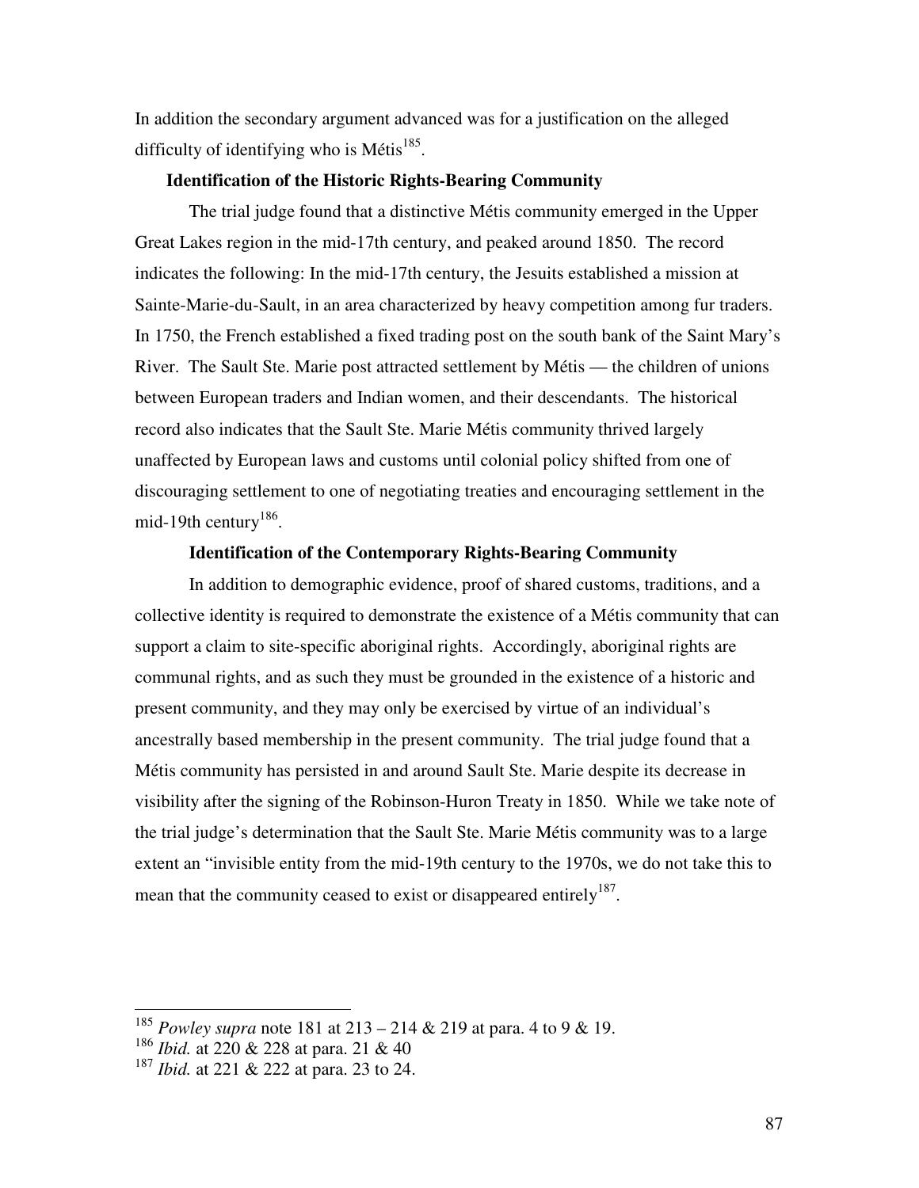In addition the secondary argument advanced was for a justification on the alleged difficulty of identifying who is Métis[185].

**Identification of the Historic Rights-Bearing Community**

The trial judge found that a distinctive Métis community emerged in the Upper Great Lakes region in the mid-17th century, and peaked around 1850. The record indicates the following: In the mid-17th century, the Jesuits established a mission at Sainte-Marie-du-Sault, in an area characterized by heavy competition among fur traders. In 1750, the French established a fixed trading post on the south bank of the Saint Mary's River. The Sault Ste. Marie post attracted settlement by Métis — the children of unions between European traders and Indian women, and their descendants. The historical record also indicates that the Sault Ste. Marie Métis community thrived largely unaffected by European laws and customs until colonial policy shifted from one of discouraging settlement to one of negotiating treaties and encouraging settlement in the mid-19th century[186].

**Identification of the Contemporary Rights-Bearing Community**

In addition to demographic evidence, proof of shared customs, traditions, and a collective identity is required to demonstrate the existence of a Métis community that can support a claim to site-specific aboriginal rights. Accordingly, aboriginal rights are communal rights, and as such they must be grounded in the existence of a historic and present community, and they may only be exercised by virtue of an individual's ancestrally based membership in the present community. The trial judge found that a Métis community has persisted in and around Sault Ste. Marie despite its decrease in visibility after the signing of the Robinson-Huron Treaty in 1850. While we take note of the trial judge's determination that the Sault Ste. Marie Métis community was to a large extent an "invisible entity from the mid-19th century to the 1970s, we do not take this to mean that the community ceased to exist or disappeared entirely[187].

---

[185] *Powley supra* note 181 at 213 – 214 & 219 at para. 4 to 9 & 19.

[186] *Ibid.* at 220 & 228 at para. 21 & 40

[187] *Ibid.* at 221 & 222 at para. 23 to 24.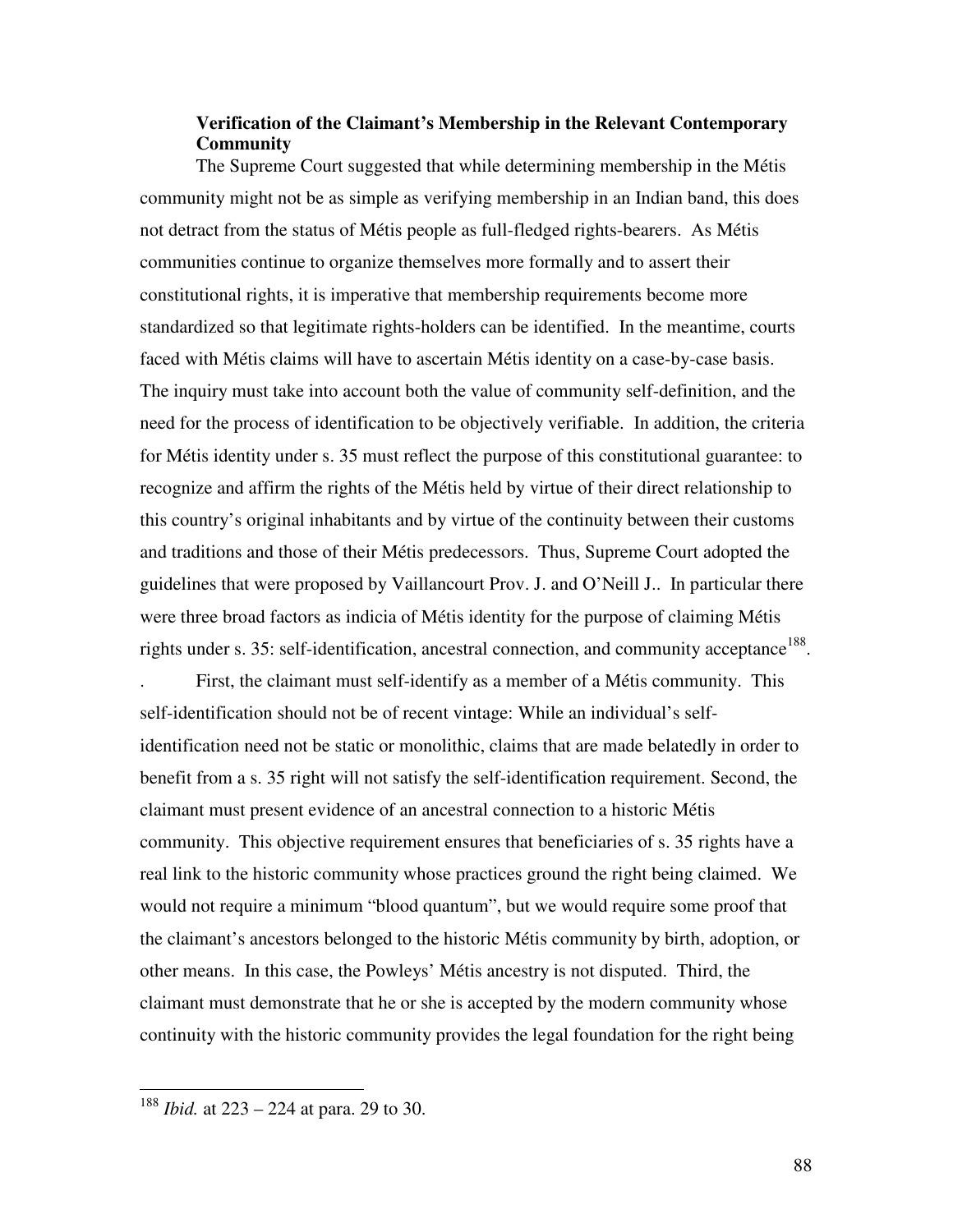### Verification of the Claimant's Membership in the Relevant Contemporary Community

The Supreme Court suggested that while determining membership in the Métis community might not be as simple as verifying membership in an Indian band, this does not detract from the status of Métis people as full-fledged rights-bearers. As Métis communities continue to organize themselves more formally and to assert their constitutional rights, it is imperative that membership requirements become more standardized so that legitimate rights-holders can be identified. In the meantime, courts faced with Métis claims will have to ascertain Métis identity on a case-by-case basis. The inquiry must take into account both the value of community self-definition, and the need for the process of identification to be objectively verifiable. In addition, the criteria for Métis identity under s. 35 must reflect the purpose of this constitutional guarantee: to recognize and affirm the rights of the Métis held by virtue of their direct relationship to this country's original inhabitants and by virtue of the continuity between their customs and traditions and those of their Métis predecessors. Thus, Supreme Court adopted the guidelines that were proposed by Vaillancourt Prov. J. and O'Neill J.. In particular there were three broad factors as indicia of Métis identity for the purpose of claiming Métis rights under s. 35: self-identification, ancestral connection, and community acceptance[188].

. First, the claimant must self-identify as a member of a Métis community. This self-identification should not be of recent vintage: While an individual's self-identification need not be static or monolithic, claims that are made belatedly in order to benefit from a s. 35 right will not satisfy the self-identification requirement. Second, the claimant must present evidence of an ancestral connection to a historic Métis community. This objective requirement ensures that beneficiaries of s. 35 rights have a real link to the historic community whose practices ground the right being claimed. We would not require a minimum "blood quantum", but we would require some proof that the claimant's ancestors belonged to the historic Métis community by birth, adoption, or other means. In this case, the Powleys' Métis ancestry is not disputed. Third, the claimant must demonstrate that he or she is accepted by the modern community whose continuity with the historic community provides the legal foundation for the right being

---

[188] *Ibid.* at 223 – 224 at para. 29 to 30.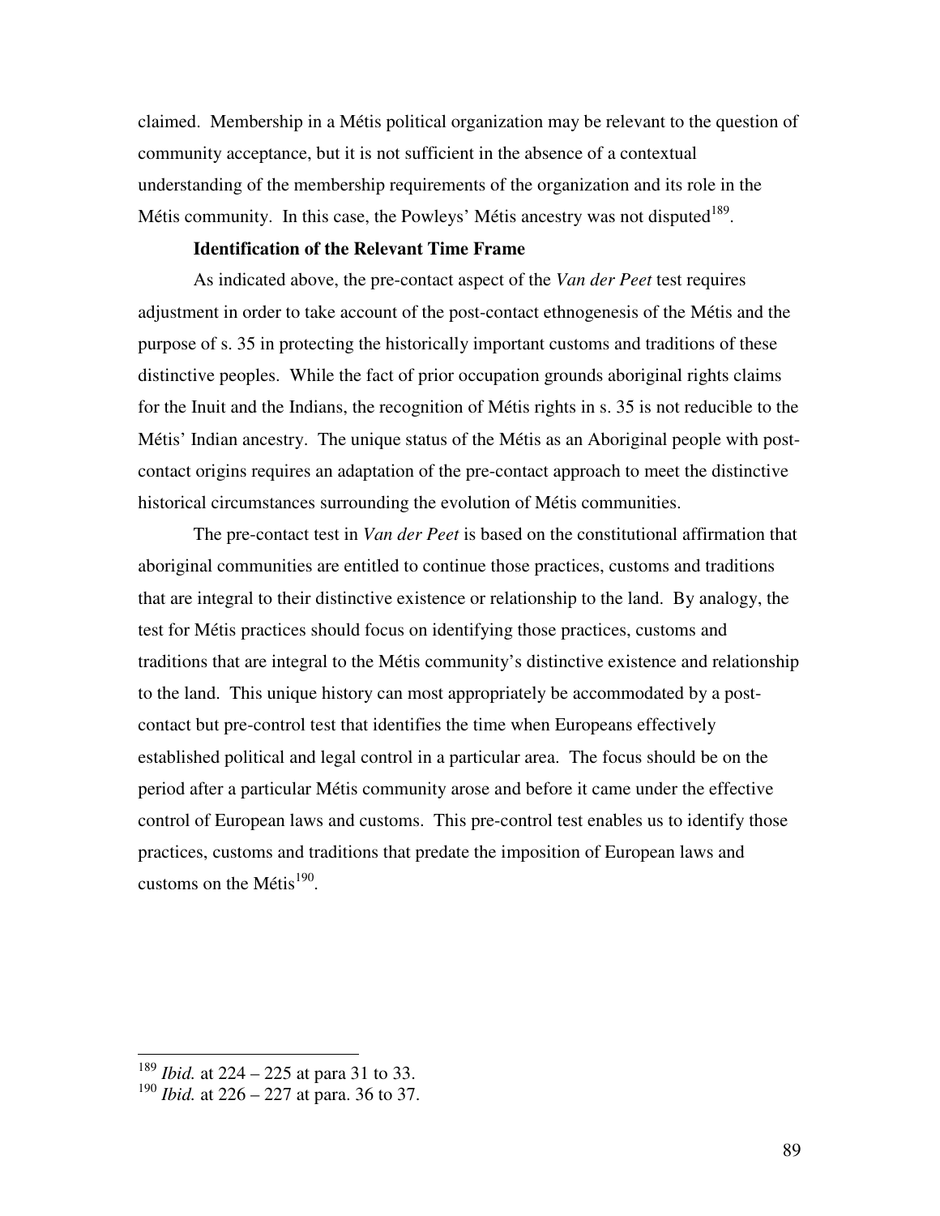claimed. Membership in a Métis political organization may be relevant to the question of community acceptance, but it is not sufficient in the absence of a contextual understanding of the membership requirements of the organization and its role in the Métis community. In this case, the Powleys' Métis ancestry was not disputed[189].

**Identification of the Relevant Time Frame**

As indicated above, the pre-contact aspect of the *Van der Peet* test requires adjustment in order to take account of the post-contact ethnogenesis of the Métis and the purpose of s. 35 in protecting the historically important customs and traditions of these distinctive peoples. While the fact of prior occupation grounds aboriginal rights claims for the Inuit and the Indians, the recognition of Métis rights in s. 35 is not reducible to the Métis' Indian ancestry. The unique status of the Métis as an Aboriginal people with post-contact origins requires an adaptation of the pre-contact approach to meet the distinctive historical circumstances surrounding the evolution of Métis communities.

The pre-contact test in *Van der Peet* is based on the constitutional affirmation that aboriginal communities are entitled to continue those practices, customs and traditions that are integral to their distinctive existence or relationship to the land. By analogy, the test for Métis practices should focus on identifying those practices, customs and traditions that are integral to the Métis community's distinctive existence and relationship to the land. This unique history can most appropriately be accommodated by a post-contact but pre-control test that identifies the time when Europeans effectively established political and legal control in a particular area. The focus should be on the period after a particular Métis community arose and before it came under the effective control of European laws and customs. This pre-control test enables us to identify those practices, customs and traditions that predate the imposition of European laws and customs on the Métis[190].

---

[189] *Ibid.* at 224 – 225 at para 31 to 33.

[190] *Ibid.* at 226 – 227 at para. 36 to 37.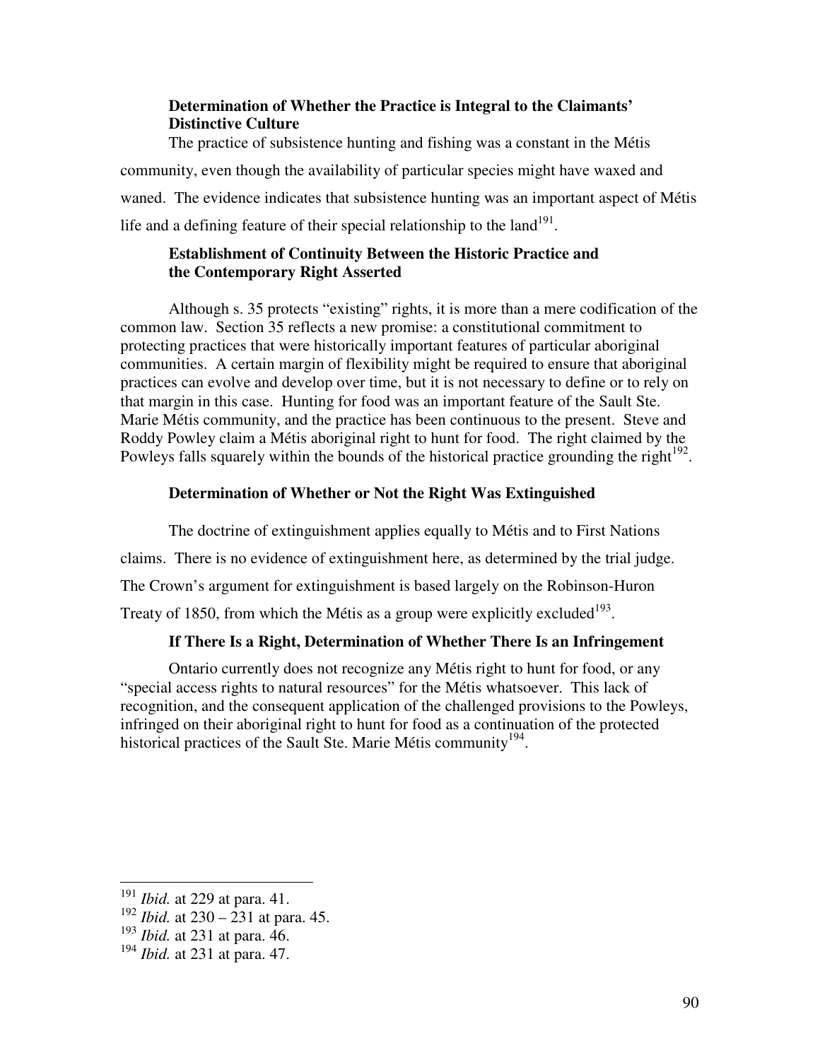**Determination of Whether the Practice is Integral to the Claimants' Distinctive Culture**

The practice of subsistence hunting and fishing was a constant in the Métis community, even though the availability of particular species might have waxed and waned. The evidence indicates that subsistence hunting was an important aspect of Métis life and a defining feature of their special relationship to the land[191].

**Establishment of Continuity Between the Historic Practice and the Contemporary Right Asserted**

Although s. 35 protects "existing" rights, it is more than a mere codification of the common law. Section 35 reflects a new promise: a constitutional commitment to protecting practices that were historically important features of particular aboriginal communities. A certain margin of flexibility might be required to ensure that aboriginal practices can evolve and develop over time, but it is not necessary to define or to rely on that margin in this case. Hunting for food was an important feature of the Sault Ste. Marie Métis community, and the practice has been continuous to the present. Steve and Roddy Powley claim a Métis aboriginal right to hunt for food. The right claimed by the Powleys falls squarely within the bounds of the historical practice grounding the right[192].

**Determination of Whether or Not the Right Was Extinguished**

The doctrine of extinguishment applies equally to Métis and to First Nations claims. There is no evidence of extinguishment here, as determined by the trial judge. The Crown's argument for extinguishment is based largely on the Robinson-Huron Treaty of 1850, from which the Métis as a group were explicitly excluded[193].

**If There Is a Right, Determination of Whether There Is an Infringement**

Ontario currently does not recognize any Métis right to hunt for food, or any "special access rights to natural resources" for the Métis whatsoever. This lack of recognition, and the consequent application of the challenged provisions to the Powleys, infringed on their aboriginal right to hunt for food as a continuation of the protected historical practices of the Sault Ste. Marie Métis community[194].

---

[191] *Ibid.* at 229 at para. 41.

[192] *Ibid.* at 230 – 231 at para. 45.

[193] *Ibid.* at 231 at para. 46.

[194] *Ibid.* at 231 at para. 47.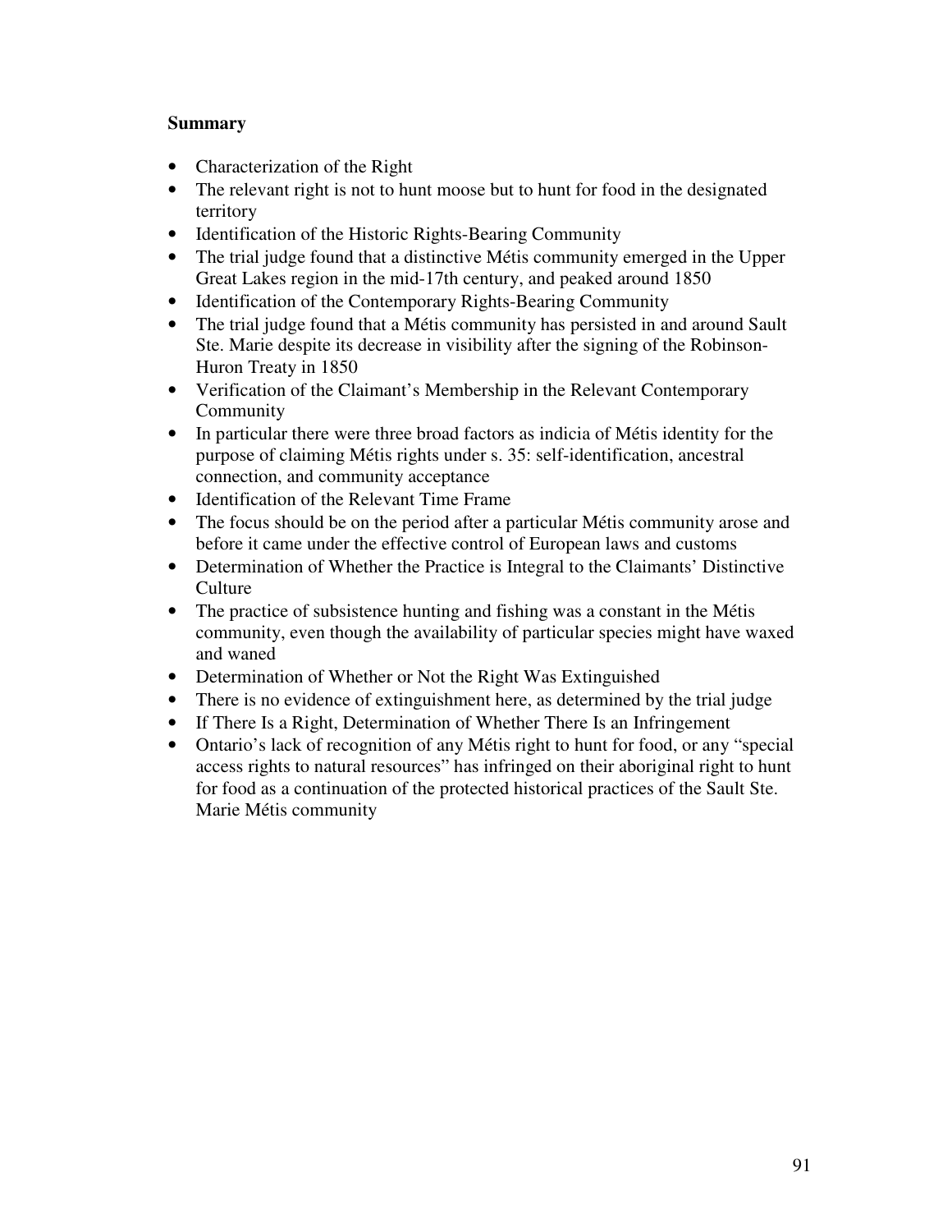**Summary**

- Characterization of the Right
- The relevant right is not to hunt moose but to hunt for food in the designated territory
- Identification of the Historic Rights-Bearing Community
- The trial judge found that a distinctive Métis community emerged in the Upper Great Lakes region in the mid-17th century, and peaked around 1850
- Identification of the Contemporary Rights-Bearing Community
- The trial judge found that a Métis community has persisted in and around Sault Ste. Marie despite its decrease in visibility after the signing of the Robinson-Huron Treaty in 1850
- Verification of the Claimant's Membership in the Relevant Contemporary Community
- In particular there were three broad factors as indicia of Métis identity for the purpose of claiming Métis rights under s. 35: self-identification, ancestral connection, and community acceptance
- Identification of the Relevant Time Frame
- The focus should be on the period after a particular Métis community arose and before it came under the effective control of European laws and customs
- Determination of Whether the Practice is Integral to the Claimants' Distinctive Culture
- The practice of subsistence hunting and fishing was a constant in the Métis community, even though the availability of particular species might have waxed and waned
- Determination of Whether or Not the Right Was Extinguished
- There is no evidence of extinguishment here, as determined by the trial judge
- If There Is a Right, Determination of Whether There Is an Infringement
- Ontario's lack of recognition of any Métis right to hunt for food, or any "special access rights to natural resources" has infringed on their aboriginal right to hunt for food as a continuation of the protected historical practices of the Sault Ste. Marie Métis community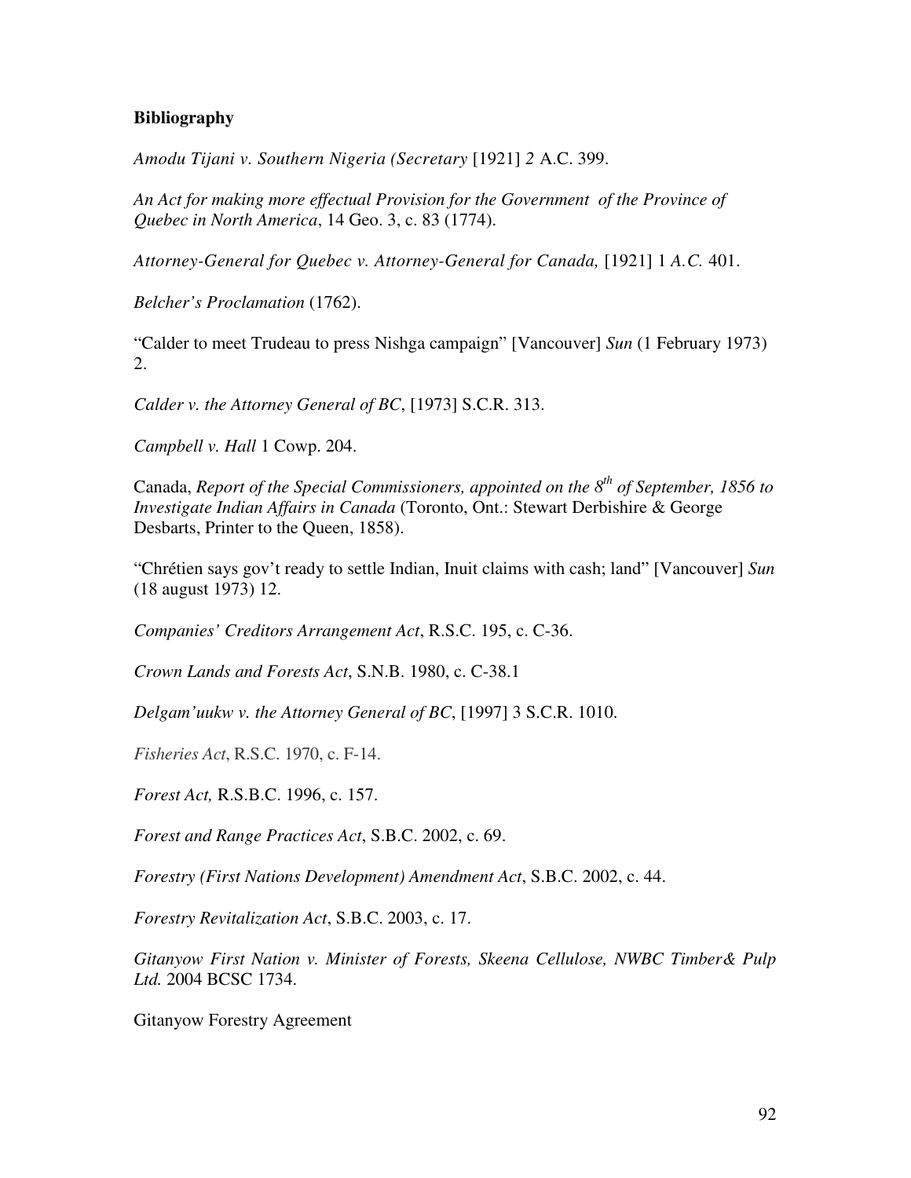**Bibliography**

*Amodu Tijani v. Southern Nigeria (Secretary* [1921] *2* A.C. 399.

*An Act for making more effectual Provision for the Government of the Province of Quebec in North America*, 14 Geo. 3, c. 83 (1774).

*Attorney-General for Quebec v. Attorney-General for Canada,* [1921] 1 *A.C.* 401.

*Belcher's Proclamation* (1762).

"Calder to meet Trudeau to press Nishga campaign" [Vancouver] *Sun* (1 February 1973) 2.

*Calder v. the Attorney General of BC*, [1973] S.C.R. 313.

*Campbell v. Hall* 1 Cowp. 204.

Canada, *Report of the Special Commissioners, appointed on the 8th of September, 1856 to Investigate Indian Affairs in Canada* (Toronto, Ont.: Stewart Derbishire & George Desbarts, Printer to the Queen, 1858).

"Chrétien says gov't ready to settle Indian, Inuit claims with cash; land" [Vancouver] *Sun* (18 august 1973) 12.

*Companies' Creditors Arrangement Act*, R.S.C. 195, c. C-36.

*Crown Lands and Forests Act*, S.N.B. 1980, c. C-38.1

*Delgam'uukw v. the Attorney General of BC*, [1997] 3 S.C.R. 1010.

*Fisheries Act*, R.S.C. 1970, c. F-14.

*Forest Act,* R.S.B.C. 1996, c. 157.

*Forest and Range Practices Act*, S.B.C. 2002, c. 69.

*Forestry (First Nations Development) Amendment Act*, S.B.C. 2002, c. 44.

*Forestry Revitalization Act*, S.B.C. 2003, c. 17.

*Gitanyow First Nation v. Minister of Forests, Skeena Cellulose, NWBC Timber& Pulp Ltd.* 2004 BCSC 1734.

Gitanyow Forestry Agreement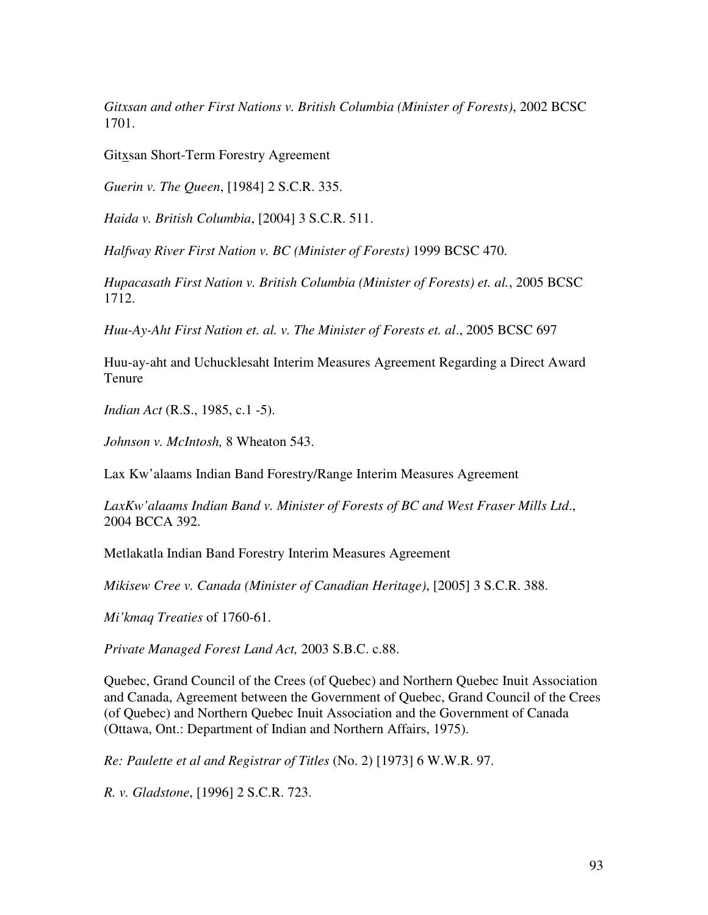*Gitxsan and other First Nations v. British Columbia (Minister of Forests)*, 2002 BCSC 1701.

Gitx̲san Short-Term Forestry Agreement

*Guerin v. The Queen*, [1984] 2 S.C.R. 335.

*Haida v. British Columbia*, [2004] 3 S.C.R. 511.

*Halfway River First Nation v. BC (Minister of Forests)* 1999 BCSC 470.

*Hupacasath First Nation v. British Columbia (Minister of Forests) et. al.*, 2005 BCSC 1712.

*Huu-Ay-Aht First Nation et. al. v. The Minister of Forests et. al*., 2005 BCSC 697

Huu-ay-aht and Uchucklesaht Interim Measures Agreement Regarding a Direct Award Tenure

*Indian Act* (R.S., 1985, c.1 -5).

*Johnson v. McIntosh,* 8 Wheaton 543.

Lax Kw'alaams Indian Band Forestry/Range Interim Measures Agreement

*LaxKw'alaams Indian Band v. Minister of Forests of BC and West Fraser Mills Ltd*., 2004 BCCA 392.

Metlakatla Indian Band Forestry Interim Measures Agreement

*Mikisew Cree v. Canada (Minister of Canadian Heritage)*, [2005] 3 S.C.R. 388.

*Mi'kmaq Treaties* of 1760-61.

*Private Managed Forest Land Act,* 2003 S.B.C. c.88.

Quebec, Grand Council of the Crees (of Quebec) and Northern Quebec Inuit Association and Canada, Agreement between the Government of Quebec, Grand Council of the Crees (of Quebec) and Northern Quebec Inuit Association and the Government of Canada (Ottawa, Ont.: Department of Indian and Northern Affairs, 1975).

*Re: Paulette et al and Registrar of Titles* (No. 2) [1973] 6 W.W.R. 97.

*R. v. Gladstone*, [1996] 2 S.C.R. 723.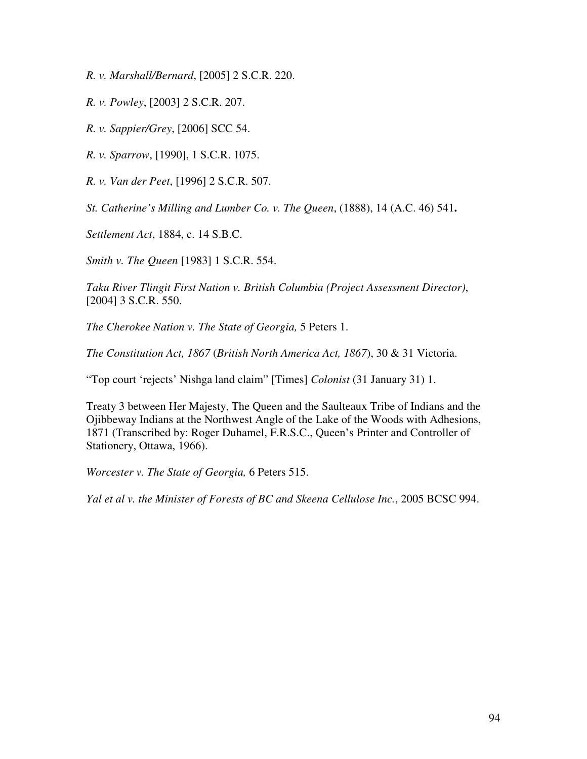*R. v. Marshall/Bernard*, [2005] 2 S.C.R. 220.

*R. v. Powley*, [2003] 2 S.C.R. 207.

*R. v. Sappier/Grey*, [2006] SCC 54.

*R. v. Sparrow*, [1990], 1 S.C.R. 1075.

*R. v. Van der Peet*, [1996] 2 S.C.R. 507.

*St. Catherine's Milling and Lumber Co. v. The Queen*, (1888), 14 (A.C. 46) 541**.**

*Settlement Act*, 1884, c. 14 S.B.C.

*Smith v. The Queen* [1983] 1 S.C.R. 554.

*Taku River Tlingit First Nation v. British Columbia (Project Assessment Director)*, [2004] 3 S.C.R. 550.

*The Cherokee Nation v. The State of Georgia,* 5 Peters 1.

*The Constitution Act, 1867* (*British North America Act, 1867*), 30 & 31 Victoria.

"Top court 'rejects' Nishga land claim" [Times] *Colonist* (31 January 31) 1.

Treaty 3 between Her Majesty, The Queen and the Saulteaux Tribe of Indians and the Ojibbeway Indians at the Northwest Angle of the Lake of the Woods with Adhesions, 1871 (Transcribed by: Roger Duhamel, F.R.S.C., Queen's Printer and Controller of Stationery, Ottawa, 1966).

*Worcester v. The State of Georgia,* 6 Peters 515.

*Yal et al v. the Minister of Forests of BC and Skeena Cellulose Inc.*, 2005 BCSC 994.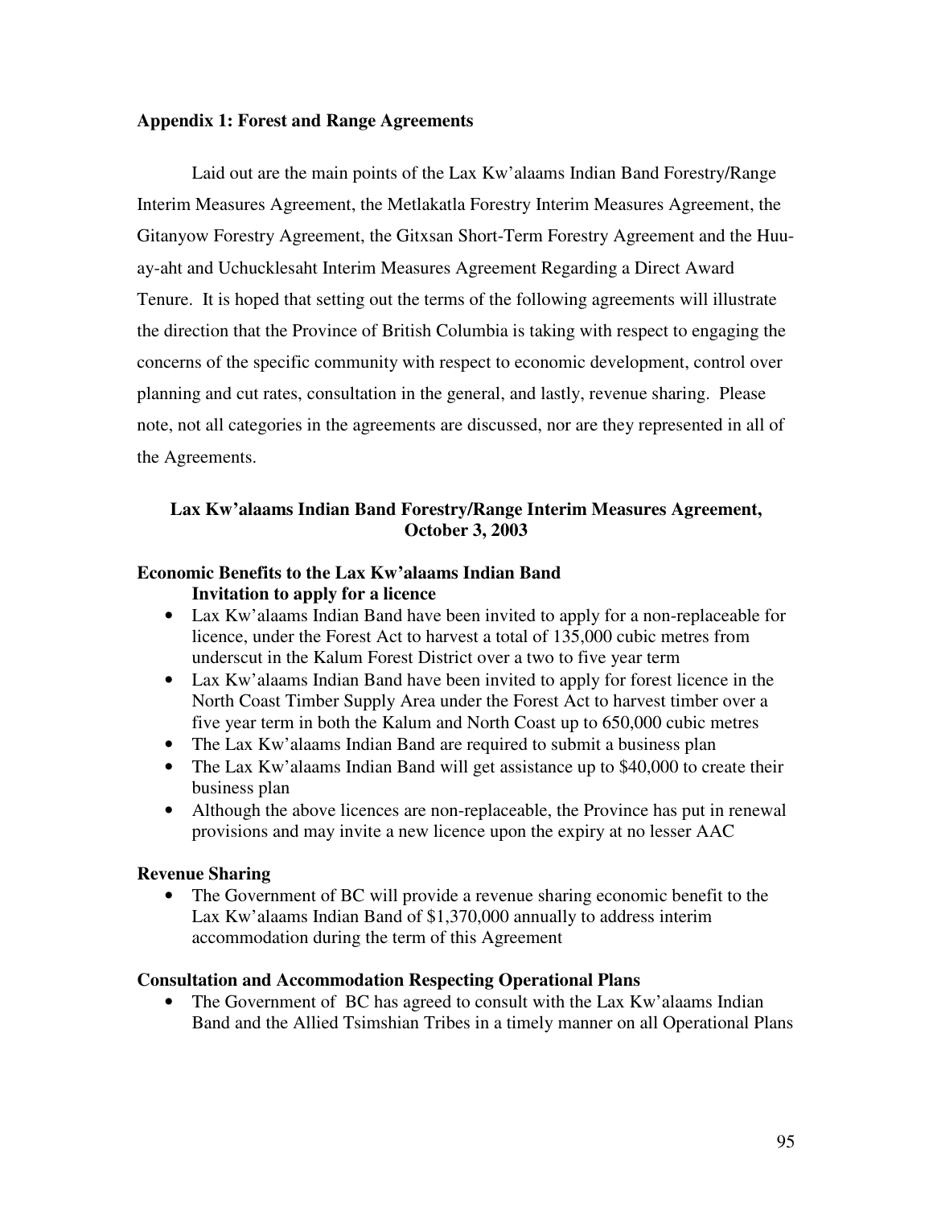## Appendix 1: Forest and Range Agreements

Laid out are the main points of the Lax Kw'alaams Indian Band Forestry/Range Interim Measures Agreement, the Metlakatla Forestry Interim Measures Agreement, the Gitanyow Forestry Agreement, the Gitxsan Short-Term Forestry Agreement and the Huu-ay-aht and Uchucklesaht Interim Measures Agreement Regarding a Direct Award Tenure. It is hoped that setting out the terms of the following agreements will illustrate the direction that the Province of British Columbia is taking with respect to engaging the concerns of the specific community with respect to economic development, control over planning and cut rates, consultation in the general, and lastly, revenue sharing. Please note, not all categories in the agreements are discussed, nor are they represented in all of the Agreements.

### Lax Kw'alaams Indian Band Forestry/Range Interim Measures Agreement, October 3, 2003

#### Economic Benefits to the Lax Kw'alaams Indian Band

**Invitation to apply for a licence**

- Lax Kw'alaams Indian Band have been invited to apply for a non-replaceable for licence, under the Forest Act to harvest a total of 135,000 cubic metres from underscut in the Kalum Forest District over a two to five year term
- Lax Kw'alaams Indian Band have been invited to apply for forest licence in the North Coast Timber Supply Area under the Forest Act to harvest timber over a five year term in both the Kalum and North Coast up to 650,000 cubic metres
- The Lax Kw'alaams Indian Band are required to submit a business plan
- The Lax Kw'alaams Indian Band will get assistance up to $40,000 to create their business plan
- Although the above licences are non-replaceable, the Province has put in renewal provisions and may invite a new licence upon the expiry at no lesser AAC

#### Revenue Sharing

- The Government of BC will provide a revenue sharing economic benefit to the Lax Kw'alaams Indian Band of $1,370,000 annually to address interim accommodation during the term of this Agreement

#### Consultation and Accommodation Respecting Operational Plans

- The Government of BC has agreed to consult with the Lax Kw'alaams Indian Band and the Allied Tsimshian Tribes in a timely manner on all Operational Plans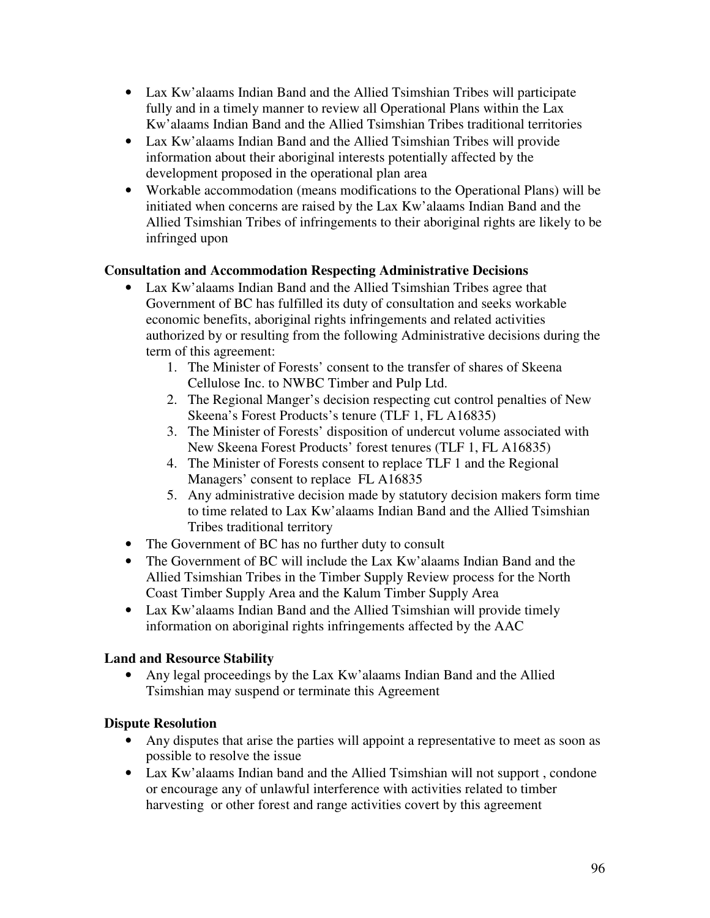- Lax Kw'alaams Indian Band and the Allied Tsimshian Tribes will participate fully and in a timely manner to review all Operational Plans within the Lax Kw'alaams Indian Band and the Allied Tsimshian Tribes traditional territories
- Lax Kw'alaams Indian Band and the Allied Tsimshian Tribes will provide information about their aboriginal interests potentially affected by the development proposed in the operational plan area
- Workable accommodation (means modifications to the Operational Plans) will be initiated when concerns are raised by the Lax Kw'alaams Indian Band and the Allied Tsimshian Tribes of infringements to their aboriginal rights are likely to be infringed upon

**Consultation and Accommodation Respecting Administrative Decisions**

- Lax Kw'alaams Indian Band and the Allied Tsimshian Tribes agree that Government of BC has fulfilled its duty of consultation and seeks workable economic benefits, aboriginal rights infringements and related activities authorized by or resulting from the following Administrative decisions during the term of this agreement:
    1. The Minister of Forests' consent to the transfer of shares of Skeena Cellulose Inc. to NWBC Timber and Pulp Ltd.
    2. The Regional Manger's decision respecting cut control penalties of New Skeena's Forest Products's tenure (TLF 1, FL A16835)
    3. The Minister of Forests' disposition of undercut volume associated with New Skeena Forest Products' forest tenures (TLF 1, FL A16835)
    4. The Minister of Forests consent to replace TLF 1 and the Regional Managers' consent to replace FL A16835
    5. Any administrative decision made by statutory decision makers form time to time related to Lax Kw'alaams Indian Band and the Allied Tsimshian Tribes traditional territory
- The Government of BC has no further duty to consult
- The Government of BC will include the Lax Kw'alaams Indian Band and the Allied Tsimshian Tribes in the Timber Supply Review process for the North Coast Timber Supply Area and the Kalum Timber Supply Area
- Lax Kw'alaams Indian Band and the Allied Tsimshian will provide timely information on aboriginal rights infringements affected by the AAC

**Land and Resource Stability**

- Any legal proceedings by the Lax Kw'alaams Indian Band and the Allied Tsimshian may suspend or terminate this Agreement

**Dispute Resolution**

- Any disputes that arise the parties will appoint a representative to meet as soon as possible to resolve the issue
- Lax Kw'alaams Indian band and the Allied Tsimshian will not support , condone or encourage any of unlawful interference with activities related to timber harvesting or other forest and range activities covert by this agreement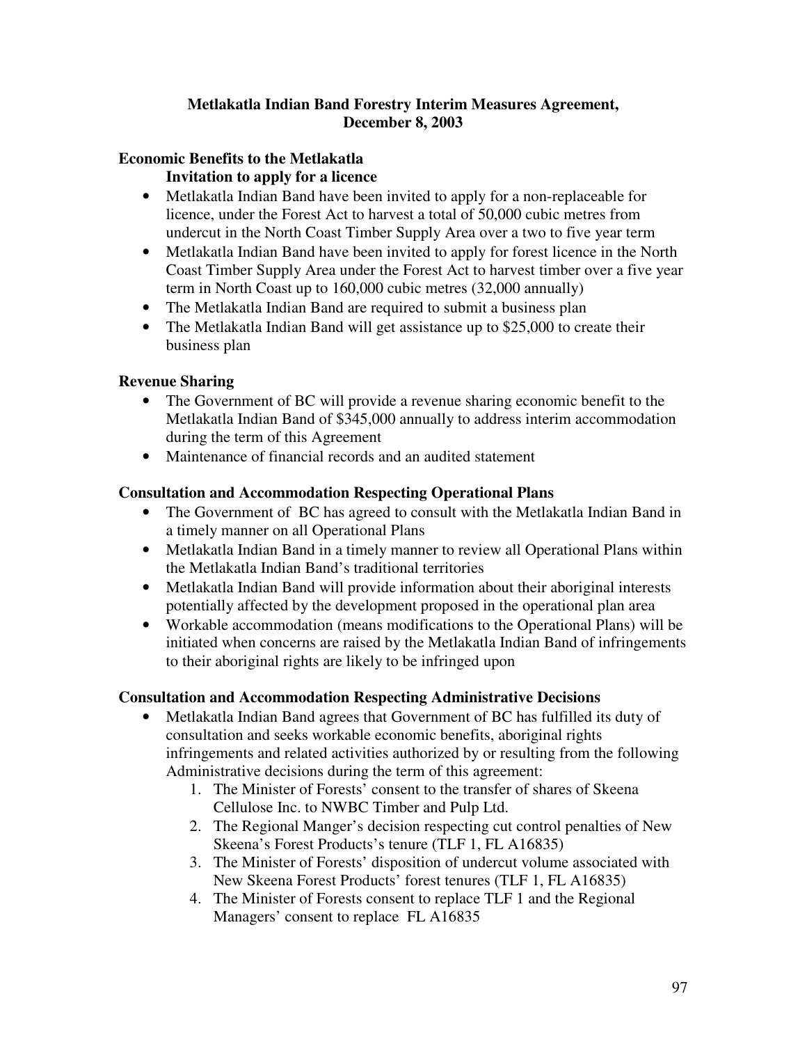**Metlakatla Indian Band Forestry Interim Measures Agreement, December 8, 2003**

**Economic Benefits to the Metlakatla**

**Invitation to apply for a licence**

- Metlakatla Indian Band have been invited to apply for a non-replaceable for licence, under the Forest Act to harvest a total of 50,000 cubic metres from undercut in the North Coast Timber Supply Area over a two to five year term
- Metlakatla Indian Band have been invited to apply for forest licence in the North Coast Timber Supply Area under the Forest Act to harvest timber over a five year term in North Coast up to 160,000 cubic metres (32,000 annually)
- The Metlakatla Indian Band are required to submit a business plan
- The Metlakatla Indian Band will get assistance up to $25,000 to create their business plan

**Revenue Sharing**

- The Government of BC will provide a revenue sharing economic benefit to the Metlakatla Indian Band of $345,000 annually to address interim accommodation during the term of this Agreement
- Maintenance of financial records and an audited statement

**Consultation and Accommodation Respecting Operational Plans**

- The Government of BC has agreed to consult with the Metlakatla Indian Band in a timely manner on all Operational Plans
- Metlakatla Indian Band in a timely manner to review all Operational Plans within the Metlakatla Indian Band's traditional territories
- Metlakatla Indian Band will provide information about their aboriginal interests potentially affected by the development proposed in the operational plan area
- Workable accommodation (means modifications to the Operational Plans) will be initiated when concerns are raised by the Metlakatla Indian Band of infringements to their aboriginal rights are likely to be infringed upon

**Consultation and Accommodation Respecting Administrative Decisions**

- Metlakatla Indian Band agrees that Government of BC has fulfilled its duty of consultation and seeks workable economic benefits, aboriginal rights infringements and related activities authorized by or resulting from the following Administrative decisions during the term of this agreement:
    1. The Minister of Forests' consent to the transfer of shares of Skeena Cellulose Inc. to NWBC Timber and Pulp Ltd.
    2. The Regional Manger's decision respecting cut control penalties of New Skeena's Forest Products's tenure (TLF 1, FL A16835)
    3. The Minister of Forests' disposition of undercut volume associated with New Skeena Forest Products' forest tenures (TLF 1, FL A16835)
    4. The Minister of Forests consent to replace TLF 1 and the Regional Managers' consent to replace FL A16835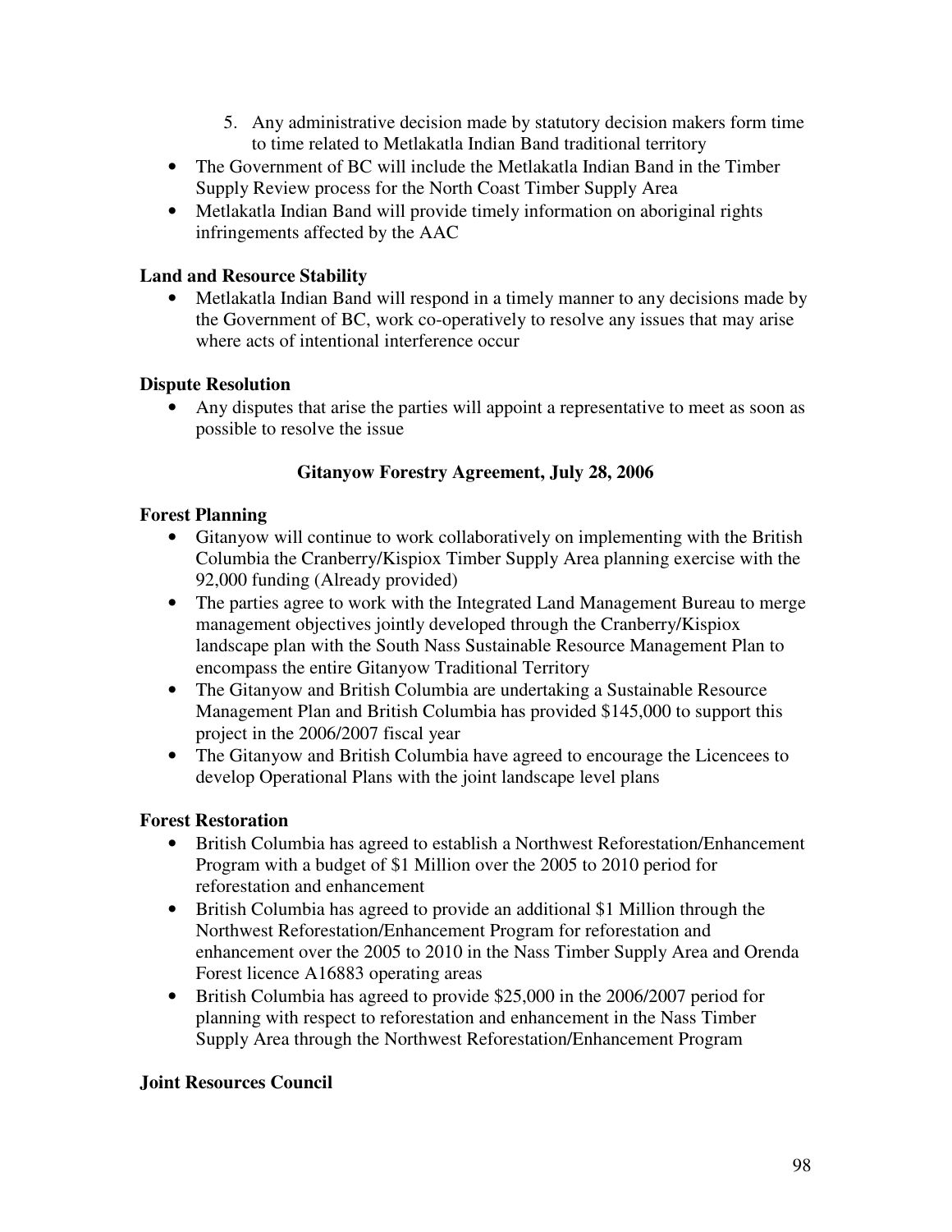5. Any administrative decision made by statutory decision makers form time to time related to Metlakatla Indian Band traditional territory

- The Government of BC will include the Metlakatla Indian Band in the Timber Supply Review process for the North Coast Timber Supply Area
- Metlakatla Indian Band will provide timely information on aboriginal rights infringements affected by the AAC

**Land and Resource Stability**

- Metlakatla Indian Band will respond in a timely manner to any decisions made by the Government of BC, work co-operatively to resolve any issues that may arise where acts of intentional interference occur

**Dispute Resolution**

- Any disputes that arise the parties will appoint a representative to meet as soon as possible to resolve the issue

**Gitanyow Forestry Agreement, July 28, 2006**

**Forest Planning**

- Gitanyow will continue to work collaboratively on implementing with the British Columbia the Cranberry/Kispiox Timber Supply Area planning exercise with the 92,000 funding (Already provided)
- The parties agree to work with the Integrated Land Management Bureau to merge management objectives jointly developed through the Cranberry/Kispiox landscape plan with the South Nass Sustainable Resource Management Plan to encompass the entire Gitanyow Traditional Territory
- The Gitanyow and British Columbia are undertaking a Sustainable Resource Management Plan and British Columbia has provided $145,000 to support this project in the 2006/2007 fiscal year
- The Gitanyow and British Columbia have agreed to encourage the Licencees to develop Operational Plans with the joint landscape level plans

**Forest Restoration**

- British Columbia has agreed to establish a Northwest Reforestation/Enhancement Program with a budget of $1 Million over the 2005 to 2010 period for reforestation and enhancement
- British Columbia has agreed to provide an additional $1 Million through the Northwest Reforestation/Enhancement Program for reforestation and enhancement over the 2005 to 2010 in the Nass Timber Supply Area and Orenda Forest licence A16883 operating areas
- British Columbia has agreed to provide $25,000 in the 2006/2007 period for planning with respect to reforestation and enhancement in the Nass Timber Supply Area through the Northwest Reforestation/Enhancement Program

**Joint Resources Council**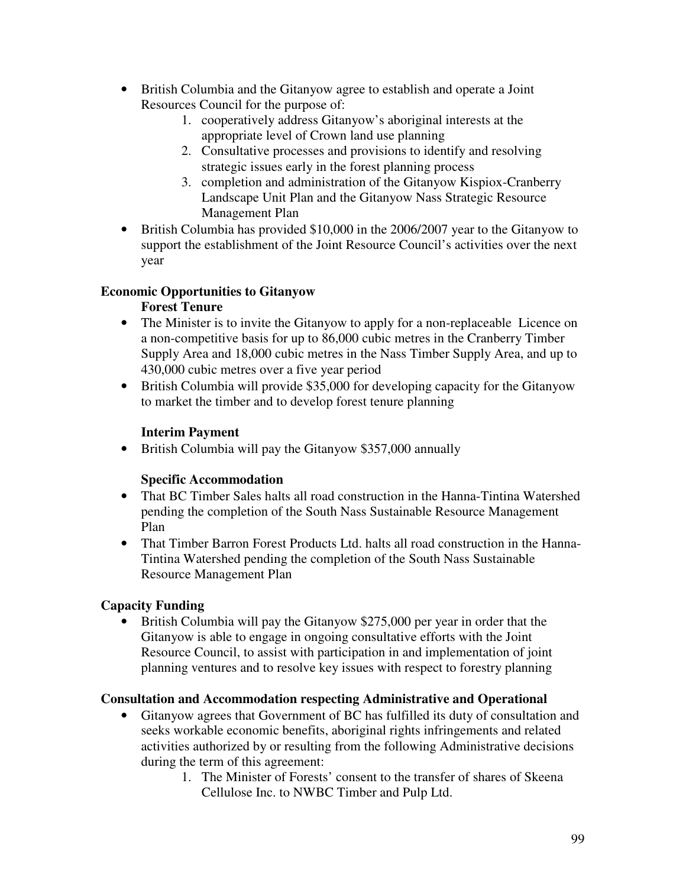- British Columbia and the Gitanyow agree to establish and operate a Joint Resources Council for the purpose of:
    1. cooperatively address Gitanyow's aboriginal interests at the appropriate level of Crown land use planning
    2. Consultative processes and provisions to identify and resolving strategic issues early in the forest planning process
    3. completion and administration of the Gitanyow Kispiox-Cranberry Landscape Unit Plan and the Gitanyow Nass Strategic Resource Management Plan
- British Columbia has provided $10,000 in the 2006/2007 year to the Gitanyow to support the establishment of the Joint Resource Council's activities over the next year

**Economic Opportunities to Gitanyow**

**Forest Tenure**

- The Minister is to invite the Gitanyow to apply for a non-replaceable Licence on a non-competitive basis for up to 86,000 cubic metres in the Cranberry Timber Supply Area and 18,000 cubic metres in the Nass Timber Supply Area, and up to 430,000 cubic metres over a five year period
- British Columbia will provide $35,000 for developing capacity for the Gitanyow to market the timber and to develop forest tenure planning

**Interim Payment**

- British Columbia will pay the Gitanyow $357,000 annually

**Specific Accommodation**

- That BC Timber Sales halts all road construction in the Hanna-Tintina Watershed pending the completion of the South Nass Sustainable Resource Management Plan
- That Timber Barron Forest Products Ltd. halts all road construction in the Hanna-Tintina Watershed pending the completion of the South Nass Sustainable Resource Management Plan

**Capacity Funding**

- British Columbia will pay the Gitanyow $275,000 per year in order that the Gitanyow is able to engage in ongoing consultative efforts with the Joint Resource Council, to assist with participation in and implementation of joint planning ventures and to resolve key issues with respect to forestry planning

**Consultation and Accommodation respecting Administrative and Operational**

- Gitanyow agrees that Government of BC has fulfilled its duty of consultation and seeks workable economic benefits, aboriginal rights infringements and related activities authorized by or resulting from the following Administrative decisions during the term of this agreement:
    1. The Minister of Forests' consent to the transfer of shares of Skeena Cellulose Inc. to NWBC Timber and Pulp Ltd.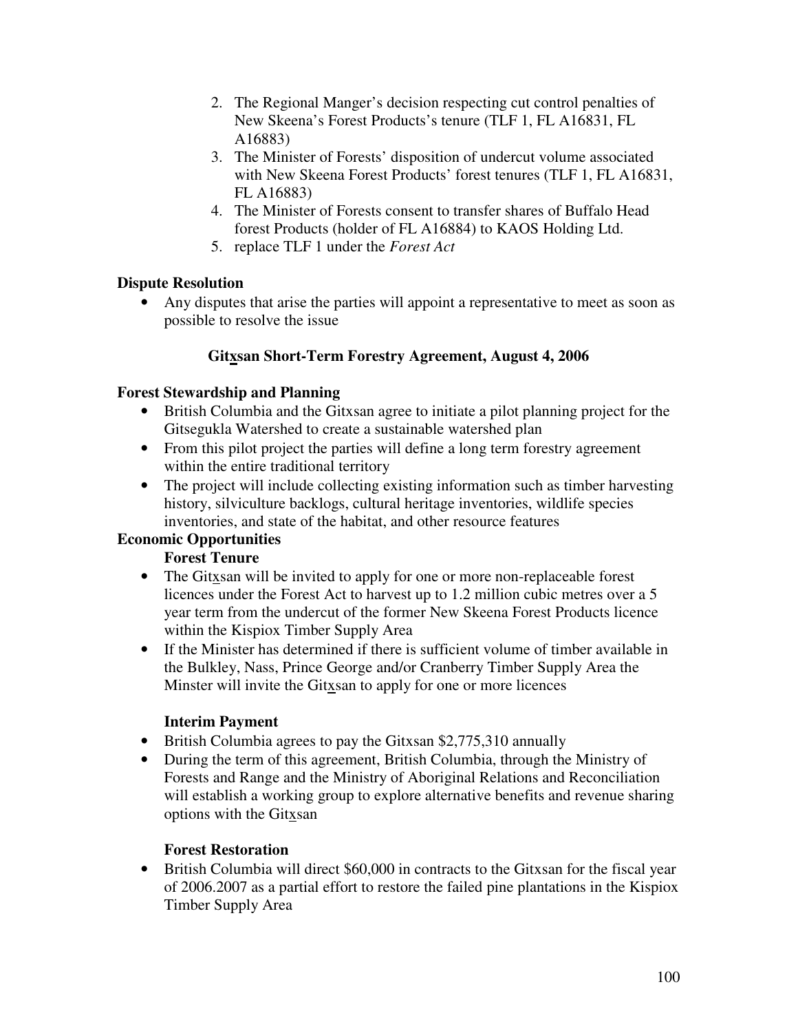2. The Regional Manger's decision respecting cut control penalties of New Skeena's Forest Products's tenure (TLF 1, FL A16831, FL A16883)
3. The Minister of Forests' disposition of undercut volume associated with New Skeena Forest Products' forest tenures (TLF 1, FL A16831, FL A16883)
4. The Minister of Forests consent to transfer shares of Buffalo Head forest Products (holder of FL A16884) to KAOS Holding Ltd.
5. replace TLF 1 under the *Forest Act*

**Dispute Resolution**

- Any disputes that arise the parties will appoint a representative to meet as soon as possible to resolve the issue

**Gitxsan Short-Term Forestry Agreement, August 4, 2006**

**Forest Stewardship and Planning**

- British Columbia and the Gitxsan agree to initiate a pilot planning project for the Gitsegukla Watershed to create a sustainable watershed plan
- From this pilot project the parties will define a long term forestry agreement within the entire traditional territory
- The project will include collecting existing information such as timber harvesting history, silviculture backlogs, cultural heritage inventories, wildlife species inventories, and state of the habitat, and other resource features

**Economic Opportunities**

**Forest Tenure**

- The Gitxsan will be invited to apply for one or more non-replaceable forest licences under the Forest Act to harvest up to 1.2 million cubic metres over a 5 year term from the undercut of the former New Skeena Forest Products licence within the Kispiox Timber Supply Area
- If the Minister has determined if there is sufficient volume of timber available in the Bulkley, Nass, Prince George and/or Cranberry Timber Supply Area the Minster will invite the Gitxsan to apply for one or more licences

**Interim Payment**

- British Columbia agrees to pay the Gitxsan $2,775,310 annually
- During the term of this agreement, British Columbia, through the Ministry of Forests and Range and the Ministry of Aboriginal Relations and Reconciliation will establish a working group to explore alternative benefits and revenue sharing options with the Gitxsan

**Forest Restoration**

- British Columbia will direct $60,000 in contracts to the Gitxsan for the fiscal year of 2006.2007 as a partial effort to restore the failed pine plantations in the Kispiox Timber Supply Area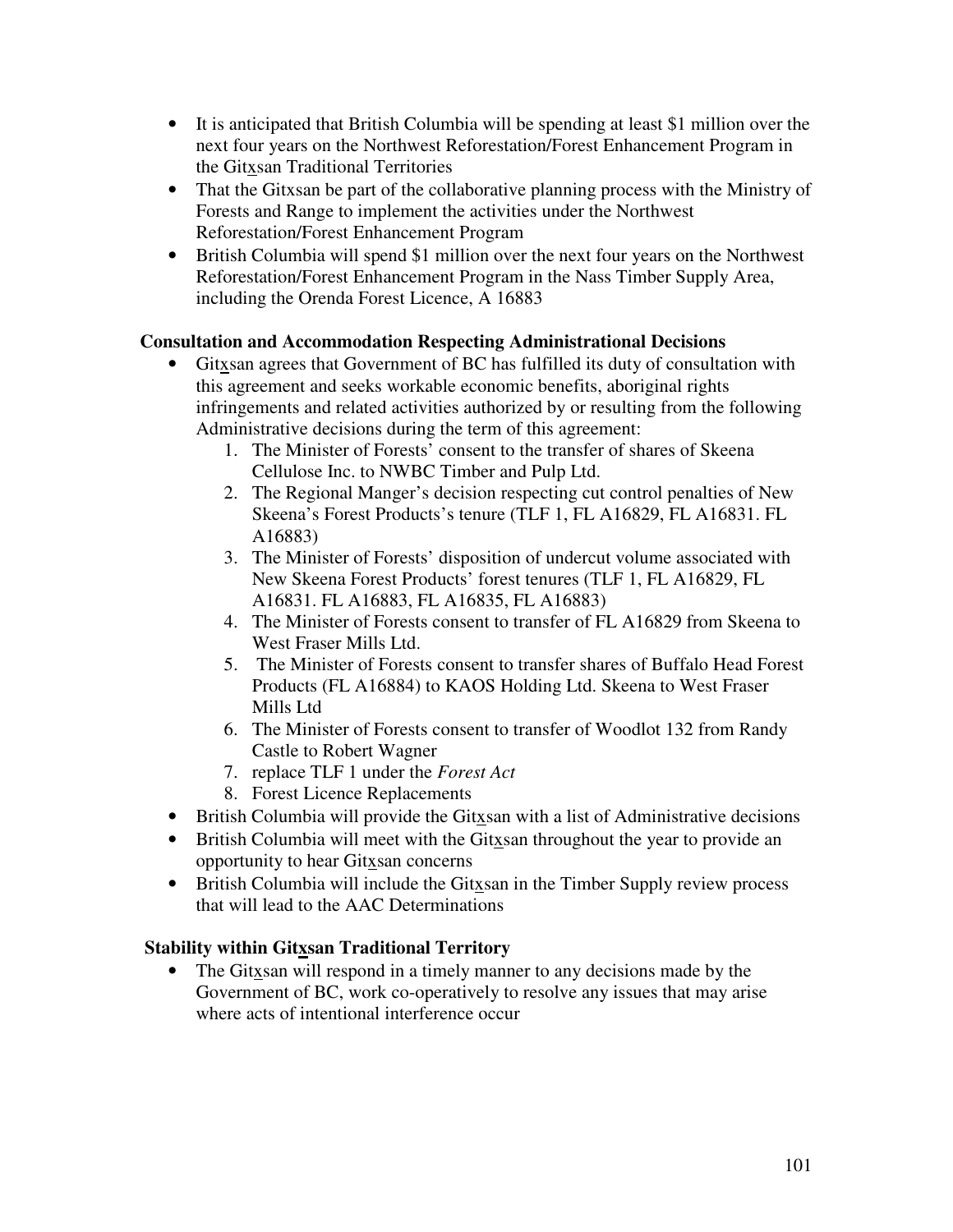- It is anticipated that British Columbia will be spending at least $1 million over the next four years on the Northwest Reforestation/Forest Enhancement Program in the Gitxsan Traditional Territories
- That the Gitxsan be part of the collaborative planning process with the Ministry of Forests and Range to implement the activities under the Northwest Reforestation/Forest Enhancement Program
- British Columbia will spend $1 million over the next four years on the Northwest Reforestation/Forest Enhancement Program in the Nass Timber Supply Area, including the Orenda Forest Licence, A 16883

**Consultation and Accommodation Respecting Administrational Decisions**

- Gitxsan agrees that Government of BC has fulfilled its duty of consultation with this agreement and seeks workable economic benefits, aboriginal rights infringements and related activities authorized by or resulting from the following Administrative decisions during the term of this agreement:
    1. The Minister of Forests' consent to the transfer of shares of Skeena Cellulose Inc. to NWBC Timber and Pulp Ltd.
    2. The Regional Manger's decision respecting cut control penalties of New Skeena's Forest Products's tenure (TLF 1, FL A16829, FL A16831. FL A16883)
    3. The Minister of Forests' disposition of undercut volume associated with New Skeena Forest Products' forest tenures (TLF 1, FL A16829, FL A16831. FL A16883, FL A16835, FL A16883)
    4. The Minister of Forests consent to transfer of FL A16829 from Skeena to West Fraser Mills Ltd.
    5. The Minister of Forests consent to transfer shares of Buffalo Head Forest Products (FL A16884) to KAOS Holding Ltd. Skeena to West Fraser Mills Ltd
    6. The Minister of Forests consent to transfer of Woodlot 132 from Randy Castle to Robert Wagner
    7. replace TLF 1 under the *Forest Act*
    8. Forest Licence Replacements
- British Columbia will provide the Gitxsan with a list of Administrative decisions
- British Columbia will meet with the Gitxsan throughout the year to provide an opportunity to hear Gitxsan concerns
- British Columbia will include the Gitxsan in the Timber Supply review process that will lead to the AAC Determinations

**Stability within Gitxsan Traditional Territory**

- The Gitxsan will respond in a timely manner to any decisions made by the Government of BC, work co-operatively to resolve any issues that may arise where acts of intentional interference occur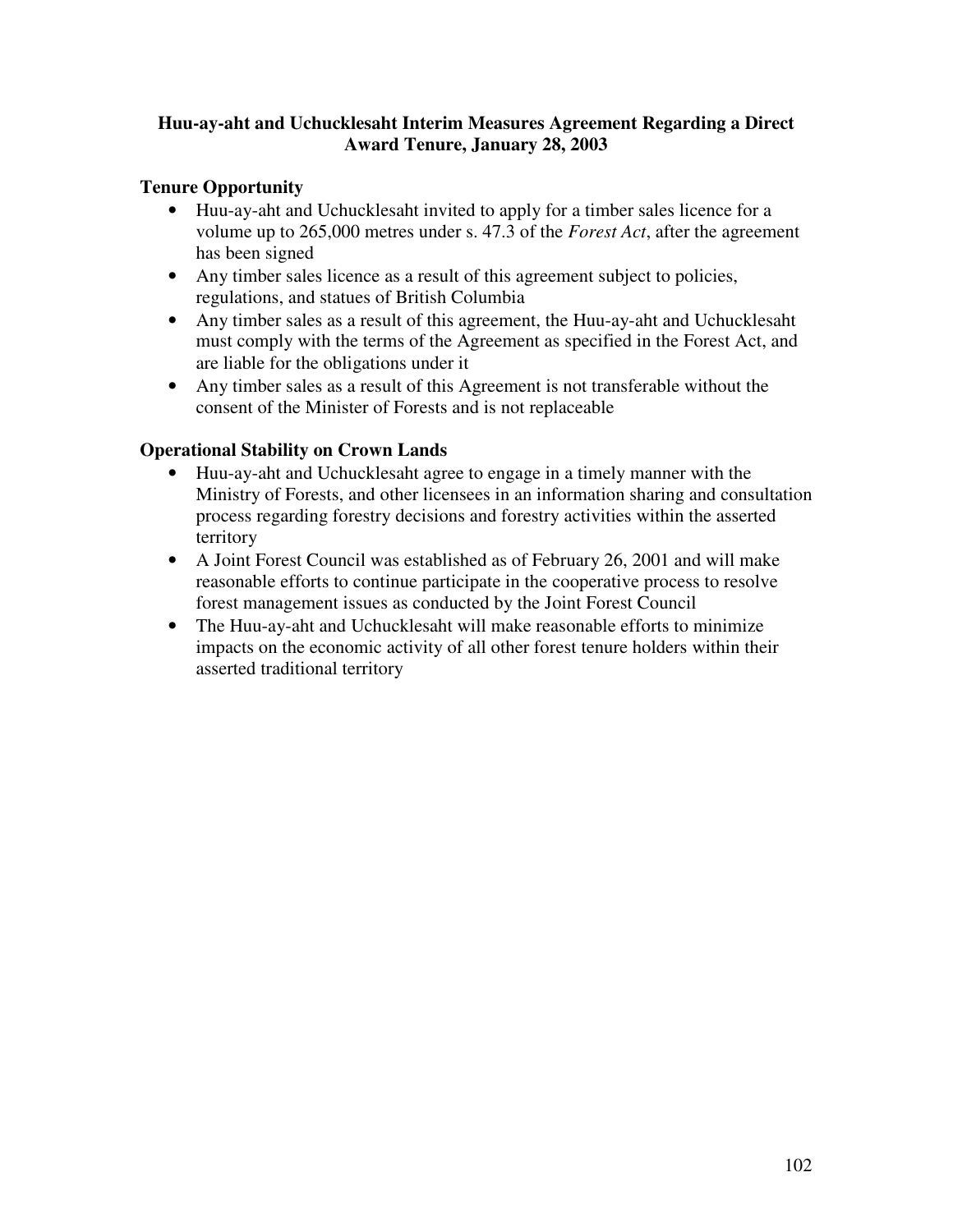**Huu-ay-aht and Uchucklesaht Interim Measures Agreement Regarding a Direct Award Tenure, January 28, 2003**

### Tenure Opportunity

- Huu-ay-aht and Uchucklesaht invited to apply for a timber sales licence for a volume up to 265,000 metres under s. 47.3 of the *Forest Act*, after the agreement has been signed
- Any timber sales licence as a result of this agreement subject to policies, regulations, and statues of British Columbia
- Any timber sales as a result of this agreement, the Huu-ay-aht and Uchucklesaht must comply with the terms of the Agreement as specified in the Forest Act, and are liable for the obligations under it
- Any timber sales as a result of this Agreement is not transferable without the consent of the Minister of Forests and is not replaceable

### Operational Stability on Crown Lands

- Huu-ay-aht and Uchucklesaht agree to engage in a timely manner with the Ministry of Forests, and other licensees in an information sharing and consultation process regarding forestry decisions and forestry activities within the asserted territory
- A Joint Forest Council was established as of February 26, 2001 and will make reasonable efforts to continue participate in the cooperative process to resolve forest management issues as conducted by the Joint Forest Council
- The Huu-ay-aht and Uchucklesaht will make reasonable efforts to minimize impacts on the economic activity of all other forest tenure holders within their asserted traditional territory